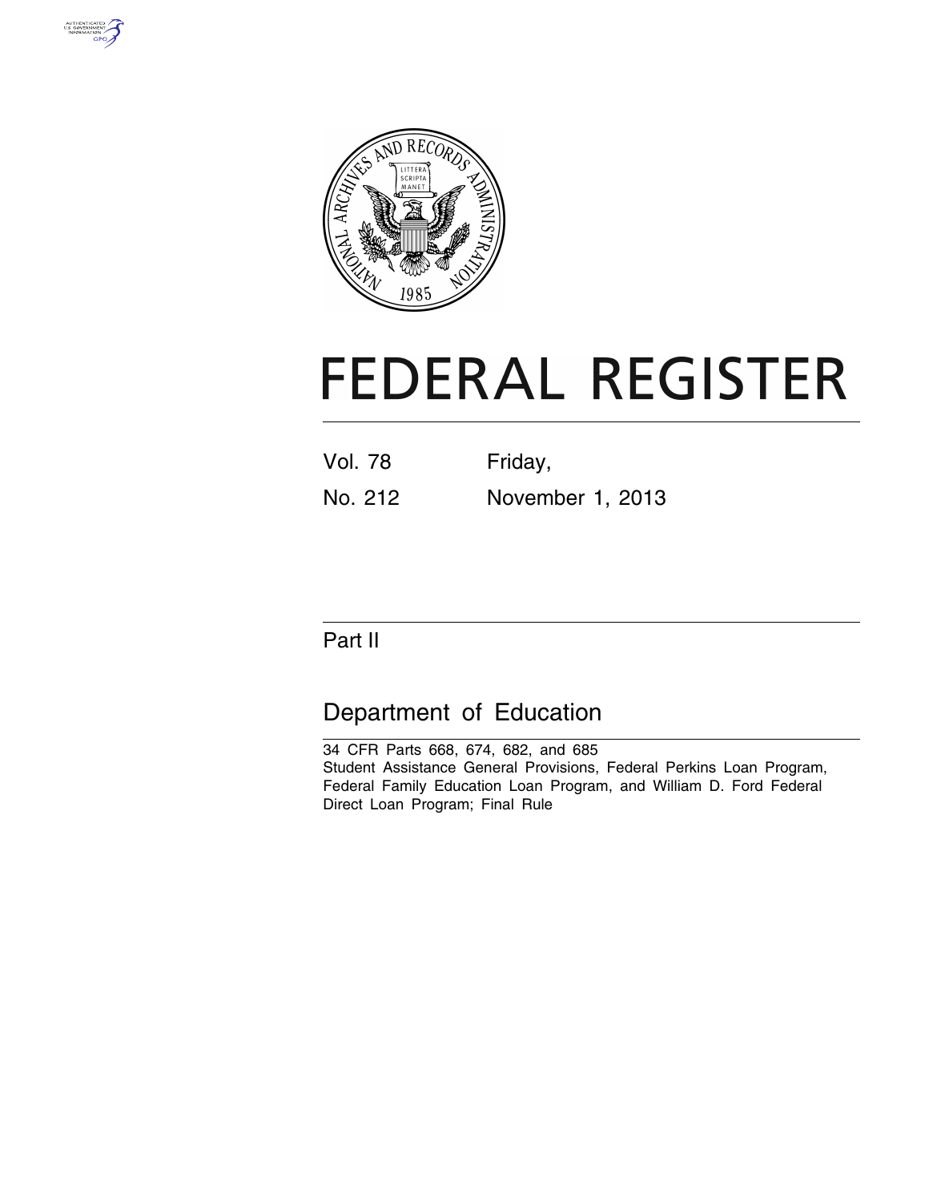# FEDERAL REGISTER

Vol. 78 Friday,

No. 212 November 1, 2013

## Part II

## Department of Education

34 CFR Parts 668, 674, 682, and 685

Student Assistance General Provisions, Federal Perkins Loan Program, Federal Family Education Loan Program, and William D. Ford Federal Direct Loan Program; Final Rule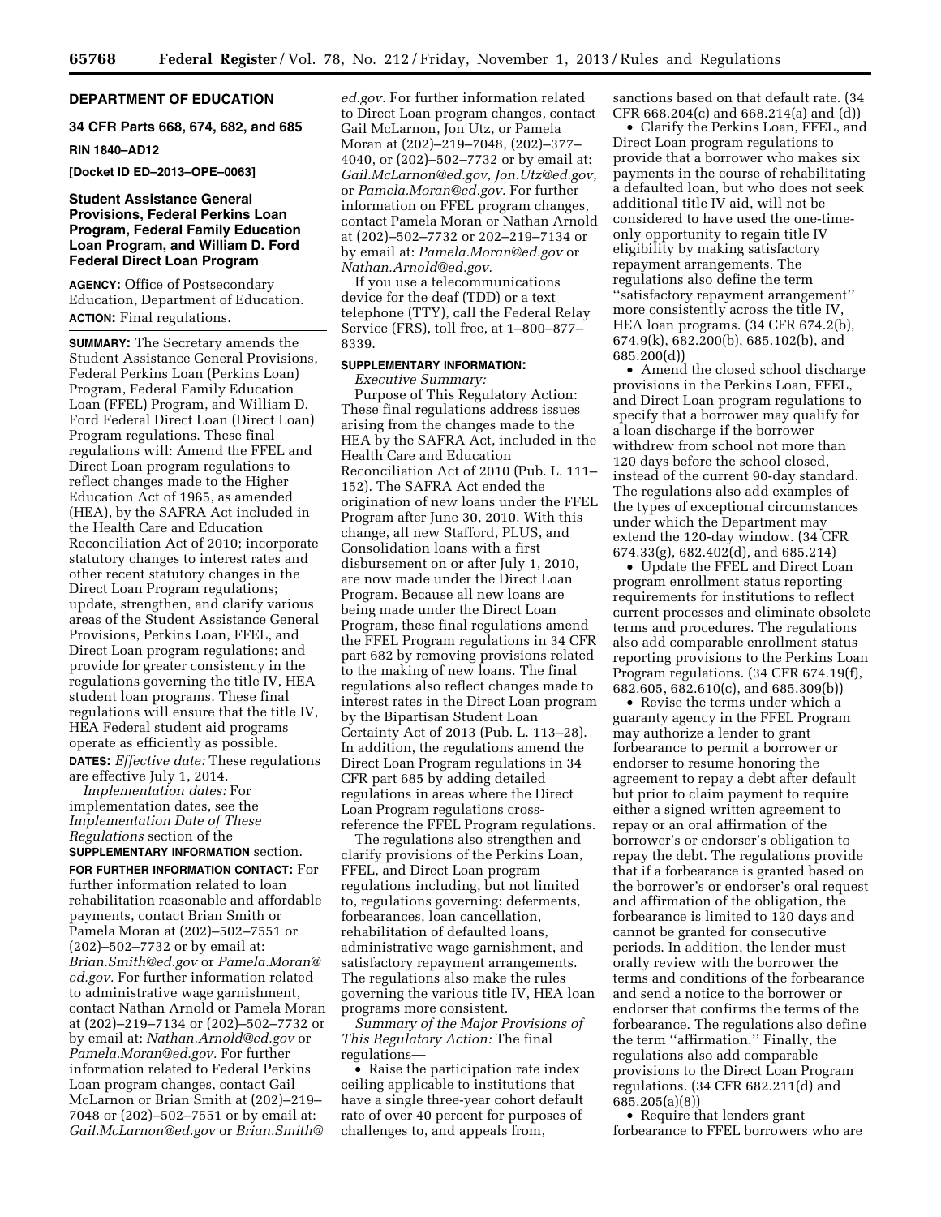**DEPARTMENT OF EDUCATION**

**34 CFR Parts 668, 674, 682, and 685**

**RIN 1840–AD12**

**[Docket ID ED–2013–OPE–0063]**

## Student Assistance General Provisions, Federal Perkins Loan Program, Federal Family Education Loan Program, and William D. Ford Federal Direct Loan Program

**AGENCY:** Office of Postsecondary Education, Department of Education.

**ACTION:** Final regulations.

**SUMMARY:** The Secretary amends the Student Assistance General Provisions, Federal Perkins Loan (Perkins Loan) Program, Federal Family Education Loan (FFEL) Program, and William D. Ford Federal Direct Loan (Direct Loan) Program regulations. These final regulations will: Amend the FFEL and Direct Loan program regulations to reflect changes made to the Higher Education Act of 1965, as amended (HEA), by the SAFRA Act included in the Health Care and Education Reconciliation Act of 2010; incorporate statutory changes to interest rates and other recent statutory changes in the Direct Loan Program regulations; update, strengthen, and clarify various areas of the Student Assistance General Provisions, Perkins Loan, FFEL, and Direct Loan program regulations; and provide for greater consistency in the regulations governing the title IV, HEA student loan programs. These final regulations will ensure that the title IV, HEA Federal student aid programs operate as efficiently as possible.

**DATES:** *Effective date:* These regulations are effective July 1, 2014.

*Implementation dates:* For implementation dates, see the *Implementation Date of These Regulations* section of the **SUPPLEMENTARY INFORMATION** section.

**FOR FURTHER INFORMATION CONTACT:** For further information related to loan rehabilitation reasonable and affordable payments, contact Brian Smith or Pamela Moran at (202)–502–7551 or (202)–502–7732 or by email at: *Brian.Smith@ed.gov* or *Pamela.Moran@ed.gov.* For further information related to administrative wage garnishment, contact Nathan Arnold or Pamela Moran at (202)–219–7134 or (202)–502–7732 or by email at: *Nathan.Arnold@ed.gov* or *Pamela.Moran@ed.gov.* For further information related to Federal Perkins Loan program changes, contact Gail McLarnon or Brian Smith at (202)–219–7048 or (202)–502–7551 or by email at: *Gail.McLarnon@ed.gov* or *Brian.Smith@ed.gov.* For further information related to Direct Loan program changes, contact Gail McLarnon, Jon Utz, or Pamela Moran at (202)–219–7048, (202)–377–4040, or (202)–502–7732 or by email at: *Gail.McLarnon@ed.gov, Jon.Utz@ed.gov,* or *Pamela.Moran@ed.gov.* For further information on FFEL program changes, contact Pamela Moran or Nathan Arnold at (202)–502–7732 or 202–219–7134 or by email at: *Pamela.Moran@ed.gov* or *Nathan.Arnold@ed.gov.*

If you use a telecommunications device for the deaf (TDD) or a text telephone (TTY), call the Federal Relay Service (FRS), toll free, at 1–800–877–8339.

**SUPPLEMENTARY INFORMATION:**

*Executive Summary:*

Purpose of This Regulatory Action: These final regulations address issues arising from the changes made to the HEA by the SAFRA Act, included in the Health Care and Education Reconciliation Act of 2010 (Pub. L. 111–152). The SAFRA Act ended the origination of new loans under the FFEL Program after June 30, 2010. With this change, all new Stafford, PLUS, and Consolidation loans with a first disbursement on or after July 1, 2010, are now made under the Direct Loan Program. Because all new loans are being made under the Direct Loan Program, these final regulations amend the FFEL Program regulations in 34 CFR part 682 by removing provisions related to the making of new loans. The final regulations also reflect changes made to interest rates in the Direct Loan program by the Bipartisan Student Loan Certainty Act of 2013 (Pub. L. 113–28). In addition, the regulations amend the Direct Loan Program regulations in 34 CFR part 685 by adding detailed regulations in areas where the Direct Loan Program regulations cross-reference the FFEL Program regulations.

The regulations also strengthen and clarify provisions of the Perkins Loan, FFEL, and Direct Loan program regulations including, but not limited to, regulations governing: deferments, forbearances, loan cancellation, rehabilitation of defaulted loans, administrative wage garnishment, and satisfactory repayment arrangements. The regulations also make the rules governing the various title IV, HEA loan programs more consistent.

*Summary of the Major Provisions of This Regulatory Action:* The final regulations—

- Raise the participation rate index ceiling applicable to institutions that have a single three-year cohort default rate of over 40 percent for purposes of challenges to, and appeals from, sanctions based on that default rate. (34 CFR 668.204(c) and 668.214(a) and (d))
- Clarify the Perkins Loan, FFEL, and Direct Loan program regulations to provide that a borrower who makes six payments in the course of rehabilitating a defaulted loan, but who does not seek additional title IV aid, will not be considered to have used the one-time-only opportunity to regain title IV eligibility by making satisfactory repayment arrangements. The regulations also define the term ''satisfactory repayment arrangement'' more consistently across the title IV, HEA loan programs. (34 CFR 674.2(b), 674.9(k), 682.200(b), 685.102(b), and 685.200(d))
- Amend the closed school discharge provisions in the Perkins Loan, FFEL, and Direct Loan program regulations to specify that a borrower may qualify for a loan discharge if the borrower withdrew from school not more than 120 days before the school closed, instead of the current 90-day standard. The regulations also add examples of the types of exceptional circumstances under which the Department may extend the 120-day window. (34 CFR 674.33(g), 682.402(d), and 685.214)
- Update the FFEL and Direct Loan program enrollment status reporting requirements for institutions to reflect current processes and eliminate obsolete terms and procedures. The regulations also add comparable enrollment status reporting provisions to the Perkins Loan Program regulations. (34 CFR 674.19(f), 682.605, 682.610(c), and 685.309(b))
- Revise the terms under which a guaranty agency in the FFEL Program may authorize a lender to grant forbearance to permit a borrower or endorser to resume honoring the agreement to repay a debt after default but prior to claim payment to require either a signed written agreement to repay or an oral affirmation of the borrower's or endorser's obligation to repay the debt. The regulations provide that if a forbearance is granted based on the borrower's or endorser's oral request and affirmation of the obligation, the forbearance is limited to 120 days and cannot be granted for consecutive periods. In addition, the lender must orally review with the borrower the terms and conditions of the forbearance and send a notice to the borrower or endorser that confirms the terms of the forbearance. The regulations also define the term ''affirmation.'' Finally, the regulations also add comparable provisions to the Direct Loan Program regulations. (34 CFR 682.211(d) and 685.205(a)(8))
- Require that lenders grant forbearance to FFEL borrowers who are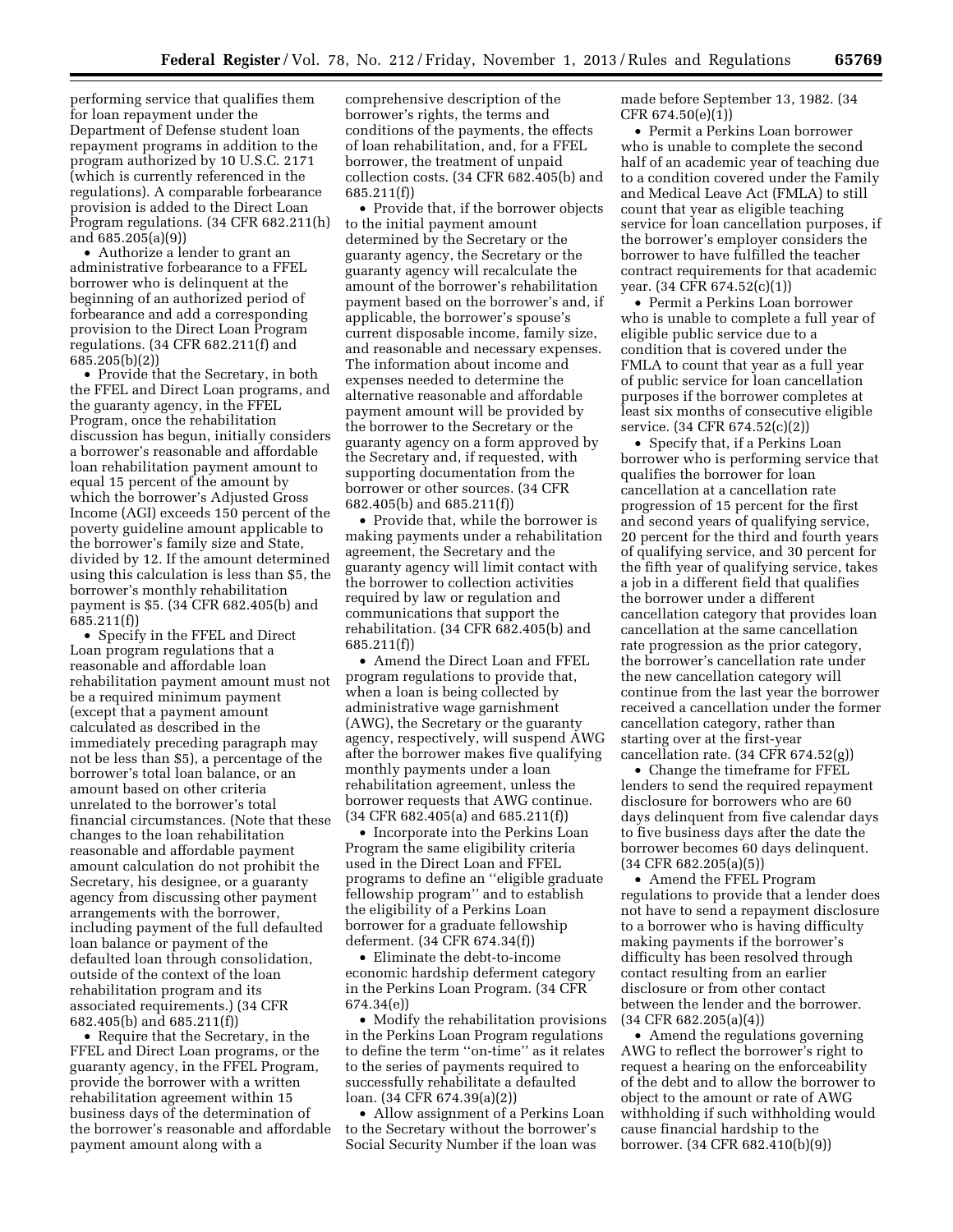performing service that qualifies them for loan repayment under the Department of Defense student loan repayment programs in addition to the program authorized by 10 U.S.C. 2171 (which is currently referenced in the regulations). A comparable forbearance provision is added to the Direct Loan Program regulations. (34 CFR 682.211(h) and 685.205(a)(9))

- Authorize a lender to grant an administrative forbearance to a FFEL borrower who is delinquent at the beginning of an authorized period of forbearance and add a corresponding provision to the Direct Loan Program regulations. (34 CFR 682.211(f) and 685.205(b)(2))
- Provide that the Secretary, in both the FFEL and Direct Loan programs, and the guaranty agency, in the FFEL Program, once the rehabilitation discussion has begun, initially considers a borrower's reasonable and affordable loan rehabilitation payment amount to equal 15 percent of the amount by which the borrower's Adjusted Gross Income (AGI) exceeds 150 percent of the poverty guideline amount applicable to the borrower's family size and State, divided by 12. If the amount determined using this calculation is less than $5, the borrower's monthly rehabilitation payment is $5. (34 CFR 682.405(b) and 685.211(f))
- Specify in the FFEL and Direct Loan program regulations that a reasonable and affordable loan rehabilitation payment amount must not be a required minimum payment (except that a payment amount calculated as described in the immediately preceding paragraph may not be less than $5), a percentage of the borrower's total loan balance, or an amount based on other criteria unrelated to the borrower's total financial circumstances. (Note that these changes to the loan rehabilitation reasonable and affordable payment amount calculation do not prohibit the Secretary, his designee, or a guaranty agency from discussing other payment arrangements with the borrower, including payment of the full defaulted loan balance or payment of the defaulted loan through consolidation, outside of the context of the loan rehabilitation program and its associated requirements.) (34 CFR 682.405(b) and 685.211(f))
- Require that the Secretary, in the FFEL and Direct Loan programs, or the guaranty agency, in the FFEL Program, provide the borrower with a written rehabilitation agreement within 15 business days of the determination of the borrower's reasonable and affordable payment amount along with a comprehensive description of the borrower's rights, the terms and conditions of the payments, the effects of loan rehabilitation, and, for a FFEL borrower, the treatment of unpaid collection costs. (34 CFR 682.405(b) and 685.211(f))
- Provide that, if the borrower objects to the initial payment amount determined by the Secretary or the guaranty agency, the Secretary or the guaranty agency will recalculate the amount of the borrower's rehabilitation payment based on the borrower's and, if applicable, the borrower's spouse's current disposable income, family size, and reasonable and necessary expenses. The information about income and expenses needed to determine the alternative reasonable and affordable payment amount will be provided by the borrower to the Secretary or the guaranty agency on a form approved by the Secretary and, if requested, with supporting documentation from the borrower or other sources. (34 CFR 682.405(b) and 685.211(f))
- Provide that, while the borrower is making payments under a rehabilitation agreement, the Secretary and the guaranty agency will limit contact with the borrower to collection activities required by law or regulation and communications that support the rehabilitation. (34 CFR 682.405(b) and 685.211(f))
- Amend the Direct Loan and FFEL program regulations to provide that, when a loan is being collected by administrative wage garnishment (AWG), the Secretary or the guaranty agency, respectively, will suspend AWG after the borrower makes five qualifying monthly payments under a loan rehabilitation agreement, unless the borrower requests that AWG continue. (34 CFR 682.405(a) and 685.211(f))
- Incorporate into the Perkins Loan Program the same eligibility criteria used in the Direct Loan and FFEL programs to define an "eligible graduate fellowship program" and to establish the eligibility of a Perkins Loan borrower for a graduate fellowship deferment. (34 CFR 674.34(f))
- Eliminate the debt-to-income economic hardship deferment category in the Perkins Loan Program. (34 CFR 674.34(e))
- Modify the rehabilitation provisions in the Perkins Loan Program regulations to define the term "on-time" as it relates to the series of payments required to successfully rehabilitate a defaulted loan. (34 CFR 674.39(a)(2))
- Allow assignment of a Perkins Loan to the Secretary without the borrower's Social Security Number if the loan was made before September 13, 1982. (34 CFR 674.50(e)(1))
- Permit a Perkins Loan borrower who is unable to complete the second half of an academic year of teaching due to a condition covered under the Family and Medical Leave Act (FMLA) to still count that year as eligible teaching service for loan cancellation purposes, if the borrower's employer considers the borrower to have fulfilled the teacher contract requirements for that academic year. (34 CFR 674.52(c)(1))
- Permit a Perkins Loan borrower who is unable to complete a full year of eligible public service due to a condition that is covered under the FMLA to count that year as a full year of public service for loan cancellation purposes if the borrower completes at least six months of consecutive eligible service. (34 CFR 674.52(c)(2))
- Specify that, if a Perkins Loan borrower who is performing service that qualifies the borrower for loan cancellation at a cancellation rate progression of 15 percent for the first and second years of qualifying service, 20 percent for the third and fourth years of qualifying service, and 30 percent for the fifth year of qualifying service, takes a job in a different field that qualifies the borrower under a different cancellation category that provides loan cancellation at the same cancellation rate progression as the prior category, the borrower's cancellation rate under the new cancellation category will continue from the last year the borrower received a cancellation under the former cancellation category, rather than starting over at the first-year cancellation rate. (34 CFR 674.52(g))
- Change the timeframe for FFEL lenders to send the required repayment disclosure for borrowers who are 60 days delinquent from five calendar days to five business days after the date the borrower becomes 60 days delinquent. (34 CFR 682.205(a)(5))
- Amend the FFEL Program regulations to provide that a lender does not have to send a repayment disclosure to a borrower who is having difficulty making payments if the borrower's difficulty has been resolved through contact resulting from an earlier disclosure or from other contact between the lender and the borrower. (34 CFR 682.205(a)(4))
- Amend the regulations governing AWG to reflect the borrower's right to request a hearing on the enforceability of the debt and to allow the borrower to object to the amount or rate of AWG withholding if such withholding would cause financial hardship to the borrower. (34 CFR 682.410(b)(9))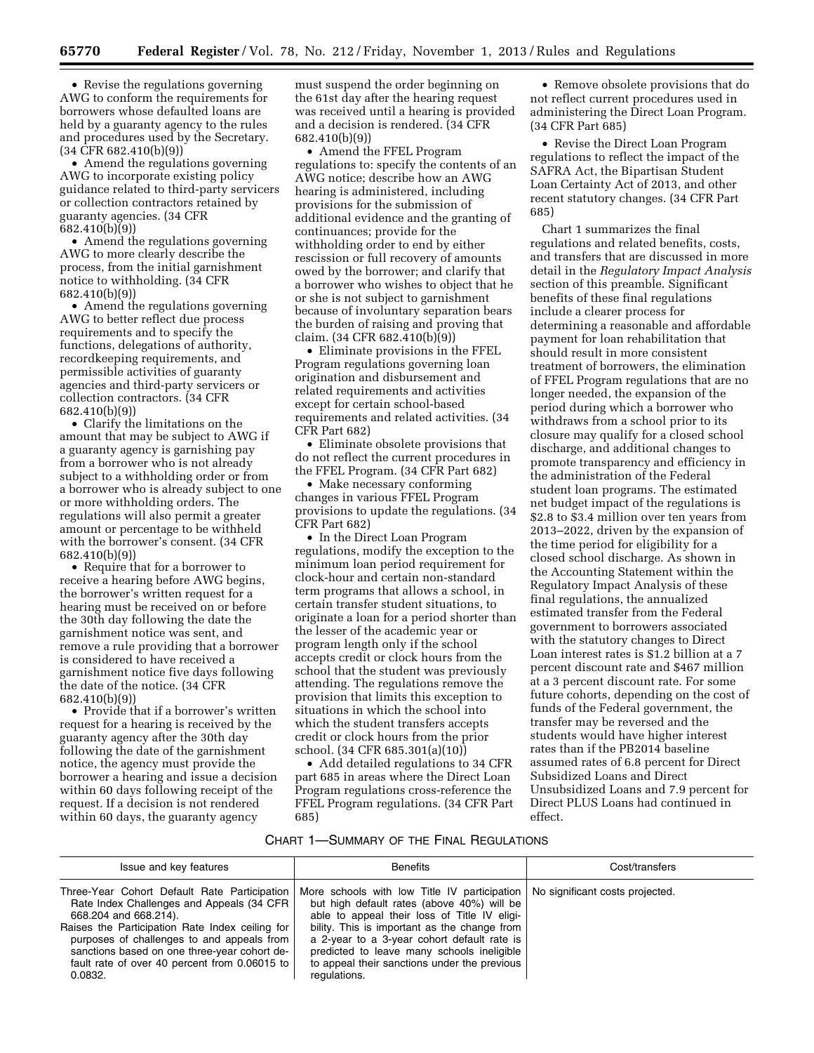- Revise the regulations governing AWG to conform the requirements for borrowers whose defaulted loans are held by a guaranty agency to the rules and procedures used by the Secretary. (34 CFR 682.410(b)(9))

- Amend the regulations governing AWG to incorporate existing policy guidance related to third-party servicers or collection contractors retained by guaranty agencies. (34 CFR 682.410(b)(9))

- Amend the regulations governing AWG to more clearly describe the process, from the initial garnishment notice to withholding. (34 CFR 682.410(b)(9))

- Amend the regulations governing AWG to better reflect due process requirements and to specify the functions, delegations of authority, recordkeeping requirements, and permissible activities of guaranty agencies and third-party servicers or collection contractors. (34 CFR 682.410(b)(9))

- Clarify the limitations on the amount that may be subject to AWG if a guaranty agency is garnishing pay from a borrower who is not already subject to a withholding order or from a borrower who is already subject to one or more withholding orders. The regulations will also permit a greater amount or percentage to be withheld with the borrower's consent. (34 CFR 682.410(b)(9))

- Require that for a borrower to receive a hearing before AWG begins, the borrower's written request for a hearing must be received on or before the 30th day following the date the garnishment notice was sent, and remove a rule providing that a borrower is considered to have received a garnishment notice five days following the date of the notice. (34 CFR 682.410(b)(9))

- Provide that if a borrower's written request for a hearing is received by the guaranty agency after the 30th day following the date of the garnishment notice, the agency must provide the borrower a hearing and issue a decision within 60 days following receipt of the request. If a decision is not rendered within 60 days, the guaranty agency must suspend the order beginning on the 61st day after the hearing request was received until a hearing is provided and a decision is rendered. (34 CFR 682.410(b)(9))

- Amend the FFEL Program regulations to: specify the contents of an AWG notice; describe how an AWG hearing is administered, including provisions for the submission of additional evidence and the granting of continuances; provide for the withholding order to end by either rescission or full recovery of amounts owed by the borrower; and clarify that a borrower who wishes to object that he or she is not subject to garnishment because of involuntary separation bears the burden of raising and proving that claim. (34 CFR 682.410(b)(9))

- Eliminate provisions in the FFEL Program regulations governing loan origination and disbursement and related requirements and activities except for certain school-based requirements and related activities. (34 CFR Part 682)

- Eliminate obsolete provisions that do not reflect the current procedures in the FFEL Program. (34 CFR Part 682)

- Make necessary conforming changes in various FFEL Program provisions to update the regulations. (34 CFR Part 682)

- In the Direct Loan Program regulations, modify the exception to the minimum loan period requirement for clock-hour and certain non-standard term programs that allows a school, in certain transfer student situations, to originate a loan for a period shorter than the lesser of the academic year or program length only if the school accepts credit or clock hours from the school that the student was previously attending. The regulations remove the provision that limits this exception to situations in which the school into which the student transfers accepts credit or clock hours from the prior school. (34 CFR 685.301(a)(10))

- Add detailed regulations to 34 CFR part 685 in areas where the Direct Loan Program regulations cross-reference the FFEL Program regulations. (34 CFR Part 685)

- Remove obsolete provisions that do not reflect current procedures used in administering the Direct Loan Program. (34 CFR Part 685)

- Revise the Direct Loan Program regulations to reflect the impact of the SAFRA Act, the Bipartisan Student Loan Certainty Act of 2013, and other recent statutory changes. (34 CFR Part 685)

Chart 1 summarizes the final regulations and related benefits, costs, and transfers that are discussed in more detail in the *Regulatory Impact Analysis* section of this preamble. Significant benefits of these final regulations include a clearer process for determining a reasonable and affordable payment for loan rehabilitation that should result in more consistent treatment of borrowers, the elimination of FFEL Program regulations that are no longer needed, the expansion of the period during which a borrower who withdraws from a school prior to its closure may qualify for a closed school discharge, and additional changes to promote transparency and efficiency in the administration of the Federal student loan programs. The estimated net budget impact of the regulations is $2.8 to $3.4 million over ten years from 2013–2022, driven by the expansion of the time period for eligibility for a closed school discharge. As shown in the Accounting Statement within the Regulatory Impact Analysis of these final regulations, the annualized estimated transfer from the Federal government to borrowers associated with the statutory changes to Direct Loan interest rates is $1.2 billion at a 7 percent discount rate and $467 million at a 3 percent discount rate. For some future cohorts, depending on the cost of funds of the Federal government, the transfer may be reversed and the students would have higher interest rates than if the PB2014 baseline assumed rates of 6.8 percent for Direct Subsidized Loans and Direct Unsubsidized Loans and 7.9 percent for Direct PLUS Loans had continued in effect.

CHART 1—SUMMARY OF THE FINAL REGULATIONS

| Issue and key features | Benefits | Cost/transfers |
| --- | --- | --- |
| Three-Year Cohort Default Rate Participation Rate Index Challenges and Appeals (34 CFR 668.204 and 668.214). Raises the Participation Rate Index ceiling for purposes of challenges to and appeals from sanctions based on one three-year cohort default rate of over 40 percent from 0.06015 to 0.0832. | More schools with low Title IV participation but high default rates (above 40%) will be able to appeal their loss of Title IV eligibility. This is important as the change from a 2-year to a 3-year cohort default rate is predicted to leave many schools ineligible to appeal their sanctions under the previous regulations. | No significant costs projected. |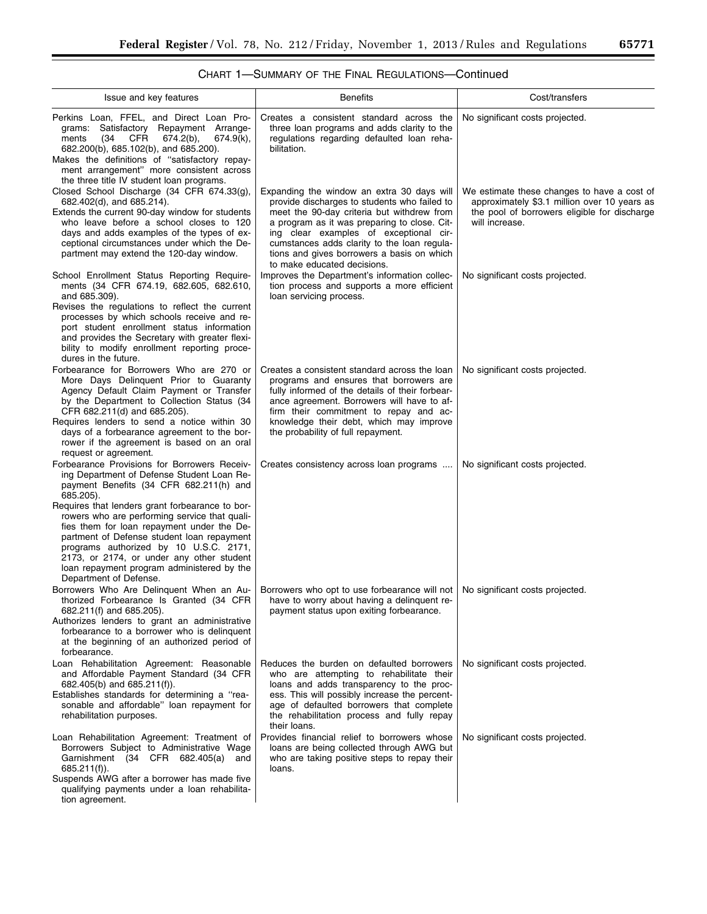CHART 1—SUMMARY OF THE FINAL REGULATIONS—Continued

| Issue and key features | Benefits | Cost/transfers |
|---|---|---|
| Perkins Loan, FFEL, and Direct Loan Programs: Satisfactory Repayment Arrangements (34 CFR 674.2(b), 674.9(k), 682.200(b), 685.102(b), and 685.200). Makes the definitions of "satisfactory repayment arrangement" more consistent across the three title IV student loan programs. | Creates a consistent standard across the three loan programs and adds clarity to the regulations regarding defaulted loan rehabilitation. | No significant costs projected. |
| Closed School Discharge (34 CFR 674.33(g), 682.402(d), and 685.214). Extends the current 90-day window for students who leave before a school closes to 120 days and adds examples of the types of exceptional circumstances under which the Department may extend the 120-day window. | Expanding the window an extra 30 days will provide discharges to students who failed to meet the 90-day criteria but withdrew from a program as it was preparing to close. Citing clear examples of exceptional circumstances adds clarity to the loan regulations and gives borrowers a basis on which to make educated decisions. | We estimate these changes to have a cost of approximately $3.1 million over 10 years as the pool of borrowers eligible for discharge will increase. |
| School Enrollment Status Reporting Requirements (34 CFR 674.19, 682.605, 682.610, and 685.309). Revises the regulations to reflect the current processes by which schools receive and report student enrollment status information and provides the Secretary with greater flexibility to modify enrollment reporting procedures in the future. | Improves the Department's information collection process and supports a more efficient loan servicing process. | No significant costs projected. |
| Forbearance for Borrowers Who are 270 or More Days Delinquent Prior to Guaranty Agency Default Claim Payment or Transfer by the Department to Collection Status (34 CFR 682.211(d) and 685.205). Requires lenders to send a notice within 30 days of a forbearance agreement to the borrower if the agreement is based on an oral request or agreement. | Creates a consistent standard across the loan programs and ensures that borrowers are fully informed of the details of their forbearance agreement. Borrowers will have to affirm their commitment to repay and acknowledge their debt, which may improve the probability of full repayment. | No significant costs projected. |
| Forbearance Provisions for Borrowers Receiving Department of Defense Student Loan Repayment Benefits (34 CFR 682.211(h) and 685.205). Requires that lenders grant forbearance to borrowers who are performing service that qualifies them for loan repayment under the Department of Defense student loan repayment programs authorized by 10 U.S.C. 2171, 2173, or 2174, or under any other student loan repayment program administered by the Department of Defense. | Creates consistency across loan programs .... | No significant costs projected. |
| Borrowers Who Are Delinquent When an Authorized Forbearance Is Granted (34 CFR 682.211(f) and 685.205). Authorizes lenders to grant an administrative forbearance to a borrower who is delinquent at the beginning of an authorized period of forbearance. | Borrowers who opt to use forbearance will not have to worry about having a delinquent repayment status upon exiting forbearance. | No significant costs projected. |
| Loan Rehabilitation Agreement: Reasonable and Affordable Payment Standard (34 CFR 682.405(b) and 685.211(f)). Establishes standards for determining a "reasonable and affordable" loan repayment for rehabilitation purposes. | Reduces the burden on defaulted borrowers who are attempting to rehabilitate their loans and adds transparency to the process. This will possibly increase the percentage of defaulted borrowers that complete the rehabilitation process and fully repay their loans. | No significant costs projected. |
| Loan Rehabilitation Agreement: Treatment of Borrowers Subject to Administrative Wage Garnishment (34 CFR 682.405(a) and 685.211(f)). Suspends AWG after a borrower has made five qualifying payments under a loan rehabilitation agreement. | Provides financial relief to borrowers whose loans are being collected through AWG but who are taking positive steps to repay their loans. | No significant costs projected. |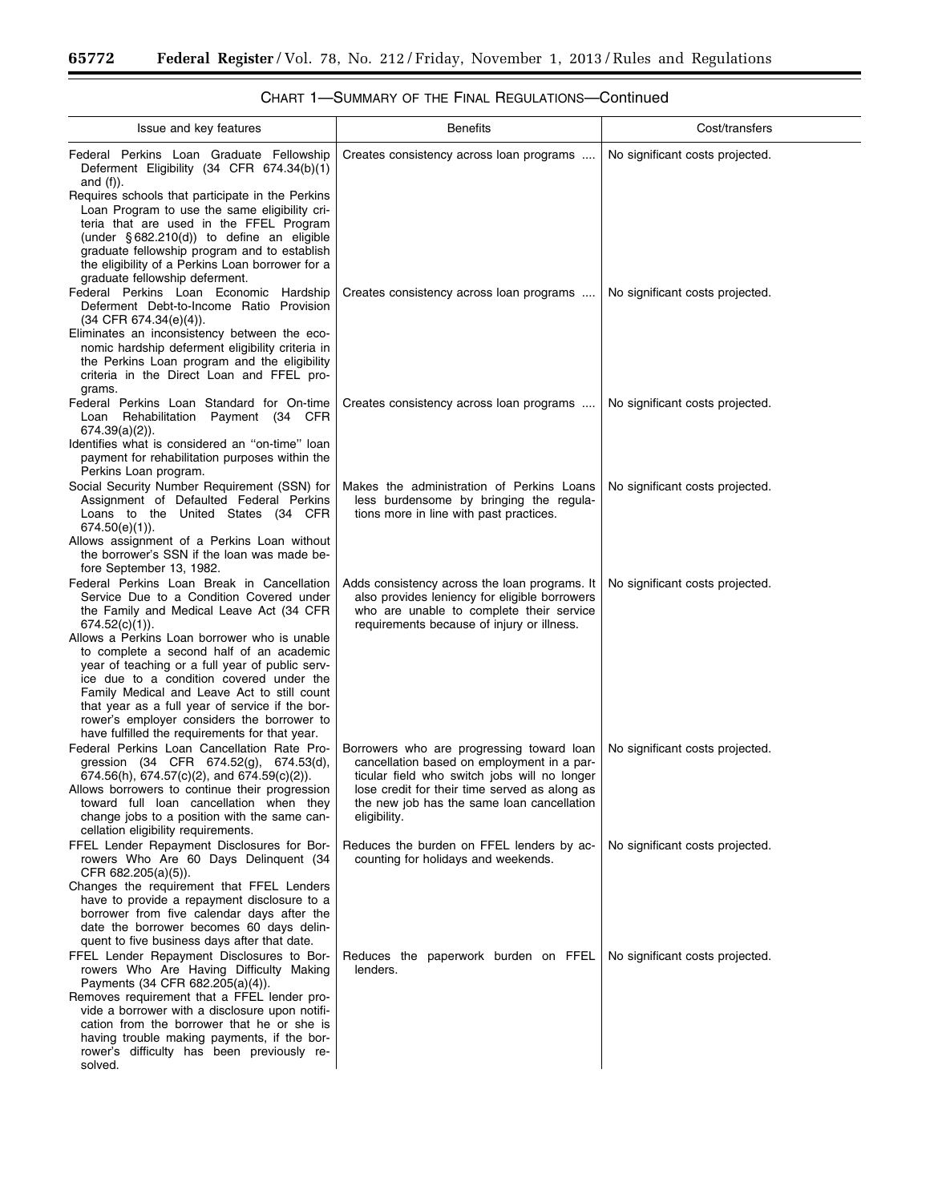### CHART 1—SUMMARY OF THE FINAL REGULATIONS—Continued

| Issue and key features | Benefits | Cost/transfers |
| --- | --- | --- |
| Federal Perkins Loan Graduate Fellowship Deferment Eligibility (34 CFR 674.34(b)(1) and (f)).<br>Requires schools that participate in the Perkins Loan Program to use the same eligibility criteria that are used in the FFEL Program (under § 682.210(d)) to define an eligible graduate fellowship program and to establish the eligibility of a Perkins Loan borrower for a graduate fellowship deferment. | Creates consistency across loan programs .... | No significant costs projected. |
| Federal Perkins Loan Economic Hardship Deferment Debt-to-Income Ratio Provision (34 CFR 674.34(e)(4)).<br>Eliminates an inconsistency between the economic hardship deferment eligibility criteria in the Perkins Loan program and the eligibility criteria in the Direct Loan and FFEL programs. | Creates consistency across loan programs .... | No significant costs projected. |
| Federal Perkins Loan Standard for On-time Loan Rehabilitation Payment (34 CFR 674.39(a)(2)).<br>Identifies what is considered an "on-time" loan payment for rehabilitation purposes within the Perkins Loan program. | Creates consistency across loan programs .... | No significant costs projected. |
| Social Security Number Requirement (SSN) for Assignment of Defaulted Federal Perkins Loans to the United States (34 CFR 674.50(e)(1)).<br>Allows assignment of a Perkins Loan without the borrower's SSN if the loan was made before September 13, 1982. | Makes the administration of Perkins Loans less burdensome by bringing the regulations more in line with past practices. | No significant costs projected. |
| Federal Perkins Loan Break in Cancellation Service Due to a Condition Covered under the Family and Medical Leave Act (34 CFR 674.52(c)(1)).<br>Allows a Perkins Loan borrower who is unable to complete a second half of an academic year of teaching or a full year of public service due to a condition covered under the Family Medical and Leave Act to still count that year as a full year of service if the borrower's employer considers the borrower to have fulfilled the requirements for that year. | Adds consistency across the loan programs. It also provides leniency for eligible borrowers who are unable to complete their service requirements because of injury or illness. | No significant costs projected. |
| Federal Perkins Loan Cancellation Rate Progression (34 CFR 674.52(g), 674.53(d), 674.56(h), 674.57(c)(2), and 674.59(c)(2)).<br>Allows borrowers to continue their progression toward full loan cancellation when they change jobs to a position with the same cancellation eligibility requirements. | Borrowers who are progressing toward loan cancellation based on employment in a particular field who switch jobs will no longer lose credit for their time served as along as the new job has the same loan cancellation eligibility. | No significant costs projected. |
| FFEL Lender Repayment Disclosures for Borrowers Who Are 60 Days Delinquent (34 CFR 682.205(a)(5)).<br>Changes the requirement that FFEL Lenders have to provide a repayment disclosure to a borrower from five calendar days after the date the borrower becomes 60 days delinquent to five business days after that date. | Reduces the burden on FFEL lenders by accounting for holidays and weekends. | No significant costs projected. |
| FFEL Lender Repayment Disclosures to Borrowers Who Are Having Difficulty Making Payments (34 CFR 682.205(a)(4)).<br>Removes requirement that a FFEL lender provide a borrower with a disclosure upon notification from the borrower that he or she is having trouble making payments, if the borrower's difficulty has been previously resolved. | Reduces the paperwork burden on FFEL lenders. | No significant costs projected. |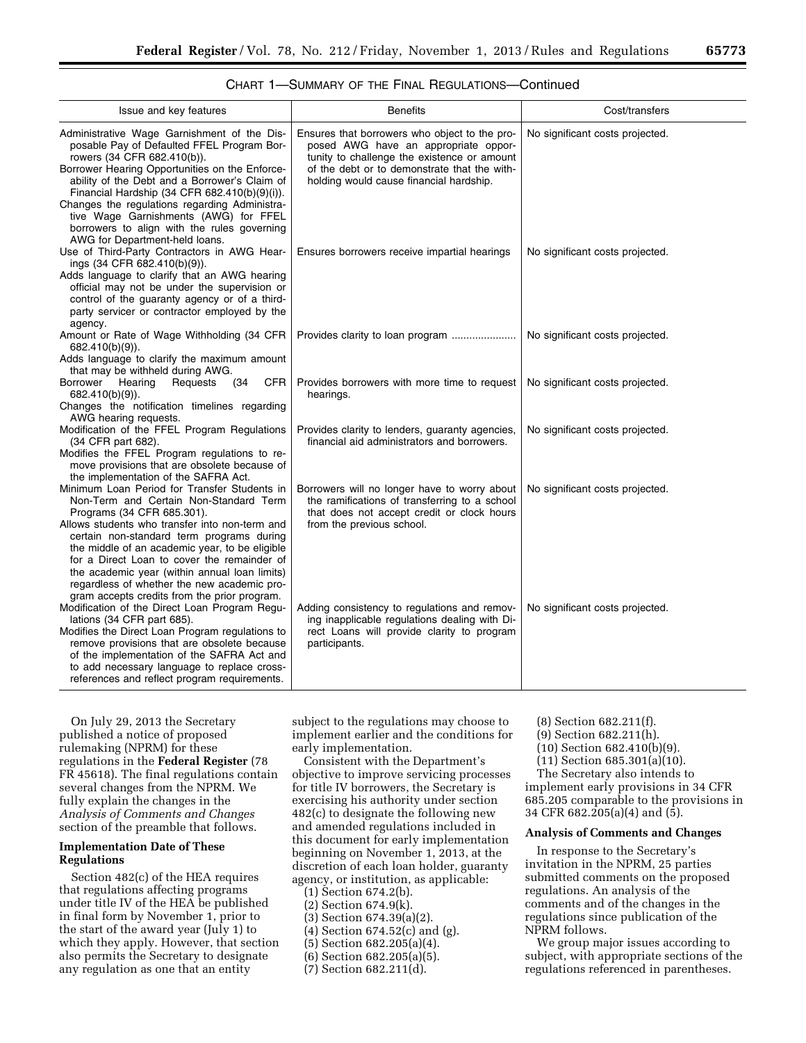CHART 1—SUMMARY OF THE FINAL REGULATIONS—Continued

| Issue and key features | Benefits | Cost/transfers |
|---|---|---|
| Administrative Wage Garnishment of the Disposable Pay of Defaulted FFEL Program Borrowers (34 CFR 682.410(b)).<br>Borrower Hearing Opportunities on the Enforceability of the Debt and a Borrower's Claim of Financial Hardship (34 CFR 682.410(b)(9)(i)).<br>Changes the regulations regarding Administrative Wage Garnishments (AWG) for FFEL borrowers to align with the rules governing AWG for Department-held loans. | Ensures that borrowers who object to the proposed AWG have an appropriate opportunity to challenge the existence or amount of the debt or to demonstrate that the withholding would cause financial hardship. | No significant costs projected. |
| Use of Third-Party Contractors in AWG Hearings (34 CFR 682.410(b)(9)).<br>Adds language to clarify that an AWG hearing official may not be under the supervision or control of the guaranty agency or of a third-party servicer or contractor employed by the agency. | Ensures borrowers receive impartial hearings | No significant costs projected. |
| Amount or Rate of Wage Withholding (34 CFR 682.410(b)(9)).<br>Adds language to clarify the maximum amount that may be withheld during AWG. | Provides clarity to loan program | No significant costs projected. |
| Borrower Hearing Requests (34 CFR 682.410(b)(9)).<br>Changes the notification timelines regarding AWG hearing requests. | Provides borrowers with more time to request hearings. | No significant costs projected. |
| Modification of the FFEL Program Regulations (34 CFR part 682).<br>Modifies the FFEL Program regulations to remove provisions that are obsolete because of the implementation of the SAFRA Act. | Provides clarity to lenders, guaranty agencies, financial aid administrators and borrowers. | No significant costs projected. |
| Minimum Loan Period for Transfer Students in Non-Term and Certain Non-Standard Term Programs (34 CFR 685.301).<br>Allows students who transfer into non-term and certain non-standard term programs during the middle of an academic year, to be eligible for a Direct Loan to cover the remainder of the academic year (within annual loan limits) regardless of whether the new academic program accepts credits from the prior program. | Borrowers will no longer have to worry about the ramifications of transferring to a school that does not accept credit or clock hours from the previous school. | No significant costs projected. |
| Modification of the Direct Loan Program Regulations (34 CFR part 685).<br>Modifies the Direct Loan Program regulations to remove provisions that are obsolete because of the implementation of the SAFRA Act and to add necessary language to replace cross-references and reflect program requirements. | Adding consistency to regulations and removing inapplicable regulations dealing with Direct Loans will provide clarity to program participants. | No significant costs projected. |

On July 29, 2013 the Secretary published a notice of proposed rulemaking (NPRM) for these regulations in the **Federal Register** (78 FR 45618). The final regulations contain several changes from the NPRM. We fully explain the changes in the *Analysis of Comments and Changes* section of the preamble that follows.

**Implementation Date of These Regulations**

Section 482(c) of the HEA requires that regulations affecting programs under title IV of the HEA be published in final form by November 1, prior to the start of the award year (July 1) to which they apply. However, that section also permits the Secretary to designate any regulation as one that an entity subject to the regulations may choose to implement earlier and the conditions for early implementation.

Consistent with the Department's objective to improve servicing processes for title IV borrowers, the Secretary is exercising his authority under section 482(c) to designate the following new and amended regulations included in this document for early implementation beginning on November 1, 2013, at the discretion of each loan holder, guaranty agency, or institution, as applicable:

(1) Section 674.2(b).
(2) Section 674.9(k).
(3) Section 674.39(a)(2).
(4) Section 674.52(c) and (g).
(5) Section 682.205(a)(4).
(6) Section 682.205(a)(5).
(7) Section 682.211(d).
(8) Section 682.211(f).
(9) Section 682.211(h).
(10) Section 682.410(b)(9).
(11) Section 685.301(a)(10).

The Secretary also intends to implement early provisions in 34 CFR 685.205 comparable to the provisions in 34 CFR 682.205(a)(4) and (5).

**Analysis of Comments and Changes**

In response to the Secretary's invitation in the NPRM, 25 parties submitted comments on the proposed regulations. An analysis of the comments and of the changes in the regulations since publication of the NPRM follows.

We group major issues according to subject, with appropriate sections of the regulations referenced in parentheses.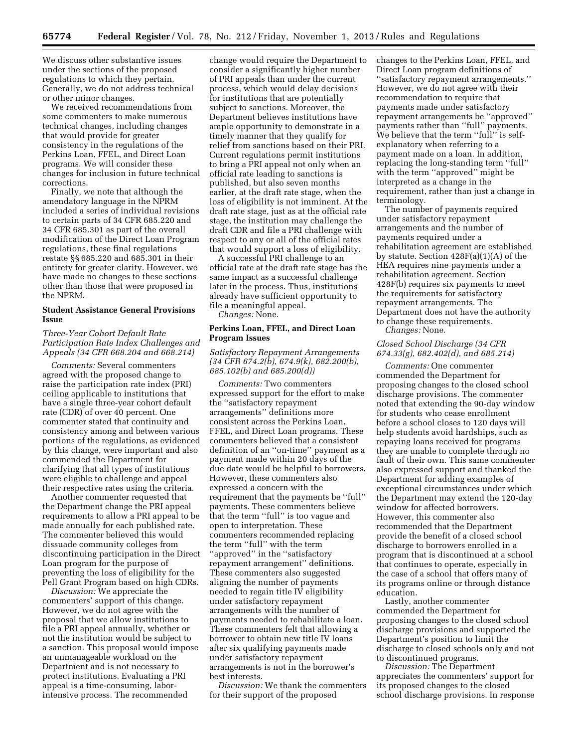We discuss other substantive issues under the sections of the proposed regulations to which they pertain. Generally, we do not address technical or other minor changes.

We received recommendations from some commenters to make numerous technical changes, including changes that would provide for greater consistency in the regulations of the Perkins Loan, FFEL, and Direct Loan programs. We will consider these changes for inclusion in future technical corrections.

Finally, we note that although the amendatory language in the NPRM included a series of individual revisions to certain parts of 34 CFR 685.220 and 34 CFR 685.301 as part of the overall modification of the Direct Loan Program regulations, these final regulations restate §§ 685.220 and 685.301 in their entirety for greater clarity. However, we have made no changes to these sections other than those that were proposed in the NPRM.

### Student Assistance General Provisions Issue

*Three-Year Cohort Default Rate Participation Rate Index Challenges and Appeals (34 CFR 668.204 and 668.214)*

*Comments:* Several commenters agreed with the proposed change to raise the participation rate index (PRI) ceiling applicable to institutions that have a single three-year cohort default rate (CDR) of over 40 percent. One commenter stated that continuity and consistency among and between various portions of the regulations, as evidenced by this change, were important and also commended the Department for clarifying that all types of institutions were eligible to challenge and appeal their respective rates using the criteria.

Another commenter requested that the Department change the PRI appeal requirements to allow a PRI appeal to be made annually for each published rate. The commenter believed this would dissuade community colleges from discontinuing participation in the Direct Loan program for the purpose of preventing the loss of eligibility for the Pell Grant Program based on high CDRs.

*Discussion:* We appreciate the commenters' support of this change. However, we do not agree with the proposal that we allow institutions to file a PRI appeal annually, whether or not the institution would be subject to a sanction. This proposal would impose an unmanageable workload on the Department and is not necessary to protect institutions. Evaluating a PRI appeal is a time-consuming, labor-intensive process. The recommended change would require the Department to consider a significantly higher number of PRI appeals than under the current process, which would delay decisions for institutions that are potentially subject to sanctions. Moreover, the Department believes institutions have ample opportunity to demonstrate in a timely manner that they qualify for relief from sanctions based on their PRI. Current regulations permit institutions to bring a PRI appeal not only when an official rate leading to sanctions is published, but also seven months earlier, at the draft rate stage, when the loss of eligibility is not imminent. At the draft rate stage, just as at the official rate stage, the institution may challenge the draft CDR and file a PRI challenge with respect to any or all of the official rates that would support a loss of eligibility.

A successful PRI challenge to an official rate at the draft rate stage has the same impact as a successful challenge later in the process. Thus, institutions already have sufficient opportunity to file a meaningful appeal.

*Changes:* None.

### Perkins Loan, FFEL, and Direct Loan Program Issues

*Satisfactory Repayment Arrangements (34 CFR 674.2(b), 674.9(k), 682.200(b), 685.102(b) and 685.200(d))*

*Comments:* Two commenters expressed support for the effort to make the ''satisfactory repayment arrangements'' definitions more consistent across the Perkins Loan, FFEL, and Direct Loan programs. These commenters believed that a consistent definition of an ''on-time'' payment as a payment made within 20 days of the due date would be helpful to borrowers. However, these commenters also expressed a concern with the requirement that the payments be ''full'' payments. These commenters believe that the term ''full'' is too vague and open to interpretation. These commenters recommended replacing the term ''full'' with the term ''approved'' in the ''satisfactory repayment arrangement'' definitions. These commenters also suggested aligning the number of payments needed to regain title IV eligibility under satisfactory repayment arrangements with the number of payments needed to rehabilitate a loan. These commenters felt that allowing a borrower to obtain new title IV loans after six qualifying payments made under satisfactory repayment arrangements is not in the borrower's best interests.

*Discussion:* We thank the commenters for their support of the proposed changes to the Perkins Loan, FFEL, and Direct Loan program definitions of ''satisfactory repayment arrangements.'' However, we do not agree with their recommendation to require that payments made under satisfactory repayment arrangements be ''approved'' payments rather than ''full'' payments. We believe that the term ''full'' is self-explanatory when referring to a payment made on a loan. In addition, replacing the long-standing term ''full'' with the term ''approved'' might be interpreted as a change in the requirement, rather than just a change in terminology.

The number of payments required under satisfactory repayment arrangements and the number of payments required under a rehabilitation agreement are established by statute. Section 428F(a)(1)(A) of the HEA requires nine payments under a rehabilitation agreement. Section 428F(b) requires six payments to meet the requirements for satisfactory repayment arrangements. The Department does not have the authority to change these requirements.

*Changes:* None.

*Closed School Discharge (34 CFR 674.33(g), 682.402(d), and 685.214)*

*Comments:* One commenter commended the Department for proposing changes to the closed school discharge provisions. The commenter noted that extending the 90-day window for students who cease enrollment before a school closes to 120 days will help students avoid hardships, such as repaying loans received for programs they are unable to complete through no fault of their own. This same commenter also expressed support and thanked the Department for adding examples of exceptional circumstances under which the Department may extend the 120-day window for affected borrowers. However, this commenter also recommended that the Department provide the benefit of a closed school discharge to borrowers enrolled in a program that is discontinued at a school that continues to operate, especially in the case of a school that offers many of its programs online or through distance education.

Lastly, another commenter commended the Department for proposing changes to the closed school discharge provisions and supported the Department's position to limit the discharge to closed schools only and not to discontinued programs.

*Discussion:* The Department appreciates the commenters' support for its proposed changes to the closed school discharge provisions. In response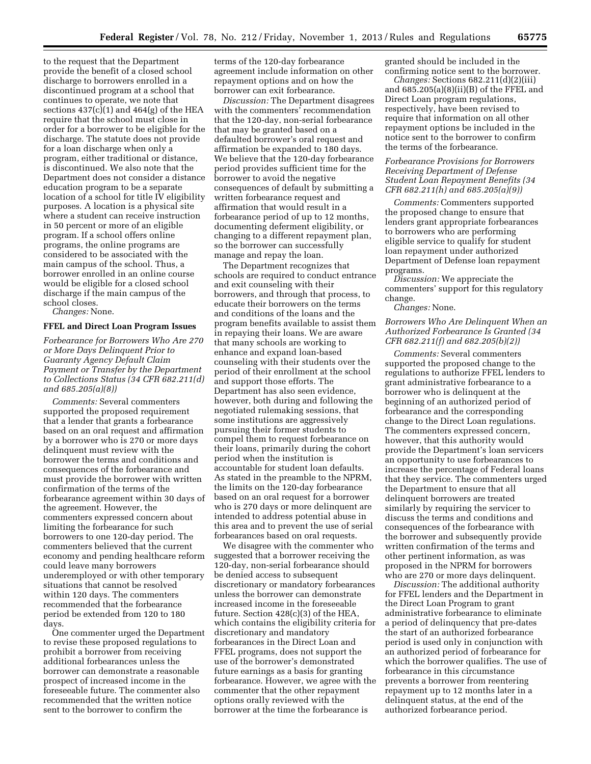to the request that the Department provide the benefit of a closed school discharge to borrowers enrolled in a discontinued program at a school that continues to operate, we note that sections 437(c)(1) and 464(g) of the HEA require that the school must close in order for a borrower to be eligible for the discharge. The statute does not provide for a loan discharge when only a program, either traditional or distance, is discontinued. We also note that the Department does not consider a distance education program to be a separate location of a school for title IV eligibility purposes. A location is a physical site where a student can receive instruction in 50 percent or more of an eligible program. If a school offers online programs, the online programs are considered to be associated with the main campus of the school. Thus, a borrower enrolled in an online course would be eligible for a closed school discharge if the main campus of the school closes.

*Changes:* None.

### FFEL and Direct Loan Program Issues

*Forbearance for Borrowers Who Are 270 or More Days Delinquent Prior to Guaranty Agency Default Claim Payment or Transfer by the Department to Collections Status (34 CFR 682.211(d) and 685.205(a)(8))*

*Comments:* Several commenters supported the proposed requirement that a lender that grants a forbearance based on an oral request and affirmation by a borrower who is 270 or more days delinquent must review with the borrower the terms and conditions and consequences of the forbearance and must provide the borrower with written confirmation of the terms of the forbearance agreement within 30 days of the agreement. However, the commenters expressed concern about limiting the forbearance for such borrowers to one 120-day period. The commenters believed that the current economy and pending healthcare reform could leave many borrowers underemployed or with other temporary situations that cannot be resolved within 120 days. The commenters recommended that the forbearance period be extended from 120 to 180 days.

One commenter urged the Department to revise these proposed regulations to prohibit a borrower from receiving additional forbearances unless the borrower can demonstrate a reasonable prospect of increased income in the foreseeable future. The commenter also recommended that the written notice sent to the borrower to confirm the terms of the 120-day forbearance agreement include information on other repayment options and on how the borrower can exit forbearance.

*Discussion:* The Department disagrees with the commenters' recommendation that the 120-day, non-serial forbearance that may be granted based on a defaulted borrower's oral request and affirmation be expanded to 180 days. We believe that the 120-day forbearance period provides sufficient time for the borrower to avoid the negative consequences of default by submitting a written forbearance request and affirmation that would result in a forbearance period of up to 12 months, documenting deferment eligibility, or changing to a different repayment plan, so the borrower can successfully manage and repay the loan.

The Department recognizes that schools are required to conduct entrance and exit counseling with their borrowers, and through that process, to educate their borrowers on the terms and conditions of the loans and the program benefits available to assist them in repaying their loans. We are aware that many schools are working to enhance and expand loan-based counseling with their students over the period of their enrollment at the school and support those efforts. The Department has also seen evidence, however, both during and following the negotiated rulemaking sessions, that some institutions are aggressively pursuing their former students to compel them to request forbearance on their loans, primarily during the cohort period when the institution is accountable for student loan defaults. As stated in the preamble to the NPRM, the limits on the 120-day forbearance based on an oral request for a borrower who is 270 days or more delinquent are intended to address potential abuse in this area and to prevent the use of serial forbearances based on oral requests.

We disagree with the commenter who suggested that a borrower receiving the 120-day, non-serial forbearance should be denied access to subsequent discretionary or mandatory forbearances unless the borrower can demonstrate increased income in the foreseeable future. Section 428(c)(3) of the HEA, which contains the eligibility criteria for discretionary and mandatory forbearances in the Direct Loan and FFEL programs, does not support the use of the borrower's demonstrated future earnings as a basis for granting forbearance. However, we agree with the commenter that the other repayment options orally reviewed with the borrower at the time the forbearance is granted should be included in the confirming notice sent to the borrower.

*Changes:* Sections 682.211(d)(2)(iii) and 685.205(a)(8)(ii)(B) of the FFEL and Direct Loan program regulations, respectively, have been revised to require that information on all other repayment options be included in the notice sent to the borrower to confirm the terms of the forbearance.

*Forbearance Provisions for Borrowers Receiving Department of Defense Student Loan Repayment Benefits (34 CFR 682.211(h) and 685.205(a)(9))*

*Comments:* Commenters supported the proposed change to ensure that lenders grant appropriate forbearances to borrowers who are performing eligible service to qualify for student loan repayment under authorized Department of Defense loan repayment programs.

*Discussion:* We appreciate the commenters' support for this regulatory change.

*Changes:* None.

*Borrowers Who Are Delinquent When an Authorized Forbearance Is Granted (34 CFR 682.211(f) and 682.205(b)(2))*

*Comments:* Several commenters supported the proposed change to the regulations to authorize FFEL lenders to grant administrative forbearance to a borrower who is delinquent at the beginning of an authorized period of forbearance and the corresponding change to the Direct Loan regulations. The commenters expressed concern, however, that this authority would provide the Department's loan servicers an opportunity to use forbearances to increase the percentage of Federal loans that they service. The commenters urged the Department to ensure that all delinquent borrowers are treated similarly by requiring the servicer to discuss the terms and conditions and consequences of the forbearance with the borrower and subsequently provide written confirmation of the terms and other pertinent information, as was proposed in the NPRM for borrowers who are 270 or more days delinquent.

*Discussion:* The additional authority for FFEL lenders and the Department in the Direct Loan Program to grant administrative forbearance to eliminate a period of delinquency that pre-dates the start of an authorized forbearance period is used only in conjunction with an authorized period of forbearance for which the borrower qualifies. The use of forbearance in this circumstance prevents a borrower from reentering repayment up to 12 months later in a delinquent status, at the end of the authorized forbearance period.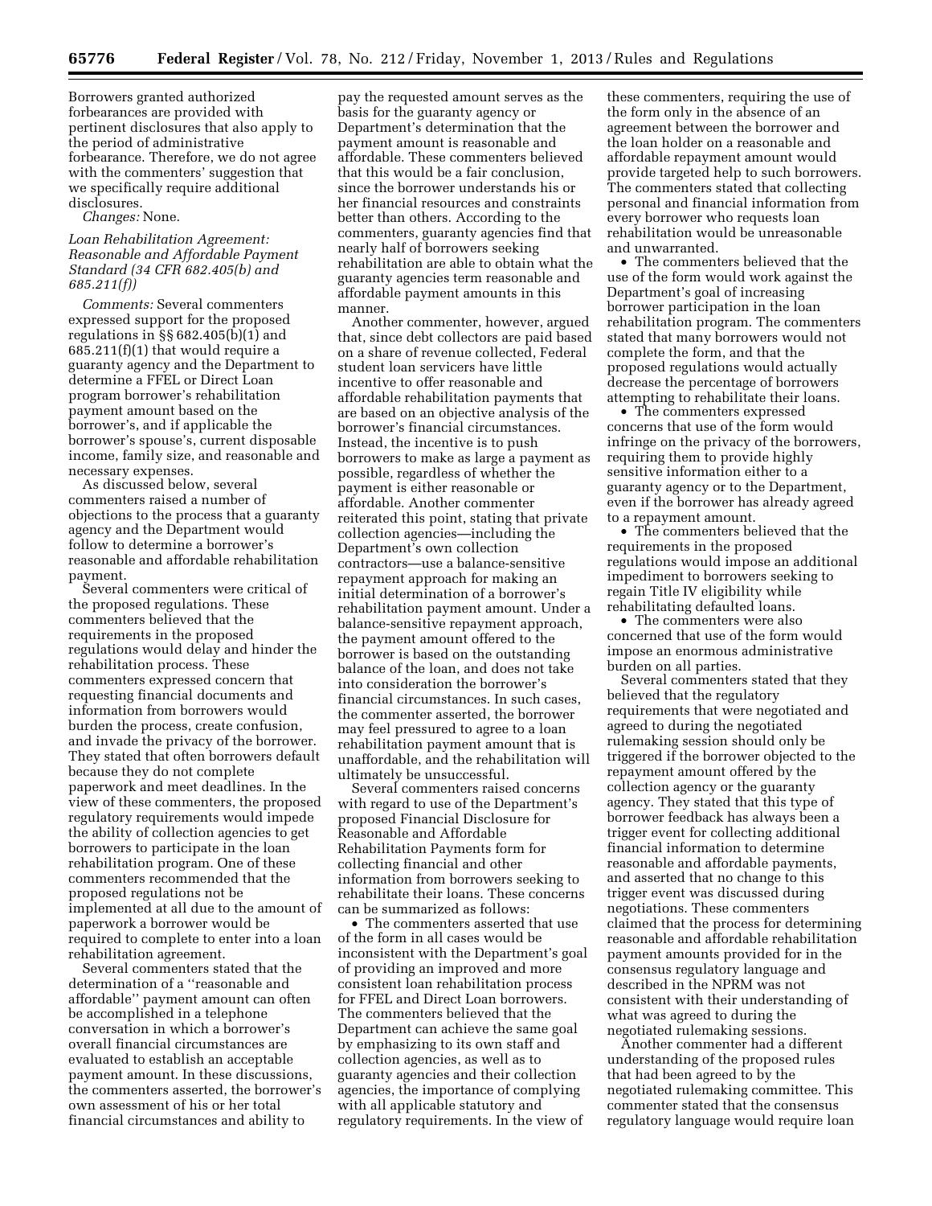Borrowers granted authorized forbearances are provided with pertinent disclosures that also apply to the period of administrative forbearance. Therefore, we do not agree with the commenters' suggestion that we specifically require additional disclosures.

*Changes:* None.

### *Loan Rehabilitation Agreement: Reasonable and Affordable Payment Standard (34 CFR 682.405(b) and 685.211(f))*

*Comments:* Several commenters expressed support for the proposed regulations in §§ 682.405(b)(1) and 685.211(f)(1) that would require a guaranty agency and the Department to determine a FFEL or Direct Loan program borrower's rehabilitation payment amount based on the borrower's, and if applicable the borrower's spouse's, current disposable income, family size, and reasonable and necessary expenses.

As discussed below, several commenters raised a number of objections to the process that a guaranty agency and the Department would follow to determine a borrower's reasonable and affordable rehabilitation payment.

Several commenters were critical of the proposed regulations. These commenters believed that the requirements in the proposed regulations would delay and hinder the rehabilitation process. These commenters expressed concern that requesting financial documents and information from borrowers would burden the process, create confusion, and invade the privacy of the borrower. They stated that often borrowers default because they do not complete paperwork and meet deadlines. In the view of these commenters, the proposed regulatory requirements would impede the ability of collection agencies to get borrowers to participate in the loan rehabilitation program. One of these commenters recommended that the proposed regulations not be implemented at all due to the amount of paperwork a borrower would be required to complete to enter into a loan rehabilitation agreement.

Several commenters stated that the determination of a ''reasonable and affordable'' payment amount can often be accomplished in a telephone conversation in which a borrower's overall financial circumstances are evaluated to establish an acceptable payment amount. In these discussions, the commenters asserted, the borrower's own assessment of his or her total financial circumstances and ability to pay the requested amount serves as the basis for the guaranty agency or Department's determination that the payment amount is reasonable and affordable. These commenters believed that this would be a fair conclusion, since the borrower understands his or her financial resources and constraints better than others. According to the commenters, guaranty agencies find that nearly half of borrowers seeking rehabilitation are able to obtain what the guaranty agencies term reasonable and affordable payment amounts in this manner.

Another commenter, however, argued that, since debt collectors are paid based on a share of revenue collected, Federal student loan servicers have little incentive to offer reasonable and affordable rehabilitation payments that are based on an objective analysis of the borrower's financial circumstances. Instead, the incentive is to push borrowers to make as large a payment as possible, regardless of whether the payment is either reasonable or affordable. Another commenter reiterated this point, stating that private collection agencies—including the Department's own collection contractors—use a balance-sensitive repayment approach for making an initial determination of a borrower's rehabilitation payment amount. Under a balance-sensitive repayment approach, the payment amount offered to the borrower is based on the outstanding balance of the loan, and does not take into consideration the borrower's financial circumstances. In such cases, the commenter asserted, the borrower may feel pressured to agree to a loan rehabilitation payment amount that is unaffordable, and the rehabilitation will ultimately be unsuccessful.

Several commenters raised concerns with regard to use of the Department's proposed Financial Disclosure for Reasonable and Affordable Rehabilitation Payments form for collecting financial and other information from borrowers seeking to rehabilitate their loans. These concerns can be summarized as follows:

- The commenters asserted that use of the form in all cases would be inconsistent with the Department's goal of providing an improved and more consistent loan rehabilitation process for FFEL and Direct Loan borrowers. The commenters believed that the Department can achieve the same goal by emphasizing to its own staff and collection agencies, as well as to guaranty agencies and their collection agencies, the importance of complying with all applicable statutory and regulatory requirements. In the view of these commenters, requiring the use of the form only in the absence of an agreement between the borrower and the loan holder on a reasonable and affordable repayment amount would provide targeted help to such borrowers. The commenters stated that collecting personal and financial information from every borrower who requests loan rehabilitation would be unreasonable and unwarranted.
- The commenters believed that the use of the form would work against the Department's goal of increasing borrower participation in the loan rehabilitation program. The commenters stated that many borrowers would not complete the form, and that the proposed regulations would actually decrease the percentage of borrowers attempting to rehabilitate their loans.
- The commenters expressed concerns that use of the form would infringe on the privacy of the borrowers, requiring them to provide highly sensitive information either to a guaranty agency or to the Department, even if the borrower has already agreed to a repayment amount.
- The commenters believed that the requirements in the proposed regulations would impose an additional impediment to borrowers seeking to regain Title IV eligibility while rehabilitating defaulted loans.
- The commenters were also concerned that use of the form would impose an enormous administrative burden on all parties.

Several commenters stated that they believed that the regulatory requirements that were negotiated and agreed to during the negotiated rulemaking session should only be triggered if the borrower objected to the repayment amount offered by the collection agency or the guaranty agency. They stated that this type of borrower feedback has always been a trigger event for collecting additional financial information to determine reasonable and affordable payments, and asserted that no change to this trigger event was discussed during negotiations. These commenters claimed that the process for determining reasonable and affordable rehabilitation payment amounts provided for in the consensus regulatory language and described in the NPRM was not consistent with their understanding of what was agreed to during the negotiated rulemaking sessions.

Another commenter had a different understanding of the proposed rules that had been agreed to by the negotiated rulemaking committee. This commenter stated that the consensus regulatory language would require loan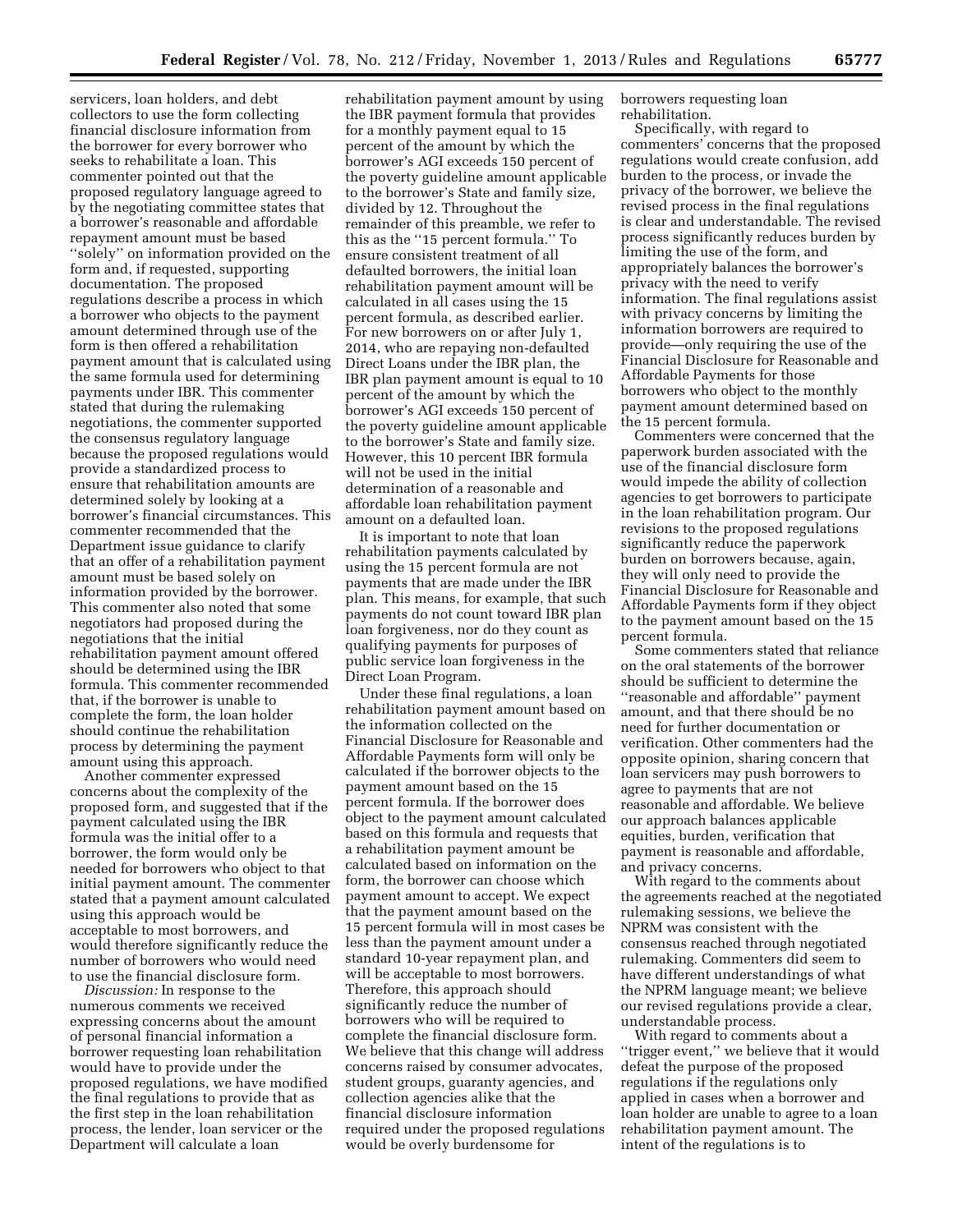servicers, loan holders, and debt collectors to use the form collecting financial disclosure information from the borrower for every borrower who seeks to rehabilitate a loan. This commenter pointed out that the proposed regulatory language agreed to by the negotiating committee states that a borrower's reasonable and affordable repayment amount must be based ''solely'' on information provided on the form and, if requested, supporting documentation. The proposed regulations describe a process in which a borrower who objects to the payment amount determined through use of the form is then offered a rehabilitation payment amount that is calculated using the same formula used for determining payments under IBR. This commenter stated that during the rulemaking negotiations, the commenter supported the consensus regulatory language because the proposed regulations would provide a standardized process to ensure that rehabilitation amounts are determined solely by looking at a borrower's financial circumstances. This commenter recommended that the Department issue guidance to clarify that an offer of a rehabilitation payment amount must be based solely on information provided by the borrower. This commenter also noted that some negotiators had proposed during the negotiations that the initial rehabilitation payment amount offered should be determined using the IBR formula. This commenter recommended that, if the borrower is unable to complete the form, the loan holder should continue the rehabilitation process by determining the payment amount using this approach.

Another commenter expressed concerns about the complexity of the proposed form, and suggested that if the payment calculated using the IBR formula was the initial offer to a borrower, the form would only be needed for borrowers who object to that initial payment amount. The commenter stated that a payment amount calculated using this approach would be acceptable to most borrowers, and would therefore significantly reduce the number of borrowers who would need to use the financial disclosure form.

*Discussion:* In response to the numerous comments we received expressing concerns about the amount of personal financial information a borrower requesting loan rehabilitation would have to provide under the proposed regulations, we have modified the final regulations to provide that as the first step in the loan rehabilitation process, the lender, loan servicer or the Department will calculate a loan rehabilitation payment amount by using the IBR payment formula that provides for a monthly payment equal to 15 percent of the amount by which the borrower's AGI exceeds 150 percent of the poverty guideline amount applicable to the borrower's State and family size, divided by 12. Throughout the remainder of this preamble, we refer to this as the ''15 percent formula.'' To ensure consistent treatment of all defaulted borrowers, the initial loan rehabilitation payment amount will be calculated in all cases using the 15 percent formula, as described earlier. For new borrowers on or after July 1, 2014, who are repaying non-defaulted Direct Loans under the IBR plan, the IBR plan payment amount is equal to 10 percent of the amount by which the borrower's AGI exceeds 150 percent of the poverty guideline amount applicable to the borrower's State and family size. However, this 10 percent IBR formula will not be used in the initial determination of a reasonable and affordable loan rehabilitation payment amount on a defaulted loan.

It is important to note that loan rehabilitation payments calculated by using the 15 percent formula are not payments that are made under the IBR plan. This means, for example, that such payments do not count toward IBR plan loan forgiveness, nor do they count as qualifying payments for purposes of public service loan forgiveness in the Direct Loan Program.

Under these final regulations, a loan rehabilitation payment amount based on the information collected on the Financial Disclosure for Reasonable and Affordable Payments form will only be calculated if the borrower objects to the payment amount based on the 15 percent formula. If the borrower does object to the payment amount calculated based on this formula and requests that a rehabilitation payment amount be calculated based on information on the form, the borrower can choose which payment amount to accept. We expect that the payment amount based on the 15 percent formula will in most cases be less than the payment amount under a standard 10-year repayment plan, and will be acceptable to most borrowers. Therefore, this approach should significantly reduce the number of borrowers who will be required to complete the financial disclosure form. We believe that this change will address concerns raised by consumer advocates, student groups, guaranty agencies, and collection agencies alike that the financial disclosure information required under the proposed regulations would be overly burdensome for borrowers requesting loan rehabilitation.

Specifically, with regard to commenters' concerns that the proposed regulations would create confusion, add burden to the process, or invade the privacy of the borrower, we believe the revised process in the final regulations is clear and understandable. The revised process significantly reduces burden by limiting the use of the form, and appropriately balances the borrower's privacy with the need to verify information. The final regulations assist with privacy concerns by limiting the information borrowers are required to provide—only requiring the use of the Financial Disclosure for Reasonable and Affordable Payments for those borrowers who object to the monthly payment amount determined based on the 15 percent formula.

Commenters were concerned that the paperwork burden associated with the use of the financial disclosure form would impede the ability of collection agencies to get borrowers to participate in the loan rehabilitation program. Our revisions to the proposed regulations significantly reduce the paperwork burden on borrowers because, again, they will only need to provide the Financial Disclosure for Reasonable and Affordable Payments form if they object to the payment amount based on the 15 percent formula.

Some commenters stated that reliance on the oral statements of the borrower should be sufficient to determine the ''reasonable and affordable'' payment amount, and that there should be no need for further documentation or verification. Other commenters had the opposite opinion, sharing concern that loan servicers may push borrowers to agree to payments that are not reasonable and affordable. We believe our approach balances applicable equities, burden, verification that payment is reasonable and affordable, and privacy concerns.

With regard to the comments about the agreements reached at the negotiated rulemaking sessions, we believe the NPRM was consistent with the consensus reached through negotiated rulemaking. Commenters did seem to have different understandings of what the NPRM language meant; we believe our revised regulations provide a clear, understandable process.

With regard to comments about a ''trigger event,'' we believe that it would defeat the purpose of the proposed regulations if the regulations only applied in cases when a borrower and loan holder are unable to agree to a loan rehabilitation payment amount. The intent of the regulations is to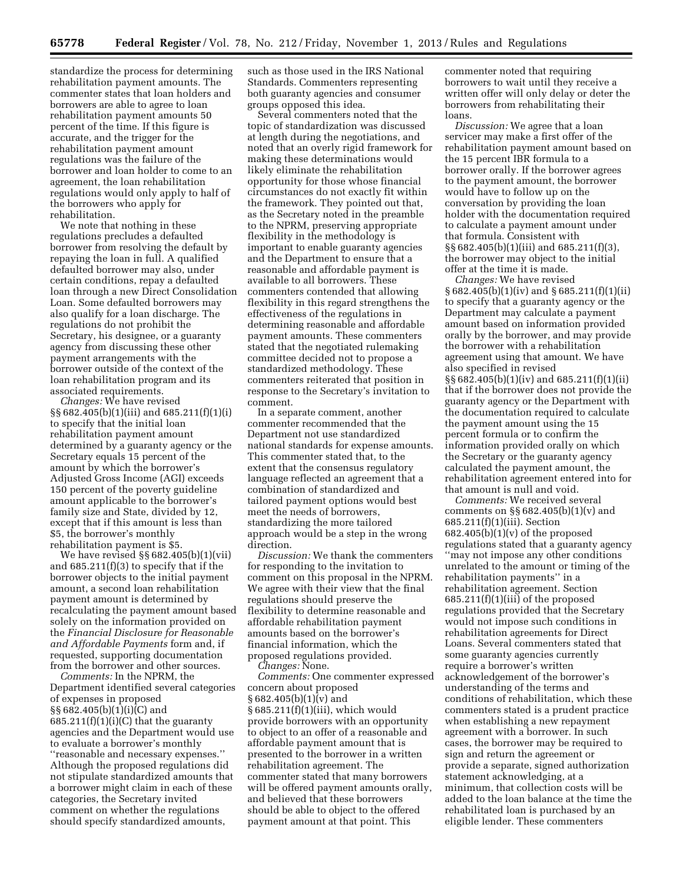standardize the process for determining rehabilitation payment amounts. The commenter states that loan holders and borrowers are able to agree to loan rehabilitation payment amounts 50 percent of the time. If this figure is accurate, and the trigger for the rehabilitation payment amount regulations was the failure of the borrower and loan holder to come to an agreement, the loan rehabilitation regulations would only apply to half of the borrowers who apply for rehabilitation.

We note that nothing in these regulations precludes a defaulted borrower from resolving the default by repaying the loan in full. A qualified defaulted borrower may also, under certain conditions, repay a defaulted loan through a new Direct Consolidation Loan. Some defaulted borrowers may also qualify for a loan discharge. The regulations do not prohibit the Secretary, his designee, or a guaranty agency from discussing these other payment arrangements with the borrower outside of the context of the loan rehabilitation program and its associated requirements.

*Changes:* We have revised §§ 682.405(b)(1)(iii) and 685.211(f)(1)(i) to specify that the initial loan rehabilitation payment amount determined by a guaranty agency or the Secretary equals 15 percent of the amount by which the borrower's Adjusted Gross Income (AGI) exceeds 150 percent of the poverty guideline amount applicable to the borrower's family size and State, divided by 12, except that if this amount is less than $5, the borrower's monthly rehabilitation payment is $5.

We have revised §§ 682.405(b)(1)(vii) and 685.211(f)(3) to specify that if the borrower objects to the initial payment amount, a second loan rehabilitation payment amount is determined by recalculating the payment amount based solely on the information provided on the *Financial Disclosure for Reasonable and Affordable Payments* form and, if requested, supporting documentation from the borrower and other sources.

*Comments:* In the NPRM, the Department identified several categories of expenses in proposed §§ 682.405(b)(1)(i)(C) and 685.211(f)(1)(i)(C) that the guaranty agencies and the Department would use to evaluate a borrower's monthly "reasonable and necessary expenses." Although the proposed regulations did not stipulate standardized amounts that a borrower might claim in each of these categories, the Secretary invited comment on whether the regulations should specify standardized amounts, such as those used in the IRS National Standards. Commenters representing both guaranty agencies and consumer groups opposed this idea.

Several commenters noted that the topic of standardization was discussed at length during the negotiations, and noted that an overly rigid framework for making these determinations would likely eliminate the rehabilitation opportunity for those whose financial circumstances do not exactly fit within the framework. They pointed out that, as the Secretary noted in the preamble to the NPRM, preserving appropriate flexibility in the methodology is important to enable guaranty agencies and the Department to ensure that a reasonable and affordable payment is available to all borrowers. These commenters contended that allowing flexibility in this regard strengthens the effectiveness of the regulations in determining reasonable and affordable payment amounts. These commenters stated that the negotiated rulemaking committee decided not to propose a standardized methodology. These commenters reiterated that position in response to the Secretary's invitation to comment.

In a separate comment, another commenter recommended that the Department not use standardized national standards for expense amounts. This commenter stated that, to the extent that the consensus regulatory language reflected an agreement that a combination of standardized and tailored payment options would best meet the needs of borrowers, standardizing the more tailored approach would be a step in the wrong direction.

*Discussion:* We thank the commenters for responding to the invitation to comment on this proposal in the NPRM. We agree with their view that the final regulations should preserve the flexibility to determine reasonable and affordable rehabilitation payment amounts based on the borrower's financial information, which the proposed regulations provided.

*Changes:* None.

*Comments:* One commenter expressed concern about proposed § 682.405(b)(1)(v) and § 685.211(f)(1)(iii), which would provide borrowers with an opportunity to object to an offer of a reasonable and affordable payment amount that is presented to the borrower in a written rehabilitation agreement. The commenter stated that many borrowers will be offered payment amounts orally, and believed that these borrowers should be able to object to the offered payment amount at that point. This commenter noted that requiring borrowers to wait until they receive a written offer will only delay or deter the borrowers from rehabilitating their loans.

*Discussion:* We agree that a loan servicer may make a first offer of the rehabilitation payment amount based on the 15 percent IBR formula to a borrower orally. If the borrower agrees to the payment amount, the borrower would have to follow up on the conversation by providing the loan holder with the documentation required to calculate a payment amount under that formula. Consistent with §§ 682.405(b)(1)(iii) and 685.211(f)(3), the borrower may object to the initial offer at the time it is made.

*Changes:* We have revised § 682.405(b)(1)(iv) and § 685.211(f)(1)(ii) to specify that a guaranty agency or the Department may calculate a payment amount based on information provided orally by the borrower, and may provide the borrower with a rehabilitation agreement using that amount. We have also specified in revised §§ 682.405(b)(1)(iv) and 685.211(f)(1)(ii) that if the borrower does not provide the guaranty agency or the Department with the documentation required to calculate the payment amount using the 15 percent formula or to confirm the information provided orally on which the Secretary or the guaranty agency calculated the payment amount, the rehabilitation agreement entered into for that amount is null and void.

*Comments:* We received several comments on §§ 682.405(b)(1)(v) and 685.211(f)(1)(iii). Section 682.405(b)(1)(v) of the proposed regulations stated that a guaranty agency "may not impose any other conditions unrelated to the amount or timing of the rehabilitation payments" in a rehabilitation agreement. Section 685.211(f)(1)(iii) of the proposed regulations provided that the Secretary would not impose such conditions in rehabilitation agreements for Direct Loans. Several commenters stated that some guaranty agencies currently require a borrower's written acknowledgement of the borrower's understanding of the terms and conditions of rehabilitation, which these commenters stated is a prudent practice when establishing a new repayment agreement with a borrower. In such cases, the borrower may be required to sign and return the agreement or provide a separate, signed authorization statement acknowledging, at a minimum, that collection costs will be added to the loan balance at the time the rehabilitated loan is purchased by an eligible lender. These commenters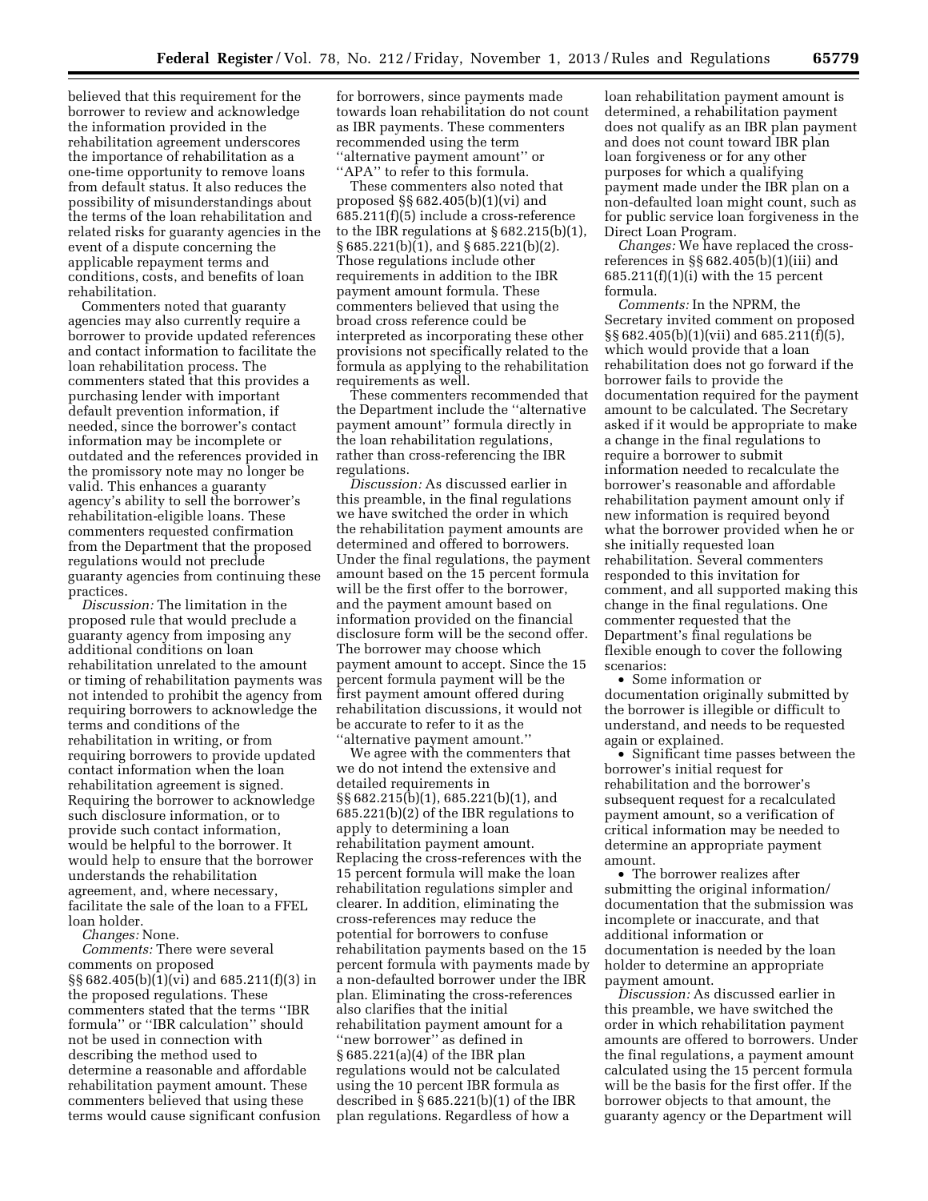believed that this requirement for the borrower to review and acknowledge the information provided in the rehabilitation agreement underscores the importance of rehabilitation as a one-time opportunity to remove loans from default status. It also reduces the possibility of misunderstandings about the terms of the loan rehabilitation and related risks for guaranty agencies in the event of a dispute concerning the applicable repayment terms and conditions, costs, and benefits of loan rehabilitation.

Commenters noted that guaranty agencies may also currently require a borrower to provide updated references and contact information to facilitate the loan rehabilitation process. The commenters stated that this provides a purchasing lender with important default prevention information, if needed, since the borrower's contact information may be incomplete or outdated and the references provided in the promissory note may no longer be valid. This enhances a guaranty agency's ability to sell the borrower's rehabilitation-eligible loans. These commenters requested confirmation from the Department that the proposed regulations would not preclude guaranty agencies from continuing these practices.

*Discussion:* The limitation in the proposed rule that would preclude a guaranty agency from imposing any additional conditions on loan rehabilitation unrelated to the amount or timing of rehabilitation payments was not intended to prohibit the agency from requiring borrowers to acknowledge the terms and conditions of the rehabilitation in writing, or from requiring borrowers to provide updated contact information when the loan rehabilitation agreement is signed. Requiring the borrower to acknowledge such disclosure information, or to provide such contact information, would be helpful to the borrower. It would help to ensure that the borrower understands the rehabilitation agreement, and, where necessary, facilitate the sale of the loan to a FFEL loan holder.

*Changes:* None.

*Comments:* There were several comments on proposed §§ 682.405(b)(1)(vi) and 685.211(f)(3) in the proposed regulations. These commenters stated that the terms "IBR formula" or "IBR calculation" should not be used in connection with describing the method used to determine a reasonable and affordable rehabilitation payment amount. These commenters believed that using these terms would cause significant confusion for borrowers, since payments made towards loan rehabilitation do not count as IBR payments. These commenters recommended using the term "alternative payment amount" or "APA" to refer to this formula.

These commenters also noted that proposed §§ 682.405(b)(1)(vi) and 685.211(f)(5) include a cross-reference to the IBR regulations at § 682.215(b)(1), § 685.221(b)(1), and § 685.221(b)(2). Those regulations include other requirements in addition to the IBR payment amount formula. These commenters believed that using the broad cross reference could be interpreted as incorporating these other provisions not specifically related to the formula as applying to the rehabilitation requirements as well.

These commenters recommended that the Department include the "alternative payment amount" formula directly in the loan rehabilitation regulations, rather than cross-referencing the IBR regulations.

*Discussion:* As discussed earlier in this preamble, in the final regulations we have switched the order in which the rehabilitation payment amounts are determined and offered to borrowers. Under the final regulations, the payment amount based on the 15 percent formula will be the first offer to the borrower, and the payment amount based on information provided on the financial disclosure form will be the second offer. The borrower may choose which payment amount to accept. Since the 15 percent formula payment will be the first payment amount offered during rehabilitation discussions, it would not be accurate to refer to it as the "alternative payment amount."

We agree with the commenters that we do not intend the extensive and detailed requirements in §§ 682.215(b)(1), 685.221(b)(1), and 685.221(b)(2) of the IBR regulations to apply to determining a loan rehabilitation payment amount. Replacing the cross-references with the 15 percent formula will make the loan rehabilitation regulations simpler and clearer. In addition, eliminating the cross-references may reduce the potential for borrowers to confuse rehabilitation payments based on the 15 percent formula with payments made by a non-defaulted borrower under the IBR plan. Eliminating the cross-references also clarifies that the initial rehabilitation payment amount for a "new borrower" as defined in § 685.221(a)(4) of the IBR plan regulations would not be calculated using the 10 percent IBR formula as described in § 685.221(b)(1) of the IBR plan regulations. Regardless of how a loan rehabilitation payment amount is determined, a rehabilitation payment does not qualify as an IBR plan payment and does not count toward IBR plan loan forgiveness or for any other purposes for which a qualifying payment made under the IBR plan on a non-defaulted loan might count, such as for public service loan forgiveness in the Direct Loan Program.

*Changes:* We have replaced the cross-references in §§ 682.405(b)(1)(iii) and 685.211(f)(1)(i) with the 15 percent formula.

*Comments:* In the NPRM, the Secretary invited comment on proposed §§ 682.405(b)(1)(vii) and 685.211(f)(5), which would provide that a loan rehabilitation does not go forward if the borrower fails to provide the documentation required for the payment amount to be calculated. The Secretary asked if it would be appropriate to make a change in the final regulations to require a borrower to submit information needed to recalculate the borrower's reasonable and affordable rehabilitation payment amount only if new information is required beyond what the borrower provided when he or she initially requested loan rehabilitation. Several commenters responded to this invitation for comment, and all supported making this change in the final regulations. One commenter requested that the Department's final regulations be flexible enough to cover the following scenarios:

- Some information or documentation originally submitted by the borrower is illegible or difficult to understand, and needs to be requested again or explained.
- Significant time passes between the borrower's initial request for rehabilitation and the borrower's subsequent request for a recalculated payment amount, so a verification of critical information may be needed to determine an appropriate payment amount.
- The borrower realizes after submitting the original information/documentation that the submission was incomplete or inaccurate, and that additional information or documentation is needed by the loan holder to determine an appropriate payment amount.

*Discussion:* As discussed earlier in this preamble, we have switched the order in which rehabilitation payment amounts are offered to borrowers. Under the final regulations, a payment amount calculated using the 15 percent formula will be the basis for the first offer. If the borrower objects to that amount, the guaranty agency or the Department will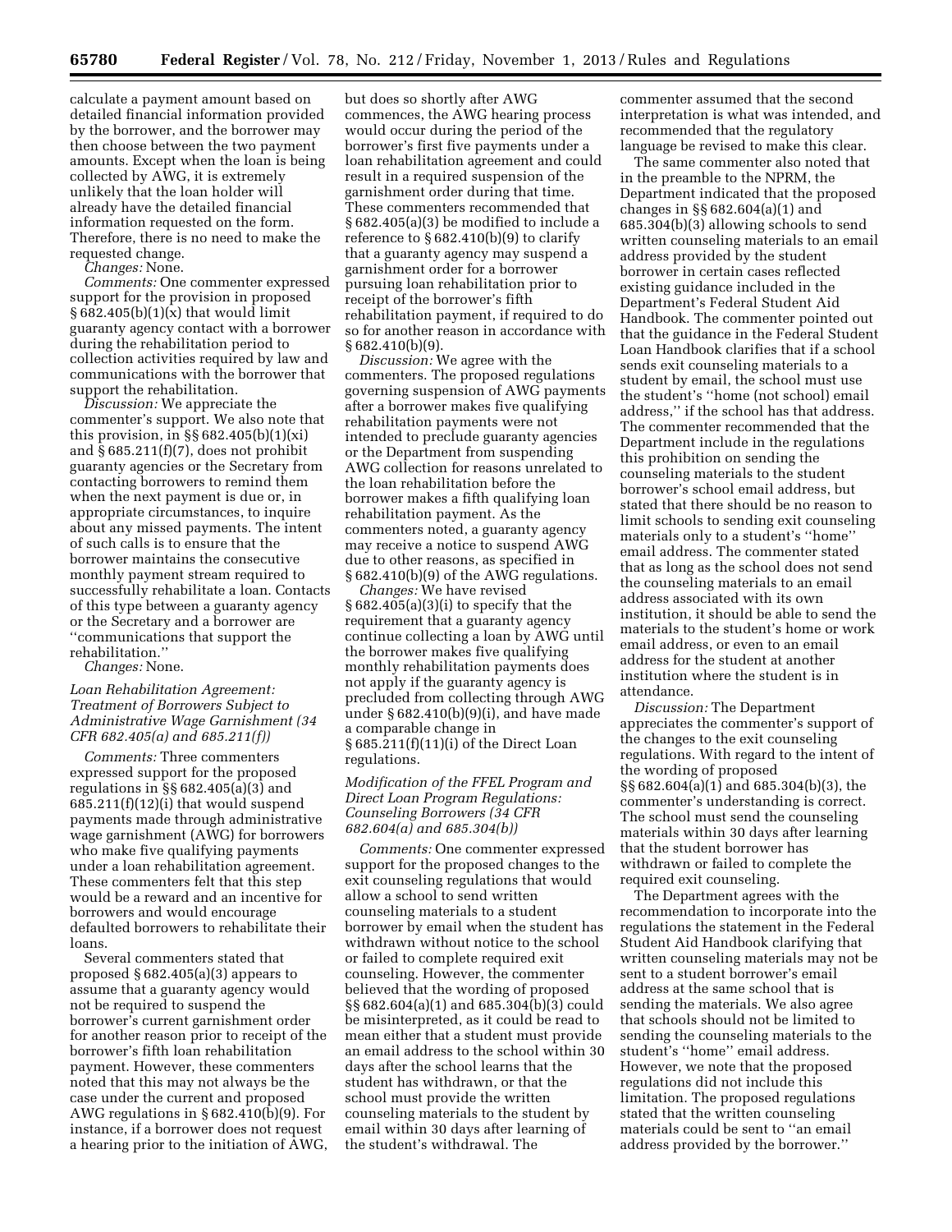calculate a payment amount based on detailed financial information provided by the borrower, and the borrower may then choose between the two payment amounts. Except when the loan is being collected by AWG, it is extremely unlikely that the loan holder will already have the detailed financial information requested on the form. Therefore, there is no need to make the requested change.

*Changes:* None.

*Comments:* One commenter expressed support for the provision in proposed § 682.405(b)(1)(x) that would limit guaranty agency contact with a borrower during the rehabilitation period to collection activities required by law and communications with the borrower that support the rehabilitation.

*Discussion:* We appreciate the commenter's support. We also note that this provision, in §§ 682.405(b)(1)(xi) and § 685.211(f)(7), does not prohibit guaranty agencies or the Secretary from contacting borrowers to remind them when the next payment is due or, in appropriate circumstances, to inquire about any missed payments. The intent of such calls is to ensure that the borrower maintains the consecutive monthly payment stream required to successfully rehabilitate a loan. Contacts of this type between a guaranty agency or the Secretary and a borrower are ''communications that support the rehabilitation.''

*Changes:* None.

*Loan Rehabilitation Agreement: Treatment of Borrowers Subject to Administrative Wage Garnishment (34 CFR 682.405(a) and 685.211(f))*

*Comments:* Three commenters expressed support for the proposed regulations in §§ 682.405(a)(3) and 685.211(f)(12)(i) that would suspend payments made through administrative wage garnishment (AWG) for borrowers who make five qualifying payments under a loan rehabilitation agreement. These commenters felt that this step would be a reward and an incentive for borrowers and would encourage defaulted borrowers to rehabilitate their loans.

Several commenters stated that proposed § 682.405(a)(3) appears to assume that a guaranty agency would not be required to suspend the borrower's current garnishment order for another reason prior to receipt of the borrower's fifth loan rehabilitation payment. However, these commenters noted that this may not always be the case under the current and proposed AWG regulations in § 682.410(b)(9). For instance, if a borrower does not request a hearing prior to the initiation of AWG, but does so shortly after AWG commences, the AWG hearing process would occur during the period of the borrower's first five payments under a loan rehabilitation agreement and could result in a required suspension of the garnishment order during that time. These commenters recommended that § 682.405(a)(3) be modified to include a reference to § 682.410(b)(9) to clarify that a guaranty agency may suspend a garnishment order for a borrower pursuing loan rehabilitation prior to receipt of the borrower's fifth rehabilitation payment, if required to do so for another reason in accordance with § 682.410(b)(9).

*Discussion:* We agree with the commenters. The proposed regulations governing suspension of AWG payments after a borrower makes five qualifying rehabilitation payments were not intended to preclude guaranty agencies or the Department from suspending AWG collection for reasons unrelated to the loan rehabilitation before the borrower makes a fifth qualifying loan rehabilitation payment. As the commenters noted, a guaranty agency may receive a notice to suspend AWG due to other reasons, as specified in § 682.410(b)(9) of the AWG regulations.

*Changes:* We have revised § 682.405(a)(3)(i) to specify that the requirement that a guaranty agency continue collecting a loan by AWG until the borrower makes five qualifying monthly rehabilitation payments does not apply if the guaranty agency is precluded from collecting through AWG under § 682.410(b)(9)(i), and have made a comparable change in § 685.211(f)(11)(i) of the Direct Loan regulations.

*Modification of the FFEL Program and Direct Loan Program Regulations: Counseling Borrowers (34 CFR 682.604(a) and 685.304(b))*

*Comments:* One commenter expressed support for the proposed changes to the exit counseling regulations that would allow a school to send written counseling materials to a student borrower by email when the student has withdrawn without notice to the school or failed to complete required exit counseling. However, the commenter believed that the wording of proposed §§ 682.604(a)(1) and 685.304(b)(3) could be misinterpreted, as it could be read to mean either that a student must provide an email address to the school within 30 days after the school learns that the student has withdrawn, or that the school must provide the written counseling materials to the student by email within 30 days after learning of the student's withdrawal. The commenter assumed that the second interpretation is what was intended, and recommended that the regulatory language be revised to make this clear.

The same commenter also noted that in the preamble to the NPRM, the Department indicated that the proposed changes in §§ 682.604(a)(1) and 685.304(b)(3) allowing schools to send written counseling materials to an email address provided by the student borrower in certain cases reflected existing guidance included in the Department's Federal Student Aid Handbook. The commenter pointed out that the guidance in the Federal Student Loan Handbook clarifies that if a school sends exit counseling materials to a student by email, the school must use the student's ''home (not school) email address,'' if the school has that address. The commenter recommended that the Department include in the regulations this prohibition on sending the counseling materials to the student borrower's school email address, but stated that there should be no reason to limit schools to sending exit counseling materials only to a student's ''home'' email address. The commenter stated that as long as the school does not send the counseling materials to an email address associated with its own institution, it should be able to send the materials to the student's home or work email address, or even to an email address for the student at another institution where the student is in attendance.

*Discussion:* The Department appreciates the commenter's support of the changes to the exit counseling regulations. With regard to the intent of the wording of proposed §§ 682.604(a)(1) and 685.304(b)(3), the commenter's understanding is correct. The school must send the counseling materials within 30 days after learning that the student borrower has withdrawn or failed to complete the required exit counseling.

The Department agrees with the recommendation to incorporate into the regulations the statement in the Federal Student Aid Handbook clarifying that written counseling materials may not be sent to a student borrower's email address at the same school that is sending the materials. We also agree that schools should not be limited to sending the counseling materials to the student's ''home'' email address. However, we note that the proposed regulations did not include this limitation. The proposed regulations stated that the written counseling materials could be sent to ''an email address provided by the borrower.''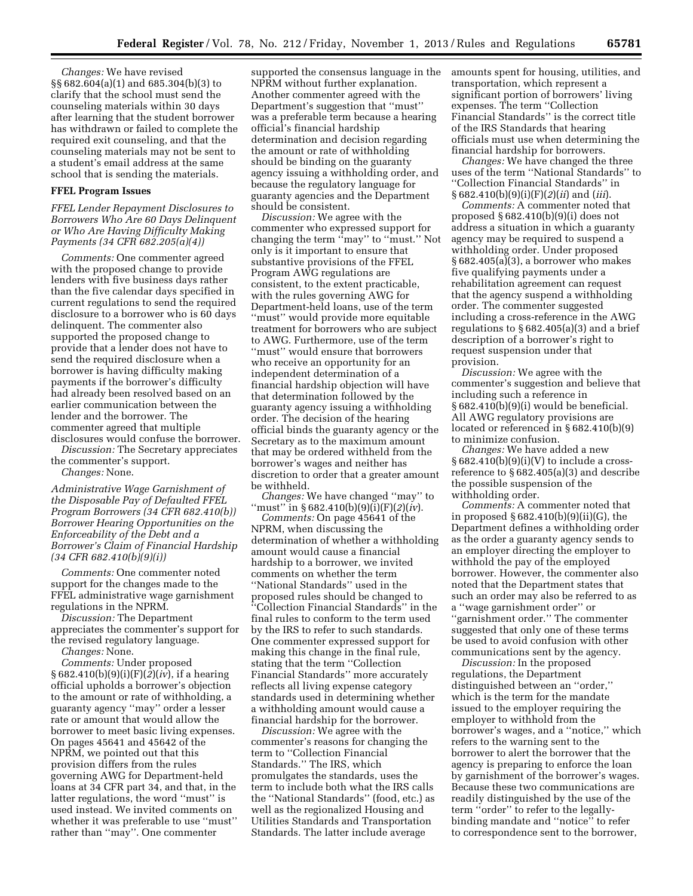*Changes:* We have revised §§ 682.604(a)(1) and 685.304(b)(3) to clarify that the school must send the counseling materials within 30 days after learning that the student borrower has withdrawn or failed to complete the required exit counseling, and that the counseling materials may not be sent to a student's email address at the same school that is sending the materials.

## FFEL Program Issues

### *FFEL Lender Repayment Disclosures to Borrowers Who Are 60 Days Delinquent or Who Are Having Difficulty Making Payments (34 CFR 682.205(a)(4))*

*Comments:* One commenter agreed with the proposed change to provide lenders with five business days rather than the five calendar days specified in current regulations to send the required disclosure to a borrower who is 60 days delinquent. The commenter also supported the proposed change to provide that a lender does not have to send the required disclosure when a borrower is having difficulty making payments if the borrower's difficulty had already been resolved based on an earlier communication between the lender and the borrower. The commenter agreed that multiple disclosures would confuse the borrower.

*Discussion:* The Secretary appreciates the commenter's support.

*Changes:* None.

### *Administrative Wage Garnishment of the Disposable Pay of Defaulted FFEL Program Borrowers (34 CFR 682.410(b)) Borrower Hearing Opportunities on the Enforceability of the Debt and a Borrower's Claim of Financial Hardship (34 CFR 682.410(b)(9)(i))*

*Comments:* One commenter noted support for the changes made to the FFEL administrative wage garnishment regulations in the NPRM.

*Discussion:* The Department appreciates the commenter's support for the revised regulatory language.

*Changes:* None.

*Comments:* Under proposed § 682.410(b)(9)(i)(F)(*2*)(*iv*), if a hearing official upholds a borrower's objection to the amount or rate of withholding, a guaranty agency "may" order a lesser rate or amount that would allow the borrower to meet basic living expenses. On pages 45641 and 45642 of the NPRM, we pointed out that this provision differs from the rules governing AWG for Department-held loans at 34 CFR part 34, and that, in the latter regulations, the word "must" is used instead. We invited comments on whether it was preferable to use "must" rather than "may". One commenter supported the consensus language in the NPRM without further explanation. Another commenter agreed with the Department's suggestion that "must" was a preferable term because a hearing official's financial hardship determination and decision regarding the amount or rate of withholding should be binding on the guaranty agency issuing a withholding order, and because the regulatory language for guaranty agencies and the Department should be consistent.

*Discussion:* We agree with the commenter who expressed support for changing the term "may" to "must." Not only is it important to ensure that substantive provisions of the FFEL Program AWG regulations are consistent, to the extent practicable, with the rules governing AWG for Department-held loans, use of the term "must" would provide more equitable treatment for borrowers who are subject to AWG. Furthermore, use of the term "must" would ensure that borrowers who receive an opportunity for an independent determination of a financial hardship objection will have that determination followed by the guaranty agency issuing a withholding order. The decision of the hearing official binds the guaranty agency or the Secretary as to the maximum amount that may be ordered withheld from the borrower's wages and neither has discretion to order that a greater amount be withheld.

*Changes:* We have changed "may" to "must" in § 682.410(b)(9)(i)(F)(*2*)(*iv*).

*Comments:* On page 45641 of the NPRM, when discussing the determination of whether a withholding amount would cause a financial hardship to a borrower, we invited comments on whether the term "National Standards" used in the proposed rules should be changed to "Collection Financial Standards" in the final rules to conform to the term used by the IRS to refer to such standards. One commenter expressed support for making this change in the final rule, stating that the term "Collection Financial Standards" more accurately reflects all living expense category standards used in determining whether a withholding amount would cause a financial hardship for the borrower.

*Discussion:* We agree with the commenter's reasons for changing the term to "Collection Financial Standards." The IRS, which promulgates the standards, uses the term to include both what the IRS calls the "National Standards" (food, etc.) as well as the regionalized Housing and Utilities Standards and Transportation Standards. The latter include average amounts spent for housing, utilities, and transportation, which represent a significant portion of borrowers' living expenses. The term "Collection Financial Standards" is the correct title of the IRS Standards that hearing officials must use when determining the financial hardship for borrowers.

*Changes:* We have changed the three uses of the term "National Standards" to "Collection Financial Standards" in § 682.410(b)(9)(i)(F)(*2*)(*ii*) and (*iii*).

*Comments:* A commenter noted that proposed § 682.410(b)(9)(i) does not address a situation in which a guaranty agency may be required to suspend a withholding order. Under proposed § 682.405(a)(3), a borrower who makes five qualifying payments under a rehabilitation agreement can request that the agency suspend a withholding order. The commenter suggested including a cross-reference in the AWG regulations to § 682.405(a)(3) and a brief description of a borrower's right to request suspension under that provision.

*Discussion:* We agree with the commenter's suggestion and believe that including such a reference in § 682.410(b)(9)(i) would be beneficial. All AWG regulatory provisions are located or referenced in § 682.410(b)(9) to minimize confusion.

*Changes:* We have added a new § 682.410(b)(9)(i)(V) to include a cross-reference to § 682.405(a)(3) and describe the possible suspension of the withholding order.

*Comments:* A commenter noted that in proposed § 682.410(b)(9)(ii)(G), the Department defines a withholding order as the order a guaranty agency sends to an employer directing the employer to withhold the pay of the employed borrower. However, the commenter also noted that the Department states that such an order may also be referred to as a "wage garnishment order" or "garnishment order." The commenter suggested that only one of these terms be used to avoid confusion with other communications sent by the agency.

*Discussion:* In the proposed regulations, the Department distinguished between an "order," which is the term for the mandate issued to the employer requiring the employer to withhold from the borrower's wages, and a "notice," which refers to the warning sent to the borrower to alert the borrower that the agency is preparing to enforce the loan by garnishment of the borrower's wages. Because these two communications are readily distinguished by the use of the term "order" to refer to the legally-binding mandate and "notice" to refer to correspondence sent to the borrower,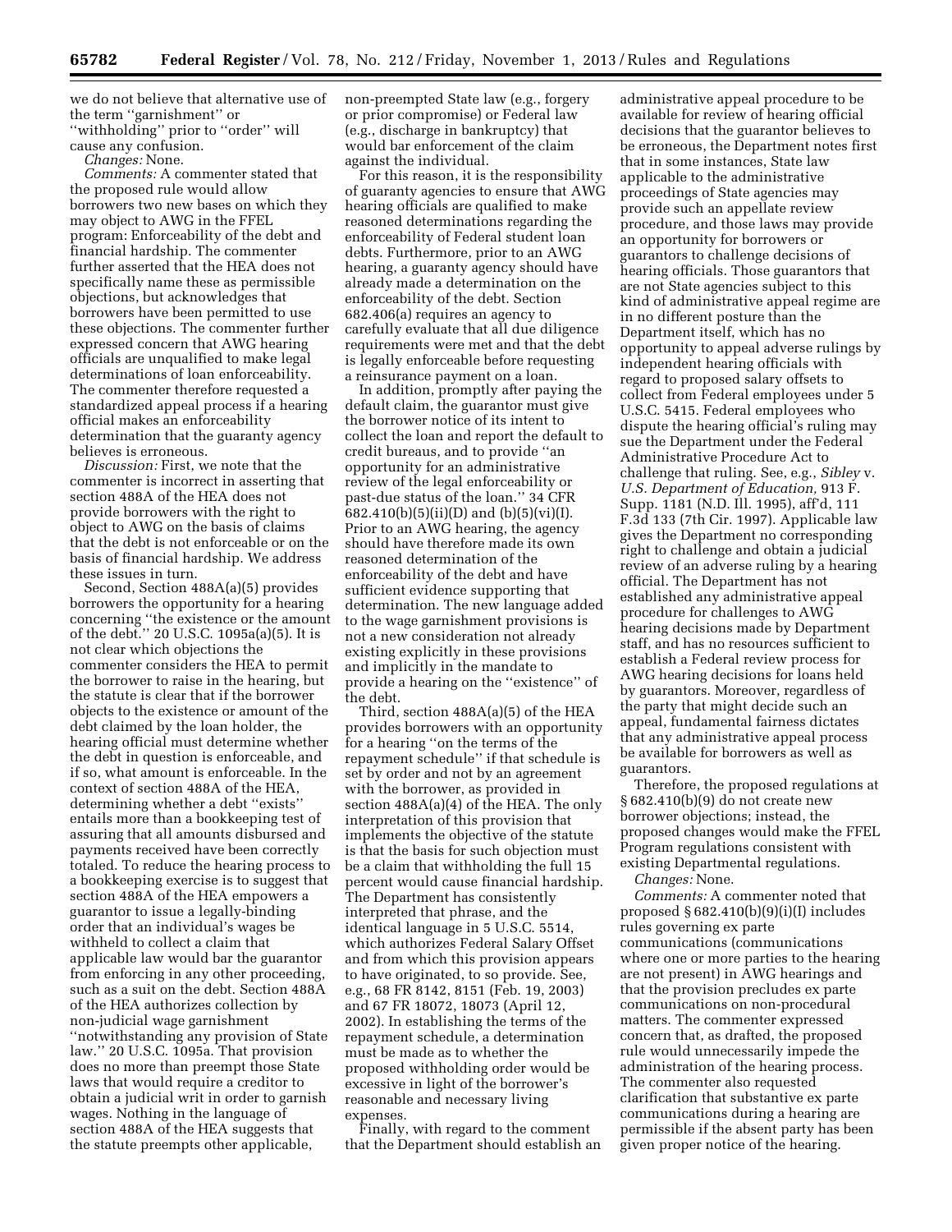we do not believe that alternative use of the term ''garnishment'' or ''withholding'' prior to ''order'' will cause any confusion.

*Changes:* None.

*Comments:* A commenter stated that the proposed rule would allow borrowers two new bases on which they may object to AWG in the FFEL program: Enforceability of the debt and financial hardship. The commenter further asserted that the HEA does not specifically name these as permissible objections, but acknowledges that borrowers have been permitted to use these objections. The commenter further expressed concern that AWG hearing officials are unqualified to make legal determinations of loan enforceability. The commenter therefore requested a standardized appeal process if a hearing official makes an enforceability determination that the guaranty agency believes is erroneous.

*Discussion:* First, we note that the commenter is incorrect in asserting that section 488A of the HEA does not provide borrowers with the right to object to AWG on the basis of claims that the debt is not enforceable or on the basis of financial hardship. We address these issues in turn.

Second, Section 488A(a)(5) provides borrowers the opportunity for a hearing concerning ''the existence or the amount of the debt.'' 20 U.S.C. 1095a(a)(5). It is not clear which objections the commenter considers the HEA to permit the borrower to raise in the hearing, but the statute is clear that if the borrower objects to the existence or amount of the debt claimed by the loan holder, the hearing official must determine whether the debt in question is enforceable, and if so, what amount is enforceable. In the context of section 488A of the HEA, determining whether a debt ''exists'' entails more than a bookkeeping test of assuring that all amounts disbursed and payments received have been correctly totaled. To reduce the hearing process to a bookkeeping exercise is to suggest that section 488A of the HEA empowers a guarantor to issue a legally-binding order that an individual's wages be withheld to collect a claim that applicable law would bar the guarantor from enforcing in any other proceeding, such as a suit on the debt. Section 488A of the HEA authorizes collection by non-judicial wage garnishment ''notwithstanding any provision of State law.'' 20 U.S.C. 1095a. That provision does no more than preempt those State laws that would require a creditor to obtain a judicial writ in order to garnish wages. Nothing in the language of section 488A of the HEA suggests that the statute preempts other applicable, non-preempted State law (e.g., forgery or prior compromise) or Federal law (e.g., discharge in bankruptcy) that would bar enforcement of the claim against the individual.

For this reason, it is the responsibility of guaranty agencies to ensure that AWG hearing officials are qualified to make reasoned determinations regarding the enforceability of Federal student loan debts. Furthermore, prior to an AWG hearing, a guaranty agency should have already made a determination on the enforceability of the debt. Section 682.406(a) requires an agency to carefully evaluate that all due diligence requirements were met and that the debt is legally enforceable before requesting a reinsurance payment on a loan.

In addition, promptly after paying the default claim, the guarantor must give the borrower notice of its intent to collect the loan and report the default to credit bureaus, and to provide ''an opportunity for an administrative review of the legal enforceability or past-due status of the loan.'' 34 CFR 682.410(b)(5)(ii)(D) and (b)(5)(vi)(I). Prior to an AWG hearing, the agency should have therefore made its own reasoned determination of the enforceability of the debt and have sufficient evidence supporting that determination. The new language added to the wage garnishment provisions is not a new consideration not already existing explicitly in these provisions and implicitly in the mandate to provide a hearing on the ''existence'' of the debt.

Third, section 488A(a)(5) of the HEA provides borrowers with an opportunity for a hearing ''on the terms of the repayment schedule'' if that schedule is set by order and not by an agreement with the borrower, as provided in section 488A(a)(4) of the HEA. The only interpretation of this provision that implements the objective of the statute is that the basis for such objection must be a claim that withholding the full 15 percent would cause financial hardship. The Department has consistently interpreted that phrase, and the identical language in 5 U.S.C. 5514, which authorizes Federal Salary Offset and from which this provision appears to have originated, to so provide. See, e.g., 68 FR 8142, 8151 (Feb. 19, 2003) and 67 FR 18072, 18073 (April 12, 2002). In establishing the terms of the repayment schedule, a determination must be made as to whether the proposed withholding order would be excessive in light of the borrower's reasonable and necessary living expenses.

Finally, with regard to the comment that the Department should establish an administrative appeal procedure to be available for review of hearing official decisions that the guarantor believes to be erroneous, the Department notes first that in some instances, State law applicable to the administrative proceedings of State agencies may provide such an appellate review procedure, and those laws may provide an opportunity for borrowers or guarantors to challenge decisions of hearing officials. Those guarantors that are not State agencies subject to this kind of administrative appeal regime are in no different posture than the Department itself, which has no opportunity to appeal adverse rulings by independent hearing officials with regard to proposed salary offsets to collect from Federal employees under 5 U.S.C. 5415. Federal employees who dispute the hearing official's ruling may sue the Department under the Federal Administrative Procedure Act to challenge that ruling. See, e.g., *Sibley* v. *U.S. Department of Education,* 913 F. Supp. 1181 (N.D. Ill. 1995), aff'd, 111 F.3d 133 (7th Cir. 1997). Applicable law gives the Department no corresponding right to challenge and obtain a judicial review of an adverse ruling by a hearing official. The Department has not established any administrative appeal procedure for challenges to AWG hearing decisions made by Department staff, and has no resources sufficient to establish a Federal review process for AWG hearing decisions for loans held by guarantors. Moreover, regardless of the party that might decide such an appeal, fundamental fairness dictates that any administrative appeal process be available for borrowers as well as guarantors.

Therefore, the proposed regulations at § 682.410(b)(9) do not create new borrower objections; instead, the proposed changes would make the FFEL Program regulations consistent with existing Departmental regulations.

*Changes:* None.

*Comments:* A commenter noted that proposed § 682.410(b)(9)(i)(I) includes rules governing ex parte communications (communications where one or more parties to the hearing are not present) in AWG hearings and that the provision precludes ex parte communications on non-procedural matters. The commenter expressed concern that, as drafted, the proposed rule would unnecessarily impede the administration of the hearing process. The commenter also requested clarification that substantive ex parte communications during a hearing are permissible if the absent party has been given proper notice of the hearing.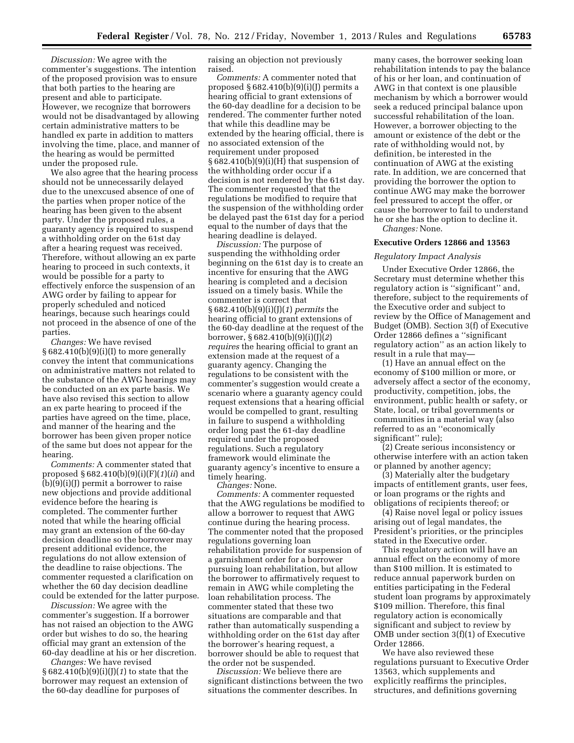*Discussion:* We agree with the commenter's suggestions. The intention of the proposed provision was to ensure that both parties to the hearing are present and able to participate. However, we recognize that borrowers would not be disadvantaged by allowing certain administrative matters to be handled ex parte in addition to matters involving the time, place, and manner of the hearing as would be permitted under the proposed rule.

We also agree that the hearing process should not be unnecessarily delayed due to the unexcused absence of one of the parties when proper notice of the hearing has been given to the absent party. Under the proposed rules, a guaranty agency is required to suspend a withholding order on the 61st day after a hearing request was received. Therefore, without allowing an ex parte hearing to proceed in such contexts, it would be possible for a party to effectively enforce the suspension of an AWG order by failing to appear for properly scheduled and noticed hearings, because such hearings could not proceed in the absence of one of the parties.

*Changes:* We have revised § 682.410(b)(9)(i)(I) to more generally convey the intent that communications on administrative matters not related to the substance of the AWG hearings may be conducted on an ex parte basis. We have also revised this section to allow an ex parte hearing to proceed if the parties have agreed on the time, place, and manner of the hearing and the borrower has been given proper notice of the same but does not appear for the hearing.

*Comments:* A commenter stated that proposed § 682.410(b)(9)(i)(F)(*1*)(*ii*) and (b)(9)(i)(J) permit a borrower to raise new objections and provide additional evidence before the hearing is completed. The commenter further noted that while the hearing official may grant an extension of the 60-day decision deadline so the borrower may present additional evidence, the regulations do not allow extension of the deadline to raise objections. The commenter requested a clarification on whether the 60 day decision deadline could be extended for the latter purpose.

*Discussion:* We agree with the commenter's suggestion. If a borrower has not raised an objection to the AWG order but wishes to do so, the hearing official may grant an extension of the 60-day deadline at his or her discretion.

*Changes:* We have revised § 682.410(b)(9)(i)(J)(*1*) to state that the borrower may request an extension of the 60-day deadline for purposes of raising an objection not previously raised.

*Comments:* A commenter noted that proposed § 682.410(b)(9)(i)(J) permits a hearing official to grant extensions of the 60-day deadline for a decision to be rendered. The commenter further noted that while this deadline may be extended by the hearing official, there is no associated extension of the requirement under proposed § 682.410(b)(9)(i)(H) that suspension of the withholding order occur if a decision is not rendered by the 61st day. The commenter requested that the regulations be modified to require that the suspension of the withholding order be delayed past the 61st day for a period equal to the number of days that the hearing deadline is delayed.

*Discussion:* The purpose of suspending the withholding order beginning on the 61st day is to create an incentive for ensuring that the AWG hearing is completed and a decision issued on a timely basis. While the commenter is correct that § 682.410(b)(9)(i)(J)(*1*) *permits* the hearing official to grant extensions of the 60-day deadline at the request of the borrower, § 682.410(b)(9)(i)(J)(*2*) *requires* the hearing official to grant an extension made at the request of a guaranty agency. Changing the regulations to be consistent with the commenter's suggestion would create a scenario where a guaranty agency could request extensions that a hearing official would be compelled to grant, resulting in failure to suspend a withholding order long past the 61-day deadline required under the proposed regulations. Such a regulatory framework would eliminate the guaranty agency's incentive to ensure a timely hearing.

*Changes:* None.

*Comments:* A commenter requested that the AWG regulations be modified to allow a borrower to request that AWG continue during the hearing process. The commenter noted that the proposed regulations governing loan rehabilitation provide for suspension of a garnishment order for a borrower pursuing loan rehabilitation, but allow the borrower to affirmatively request to remain in AWG while completing the loan rehabilitation process. The commenter stated that these two situations are comparable and that rather than automatically suspending a withholding order on the 61st day after the borrower's hearing request, a borrower should be able to request that the order not be suspended.

*Discussion:* We believe there are significant distinctions between the two situations the commenter describes. In many cases, the borrower seeking loan rehabilitation intends to pay the balance of his or her loan, and continuation of AWG in that context is one plausible mechanism by which a borrower would seek a reduced principal balance upon successful rehabilitation of the loan. However, a borrower objecting to the amount or existence of the debt or the rate of withholding would not, by definition, be interested in the continuation of AWG at the existing rate. In addition, we are concerned that providing the borrower the option to continue AWG may make the borrower feel pressured to accept the offer, or cause the borrower to fail to understand he or she has the option to decline it.

*Changes:* None.

## Executive Orders 12866 and 13563

### *Regulatory Impact Analysis*

Under Executive Order 12866, the Secretary must determine whether this regulatory action is "significant" and, therefore, subject to the requirements of the Executive order and subject to review by the Office of Management and Budget (OMB). Section 3(f) of Executive Order 12866 defines a "significant regulatory action" as an action likely to result in a rule that may—

(1) Have an annual effect on the economy of $100 million or more, or adversely affect a sector of the economy, productivity, competition, jobs, the environment, public health or safety, or State, local, or tribal governments or communities in a material way (also referred to as an "economically significant" rule);

(2) Create serious inconsistency or otherwise interfere with an action taken or planned by another agency;

(3) Materially alter the budgetary impacts of entitlement grants, user fees, or loan programs or the rights and obligations of recipients thereof; or

(4) Raise novel legal or policy issues arising out of legal mandates, the President's priorities, or the principles stated in the Executive order.

This regulatory action will have an annual effect on the economy of more than $100 million. It is estimated to reduce annual paperwork burden on entities participating in the Federal student loan programs by approximately $109 million. Therefore, this final regulatory action is economically significant and subject to review by OMB under section 3(f)(1) of Executive Order 12866.

We have also reviewed these regulations pursuant to Executive Order 13563, which supplements and explicitly reaffirms the principles, structures, and definitions governing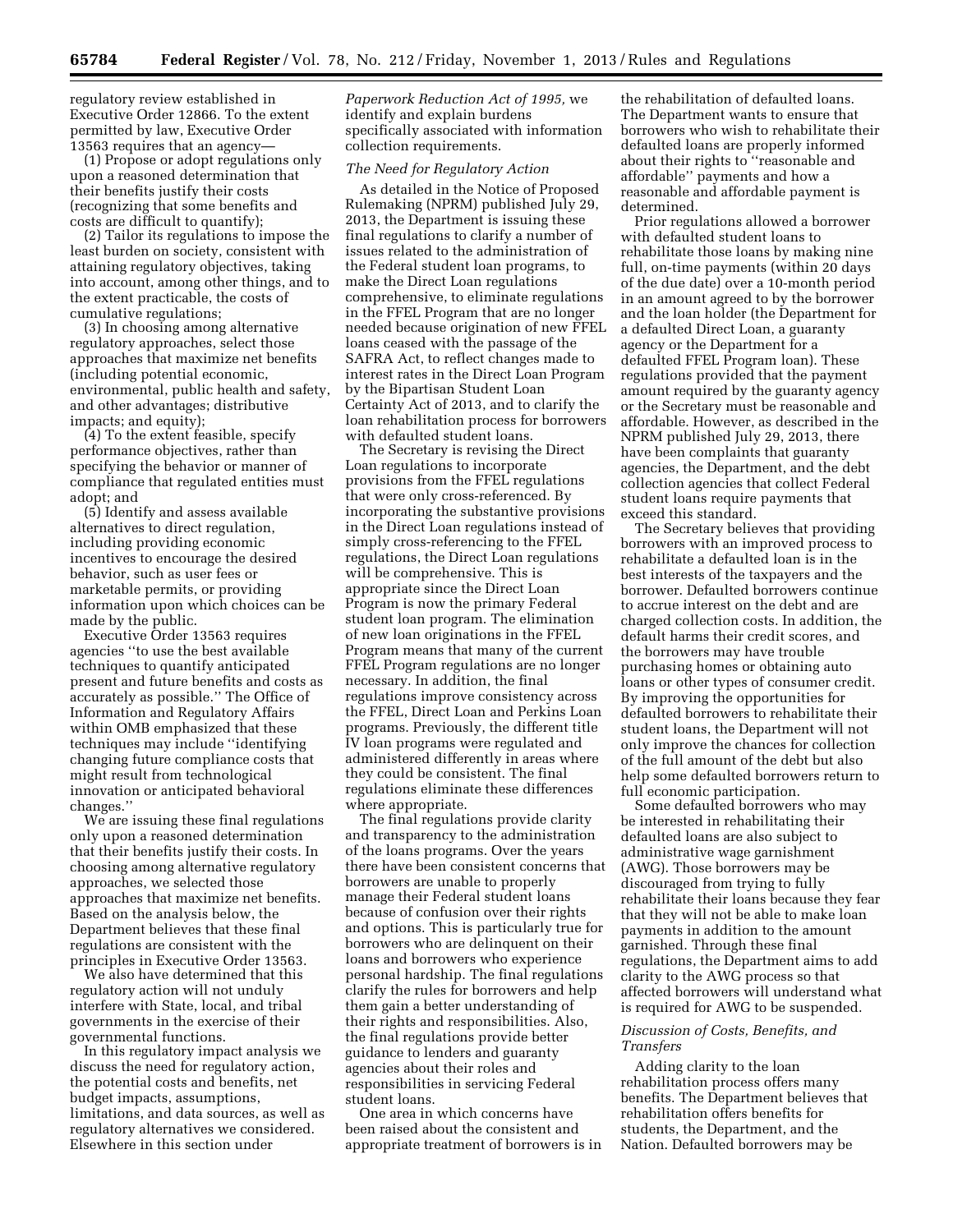regulatory review established in Executive Order 12866. To the extent permitted by law, Executive Order 13563 requires that an agency—

(1) Propose or adopt regulations only upon a reasoned determination that their benefits justify their costs (recognizing that some benefits and costs are difficult to quantify);

(2) Tailor its regulations to impose the least burden on society, consistent with attaining regulatory objectives, taking into account, among other things, and to the extent practicable, the costs of cumulative regulations;

(3) In choosing among alternative regulatory approaches, select those approaches that maximize net benefits (including potential economic, environmental, public health and safety, and other advantages; distributive impacts; and equity);

(4) To the extent feasible, specify performance objectives, rather than specifying the behavior or manner of compliance that regulated entities must adopt; and

(5) Identify and assess available alternatives to direct regulation, including providing economic incentives to encourage the desired behavior, such as user fees or marketable permits, or providing information upon which choices can be made by the public.

Executive Order 13563 requires agencies "to use the best available techniques to quantify anticipated present and future benefits and costs as accurately as possible." The Office of Information and Regulatory Affairs within OMB emphasized that these techniques may include "identifying changing future compliance costs that might result from technological innovation or anticipated behavioral changes."

We are issuing these final regulations only upon a reasoned determination that their benefits justify their costs. In choosing among alternative regulatory approaches, we selected those approaches that maximize net benefits. Based on the analysis below, the Department believes that these final regulations are consistent with the principles in Executive Order 13563.

We also have determined that this regulatory action will not unduly interfere with State, local, and tribal governments in the exercise of their governmental functions.

In this regulatory impact analysis we discuss the need for regulatory action, the potential costs and benefits, net budget impacts, assumptions, limitations, and data sources, as well as regulatory alternatives we considered. Elsewhere in this section under *Paperwork Reduction Act of 1995,* we identify and explain burdens specifically associated with information collection requirements.

*The Need for Regulatory Action*

As detailed in the Notice of Proposed Rulemaking (NPRM) published July 29, 2013, the Department is issuing these final regulations to clarify a number of issues related to the administration of the Federal student loan programs, to make the Direct Loan regulations comprehensive, to eliminate regulations in the FFEL Program that are no longer needed because origination of new FFEL loans ceased with the passage of the SAFRA Act, to reflect changes made to interest rates in the Direct Loan Program by the Bipartisan Student Loan Certainty Act of 2013, and to clarify the loan rehabilitation process for borrowers with defaulted student loans.

The Secretary is revising the Direct Loan regulations to incorporate provisions from the FFEL regulations that were only cross-referenced. By incorporating the substantive provisions in the Direct Loan regulations instead of simply cross-referencing to the FFEL regulations, the Direct Loan regulations will be comprehensive. This is appropriate since the Direct Loan Program is now the primary Federal student loan program. The elimination of new loan originations in the FFEL Program means that many of the current FFEL Program regulations are no longer necessary. In addition, the final regulations improve consistency across the FFEL, Direct Loan and Perkins Loan programs. Previously, the different title IV loan programs were regulated and administered differently in areas where they could be consistent. The final regulations eliminate these differences where appropriate.

The final regulations provide clarity and transparency to the administration of the loans programs. Over the years there have been consistent concerns that borrowers are unable to properly manage their Federal student loans because of confusion over their rights and options. This is particularly true for borrowers who are delinquent on their loans and borrowers who experience personal hardship. The final regulations clarify the rules for borrowers and help them gain a better understanding of their rights and responsibilities. Also, the final regulations provide better guidance to lenders and guaranty agencies about their roles and responsibilities in servicing Federal student loans.

One area in which concerns have been raised about the consistent and appropriate treatment of borrowers is in the rehabilitation of defaulted loans. The Department wants to ensure that borrowers who wish to rehabilitate their defaulted loans are properly informed about their rights to "reasonable and affordable" payments and how a reasonable and affordable payment is determined.

Prior regulations allowed a borrower with defaulted student loans to rehabilitate those loans by making nine full, on-time payments (within 20 days of the due date) over a 10-month period in an amount agreed to by the borrower and the loan holder (the Department for a defaulted Direct Loan, a guaranty agency or the Department for a defaulted FFEL Program loan). These regulations provided that the payment amount required by the guaranty agency or the Secretary must be reasonable and affordable. However, as described in the NPRM published July 29, 2013, there have been complaints that guaranty agencies, the Department, and the debt collection agencies that collect Federal student loans require payments that exceed this standard.

The Secretary believes that providing borrowers with an improved process to rehabilitate a defaulted loan is in the best interests of the taxpayers and the borrower. Defaulted borrowers continue to accrue interest on the debt and are charged collection costs. In addition, the default harms their credit scores, and the borrowers may have trouble purchasing homes or obtaining auto loans or other types of consumer credit. By improving the opportunities for defaulted borrowers to rehabilitate their student loans, the Department will not only improve the chances for collection of the full amount of the debt but also help some defaulted borrowers return to full economic participation.

Some defaulted borrowers who may be interested in rehabilitating their defaulted loans are also subject to administrative wage garnishment (AWG). Those borrowers may be discouraged from trying to fully rehabilitate their loans because they fear that they will not be able to make loan payments in addition to the amount garnished. Through these final regulations, the Department aims to add clarity to the AWG process so that affected borrowers will understand what is required for AWG to be suspended.

*Discussion of Costs, Benefits, and Transfers*

Adding clarity to the loan rehabilitation process offers many benefits. The Department believes that rehabilitation offers benefits for students, the Department, and the Nation. Defaulted borrowers may be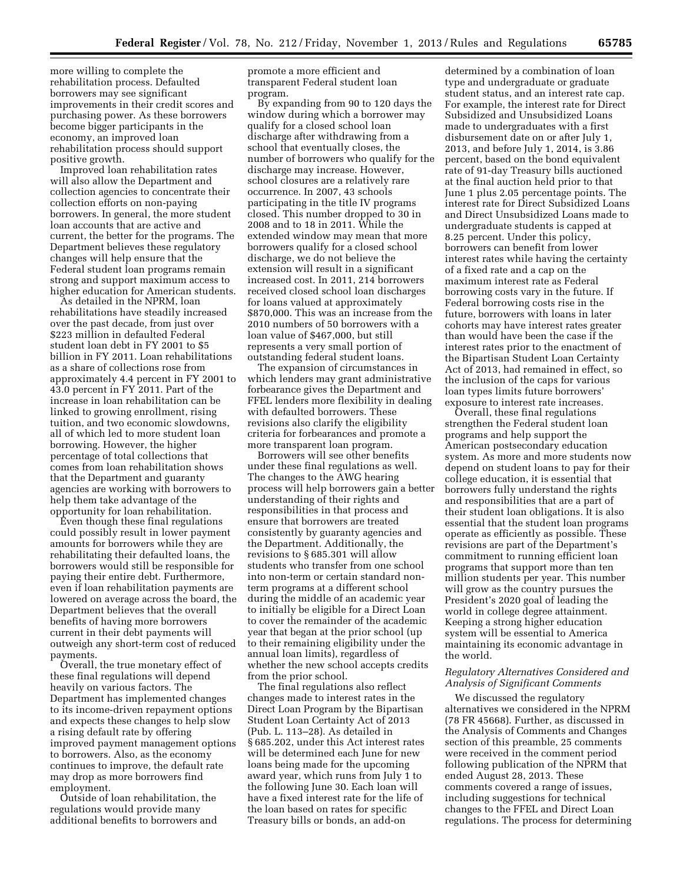more willing to complete the rehabilitation process. Defaulted borrowers may see significant improvements in their credit scores and purchasing power. As these borrowers become bigger participants in the economy, an improved loan rehabilitation process should support positive growth.

Improved loan rehabilitation rates will also allow the Department and collection agencies to concentrate their collection efforts on non-paying borrowers. In general, the more student loan accounts that are active and current, the better for the programs. The Department believes these regulatory changes will help ensure that the Federal student loan programs remain strong and support maximum access to higher education for American students.

As detailed in the NPRM, loan rehabilitations have steadily increased over the past decade, from just over $223 million in defaulted Federal student loan debt in FY 2001 to $5 billion in FY 2011. Loan rehabilitations as a share of collections rose from approximately 4.4 percent in FY 2001 to 43.0 percent in FY 2011. Part of the increase in loan rehabilitation can be linked to growing enrollment, rising tuition, and two economic slowdowns, all of which led to more student loan borrowing. However, the higher percentage of total collections that comes from loan rehabilitation shows that the Department and guaranty agencies are working with borrowers to help them take advantage of the opportunity for loan rehabilitation.

Even though these final regulations could possibly result in lower payment amounts for borrowers while they are rehabilitating their defaulted loans, the borrowers would still be responsible for paying their entire debt. Furthermore, even if loan rehabilitation payments are lowered on average across the board, the Department believes that the overall benefits of having more borrowers current in their debt payments will outweigh any short-term cost of reduced payments.

Overall, the true monetary effect of these final regulations will depend heavily on various factors. The Department has implemented changes to its income-driven repayment options and expects these changes to help slow a rising default rate by offering improved payment management options to borrowers. Also, as the economy continues to improve, the default rate may drop as more borrowers find employment.

Outside of loan rehabilitation, the regulations would provide many additional benefits to borrowers and promote a more efficient and transparent Federal student loan program.

By expanding from 90 to 120 days the window during which a borrower may qualify for a closed school loan discharge after withdrawing from a school that eventually closes, the number of borrowers who qualify for the discharge may increase. However, school closures are a relatively rare occurrence. In 2007, 43 schools participating in the title IV programs closed. This number dropped to 30 in 2008 and to 18 in 2011. While the extended window may mean that more borrowers qualify for a closed school discharge, we do not believe the extension will result in a significant increased cost. In 2011, 214 borrowers received closed school loan discharges for loans valued at approximately $870,000. This was an increase from the 2010 numbers of 50 borrowers with a loan value of $467,000, but still represents a very small portion of outstanding federal student loans.

The expansion of circumstances in which lenders may grant administrative forbearance gives the Department and FFEL lenders more flexibility in dealing with defaulted borrowers. These revisions also clarify the eligibility criteria for forbearances and promote a more transparent loan program.

Borrowers will see other benefits under these final regulations as well. The changes to the AWG hearing process will help borrowers gain a better understanding of their rights and responsibilities in that process and ensure that borrowers are treated consistently by guaranty agencies and the Department. Additionally, the revisions to § 685.301 will allow students who transfer from one school into non-term or certain standard non-term programs at a different school during the middle of an academic year to initially be eligible for a Direct Loan to cover the remainder of the academic year that began at the prior school (up to their remaining eligibility under the annual loan limits), regardless of whether the new school accepts credits from the prior school.

The final regulations also reflect changes made to interest rates in the Direct Loan Program by the Bipartisan Student Loan Certainty Act of 2013 (Pub. L. 113–28). As detailed in § 685.202, under this Act interest rates will be determined each June for new loans being made for the upcoming award year, which runs from July 1 to the following June 30. Each loan will have a fixed interest rate for the life of the loan based on rates for specific Treasury bills or bonds, an add-on determined by a combination of loan type and undergraduate or graduate student status, and an interest rate cap. For example, the interest rate for Direct Subsidized and Unsubsidized Loans made to undergraduates with a first disbursement date on or after July 1, 2013, and before July 1, 2014, is 3.86 percent, based on the bond equivalent rate of 91-day Treasury bills auctioned at the final auction held prior to that June 1 plus 2.05 percentage points. The interest rate for Direct Subsidized Loans and Direct Unsubsidized Loans made to undergraduate students is capped at 8.25 percent. Under this policy, borrowers can benefit from lower interest rates while having the certainty of a fixed rate and a cap on the maximum interest rate as Federal borrowing costs vary in the future. If Federal borrowing costs rise in the future, borrowers with loans in later cohorts may have interest rates greater than would have been the case if the interest rates prior to the enactment of the Bipartisan Student Loan Certainty Act of 2013, had remained in effect, so the inclusion of the caps for various loan types limits future borrowers' exposure to interest rate increases.

Overall, these final regulations strengthen the Federal student loan programs and help support the American postsecondary education system. As more and more students now depend on student loans to pay for their college education, it is essential that borrowers fully understand the rights and responsibilities that are a part of their student loan obligations. It is also essential that the student loan programs operate as efficiently as possible. These revisions are part of the Department's commitment to running efficient loan programs that support more than ten million students per year. This number will grow as the country pursues the President's 2020 goal of leading the world in college degree attainment. Keeping a strong higher education system will be essential to America maintaining its economic advantage in the world.

*Regulatory Alternatives Considered and Analysis of Significant Comments*

We discussed the regulatory alternatives we considered in the NPRM (78 FR 45668). Further, as discussed in the Analysis of Comments and Changes section of this preamble, 25 comments were received in the comment period following publication of the NPRM that ended August 28, 2013. These comments covered a range of issues, including suggestions for technical changes to the FFEL and Direct Loan regulations. The process for determining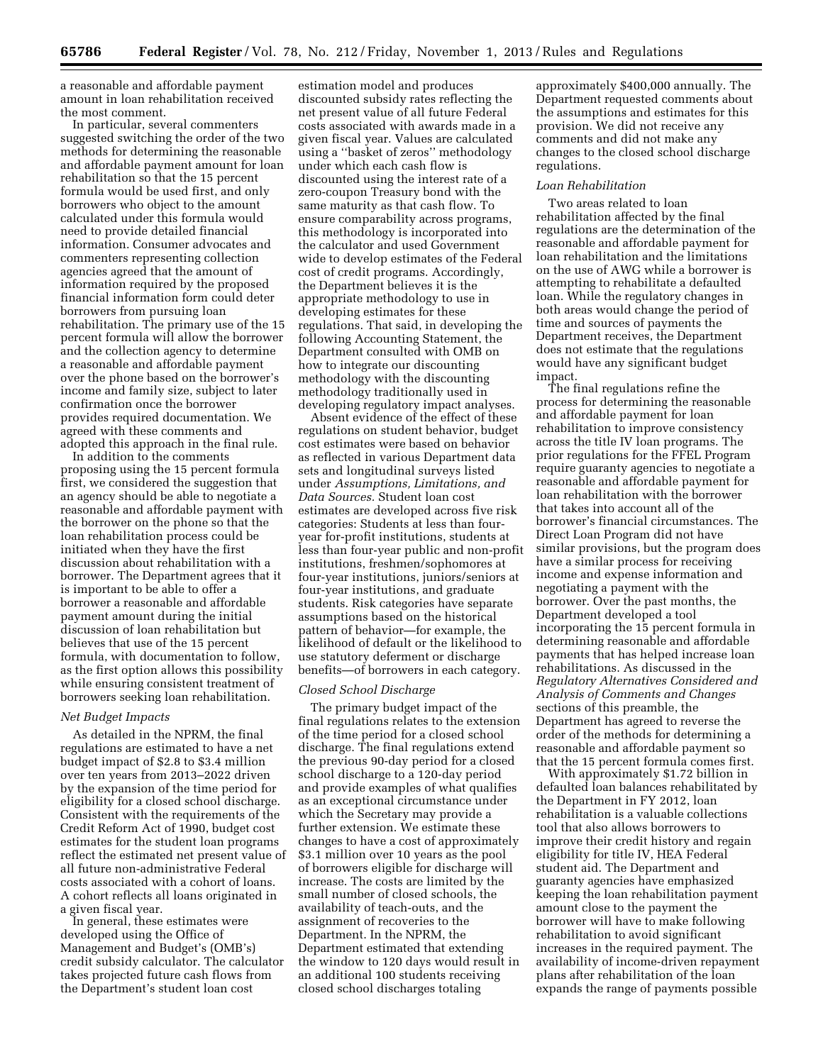a reasonable and affordable payment amount in loan rehabilitation received the most comment.

In particular, several commenters suggested switching the order of the two methods for determining the reasonable and affordable payment amount for loan rehabilitation so that the 15 percent formula would be used first, and only borrowers who object to the amount calculated under this formula would need to provide detailed financial information. Consumer advocates and commenters representing collection agencies agreed that the amount of information required by the proposed financial information form could deter borrowers from pursuing loan rehabilitation. The primary use of the 15 percent formula will allow the borrower and the collection agency to determine a reasonable and affordable payment over the phone based on the borrower's income and family size, subject to later confirmation once the borrower provides required documentation. We agreed with these comments and adopted this approach in the final rule.

In addition to the comments proposing using the 15 percent formula first, we considered the suggestion that an agency should be able to negotiate a reasonable and affordable payment with the borrower on the phone so that the loan rehabilitation process could be initiated when they have the first discussion about rehabilitation with a borrower. The Department agrees that it is important to be able to offer a borrower a reasonable and affordable payment amount during the initial discussion of loan rehabilitation but believes that use of the 15 percent formula, with documentation to follow, as the first option allows this possibility while ensuring consistent treatment of borrowers seeking loan rehabilitation.

*Net Budget Impacts*

As detailed in the NPRM, the final regulations are estimated to have a net budget impact of $2.8 to $3.4 million over ten years from 2013–2022 driven by the expansion of the time period for eligibility for a closed school discharge. Consistent with the requirements of the Credit Reform Act of 1990, budget cost estimates for the student loan programs reflect the estimated net present value of all future non-administrative Federal costs associated with a cohort of loans. A cohort reflects all loans originated in a given fiscal year.

In general, these estimates were developed using the Office of Management and Budget's (OMB's) credit subsidy calculator. The calculator takes projected future cash flows from the Department's student loan cost estimation model and produces discounted subsidy rates reflecting the net present value of all future Federal costs associated with awards made in a given fiscal year. Values are calculated using a ''basket of zeros'' methodology under which each cash flow is discounted using the interest rate of a zero-coupon Treasury bond with the same maturity as that cash flow. To ensure comparability across programs, this methodology is incorporated into the calculator and used Government wide to develop estimates of the Federal cost of credit programs. Accordingly, the Department believes it is the appropriate methodology to use in developing estimates for these regulations. That said, in developing the following Accounting Statement, the Department consulted with OMB on how to integrate our discounting methodology with the discounting methodology traditionally used in developing regulatory impact analyses.

Absent evidence of the effect of these regulations on student behavior, budget cost estimates were based on behavior as reflected in various Department data sets and longitudinal surveys listed under *Assumptions, Limitations, and Data Sources.* Student loan cost estimates are developed across five risk categories: Students at less than four-year for-profit institutions, students at less than four-year public and non-profit institutions, freshmen/sophomores at four-year institutions, juniors/seniors at four-year institutions, and graduate students. Risk categories have separate assumptions based on the historical pattern of behavior—for example, the likelihood of default or the likelihood to use statutory deferment or discharge benefits—of borrowers in each category.

*Closed School Discharge*

The primary budget impact of the final regulations relates to the extension of the time period for a closed school discharge. The final regulations extend the previous 90-day period for a closed school discharge to a 120-day period and provide examples of what qualifies as an exceptional circumstance under which the Secretary may provide a further extension. We estimate these changes to have a cost of approximately $3.1 million over 10 years as the pool of borrowers eligible for discharge will increase. The costs are limited by the small number of closed schools, the availability of teach-outs, and the assignment of recoveries to the Department. In the NPRM, the Department estimated that extending the window to 120 days would result in an additional 100 students receiving closed school discharges totaling approximately $400,000 annually. The Department requested comments about the assumptions and estimates for this provision. We did not receive any comments and did not make any changes to the closed school discharge regulations.

*Loan Rehabilitation*

Two areas related to loan rehabilitation affected by the final regulations are the determination of the reasonable and affordable payment for loan rehabilitation and the limitations on the use of AWG while a borrower is attempting to rehabilitate a defaulted loan. While the regulatory changes in both areas would change the period of time and sources of payments the Department receives, the Department does not estimate that the regulations would have any significant budget impact.

The final regulations refine the process for determining the reasonable and affordable payment for loan rehabilitation to improve consistency across the title IV loan programs. The prior regulations for the FFEL Program require guaranty agencies to negotiate a reasonable and affordable payment for loan rehabilitation with the borrower that takes into account all of the borrower's financial circumstances. The Direct Loan Program did not have similar provisions, but the program does have a similar process for receiving income and expense information and negotiating a payment with the borrower. Over the past months, the Department developed a tool incorporating the 15 percent formula in determining reasonable and affordable payments that has helped increase loan rehabilitations. As discussed in the *Regulatory Alternatives Considered and Analysis of Comments and Changes* sections of this preamble, the Department has agreed to reverse the order of the methods for determining a reasonable and affordable payment so that the 15 percent formula comes first.

With approximately $1.72 billion in defaulted loan balances rehabilitated by the Department in FY 2012, loan rehabilitation is a valuable collections tool that also allows borrowers to improve their credit history and regain eligibility for title IV, HEA Federal student aid. The Department and guaranty agencies have emphasized keeping the loan rehabilitation payment amount close to the payment the borrower will have to make following rehabilitation to avoid significant increases in the required payment. The availability of income-driven repayment plans after rehabilitation of the loan expands the range of payments possible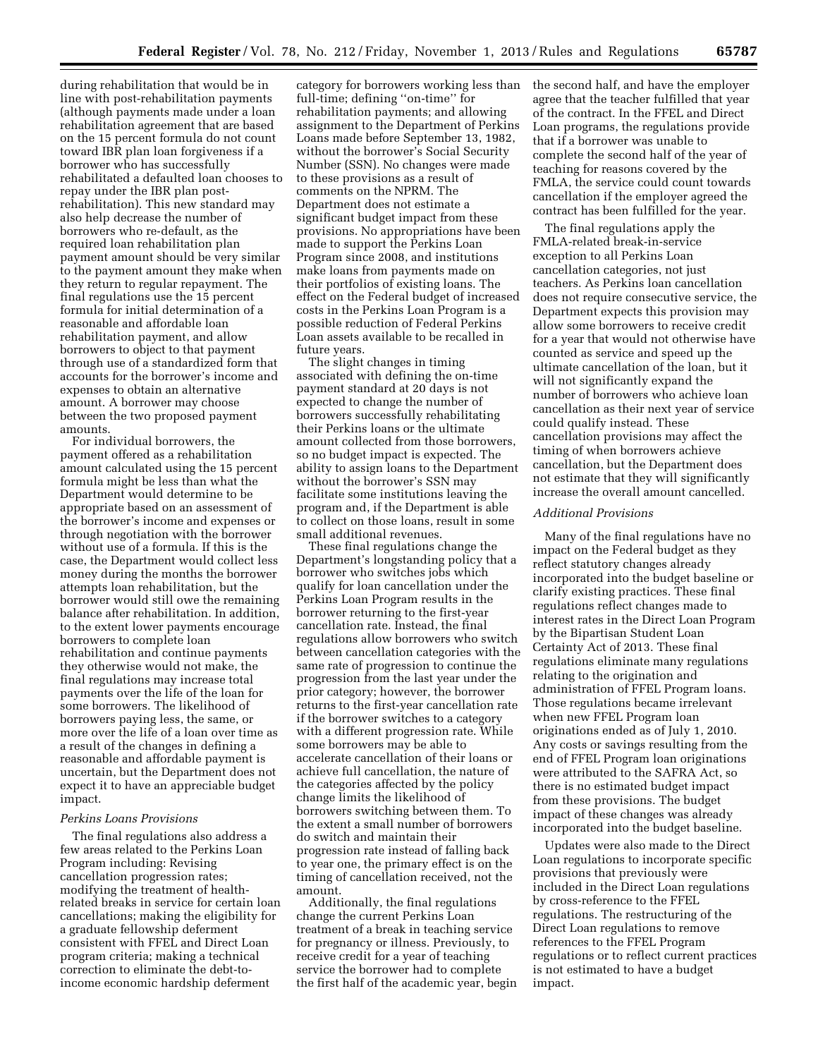during rehabilitation that would be in line with post-rehabilitation payments (although payments made under a loan rehabilitation agreement that are based on the 15 percent formula do not count toward IBR plan loan forgiveness if a borrower who has successfully rehabilitated a defaulted loan chooses to repay under the IBR plan post-rehabilitation). This new standard may also help decrease the number of borrowers who re-default, as the required loan rehabilitation plan payment amount should be very similar to the payment amount they make when they return to regular repayment. The final regulations use the 15 percent formula for initial determination of a reasonable and affordable loan rehabilitation payment, and allow borrowers to object to that payment through use of a standardized form that accounts for the borrower's income and expenses to obtain an alternative amount. A borrower may choose between the two proposed payment amounts.

For individual borrowers, the payment offered as a rehabilitation amount calculated using the 15 percent formula might be less than what the Department would determine to be appropriate based on an assessment of the borrower's income and expenses or through negotiation with the borrower without use of a formula. If this is the case, the Department would collect less money during the months the borrower attempts loan rehabilitation, but the borrower would still owe the remaining balance after rehabilitation. In addition, to the extent lower payments encourage borrowers to complete loan rehabilitation and continue payments they otherwise would not make, the final regulations may increase total payments over the life of the loan for some borrowers. The likelihood of borrowers paying less, the same, or more over the life of a loan over time as a result of the changes in defining a reasonable and affordable payment is uncertain, but the Department does not expect it to have an appreciable budget impact.

*Perkins Loans Provisions*

The final regulations also address a few areas related to the Perkins Loan Program including: Revising cancellation progression rates; modifying the treatment of health-related breaks in service for certain loan cancellations; making the eligibility for a graduate fellowship deferment consistent with FFEL and Direct Loan program criteria; making a technical correction to eliminate the debt-to-income economic hardship deferment category for borrowers working less than full-time; defining "on-time" for rehabilitation payments; and allowing assignment to the Department of Perkins Loans made before September 13, 1982, without the borrower's Social Security Number (SSN). No changes were made to these provisions as a result of comments on the NPRM. The Department does not estimate a significant budget impact from these provisions. No appropriations have been made to support the Perkins Loan Program since 2008, and institutions make loans from payments made on their portfolios of existing loans. The effect on the Federal budget of increased costs in the Perkins Loan Program is a possible reduction of Federal Perkins Loan assets available to be recalled in future years.

The slight changes in timing associated with defining the on-time payment standard at 20 days is not expected to change the number of borrowers successfully rehabilitating their Perkins loans or the ultimate amount collected from those borrowers, so no budget impact is expected. The ability to assign loans to the Department without the borrower's SSN may facilitate some institutions leaving the program and, if the Department is able to collect on those loans, result in some small additional revenues.

These final regulations change the Department's longstanding policy that a borrower who switches jobs which qualify for loan cancellation under the Perkins Loan Program results in the borrower returning to the first-year cancellation rate. Instead, the final regulations allow borrowers who switch between cancellation categories with the same rate of progression to continue the progression from the last year under the prior category; however, the borrower returns to the first-year cancellation rate if the borrower switches to a category with a different progression rate. While some borrowers may be able to accelerate cancellation of their loans or achieve full cancellation, the nature of the categories affected by the policy change limits the likelihood of borrowers switching between them. To the extent a small number of borrowers do switch and maintain their progression rate instead of falling back to year one, the primary effect is on the timing of cancellation received, not the amount.

Additionally, the final regulations change the current Perkins Loan treatment of a break in teaching service for pregnancy or illness. Previously, to receive credit for a year of teaching service the borrower had to complete the first half of the academic year, begin the second half, and have the employer agree that the teacher fulfilled that year of the contract. In the FFEL and Direct Loan programs, the regulations provide that if a borrower was unable to complete the second half of the year of teaching for reasons covered by the FMLA, the service could count towards cancellation if the employer agreed the contract has been fulfilled for the year.

The final regulations apply the FMLA-related break-in-service exception to all Perkins Loan cancellation categories, not just teachers. As Perkins loan cancellation does not require consecutive service, the Department expects this provision may allow some borrowers to receive credit for a year that would not otherwise have counted as service and speed up the ultimate cancellation of the loan, but it will not significantly expand the number of borrowers who achieve loan cancellation as their next year of service could qualify instead. These cancellation provisions may affect the timing of when borrowers achieve cancellation, but the Department does not estimate that they will significantly increase the overall amount cancelled.

*Additional Provisions*

Many of the final regulations have no impact on the Federal budget as they reflect statutory changes already incorporated into the budget baseline or clarify existing practices. These final regulations reflect changes made to interest rates in the Direct Loan Program by the Bipartisan Student Loan Certainty Act of 2013. These final regulations eliminate many regulations relating to the origination and administration of FFEL Program loans. Those regulations became irrelevant when new FFEL Program loan originations ended as of July 1, 2010. Any costs or savings resulting from the end of FFEL Program loan originations were attributed to the SAFRA Act, so there is no estimated budget impact from these provisions. The budget impact of these changes was already incorporated into the budget baseline.

Updates were also made to the Direct Loan regulations to incorporate specific provisions that previously were included in the Direct Loan regulations by cross-reference to the FFEL regulations. The restructuring of the Direct Loan regulations to remove references to the FFEL Program regulations or to reflect current practices is not estimated to have a budget impact.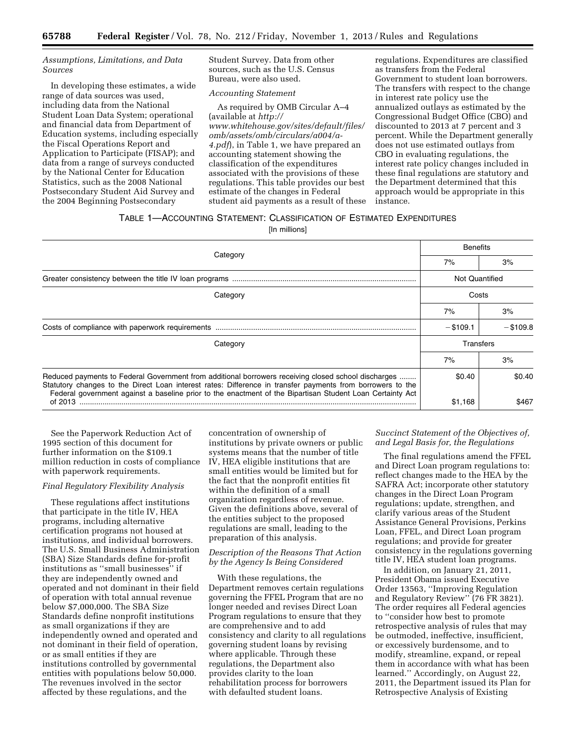*Assumptions, Limitations, and Data Sources*

In developing these estimates, a wide range of data sources was used, including data from the National Student Loan Data System; operational and financial data from Department of Education systems, including especially the Fiscal Operations Report and Application to Participate (FISAP); and data from a range of surveys conducted by the National Center for Education Statistics, such as the 2008 National Postsecondary Student Aid Survey and the 2004 Beginning Postsecondary Student Survey. Data from other sources, such as the U.S. Census Bureau, were also used.

*Accounting Statement*

As required by OMB Circular A–4 (available at *http://www.whitehouse.gov/sites/default/files/omb/assets/omb/circulars/a004/a-4.pdf*), in Table 1, we have prepared an accounting statement showing the classification of the expenditures associated with the provisions of these regulations. This table provides our best estimate of the changes in Federal student aid payments as a result of these regulations. Expenditures are classified as transfers from the Federal Government to student loan borrowers. The transfers with respect to the change in interest rate policy use the annualized outlays as estimated by the Congressional Budget Office (CBO) and discounted to 2013 at 7 percent and 3 percent. While the Department generally does not use estimated outlays from CBO in evaluating regulations, the interest rate policy changes included in these final regulations are statutory and the Department determined that this approach would be appropriate in this instance.

TABLE 1—ACCOUNTING STATEMENT: CLASSIFICATION OF ESTIMATED EXPENDITURES

[In millions]

| Category | Benefits | |
|---|---|---|
| | 7% | 3% |
| Greater consistency between the title IV loan programs | Not Quantified | |
| **Category** | **Costs** | |
| | 7% | 3% |
| Costs of compliance with paperwork requirements | −$109.1 | −$109.8 |
| **Category** | **Transfers** | |
| | 7% | 3% |
| Reduced payments to Federal Government from additional borrowers receiving closed school discharges | $0.40 | $0.40 |
| Statutory changes to the Direct Loan interest rates: Difference in transfer payments from borrowers to the Federal government against a baseline prior to the enactment of the Bipartisan Student Loan Certainty Act of 2013 | $1,168 | $467 |

See the Paperwork Reduction Act of 1995 section of this document for further information on the $109.1 million reduction in costs of compliance with paperwork requirements.

*Final Regulatory Flexibility Analysis*

These regulations affect institutions that participate in the title IV, HEA programs, including alternative certification programs not housed at institutions, and individual borrowers. The U.S. Small Business Administration (SBA) Size Standards define for-profit institutions as ''small businesses'' if they are independently owned and operated and not dominant in their field of operation with total annual revenue below $7,000,000. The SBA Size Standards define nonprofit institutions as small organizations if they are independently owned and operated and not dominant in their field of operation, or as small entities if they are institutions controlled by governmental entities with populations below 50,000. The revenues involved in the sector affected by these regulations, and the concentration of ownership of institutions by private owners or public systems means that the number of title IV, HEA eligible institutions that are small entities would be limited but for the fact that the nonprofit entities fit within the definition of a small organization regardless of revenue. Given the definitions above, several of the entities subject to the proposed regulations are small, leading to the preparation of this analysis.

*Description of the Reasons That Action by the Agency Is Being Considered*

With these regulations, the Department removes certain regulations governing the FFEL Program that are no longer needed and revises Direct Loan Program regulations to ensure that they are comprehensive and to add consistency and clarity to all regulations governing student loans by revising where applicable. Through these regulations, the Department also provides clarity to the loan rehabilitation process for borrowers with defaulted student loans.

*Succinct Statement of the Objectives of, and Legal Basis for, the Regulations*

The final regulations amend the FFEL and Direct Loan program regulations to: reflect changes made to the HEA by the SAFRA Act; incorporate other statutory changes in the Direct Loan Program regulations; update, strengthen, and clarify various areas of the Student Assistance General Provisions, Perkins Loan, FFEL, and Direct Loan program regulations; and provide for greater consistency in the regulations governing title IV, HEA student loan programs.

In addition, on January 21, 2011, President Obama issued Executive Order 13563, ''Improving Regulation and Regulatory Review'' (76 FR 3821). The order requires all Federal agencies to ''consider how best to promote retrospective analysis of rules that may be outmoded, ineffective, insufficient, or excessively burdensome, and to modify, streamline, expand, or repeal them in accordance with what has been learned.'' Accordingly, on August 22, 2011, the Department issued its Plan for Retrospective Analysis of Existing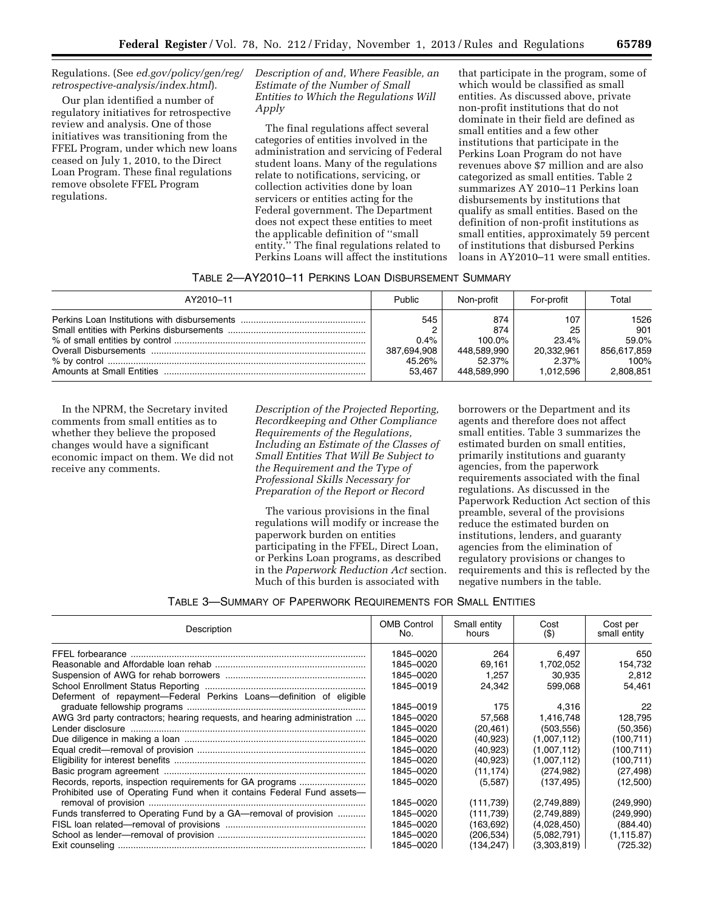Regulations. (See *ed.gov/policy/gen/reg/retrospective-analysis/index.html*).

Our plan identified a number of regulatory initiatives for retrospective review and analysis. One of those initiatives was transitioning from the FFEL Program, under which new loans ceased on July 1, 2010, to the Direct Loan Program. These final regulations remove obsolete FFEL Program regulations.

*Description of and, Where Feasible, an Estimate of the Number of Small Entities to Which the Regulations Will Apply*

The final regulations affect several categories of entities involved in the administration and servicing of Federal student loans. Many of the regulations relate to notifications, servicing, or collection activities done by loan servicers or entities acting for the Federal government. The Department does not expect these entities to meet the applicable definition of "small entity." The final regulations related to Perkins Loans will affect the institutions that participate in the program, some of which would be classified as small entities. As discussed above, private non-profit institutions that do not dominate in their field are defined as small entities and a few other institutions that participate in the Perkins Loan Program do not have revenues above $7 million and are also categorized as small entities. Table 2 summarizes AY 2010–11 Perkins loan disbursements by institutions that qualify as small entities. Based on the definition of non-profit institutions as small entities, approximately 59 percent of institutions that disbursed Perkins loans in AY2010–11 were small entities.

TABLE 2—AY2010–11 PERKINS LOAN DISBURSEMENT SUMMARY

| AY2010–11 | Public | Non-profit | For-profit | Total |
|---|---|---|---|---|
| Perkins Loan Institutions with disbursements | 545 | 874 | 107 | 1526 |
| Small entities with Perkins disbursements | 2 | 874 | 25 | 901 |
| % of small entities by control | 0.4% | 100.0% | 23.4% | 59.0% |
| Overall Disbursements | 387,694,908 | 448,589,990 | 20,332,961 | 856,617,859 |
| % by control | 45.26% | 52.37% | 2.37% | 100% |
| Amounts at Small Entities | 53,467 | 448,589,990 | 1,012,596 | 2,808,851 |

In the NPRM, the Secretary invited comments from small entities as to whether they believe the proposed changes would have a significant economic impact on them. We did not receive any comments.

*Description of the Projected Reporting, Recordkeeping and Other Compliance Requirements of the Regulations, Including an Estimate of the Classes of Small Entities That Will Be Subject to the Requirement and the Type of Professional Skills Necessary for Preparation of the Report or Record*

The various provisions in the final regulations will modify or increase the paperwork burden on entities participating in the FFEL, Direct Loan, or Perkins Loan programs, as described in the *Paperwork Reduction Act* section. Much of this burden is associated with borrowers or the Department and its agents and therefore does not affect small entities. Table 3 summarizes the estimated burden on small entities, primarily institutions and guaranty agencies, from the paperwork requirements associated with the final regulations. As discussed in the Paperwork Reduction Act section of this preamble, several of the provisions reduce the estimated burden on institutions, lenders, and guaranty agencies from the elimination of regulatory provisions or changes to requirements and this is reflected by the negative numbers in the table.

TABLE 3—SUMMARY OF PAPERWORK REQUIREMENTS FOR SMALL ENTITIES

| Description | OMB Control No. | Small entity hours | Cost ($) | Cost per small entity |
|---|---|---|---|---|
| FFEL forbearance | 1845–0020 | 264 | 6,497 | 650 |
| Reasonable and Affordable loan rehab | 1845–0020 | 69,161 | 1,702,052 | 154,732 |
| Suspension of AWG for rehab borrowers | 1845–0020 | 1,257 | 30,935 | 2,812 |
| School Enrollment Status Reporting | 1845–0019 | 24,342 | 599,068 | 54,461 |
| Deferment of repayment—Federal Perkins Loans—definition of eligible graduate fellowship programs | 1845–0019 | 175 | 4,316 | 22 |
| AWG 3rd party contractors; hearing requests, and hearing administration | 1845–0020 | 57,568 | 1,416,748 | 128,795 |
| Lender disclosure | 1845–0020 | (20,461) | (503,556) | (50,356) |
| Due diligence in making a loan | 1845–0020 | (40,923) | (1,007,112) | (100,711) |
| Equal credit—removal of provision | 1845–0020 | (40,923) | (1,007,112) | (100,711) |
| Eligibility for interest benefits | 1845–0020 | (40,923) | (1,007,112) | (100,711) |
| Basic program agreement | 1845–0020 | (11,174) | (274,982) | (27,498) |
| Records, reports, inspection requirements for GA programs | 1845–0020 | (5,587) | (137,495) | (12,500) |
| Prohibited use of Operating Fund when it contains Federal Fund assets—removal of provision | 1845–0020 | (111,739) | (2,749,889) | (249,990) |
| Funds transferred to Operating Fund by a GA—removal of provision | 1845–0020 | (111,739) | (2,749,889) | (249,990) |
| FISL loan related—removal of provisions | 1845–0020 | (163,692) | (4,028,450) | (884.40) |
| School as lender—removal of provision | 1845–0020 | (206,534) | (5,082,791) | (1,115.87) |
| Exit counseling | 1845–0020 | (134,247) | (3,303,819) | (725.32) |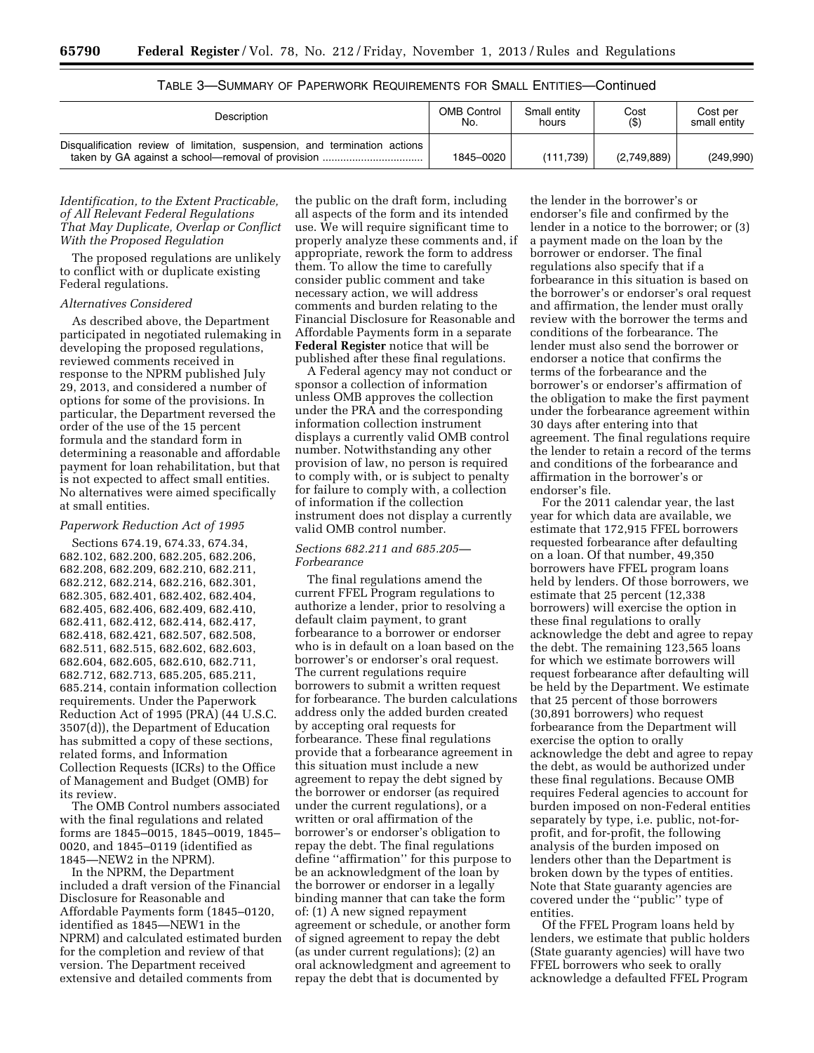TABLE 3—SUMMARY OF PAPERWORK REQUIREMENTS FOR SMALL ENTITIES—Continued

| Description | OMB Control No. | Small entity hours | Cost ($) | Cost per small entity |
|---|---|---|---|---|
| Disqualification review of limitation, suspension, and termination actions taken by GA against a school—removal of provision | 1845–0020 | (111,739) | (2,749,889) | (249,990) |

*Identification, to the Extent Practicable, of All Relevant Federal Regulations That May Duplicate, Overlap or Conflict With the Proposed Regulation*

The proposed regulations are unlikely to conflict with or duplicate existing Federal regulations.

*Alternatives Considered*

As described above, the Department participated in negotiated rulemaking in developing the proposed regulations, reviewed comments received in response to the NPRM published July 29, 2013, and considered a number of options for some of the provisions. In particular, the Department reversed the order of the use of the 15 percent formula and the standard form in determining a reasonable and affordable payment for loan rehabilitation, but that is not expected to affect small entities. No alternatives were aimed specifically at small entities.

*Paperwork Reduction Act of 1995*

Sections 674.19, 674.33, 674.34, 682.102, 682.200, 682.205, 682.206, 682.208, 682.209, 682.210, 682.211, 682.212, 682.214, 682.216, 682.301, 682.305, 682.401, 682.402, 682.404, 682.405, 682.406, 682.409, 682.410, 682.411, 682.412, 682.414, 682.417, 682.418, 682.421, 682.507, 682.508, 682.511, 682.515, 682.602, 682.603, 682.604, 682.605, 682.610, 682.711, 682.712, 682.713, 685.205, 685.211, 685.214, contain information collection requirements. Under the Paperwork Reduction Act of 1995 (PRA) (44 U.S.C. 3507(d)), the Department of Education has submitted a copy of these sections, related forms, and Information Collection Requests (ICRs) to the Office of Management and Budget (OMB) for its review.

The OMB Control numbers associated with the final regulations and related forms are 1845–0015, 1845–0019, 1845–0020, and 1845–0119 (identified as 1845—NEW2 in the NPRM).

In the NPRM, the Department included a draft version of the Financial Disclosure for Reasonable and Affordable Payments form (1845–0120, identified as 1845—NEW1 in the NPRM) and calculated estimated burden for the completion and review of that version. The Department received extensive and detailed comments from the public on the draft form, including all aspects of the form and its intended use. We will require significant time to properly analyze these comments and, if appropriate, rework the form to address them. To allow the time to carefully consider public comment and take necessary action, we will address comments and burden relating to the Financial Disclosure for Reasonable and Affordable Payments form in a separate **Federal Register** notice that will be published after these final regulations.

A Federal agency may not conduct or sponsor a collection of information unless OMB approves the collection under the PRA and the corresponding information collection instrument displays a currently valid OMB control number. Notwithstanding any other provision of law, no person is required to comply with, or is subject to penalty for failure to comply with, a collection of information if the collection instrument does not display a currently valid OMB control number.

*Sections 682.211 and 685.205—Forbearance*

The final regulations amend the current FFEL Program regulations to authorize a lender, prior to resolving a default claim payment, to grant forbearance to a borrower or endorser who is in default on a loan based on the borrower's or endorser's oral request. The current regulations require borrowers to submit a written request for forbearance. The burden calculations address only the added burden created by accepting oral requests for forbearance. These final regulations provide that a forbearance agreement in this situation must include a new agreement to repay the debt signed by the borrower or endorser (as required under the current regulations), or a written or oral affirmation of the borrower's or endorser's obligation to repay the debt. The final regulations define ''affirmation'' for this purpose to be an acknowledgment of the loan by the borrower or endorser in a legally binding manner that can take the form of: (1) A new signed repayment agreement or schedule, or another form of signed agreement to repay the debt (as under current regulations); (2) an oral acknowledgment and agreement to repay the debt that is documented by the lender in the borrower's or endorser's file and confirmed by the lender in a notice to the borrower; or (3) a payment made on the loan by the borrower or endorser. The final regulations also specify that if a forbearance in this situation is based on the borrower's or endorser's oral request and affirmation, the lender must orally review with the borrower the terms and conditions of the forbearance. The lender must also send the borrower or endorser a notice that confirms the terms of the forbearance and the borrower's or endorser's affirmation of the obligation to make the first payment under the forbearance agreement within 30 days after entering into that agreement. The final regulations require the lender to retain a record of the terms and conditions of the forbearance and affirmation in the borrower's or endorser's file.

For the 2011 calendar year, the last year for which data are available, we estimate that 172,915 FFEL borrowers requested forbearance after defaulting on a loan. Of that number, 49,350 borrowers have FFEL program loans held by lenders. Of those borrowers, we estimate that 25 percent (12,338 borrowers) will exercise the option in these final regulations to orally acknowledge the debt and agree to repay the debt. The remaining 123,565 loans for which we estimate borrowers will request forbearance after defaulting will be held by the Department. We estimate that 25 percent of those borrowers (30,891 borrowers) who request forbearance from the Department will exercise the option to orally acknowledge the debt and agree to repay the debt, as would be authorized under these final regulations. Because OMB requires Federal agencies to account for burden imposed on non-Federal entities separately by type, i.e. public, not-for-profit, and for-profit, the following analysis of the burden imposed on lenders other than the Department is broken down by the types of entities. Note that State guaranty agencies are covered under the ''public'' type of entities.

Of the FFEL Program loans held by lenders, we estimate that public holders (State guaranty agencies) will have two FFEL borrowers who seek to orally acknowledge a defaulted FFEL Program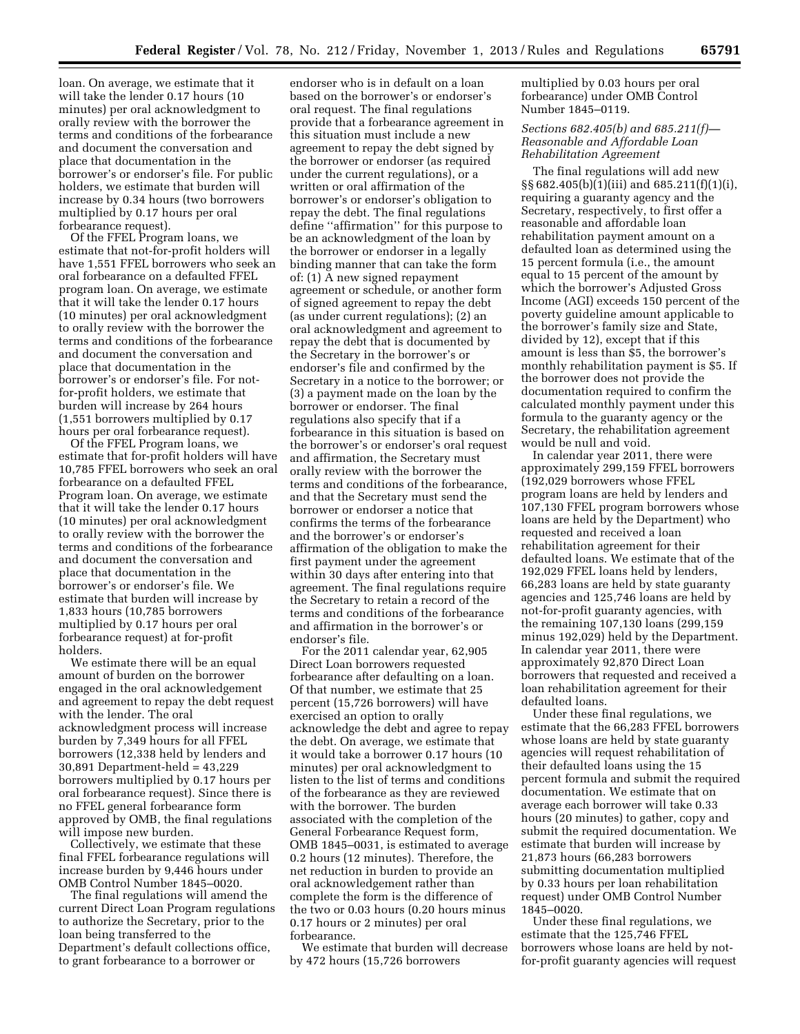loan. On average, we estimate that it will take the lender 0.17 hours (10 minutes) per oral acknowledgment to orally review with the borrower the terms and conditions of the forbearance and document the conversation and place that documentation in the borrower's or endorser's file. For public holders, we estimate that burden will increase by 0.34 hours (two borrowers multiplied by 0.17 hours per oral forbearance request).

Of the FFEL Program loans, we estimate that not-for-profit holders will have 1,551 FFEL borrowers who seek an oral forbearance on a defaulted FFEL program loan. On average, we estimate that it will take the lender 0.17 hours (10 minutes) per oral acknowledgment to orally review with the borrower the terms and conditions of the forbearance and document the conversation and place that documentation in the borrower's or endorser's file. For not-for-profit holders, we estimate that burden will increase by 264 hours (1,551 borrowers multiplied by 0.17 hours per oral forbearance request).

Of the FFEL Program loans, we estimate that for-profit holders will have 10,785 FFEL borrowers who seek an oral forbearance on a defaulted FFEL Program loan. On average, we estimate that it will take the lender 0.17 hours (10 minutes) per oral acknowledgment to orally review with the borrower the terms and conditions of the forbearance and document the conversation and place that documentation in the borrower's or endorser's file. We estimate that burden will increase by 1,833 hours (10,785 borrowers multiplied by 0.17 hours per oral forbearance request) at for-profit holders.

We estimate there will be an equal amount of burden on the borrower engaged in the oral acknowledgement and agreement to repay the debt request with the lender. The oral acknowledgment process will increase burden by 7,349 hours for all FFEL borrowers (12,338 held by lenders and 30,891 Department-held = 43,229 borrowers multiplied by 0.17 hours per oral forbearance request). Since there is no FFEL general forbearance form approved by OMB, the final regulations will impose new burden.

Collectively, we estimate that these final FFEL forbearance regulations will increase burden by 9,446 hours under OMB Control Number 1845–0020.

The final regulations will amend the current Direct Loan Program regulations to authorize the Secretary, prior to the loan being transferred to the Department's default collections office, to grant forbearance to a borrower or endorser who is in default on a loan based on the borrower's or endorser's oral request. The final regulations provide that a forbearance agreement in this situation must include a new agreement to repay the debt signed by the borrower or endorser (as required under the current regulations), or a written or oral affirmation of the borrower's or endorser's obligation to repay the debt. The final regulations define "affirmation" for this purpose to be an acknowledgment of the loan by the borrower or endorser in a legally binding manner that can take the form of: (1) A new signed repayment agreement or schedule, or another form of signed agreement to repay the debt (as under current regulations); (2) an oral acknowledgment and agreement to repay the debt that is documented by the Secretary in the borrower's or endorser's file and confirmed by the Secretary in a notice to the borrower; or (3) a payment made on the loan by the borrower or endorser. The final regulations also specify that if a forbearance in this situation is based on the borrower's or endorser's oral request and affirmation, the Secretary must orally review with the borrower the terms and conditions of the forbearance, and that the Secretary must send the borrower or endorser a notice that confirms the terms of the forbearance and the borrower's or endorser's affirmation of the obligation to make the first payment under the agreement within 30 days after entering into that agreement. The final regulations require the Secretary to retain a record of the terms and conditions of the forbearance and affirmation in the borrower's or endorser's file.

For the 2011 calendar year, 62,905 Direct Loan borrowers requested forbearance after defaulting on a loan. Of that number, we estimate that 25 percent (15,726 borrowers) will have exercised an option to orally acknowledge the debt and agree to repay the debt. On average, we estimate that it would take a borrower 0.17 hours (10 minutes) per oral acknowledgment to listen to the list of terms and conditions of the forbearance as they are reviewed with the borrower. The burden associated with the completion of the General Forbearance Request form, OMB 1845–0031, is estimated to average 0.2 hours (12 minutes). Therefore, the net reduction in burden to provide an oral acknowledgement rather than complete the form is the difference of the two or 0.03 hours (0.20 hours minus 0.17 hours or 2 minutes) per oral forbearance.

We estimate that burden will decrease by 472 hours (15,726 borrowers multiplied by 0.03 hours per oral forbearance) under OMB Control Number 1845–0119.

*Sections 682.405(b) and 685.211(f)—Reasonable and Affordable Loan Rehabilitation Agreement*

The final regulations will add new §§ 682.405(b)(1)(iii) and 685.211(f)(1)(i), requiring a guaranty agency and the Secretary, respectively, to first offer a reasonable and affordable loan rehabilitation payment amount on a defaulted loan as determined using the 15 percent formula (i.e., the amount equal to 15 percent of the amount by which the borrower's Adjusted Gross Income (AGI) exceeds 150 percent of the poverty guideline amount applicable to the borrower's family size and State, divided by 12), except that if this amount is less than $5, the borrower's monthly rehabilitation payment is $5. If the borrower does not provide the documentation required to confirm the calculated monthly payment under this formula to the guaranty agency or the Secretary, the rehabilitation agreement would be null and void.

In calendar year 2011, there were approximately 299,159 FFEL borrowers (192,029 borrowers whose FFEL program loans are held by lenders and 107,130 FFEL program borrowers whose loans are held by the Department) who requested and received a loan rehabilitation agreement for their defaulted loans. We estimate that of the 192,029 FFEL loans held by lenders, 66,283 loans are held by state guaranty agencies and 125,746 loans are held by not-for-profit guaranty agencies, with the remaining 107,130 loans (299,159 minus 192,029) held by the Department. In calendar year 2011, there were approximately 92,870 Direct Loan borrowers that requested and received a loan rehabilitation agreement for their defaulted loans.

Under these final regulations, we estimate that the 66,283 FFEL borrowers whose loans are held by state guaranty agencies will request rehabilitation of their defaulted loans using the 15 percent formula and submit the required documentation. We estimate that on average each borrower will take 0.33 hours (20 minutes) to gather, copy and submit the required documentation. We estimate that burden will increase by 21,873 hours (66,283 borrowers submitting documentation multiplied by 0.33 hours per loan rehabilitation request) under OMB Control Number 1845–0020.

Under these final regulations, we estimate that the 125,746 FFEL borrowers whose loans are held by not-for-profit guaranty agencies will request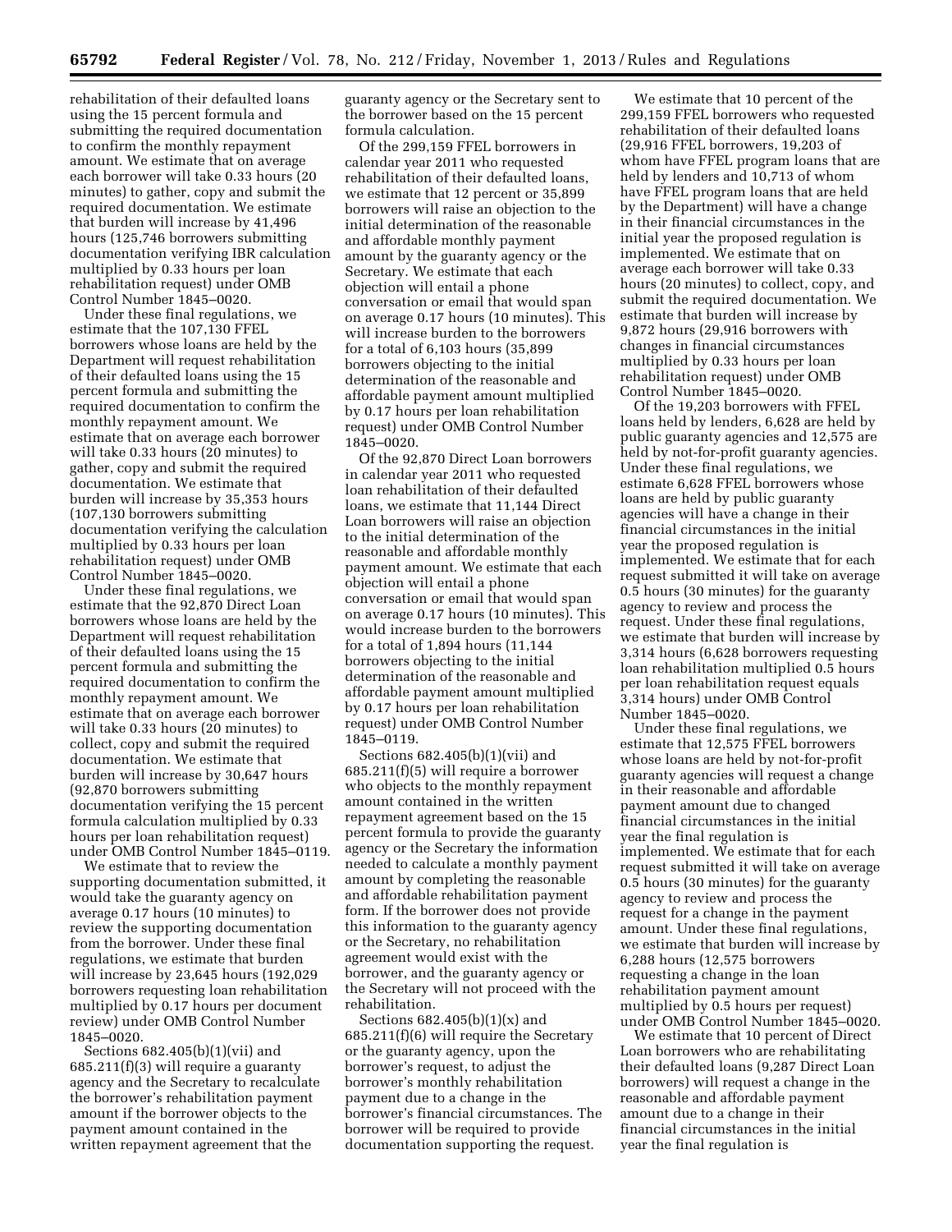rehabilitation of their defaulted loans using the 15 percent formula and submitting the required documentation to confirm the monthly repayment amount. We estimate that on average each borrower will take 0.33 hours (20 minutes) to gather, copy and submit the required documentation. We estimate that burden will increase by 41,496 hours (125,746 borrowers submitting documentation verifying IBR calculation multiplied by 0.33 hours per loan rehabilitation request) under OMB Control Number 1845–0020.

Under these final regulations, we estimate that the 107,130 FFEL borrowers whose loans are held by the Department will request rehabilitation of their defaulted loans using the 15 percent formula and submitting the required documentation to confirm the monthly repayment amount. We estimate that on average each borrower will take 0.33 hours (20 minutes) to gather, copy and submit the required documentation. We estimate that burden will increase by 35,353 hours (107,130 borrowers submitting documentation verifying the calculation multiplied by 0.33 hours per loan rehabilitation request) under OMB Control Number 1845–0020.

Under these final regulations, we estimate that the 92,870 Direct Loan borrowers whose loans are held by the Department will request rehabilitation of their defaulted loans using the 15 percent formula and submitting the required documentation to confirm the monthly repayment amount. We estimate that on average each borrower will take 0.33 hours (20 minutes) to collect, copy and submit the required documentation. We estimate that burden will increase by 30,647 hours (92,870 borrowers submitting documentation verifying the 15 percent formula calculation multiplied by 0.33 hours per loan rehabilitation request) under OMB Control Number 1845–0119.

We estimate that to review the supporting documentation submitted, it would take the guaranty agency on average 0.17 hours (10 minutes) to review the supporting documentation from the borrower. Under these final regulations, we estimate that burden will increase by 23,645 hours (192,029 borrowers requesting loan rehabilitation multiplied by 0.17 hours per document review) under OMB Control Number 1845–0020.

Sections 682.405(b)(1)(vii) and 685.211(f)(3) will require a guaranty agency and the Secretary to recalculate the borrower's rehabilitation payment amount if the borrower objects to the payment amount contained in the written repayment agreement that the guaranty agency or the Secretary sent to the borrower based on the 15 percent formula calculation.

Of the 299,159 FFEL borrowers in calendar year 2011 who requested rehabilitation of their defaulted loans, we estimate that 12 percent or 35,899 borrowers will raise an objection to the initial determination of the reasonable and affordable monthly payment amount by the guaranty agency or the Secretary. We estimate that each objection will entail a phone conversation or email that would span on average 0.17 hours (10 minutes). This will increase burden to the borrowers for a total of 6,103 hours (35,899 borrowers objecting to the initial determination of the reasonable and affordable payment amount multiplied by 0.17 hours per loan rehabilitation request) under OMB Control Number 1845–0020.

Of the 92,870 Direct Loan borrowers in calendar year 2011 who requested loan rehabilitation of their defaulted loans, we estimate that 11,144 Direct Loan borrowers will raise an objection to the initial determination of the reasonable and affordable monthly payment amount. We estimate that each objection will entail a phone conversation or email that would span on average 0.17 hours (10 minutes). This would increase burden to the borrowers for a total of 1,894 hours (11,144 borrowers objecting to the initial determination of the reasonable and affordable payment amount multiplied by 0.17 hours per loan rehabilitation request) under OMB Control Number 1845–0119.

Sections 682.405(b)(1)(vii) and 685.211(f)(5) will require a borrower who objects to the monthly repayment amount contained in the written repayment agreement based on the 15 percent formula to provide the guaranty agency or the Secretary the information needed to calculate a monthly payment amount by completing the reasonable and affordable rehabilitation payment form. If the borrower does not provide this information to the guaranty agency or the Secretary, no rehabilitation agreement would exist with the borrower, and the guaranty agency or the Secretary will not proceed with the rehabilitation.

Sections 682.405(b)(1)(x) and 685.211(f)(6) will require the Secretary or the guaranty agency, upon the borrower's request, to adjust the borrower's monthly rehabilitation payment due to a change in the borrower's financial circumstances. The borrower will be required to provide documentation supporting the request.

We estimate that 10 percent of the 299,159 FFEL borrowers who requested rehabilitation of their defaulted loans (29,916 FFEL borrowers, 19,203 of whom have FFEL program loans that are held by lenders and 10,713 of whom have FFEL program loans that are held by the Department) will have a change in their financial circumstances in the initial year the proposed regulation is implemented. We estimate that on average each borrower will take 0.33 hours (20 minutes) to collect, copy, and submit the required documentation. We estimate that burden will increase by 9,872 hours (29,916 borrowers with changes in financial circumstances multiplied by 0.33 hours per loan rehabilitation request) under OMB Control Number 1845–0020.

Of the 19,203 borrowers with FFEL loans held by lenders, 6,628 are held by public guaranty agencies and 12,575 are held by not-for-profit guaranty agencies. Under these final regulations, we estimate 6,628 FFEL borrowers whose loans are held by public guaranty agencies will have a change in their financial circumstances in the initial year the proposed regulation is implemented. We estimate that for each request submitted it will take on average 0.5 hours (30 minutes) for the guaranty agency to review and process the request. Under these final regulations, we estimate that burden will increase by 3,314 hours (6,628 borrowers requesting loan rehabilitation multiplied 0.5 hours per loan rehabilitation request equals 3,314 hours) under OMB Control Number 1845–0020.

Under these final regulations, we estimate that 12,575 FFEL borrowers whose loans are held by not-for-profit guaranty agencies will request a change in their reasonable and affordable payment amount due to changed financial circumstances in the initial year the final regulation is implemented. We estimate that for each request submitted it will take on average 0.5 hours (30 minutes) for the guaranty agency to review and process the request for a change in the payment amount. Under these final regulations, we estimate that burden will increase by 6,288 hours (12,575 borrowers requesting a change in the loan rehabilitation payment amount multiplied by 0.5 hours per request) under OMB Control Number 1845–0020.

We estimate that 10 percent of Direct Loan borrowers who are rehabilitating their defaulted loans (9,287 Direct Loan borrowers) will request a change in the reasonable and affordable payment amount due to a change in their financial circumstances in the initial year the final regulation is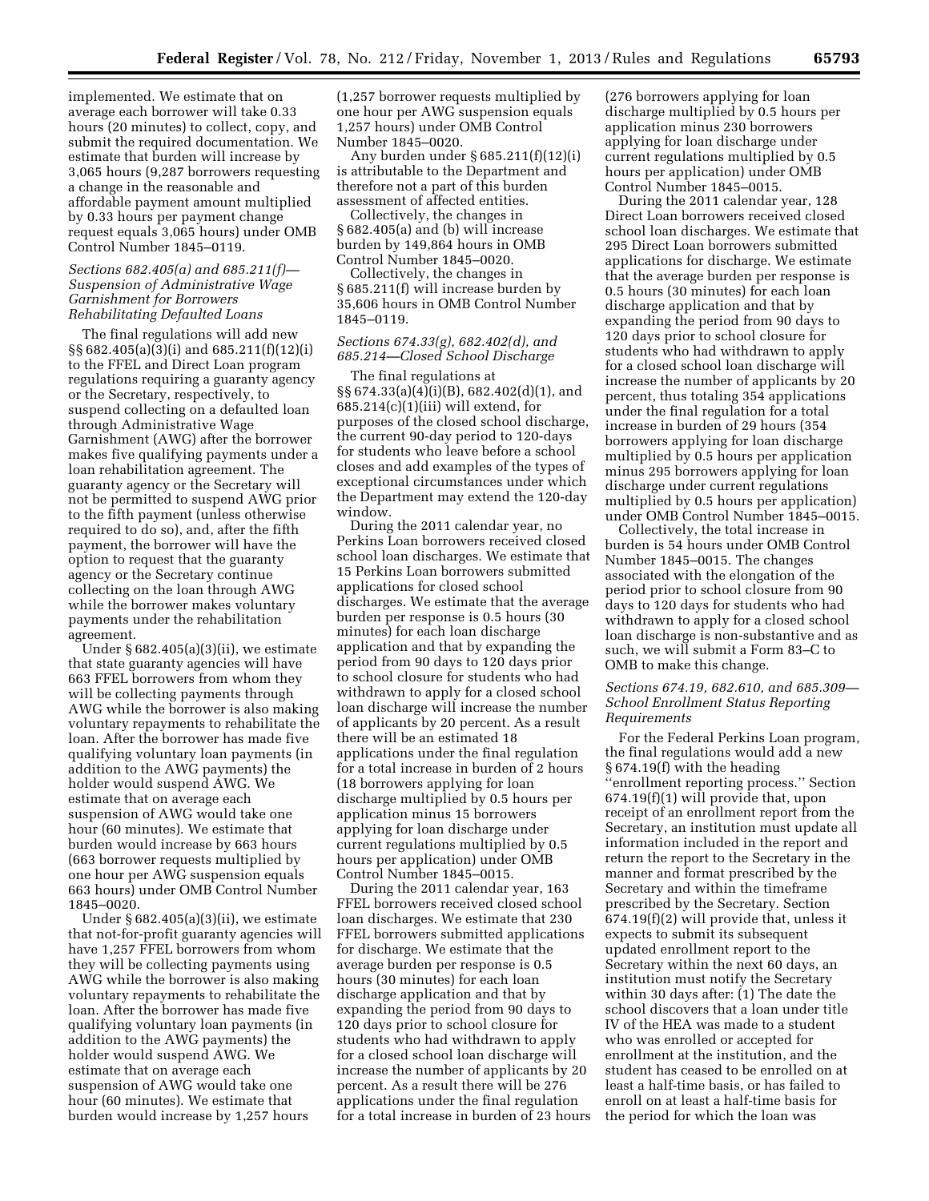implemented. We estimate that on average each borrower will take 0.33 hours (20 minutes) to collect, copy, and submit the required documentation. We estimate that burden will increase by 3,065 hours (9,287 borrowers requesting a change in the reasonable and affordable payment amount multiplied by 0.33 hours per payment change request equals 3,065 hours) under OMB Control Number 1845–0119.

*Sections 682.405(a) and 685.211(f)—Suspension of Administrative Wage Garnishment for Borrowers Rehabilitating Defaulted Loans*

The final regulations will add new §§ 682.405(a)(3)(i) and 685.211(f)(12)(i) to the FFEL and Direct Loan program regulations requiring a guaranty agency or the Secretary, respectively, to suspend collecting on a defaulted loan through Administrative Wage Garnishment (AWG) after the borrower makes five qualifying payments under a loan rehabilitation agreement. The guaranty agency or the Secretary will not be permitted to suspend AWG prior to the fifth payment (unless otherwise required to do so), and, after the fifth payment, the borrower will have the option to request that the guaranty agency or the Secretary continue collecting on the loan through AWG while the borrower makes voluntary payments under the rehabilitation agreement.

Under § 682.405(a)(3)(ii), we estimate that state guaranty agencies will have 663 FFEL borrowers from whom they will be collecting payments through AWG while the borrower is also making voluntary repayments to rehabilitate the loan. After the borrower has made five qualifying voluntary loan payments (in addition to the AWG payments) the holder would suspend AWG. We estimate that on average each suspension of AWG would take one hour (60 minutes). We estimate that burden would increase by 663 hours (663 borrower requests multiplied by one hour per AWG suspension equals 663 hours) under OMB Control Number 1845–0020.

Under § 682.405(a)(3)(ii), we estimate that not-for-profit guaranty agencies will have 1,257 FFEL borrowers from whom they will be collecting payments using AWG while the borrower is also making voluntary repayments to rehabilitate the loan. After the borrower has made five qualifying voluntary loan payments (in addition to the AWG payments) the holder would suspend AWG. We estimate that on average each suspension of AWG would take one hour (60 minutes). We estimate that burden would increase by 1,257 hours (1,257 borrower requests multiplied by one hour per AWG suspension equals 1,257 hours) under OMB Control Number 1845–0020.

Any burden under § 685.211(f)(12)(i) is attributable to the Department and therefore not a part of this burden assessment of affected entities.

Collectively, the changes in § 682.405(a) and (b) will increase burden by 149,864 hours in OMB Control Number 1845–0020.

Collectively, the changes in § 685.211(f) will increase burden by 35,606 hours in OMB Control Number 1845–0119.

*Sections 674.33(g), 682.402(d), and 685.214—Closed School Discharge*

The final regulations at §§ 674.33(a)(4)(i)(B), 682.402(d)(1), and 685.214(c)(1)(iii) will extend, for purposes of the closed school discharge, the current 90-day period to 120-days for students who leave before a school closes and add examples of the types of exceptional circumstances under which the Department may extend the 120-day window.

During the 2011 calendar year, no Perkins Loan borrowers received closed school loan discharges. We estimate that 15 Perkins Loan borrowers submitted applications for closed school discharges. We estimate that the average burden per response is 0.5 hours (30 minutes) for each loan discharge application and that by expanding the period from 90 days to 120 days prior to school closure for students who had withdrawn to apply for a closed school loan discharge will increase the number of applicants by 20 percent. As a result there will be an estimated 18 applications under the final regulation for a total increase in burden of 2 hours (18 borrowers applying for loan discharge multiplied by 0.5 hours per application minus 15 borrowers applying for loan discharge under current regulations multiplied by 0.5 hours per application) under OMB Control Number 1845–0015.

During the 2011 calendar year, 163 FFEL borrowers received closed school loan discharges. We estimate that 230 FFEL borrowers submitted applications for discharge. We estimate that the average burden per response is 0.5 hours (30 minutes) for each loan discharge application and that by expanding the period from 90 days to 120 days prior to school closure for students who had withdrawn to apply for a closed school loan discharge will increase the number of applicants by 20 percent. As a result there will be 276 applications under the final regulation for a total increase in burden of 23 hours (276 borrowers applying for loan discharge multiplied by 0.5 hours per application minus 230 borrowers applying for loan discharge under current regulations multiplied by 0.5 hours per application) under OMB Control Number 1845–0015.

During the 2011 calendar year, 128 Direct Loan borrowers received closed school loan discharges. We estimate that 295 Direct Loan borrowers submitted applications for discharge. We estimate that the average burden per response is 0.5 hours (30 minutes) for each loan discharge application and that by expanding the period from 90 days to 120 days prior to school closure for students who had withdrawn to apply for a closed school loan discharge will increase the number of applicants by 20 percent, thus totaling 354 applications under the final regulation for a total increase in burden of 29 hours (354 borrowers applying for loan discharge multiplied by 0.5 hours per application minus 295 borrowers applying for loan discharge under current regulations multiplied by 0.5 hours per application) under OMB Control Number 1845–0015.

Collectively, the total increase in burden is 54 hours under OMB Control Number 1845–0015. The changes associated with the elongation of the period prior to school closure from 90 days to 120 days for students who had withdrawn to apply for a closed school loan discharge is non-substantive and as such, we will submit a Form 83–C to OMB to make this change.

*Sections 674.19, 682.610, and 685.309—School Enrollment Status Reporting Requirements*

For the Federal Perkins Loan program, the final regulations would add a new § 674.19(f) with the heading ''enrollment reporting process.'' Section 674.19(f)(1) will provide that, upon receipt of an enrollment report from the Secretary, an institution must update all information included in the report and return the report to the Secretary in the manner and format prescribed by the Secretary and within the timeframe prescribed by the Secretary. Section 674.19(f)(2) will provide that, unless it expects to submit its subsequent updated enrollment report to the Secretary within the next 60 days, an institution must notify the Secretary within 30 days after: (1) The date the school discovers that a loan under title IV of the HEA was made to a student who was enrolled or accepted for enrollment at the institution, and the student has ceased to be enrolled on at least a half-time basis, or has failed to enroll on at least a half-time basis for the period for which the loan was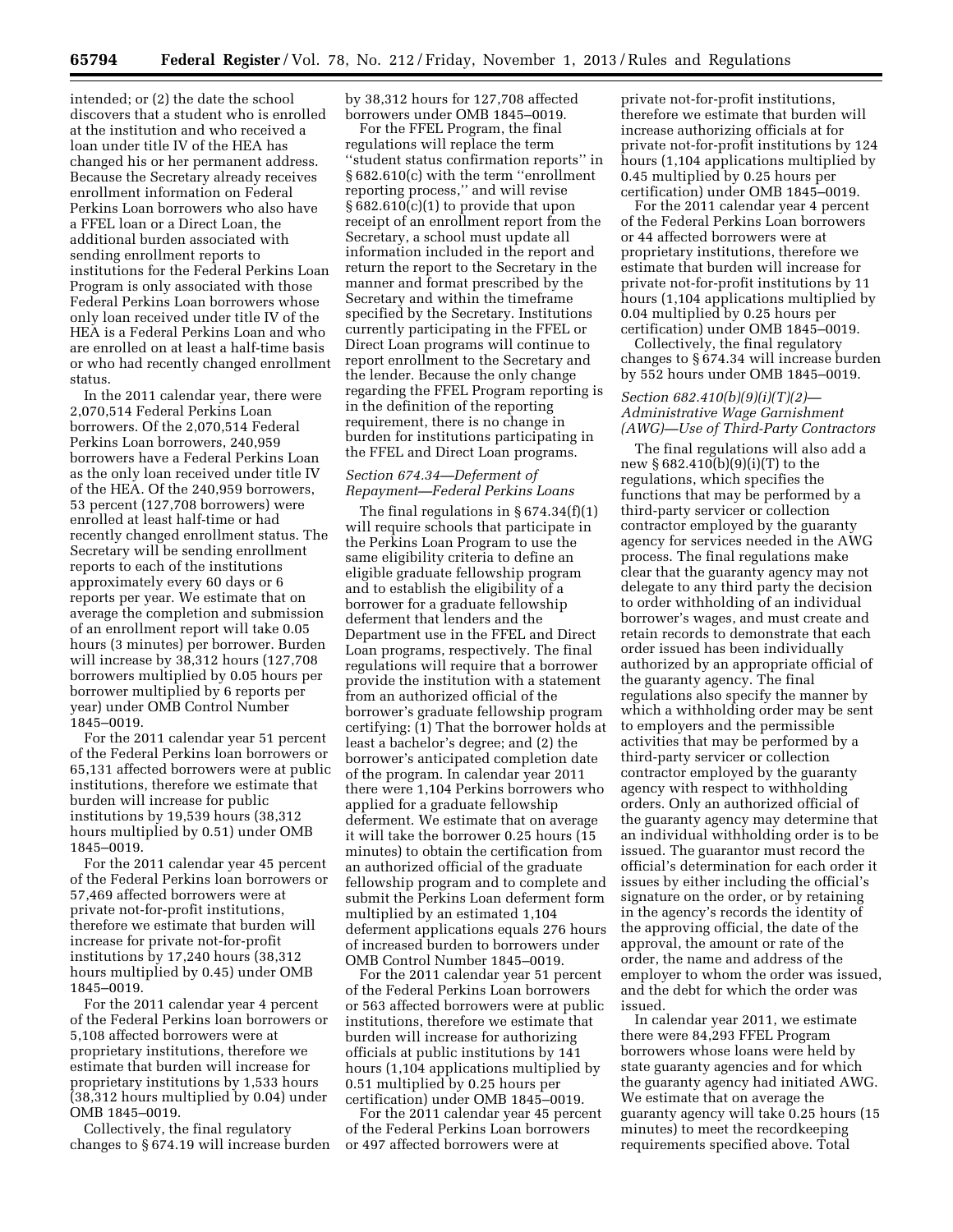intended; or (2) the date the school discovers that a student who is enrolled at the institution and who received a loan under title IV of the HEA has changed his or her permanent address. Because the Secretary already receives enrollment information on Federal Perkins Loan borrowers who also have a FFEL loan or a Direct Loan, the additional burden associated with sending enrollment reports to institutions for the Federal Perkins Loan Program is only associated with those Federal Perkins Loan borrowers whose only loan received under title IV of the HEA is a Federal Perkins Loan and who are enrolled on at least a half-time basis or who had recently changed enrollment status.

In the 2011 calendar year, there were 2,070,514 Federal Perkins Loan borrowers. Of the 2,070,514 Federal Perkins Loan borrowers, 240,959 borrowers have a Federal Perkins Loan as the only loan received under title IV of the HEA. Of the 240,959 borrowers, 53 percent (127,708 borrowers) were enrolled at least half-time or had recently changed enrollment status. The Secretary will be sending enrollment reports to each of the institutions approximately every 60 days or 6 reports per year. We estimate that on average the completion and submission of an enrollment report will take 0.05 hours (3 minutes) per borrower. Burden will increase by 38,312 hours (127,708 borrowers multiplied by 0.05 hours per borrower multiplied by 6 reports per year) under OMB Control Number 1845–0019.

For the 2011 calendar year 51 percent of the Federal Perkins loan borrowers or 65,131 affected borrowers were at public institutions, therefore we estimate that burden will increase for public institutions by 19,539 hours (38,312 hours multiplied by 0.51) under OMB 1845–0019.

For the 2011 calendar year 45 percent of the Federal Perkins loan borrowers or 57,469 affected borrowers were at private not-for-profit institutions, therefore we estimate that burden will increase for private not-for-profit institutions by 17,240 hours (38,312 hours multiplied by 0.45) under OMB 1845–0019.

For the 2011 calendar year 4 percent of the Federal Perkins loan borrowers or 5,108 affected borrowers were at proprietary institutions, therefore we estimate that burden will increase for proprietary institutions by 1,533 hours (38,312 hours multiplied by 0.04) under OMB 1845–0019.

Collectively, the final regulatory changes to § 674.19 will increase burden by 38,312 hours for 127,708 affected borrowers under OMB 1845–0019.

For the FFEL Program, the final regulations will replace the term ''student status confirmation reports'' in § 682.610(c) with the term ''enrollment reporting process,'' and will revise § 682.610(c)(1) to provide that upon receipt of an enrollment report from the Secretary, a school must update all information included in the report and return the report to the Secretary in the manner and format prescribed by the Secretary and within the timeframe specified by the Secretary. Institutions currently participating in the FFEL or Direct Loan programs will continue to report enrollment to the Secretary and the lender. Because the only change regarding the FFEL Program reporting is in the definition of the reporting requirement, there is no change in burden for institutions participating in the FFEL and Direct Loan programs.

*Section 674.34—Deferment of Repayment—Federal Perkins Loans*

The final regulations in § 674.34(f)(1) will require schools that participate in the Perkins Loan Program to use the same eligibility criteria to define an eligible graduate fellowship program and to establish the eligibility of a borrower for a graduate fellowship deferment that lenders and the Department use in the FFEL and Direct Loan programs, respectively. The final regulations will require that a borrower provide the institution with a statement from an authorized official of the borrower's graduate fellowship program certifying: (1) That the borrower holds at least a bachelor's degree; and (2) the borrower's anticipated completion date of the program. In calendar year 2011 there were 1,104 Perkins borrowers who applied for a graduate fellowship deferment. We estimate that on average it will take the borrower 0.25 hours (15 minutes) to obtain the certification from an authorized official of the graduate fellowship program and to complete and submit the Perkins Loan deferment form multiplied by an estimated 1,104 deferment applications equals 276 hours of increased burden to borrowers under OMB Control Number 1845–0019.

For the 2011 calendar year 51 percent of the Federal Perkins Loan borrowers or 563 affected borrowers were at public institutions, therefore we estimate that burden will increase for authorizing officials at public institutions by 141 hours (1,104 applications multiplied by 0.51 multiplied by 0.25 hours per certification) under OMB 1845–0019.

For the 2011 calendar year 45 percent of the Federal Perkins Loan borrowers or 497 affected borrowers were at private not-for-profit institutions, therefore we estimate that burden will increase authorizing officials at for private not-for-profit institutions by 124 hours (1,104 applications multiplied by 0.45 multiplied by 0.25 hours per certification) under OMB 1845–0019.

For the 2011 calendar year 4 percent of the Federal Perkins Loan borrowers or 44 affected borrowers were at proprietary institutions, therefore we estimate that burden will increase for private not-for-profit institutions by 11 hours (1,104 applications multiplied by 0.04 multiplied by 0.25 hours per certification) under OMB 1845–0019.

Collectively, the final regulatory changes to § 674.34 will increase burden by 552 hours under OMB 1845–0019.

*Section 682.410(b)(9)(i)(T)(2)—Administrative Wage Garnishment (AWG)—Use of Third-Party Contractors*

The final regulations will also add a new § 682.410(b)(9)(i)(T) to the regulations, which specifies the functions that may be performed by a third-party servicer or collection contractor employed by the guaranty agency for services needed in the AWG process. The final regulations make clear that the guaranty agency may not delegate to any third party the decision to order withholding of an individual borrower's wages, and must create and retain records to demonstrate that each order issued has been individually authorized by an appropriate official of the guaranty agency. The final regulations also specify the manner by which a withholding order may be sent to employers and the permissible activities that may be performed by a third-party servicer or collection contractor employed by the guaranty agency with respect to withholding orders. Only an authorized official of the guaranty agency may determine that an individual withholding order is to be issued. The guarantor must record the official's determination for each order it issues by either including the official's signature on the order, or by retaining in the agency's records the identity of the approving official, the date of the approval, the amount or rate of the order, the name and address of the employer to whom the order was issued, and the debt for which the order was issued.

In calendar year 2011, we estimate there were 84,293 FFEL Program borrowers whose loans were held by state guaranty agencies and for which the guaranty agency had initiated AWG. We estimate that on average the guaranty agency will take 0.25 hours (15 minutes) to meet the recordkeeping requirements specified above. Total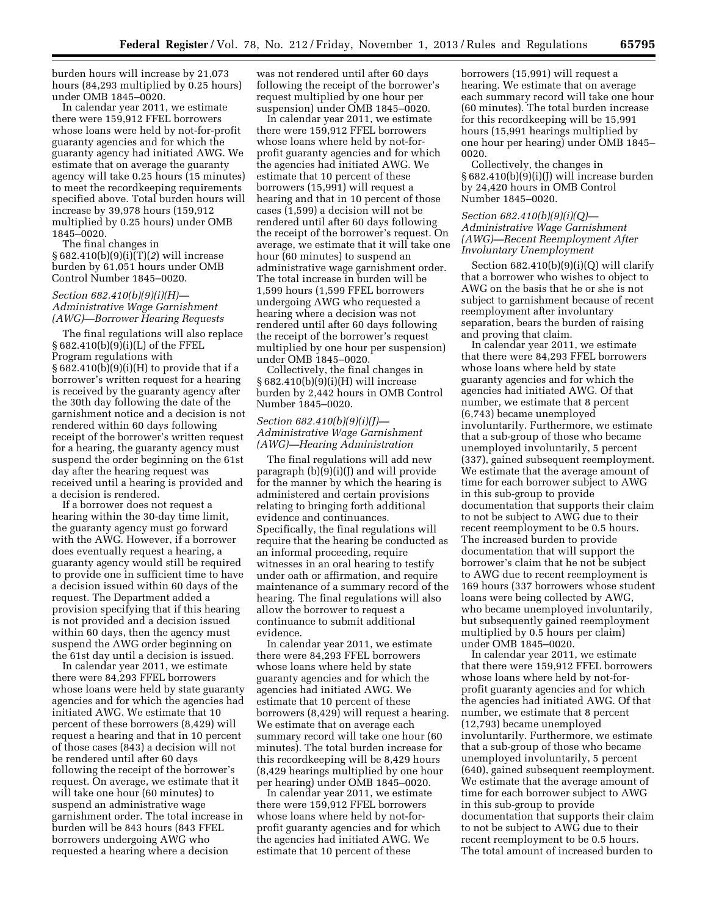burden hours will increase by 21,073 hours (84,293 multiplied by 0.25 hours) under OMB 1845–0020.

In calendar year 2011, we estimate there were 159,912 FFEL borrowers whose loans were held by not-for-profit guaranty agencies and for which the guaranty agency had initiated AWG. We estimate that on average the guaranty agency will take 0.25 hours (15 minutes) to meet the recordkeeping requirements specified above. Total burden hours will increase by 39,978 hours (159,912 multiplied by 0.25 hours) under OMB 1845–0020.

The final changes in § 682.410(b)(9)(i)(T)(*2*) will increase burden by 61,051 hours under OMB Control Number 1845–0020.

### *Section 682.410(b)(9)(i)(H)—Administrative Wage Garnishment (AWG)—Borrower Hearing Requests*

The final regulations will also replace § 682.410(b)(9)(i)(L) of the FFEL Program regulations with § 682.410(b)(9)(i)(H) to provide that if a borrower's written request for a hearing is received by the guaranty agency after the 30th day following the date of the garnishment notice and a decision is not rendered within 60 days following receipt of the borrower's written request for a hearing, the guaranty agency must suspend the order beginning on the 61st day after the hearing request was received until a hearing is provided and a decision is rendered.

If a borrower does not request a hearing within the 30-day time limit, the guaranty agency must go forward with the AWG. However, if a borrower does eventually request a hearing, a guaranty agency would still be required to provide one in sufficient time to have a decision issued within 60 days of the request. The Department added a provision specifying that if this hearing is not provided and a decision issued within 60 days, then the agency must suspend the AWG order beginning on the 61st day until a decision is issued.

In calendar year 2011, we estimate there were 84,293 FFEL borrowers whose loans were held by state guaranty agencies and for which the agencies had initiated AWG. We estimate that 10 percent of these borrowers (8,429) will request a hearing and that in 10 percent of those cases (843) a decision will not be rendered until after 60 days following the receipt of the borrower's request. On average, we estimate that it will take one hour (60 minutes) to suspend an administrative wage garnishment order. The total increase in burden will be 843 hours (843 FFEL borrowers undergoing AWG who requested a hearing where a decision was not rendered until after 60 days following the receipt of the borrower's request multiplied by one hour per suspension) under OMB 1845–0020.

In calendar year 2011, we estimate there were 159,912 FFEL borrowers whose loans where held by not-for-profit guaranty agencies and for which the agencies had initiated AWG. We estimate that 10 percent of these borrowers (15,991) will request a hearing and that in 10 percent of those cases (1,599) a decision will not be rendered until after 60 days following the receipt of the borrower's request. On average, we estimate that it will take one hour (60 minutes) to suspend an administrative wage garnishment order. The total increase in burden will be 1,599 hours (1,599 FFEL borrowers undergoing AWG who requested a hearing where a decision was not rendered until after 60 days following the receipt of the borrower's request multiplied by one hour per suspension) under OMB 1845–0020.

Collectively, the final changes in § 682.410(b)(9)(i)(H) will increase burden by 2,442 hours in OMB Control Number 1845–0020.

### *Section 682.410(b)(9)(i)(J)—Administrative Wage Garnishment (AWG)—Hearing Administration*

The final regulations will add new paragraph (b)(9)(i)(J) and will provide for the manner by which the hearing is administered and certain provisions relating to bringing forth additional evidence and continuances. Specifically, the final regulations will require that the hearing be conducted as an informal proceeding, require witnesses in an oral hearing to testify under oath or affirmation, and require maintenance of a summary record of the hearing. The final regulations will also allow the borrower to request a continuance to submit additional evidence.

In calendar year 2011, we estimate there were 84,293 FFEL borrowers whose loans where held by state guaranty agencies and for which the agencies had initiated AWG. We estimate that 10 percent of these borrowers (8,429) will request a hearing. We estimate that on average each summary record will take one hour (60 minutes). The total burden increase for this recordkeeping will be 8,429 hours (8,429 hearings multiplied by one hour per hearing) under OMB 1845–0020.

In calendar year 2011, we estimate there were 159,912 FFEL borrowers whose loans where held by not-for-profit guaranty agencies and for which the agencies had initiated AWG. We estimate that 10 percent of these borrowers (15,991) will request a hearing. We estimate that on average each summary record will take one hour (60 minutes). The total burden increase for this recordkeeping will be 15,991 hours (15,991 hearings multiplied by one hour per hearing) under OMB 1845–0020.

Collectively, the changes in § 682.410(b)(9)(i)(J) will increase burden by 24,420 hours in OMB Control Number 1845–0020.

### *Section 682.410(b)(9)(i)(Q)—Administrative Wage Garnishment (AWG)—Recent Reemployment After Involuntary Unemployment*

Section 682.410(b)(9)(i)(Q) will clarify that a borrower who wishes to object to AWG on the basis that he or she is not subject to garnishment because of recent reemployment after involuntary separation, bears the burden of raising and proving that claim.

In calendar year 2011, we estimate that there were 84,293 FFEL borrowers whose loans where held by state guaranty agencies and for which the agencies had initiated AWG. Of that number, we estimate that 8 percent (6,743) became unemployed involuntarily. Furthermore, we estimate that a sub-group of those who became unemployed involuntarily, 5 percent (337), gained subsequent reemployment. We estimate that the average amount of time for each borrower subject to AWG in this sub-group to provide documentation that supports their claim to not be subject to AWG due to their recent reemployment to be 0.5 hours. The increased burden to provide documentation that will support the borrower's claim that he not be subject to AWG due to recent reemployment is 169 hours (337 borrowers whose student loans were being collected by AWG, who became unemployed involuntarily, but subsequently gained reemployment multiplied by 0.5 hours per claim) under OMB 1845–0020.

In calendar year 2011, we estimate that there were 159,912 FFEL borrowers whose loans where held by not-for-profit guaranty agencies and for which the agencies had initiated AWG. Of that number, we estimate that 8 percent (12,793) became unemployed involuntarily. Furthermore, we estimate that a sub-group of those who became unemployed involuntarily, 5 percent (640), gained subsequent reemployment. We estimate that the average amount of time for each borrower subject to AWG in this sub-group to provide documentation that supports their claim to not be subject to AWG due to their recent reemployment to be 0.5 hours. The total amount of increased burden to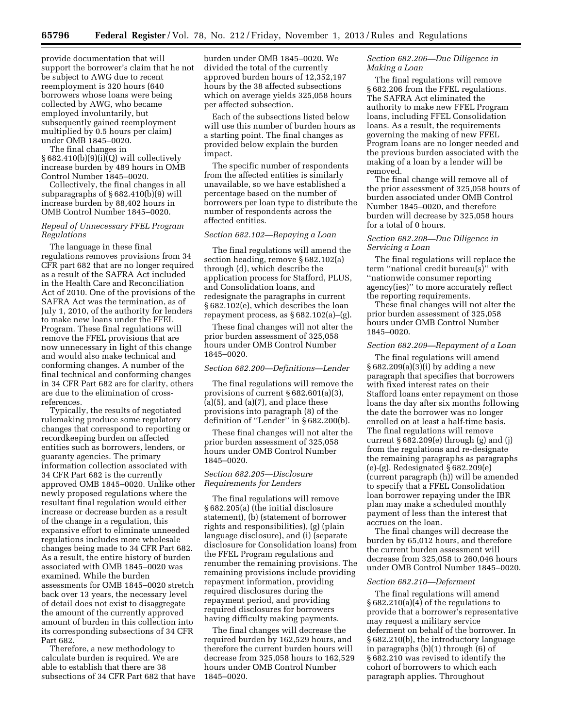provide documentation that will support the borrower's claim that he not be subject to AWG due to recent reemployment is 320 hours (640 borrowers whose loans were being collected by AWG, who became employed involuntarily, but subsequently gained reemployment multiplied by 0.5 hours per claim) under OMB 1845–0020.

The final changes in § 682.410(b)(9)(i)(Q) will collectively increase burden by 489 hours in OMB Control Number 1845–0020.

Collectively, the final changes in all subparagraphs of § 682.410(b)(9) will increase burden by 88,402 hours in OMB Control Number 1845–0020.

*Repeal of Unnecessary FFEL Program Regulations*

The language in these final regulations removes provisions from 34 CFR part 682 that are no longer required as a result of the SAFRA Act included in the Health Care and Reconciliation Act of 2010. One of the provisions of the SAFRA Act was the termination, as of July 1, 2010, of the authority for lenders to make new loans under the FFEL Program. These final regulations will remove the FFEL provisions that are now unnecessary in light of this change and would also make technical and conforming changes. A number of the final technical and conforming changes in 34 CFR Part 682 are for clarity, others are due to the elimination of cross-references.

Typically, the results of negotiated rulemaking produce some regulatory changes that correspond to reporting or recordkeeping burden on affected entities such as borrowers, lenders, or guaranty agencies. The primary information collection associated with 34 CFR Part 682 is the currently approved OMB 1845–0020. Unlike other newly proposed regulations where the resultant final regulation would either increase or decrease burden as a result of the change in a regulation, this expansive effort to eliminate unneeded regulations includes more wholesale changes being made to 34 CFR Part 682. As a result, the entire history of burden associated with OMB 1845–0020 was examined. While the burden assessments for OMB 1845–0020 stretch back over 13 years, the necessary level of detail does not exist to disaggregate the amount of the currently approved amount of burden in this collection into its corresponding subsections of 34 CFR Part 682.

Therefore, a new methodology to calculate burden is required. We are able to establish that there are 38 subsections of 34 CFR Part 682 that have burden under OMB 1845–0020. We divided the total of the currently approved burden hours of 12,352,197 hours by the 38 affected subsections which on average yields 325,058 hours per affected subsection.

Each of the subsections listed below will use this number of burden hours as a starting point. The final changes as provided below explain the burden impact.

The specific number of respondents from the affected entities is similarly unavailable, so we have established a percentage based on the number of borrowers per loan type to distribute the number of respondents across the affected entities.

*Section 682.102—Repaying a Loan*

The final regulations will amend the section heading, remove § 682.102(a) through (d), which describe the application process for Stafford, PLUS, and Consolidation loans, and redesignate the paragraphs in current § 682.102(e), which describes the loan repayment process, as § 682.102(a)–(g).

These final changes will not alter the prior burden assessment of 325,058 hours under OMB Control Number 1845–0020.

*Section 682.200—Definitions—Lender*

The final regulations will remove the provisions of current § 682.601(a)(3), (a)(5), and (a)(7), and place these provisions into paragraph (8) of the definition of ''Lender'' in § 682.200(b).

These final changes will not alter the prior burden assessment of 325,058 hours under OMB Control Number 1845–0020.

*Section 682.205—Disclosure Requirements for Lenders*

The final regulations will remove § 682.205(a) (the initial disclosure statement), (b) (statement of borrower rights and responsibilities), (g) (plain language disclosure), and (i) (separate disclosure for Consolidation loans) from the FFEL Program regulations and renumber the remaining provisions. The remaining provisions include providing repayment information, providing required disclosures during the repayment period, and providing required disclosures for borrowers having difficulty making payments.

The final changes will decrease the required burden by 162,529 hours, and therefore the current burden hours will decrease from 325,058 hours to 162,529 hours under OMB Control Number 1845–0020.

*Section 682.206—Due Diligence in Making a Loan*

The final regulations will remove § 682.206 from the FFEL regulations. The SAFRA Act eliminated the authority to make new FFEL Program loans, including FFEL Consolidation loans. As a result, the requirements governing the making of new FFEL Program loans are no longer needed and the previous burden associated with the making of a loan by a lender will be removed.

The final change will remove all of the prior assessment of 325,058 hours of burden associated under OMB Control Number 1845–0020, and therefore burden will decrease by 325,058 hours for a total of 0 hours.

*Section 682.208—Due Diligence in Servicing a Loan*

The final regulations will replace the term ''national credit bureau(s)'' with ''nationwide consumer reporting agency(ies)'' to more accurately reflect the reporting requirements.

These final changes will not alter the prior burden assessment of 325,058 hours under OMB Control Number 1845–0020.

*Section 682.209—Repayment of a Loan*

The final regulations will amend § 682.209(a)(3)(i) by adding a new paragraph that specifies that borrowers with fixed interest rates on their Stafford loans enter repayment on those loans the day after six months following the date the borrower was no longer enrolled on at least a half-time basis. The final regulations will remove current § 682.209(e) through (g) and (j) from the regulations and re-designate the remaining paragraphs as paragraphs (e)-(g). Redesignated § 682.209(e) (current paragraph (h)) will be amended to specify that a FFEL Consolidation loan borrower repaying under the IBR plan may make a scheduled monthly payment of less than the interest that accrues on the loan.

The final changes will decrease the burden by 65,012 hours, and therefore the current burden assessment will decrease from 325,058 to 260,046 hours under OMB Control Number 1845–0020.

*Section 682.210—Deferment*

The final regulations will amend § 682.210(a)(4) of the regulations to provide that a borrower's representative may request a military service deferment on behalf of the borrower. In § 682.210(b), the introductory language in paragraphs (b)(1) through (6) of § 682.210 was revised to identify the cohort of borrowers to which each paragraph applies. Throughout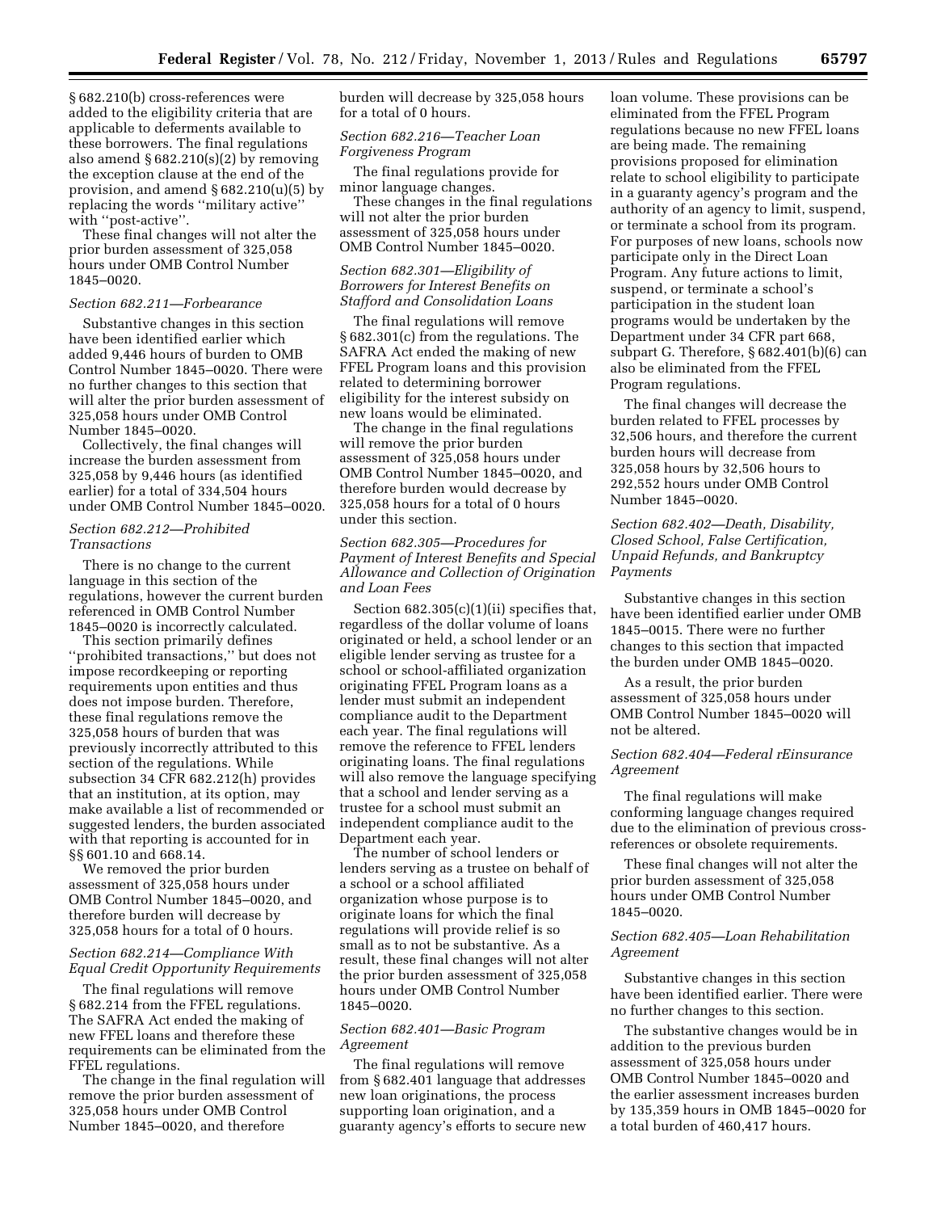§ 682.210(b) cross-references were added to the eligibility criteria that are applicable to deferments available to these borrowers. The final regulations also amend § 682.210(s)(2) by removing the exception clause at the end of the provision, and amend § 682.210(u)(5) by replacing the words ''military active'' with ''post-active''.

These final changes will not alter the prior burden assessment of 325,058 hours under OMB Control Number 1845–0020.

*Section 682.211—Forbearance*

Substantive changes in this section have been identified earlier which added 9,446 hours of burden to OMB Control Number 1845–0020. There were no further changes to this section that will alter the prior burden assessment of 325,058 hours under OMB Control Number 1845–0020.

Collectively, the final changes will increase the burden assessment from 325,058 by 9,446 hours (as identified earlier) for a total of 334,504 hours under OMB Control Number 1845–0020.

*Section 682.212—Prohibited Transactions*

There is no change to the current language in this section of the regulations, however the current burden referenced in OMB Control Number 1845–0020 is incorrectly calculated.

This section primarily defines ''prohibited transactions,'' but does not impose recordkeeping or reporting requirements upon entities and thus does not impose burden. Therefore, these final regulations remove the 325,058 hours of burden that was previously incorrectly attributed to this section of the regulations. While subsection 34 CFR 682.212(h) provides that an institution, at its option, may make available a list of recommended or suggested lenders, the burden associated with that reporting is accounted for in §§ 601.10 and 668.14.

We removed the prior burden assessment of 325,058 hours under OMB Control Number 1845–0020, and therefore burden will decrease by 325,058 hours for a total of 0 hours.

*Section 682.214—Compliance With Equal Credit Opportunity Requirements*

The final regulations will remove § 682.214 from the FFEL regulations. The SAFRA Act ended the making of new FFEL loans and therefore these requirements can be eliminated from the FFEL regulations.

The change in the final regulation will remove the prior burden assessment of 325,058 hours under OMB Control Number 1845–0020, and therefore burden will decrease by 325,058 hours for a total of 0 hours.

*Section 682.216—Teacher Loan Forgiveness Program*

The final regulations provide for minor language changes.

These changes in the final regulations will not alter the prior burden assessment of 325,058 hours under OMB Control Number 1845–0020.

*Section 682.301—Eligibility of Borrowers for Interest Benefits on Stafford and Consolidation Loans*

The final regulations will remove § 682.301(c) from the regulations. The SAFRA Act ended the making of new FFEL Program loans and this provision related to determining borrower eligibility for the interest subsidy on new loans would be eliminated.

The change in the final regulations will remove the prior burden assessment of 325,058 hours under OMB Control Number 1845–0020, and therefore burden would decrease by 325,058 hours for a total of 0 hours under this section.

*Section 682.305—Procedures for Payment of Interest Benefits and Special Allowance and Collection of Origination and Loan Fees*

Section 682.305(c)(1)(ii) specifies that, regardless of the dollar volume of loans originated or held, a school lender or an eligible lender serving as trustee for a school or school-affiliated organization originating FFEL Program loans as a lender must submit an independent compliance audit to the Department each year. The final regulations will remove the reference to FFEL lenders originating loans. The final regulations will also remove the language specifying that a school and lender serving as a trustee for a school must submit an independent compliance audit to the Department each year.

The number of school lenders or lenders serving as a trustee on behalf of a school or a school affiliated organization whose purpose is to originate loans for which the final regulations will provide relief is so small as to not be substantive. As a result, these final changes will not alter the prior burden assessment of 325,058 hours under OMB Control Number 1845–0020.

*Section 682.401—Basic Program Agreement*

The final regulations will remove from § 682.401 language that addresses new loan originations, the process supporting loan origination, and a guaranty agency's efforts to secure new loan volume. These provisions can be eliminated from the FFEL Program regulations because no new FFEL loans are being made. The remaining provisions proposed for elimination relate to school eligibility to participate in a guaranty agency's program and the authority of an agency to limit, suspend, or terminate a school from its program. For purposes of new loans, schools now participate only in the Direct Loan Program. Any future actions to limit, suspend, or terminate a school's participation in the student loan programs would be undertaken by the Department under 34 CFR part 668, subpart G. Therefore, § 682.401(b)(6) can also be eliminated from the FFEL Program regulations.

The final changes will decrease the burden related to FFEL processes by 32,506 hours, and therefore the current burden hours will decrease from 325,058 hours by 32,506 hours to 292,552 hours under OMB Control Number 1845–0020.

*Section 682.402—Death, Disability, Closed School, False Certification, Unpaid Refunds, and Bankruptcy Payments*

Substantive changes in this section have been identified earlier under OMB 1845–0015. There were no further changes to this section that impacted the burden under OMB 1845–0020.

As a result, the prior burden assessment of 325,058 hours under OMB Control Number 1845–0020 will not be altered.

*Section 682.404—Federal rEinsurance Agreement*

The final regulations will make conforming language changes required due to the elimination of previous cross-references or obsolete requirements.

These final changes will not alter the prior burden assessment of 325,058 hours under OMB Control Number 1845–0020.

*Section 682.405—Loan Rehabilitation Agreement*

Substantive changes in this section have been identified earlier. There were no further changes to this section.

The substantive changes would be in addition to the previous burden assessment of 325,058 hours under OMB Control Number 1845–0020 and the earlier assessment increases burden by 135,359 hours in OMB 1845–0020 for a total burden of 460,417 hours.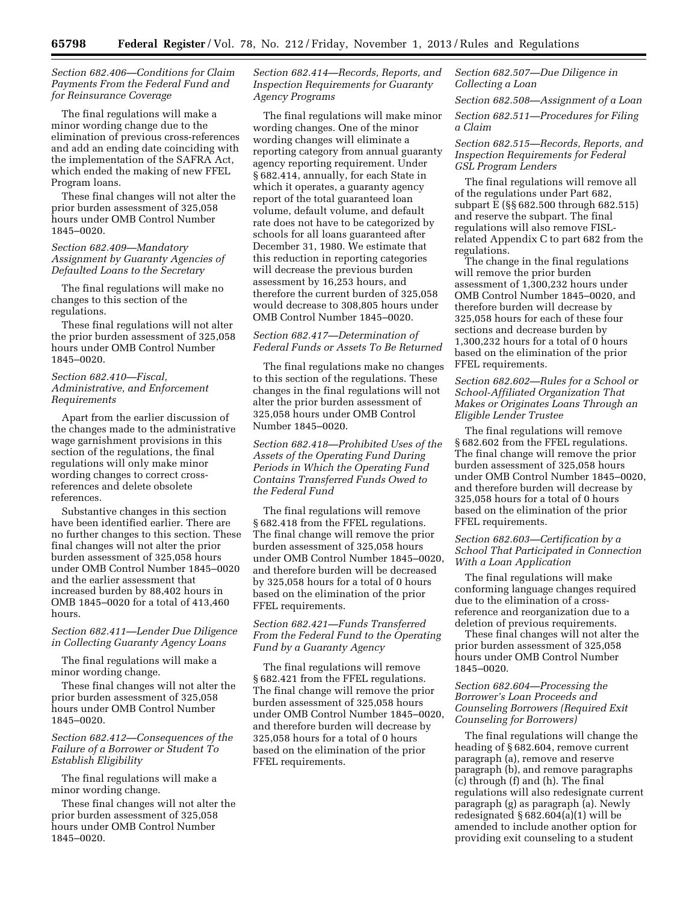*Section 682.406—Conditions for Claim Payments From the Federal Fund and for Reinsurance Coverage*

The final regulations will make a minor wording change due to the elimination of previous cross-references and add an ending date coinciding with the implementation of the SAFRA Act, which ended the making of new FFEL Program loans.

These final changes will not alter the prior burden assessment of 325,058 hours under OMB Control Number 1845–0020.

*Section 682.409—Mandatory Assignment by Guaranty Agencies of Defaulted Loans to the Secretary*

The final regulations will make no changes to this section of the regulations.

These final regulations will not alter the prior burden assessment of 325,058 hours under OMB Control Number 1845–0020.

*Section 682.410—Fiscal, Administrative, and Enforcement Requirements*

Apart from the earlier discussion of the changes made to the administrative wage garnishment provisions in this section of the regulations, the final regulations will only make minor wording changes to correct cross-references and delete obsolete references.

Substantive changes in this section have been identified earlier. There are no further changes to this section. These final changes will not alter the prior burden assessment of 325,058 hours under OMB Control Number 1845–0020 and the earlier assessment that increased burden by 88,402 hours in OMB 1845–0020 for a total of 413,460 hours.

*Section 682.411—Lender Due Diligence in Collecting Guaranty Agency Loans*

The final regulations will make a minor wording change.

These final changes will not alter the prior burden assessment of 325,058 hours under OMB Control Number 1845–0020.

*Section 682.412—Consequences of the Failure of a Borrower or Student To Establish Eligibility*

The final regulations will make a minor wording change.

These final changes will not alter the prior burden assessment of 325,058 hours under OMB Control Number 1845–0020.

*Section 682.414—Records, Reports, and Inspection Requirements for Guaranty Agency Programs*

The final regulations will make minor wording changes. One of the minor wording changes will eliminate a reporting category from annual guaranty agency reporting requirement. Under § 682.414, annually, for each State in which it operates, a guaranty agency report of the total guaranteed loan volume, default volume, and default rate does not have to be categorized by schools for all loans guaranteed after December 31, 1980. We estimate that this reduction in reporting categories will decrease the previous burden assessment by 16,253 hours, and therefore the current burden of 325,058 would decrease to 308,805 hours under OMB Control Number 1845–0020.

*Section 682.417—Determination of Federal Funds or Assets To Be Returned*

The final regulations make no changes to this section of the regulations. These changes in the final regulations will not alter the prior burden assessment of 325,058 hours under OMB Control Number 1845–0020.

*Section 682.418—Prohibited Uses of the Assets of the Operating Fund During Periods in Which the Operating Fund Contains Transferred Funds Owed to the Federal Fund*

The final regulations will remove § 682.418 from the FFEL regulations. The final change will remove the prior burden assessment of 325,058 hours under OMB Control Number 1845–0020, and therefore burden will be decreased by 325,058 hours for a total of 0 hours based on the elimination of the prior FFEL requirements.

*Section 682.421—Funds Transferred From the Federal Fund to the Operating Fund by a Guaranty Agency*

The final regulations will remove § 682.421 from the FFEL regulations. The final change will remove the prior burden assessment of 325,058 hours under OMB Control Number 1845–0020, and therefore burden will decrease by 325,058 hours for a total of 0 hours based on the elimination of the prior FFEL requirements.

*Section 682.507—Due Diligence in Collecting a Loan*

*Section 682.508—Assignment of a Loan*

*Section 682.511—Procedures for Filing a Claim*

*Section 682.515—Records, Reports, and Inspection Requirements for Federal GSL Program Lenders*

The final regulations will remove all of the regulations under Part 682, subpart E (§§ 682.500 through 682.515) and reserve the subpart. The final regulations will also remove FISL-related Appendix C to part 682 from the regulations.

The change in the final regulations will remove the prior burden assessment of 1,300,232 hours under OMB Control Number 1845–0020, and therefore burden will decrease by 325,058 hours for each of these four sections and decrease burden by 1,300,232 hours for a total of 0 hours based on the elimination of the prior FFEL requirements.

*Section 682.602—Rules for a School or School-Affiliated Organization That Makes or Originates Loans Through an Eligible Lender Trustee*

The final regulations will remove § 682.602 from the FFEL regulations. The final change will remove the prior burden assessment of 325,058 hours under OMB Control Number 1845–0020, and therefore burden will decrease by 325,058 hours for a total of 0 hours based on the elimination of the prior FFEL requirements.

*Section 682.603—Certification by a School That Participated in Connection With a Loan Application*

The final regulations will make conforming language changes required due to the elimination of a cross-reference and reorganization due to a deletion of previous requirements.

These final changes will not alter the prior burden assessment of 325,058 hours under OMB Control Number 1845–0020.

*Section 682.604—Processing the Borrower's Loan Proceeds and Counseling Borrowers (Required Exit Counseling for Borrowers)*

The final regulations will change the heading of § 682.604, remove current paragraph (a), remove and reserve paragraph (b), and remove paragraphs (c) through (f) and (h). The final regulations will also redesignate current paragraph (g) as paragraph (a). Newly redesignated § 682.604(a)(1) will be amended to include another option for providing exit counseling to a student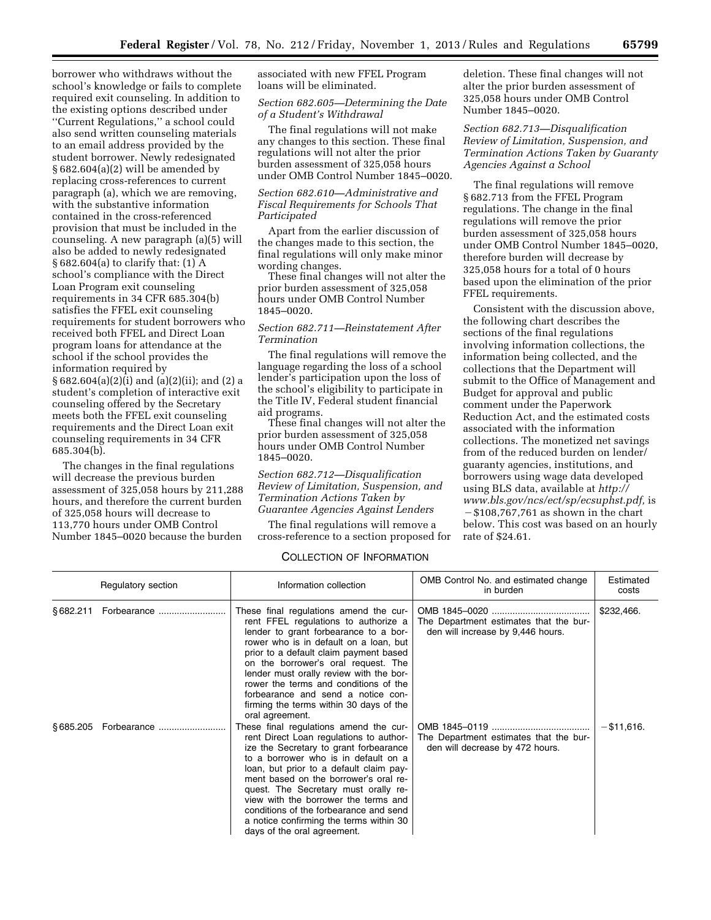borrower who withdraws without the school's knowledge or fails to complete required exit counseling. In addition to the existing options described under ''Current Regulations,'' a school could also send written counseling materials to an email address provided by the student borrower. Newly redesignated § 682.604(a)(2) will be amended by replacing cross-references to current paragraph (a), which we are removing, with the substantive information contained in the cross-referenced provision that must be included in the counseling. A new paragraph (a)(5) will also be added to newly redesignated § 682.604(a) to clarify that: (1) A school's compliance with the Direct Loan Program exit counseling requirements in 34 CFR 685.304(b) satisfies the FFEL exit counseling requirements for student borrowers who received both FFEL and Direct Loan program loans for attendance at the school if the school provides the information required by § 682.604(a)(2)(i) and (a)(2)(ii); and (2) a student's completion of interactive exit counseling offered by the Secretary meets both the FFEL exit counseling requirements and the Direct Loan exit counseling requirements in 34 CFR 685.304(b).

The changes in the final regulations will decrease the previous burden assessment of 325,058 hours by 211,288 hours, and therefore the current burden of 325,058 hours will decrease to 113,770 hours under OMB Control Number 1845–0020 because the burden associated with new FFEL Program loans will be eliminated.

*Section 682.605—Determining the Date of a Student's Withdrawal*

The final regulations will not make any changes to this section. These final regulations will not alter the prior burden assessment of 325,058 hours under OMB Control Number 1845–0020.

*Section 682.610—Administrative and Fiscal Requirements for Schools That Participated*

Apart from the earlier discussion of the changes made to this section, the final regulations will only make minor wording changes.

These final changes will not alter the prior burden assessment of 325,058 hours under OMB Control Number 1845–0020.

*Section 682.711—Reinstatement After Termination*

The final regulations will remove the language regarding the loss of a school lender's participation upon the loss of the school's eligibility to participate in the Title IV, Federal student financial aid programs.

These final changes will not alter the prior burden assessment of 325,058 hours under OMB Control Number 1845–0020.

*Section 682.712—Disqualification Review of Limitation, Suspension, and Termination Actions Taken by Guarantee Agencies Against Lenders*

The final regulations will remove a cross-reference to a section proposed for deletion. These final changes will not alter the prior burden assessment of 325,058 hours under OMB Control Number 1845–0020.

*Section 682.713—Disqualification Review of Limitation, Suspension, and Termination Actions Taken by Guaranty Agencies Against a School*

The final regulations will remove § 682.713 from the FFEL Program regulations. The change in the final regulations will remove the prior burden assessment of 325,058 hours under OMB Control Number 1845–0020, therefore burden will decrease by 325,058 hours for a total of 0 hours based upon the elimination of the prior FFEL requirements.

Consistent with the discussion above, the following chart describes the sections of the final regulations involving information collections, the information being collected, and the collections that the Department will submit to the Office of Management and Budget for approval and public comment under the Paperwork Reduction Act, and the estimated costs associated with the information collections. The monetized net savings from of the reduced burden on lender/guaranty agencies, institutions, and borrowers using wage data developed using BLS data, available at *http://www.bls.gov/ncs/ect/sp/ecsuphst.pdf,* is −$108,767,761 as shown in the chart below. This cost was based on an hourly rate of $24.61.

COLLECTION OF INFORMATION

| Regulatory section | Information collection | OMB Control No. and estimated change in burden | Estimated costs |
|---|---|---|---|
| § 682.211 Forbearance | These final regulations amend the current FFEL regulations to authorize a lender to grant forbearance to a borrower who is in default on a loan, but prior to a default claim payment based on the borrower's oral request. The lender must orally review with the borrower the terms and conditions of the forbearance and send a notice confirming the terms within 30 days of the oral agreement. | OMB 1845–0020. The Department estimates that the burden will increase by 9,446 hours. | $232,466. |
| § 685.205 Forbearance | These final regulations amend the current Direct Loan regulations to authorize the Secretary to grant forbearance to a borrower who is in default on a loan, but prior to a default claim payment based on the borrower's oral request. The Secretary must orally review with the borrower the terms and conditions of the forbearance and send a notice confirming the terms within 30 days of the oral agreement. | OMB 1845–0119. The Department estimates that the burden will decrease by 472 hours. | −$11,616. |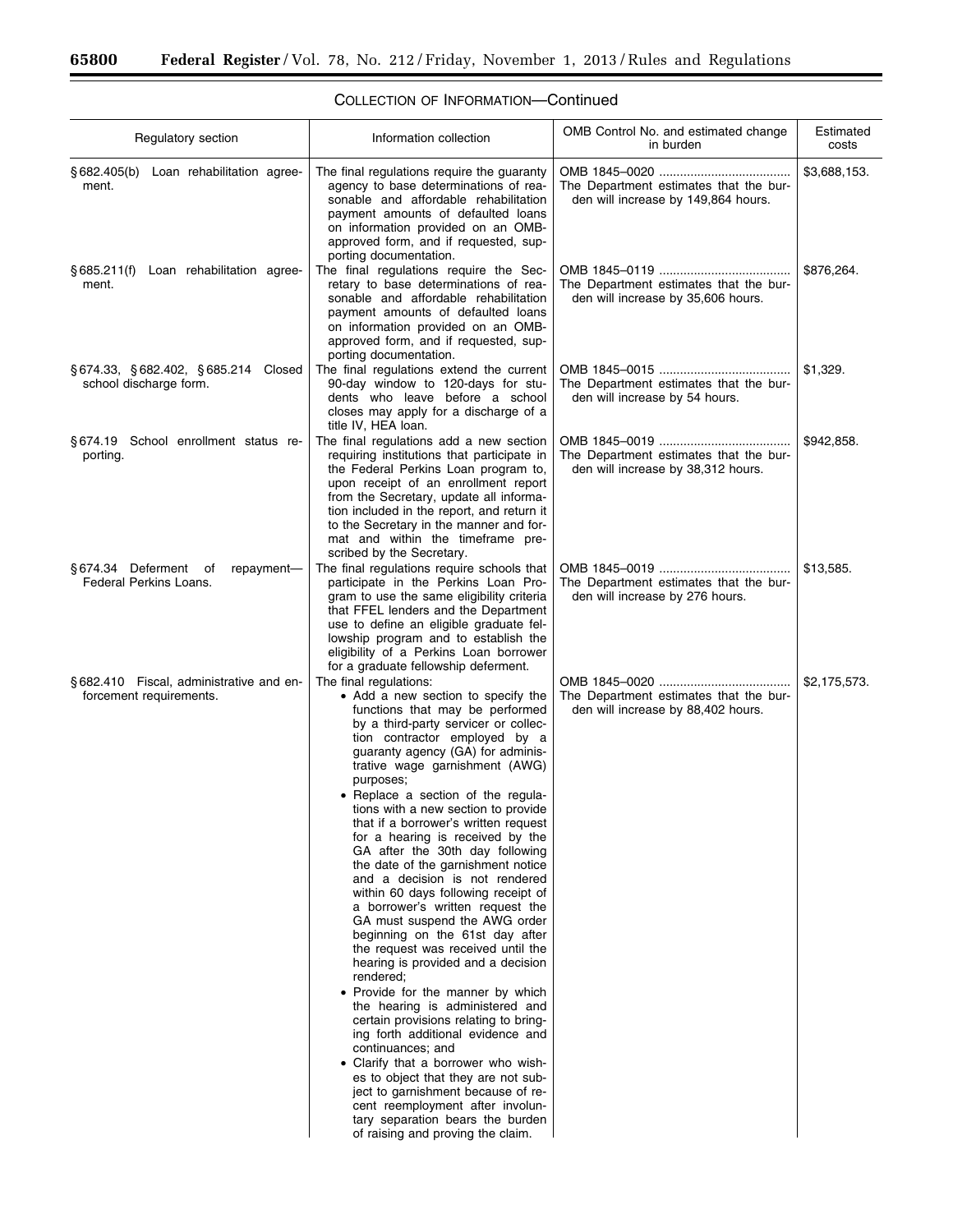COLLECTION OF INFORMATION—Continued

| Regulatory section | Information collection | OMB Control No. and estimated change in burden | Estimated costs |
|---|---|---|---|
| § 682.405(b) Loan rehabilitation agreement. | The final regulations require the guaranty agency to base determinations of reasonable and affordable rehabilitation payment amounts of defaulted loans on information provided on an OMB-approved form, and if requested, supporting documentation. | OMB 1845–0020 .................................... The Department estimates that the burden will increase by 149,864 hours. | $3,688,153. |
| § 685.211(f) Loan rehabilitation agreement. | The final regulations require the Secretary to base determinations of reasonable and affordable rehabilitation payment amounts of defaulted loans on information provided on an OMB-approved form, and if requested, supporting documentation. | OMB 1845–0119 .................................... The Department estimates that the burden will increase by 35,606 hours. | $876,264. |
| § 674.33, § 682.402, § 685.214 Closed school discharge form. | The final regulations extend the current 90-day window to 120-days for students who leave before a school closes may apply for a discharge of a title IV, HEA loan. | OMB 1845–0015 .................................... The Department estimates that the burden will increase by 54 hours. | $1,329. |
| § 674.19 School enrollment status reporting. | The final regulations add a new section requiring institutions that participate in the Federal Perkins Loan program to, upon receipt of an enrollment report from the Secretary, update all information included in the report, and return it to the Secretary in the manner and format and within the timeframe prescribed by the Secretary. | OMB 1845–0019 .................................... The Department estimates that the burden will increase by 38,312 hours. | $942,858. |
| § 674.34 Deferment of repayment—Federal Perkins Loans. | The final regulations require schools that participate in the Perkins Loan Program to use the same eligibility criteria that FFEL lenders and the Department use to define an eligible graduate fellowship program and to establish the eligibility of a Perkins Loan borrower for a graduate fellowship deferment. | OMB 1845–0019 .................................... The Department estimates that the burden will increase by 276 hours. | $13,585. |
| § 682.410 Fiscal, administrative and enforcement requirements. | The final regulations: • Add a new section to specify the functions that may be performed by a third-party servicer or collection contractor employed by a guaranty agency (GA) for administrative wage garnishment (AWG) purposes; • Replace a section of the regulations with a new section to provide that if a borrower's written request for a hearing is received by the GA after the 30th day following the date of the garnishment notice and a decision is not rendered within 60 days following receipt of a borrower's written request the GA must suspend the AWG order beginning on the 61st day after the request was received until the hearing is provided and a decision rendered; • Provide for the manner by which the hearing is administered and certain provisions relating to bringing forth additional evidence and continuances; and • Clarify that a borrower who wishes to object that they are not subject to garnishment because of recent reemployment after involuntary separation bears the burden of raising and proving the claim. | OMB 1845–0020 .................................... The Department estimates that the burden will increase by 88,402 hours. | $2,175,573. |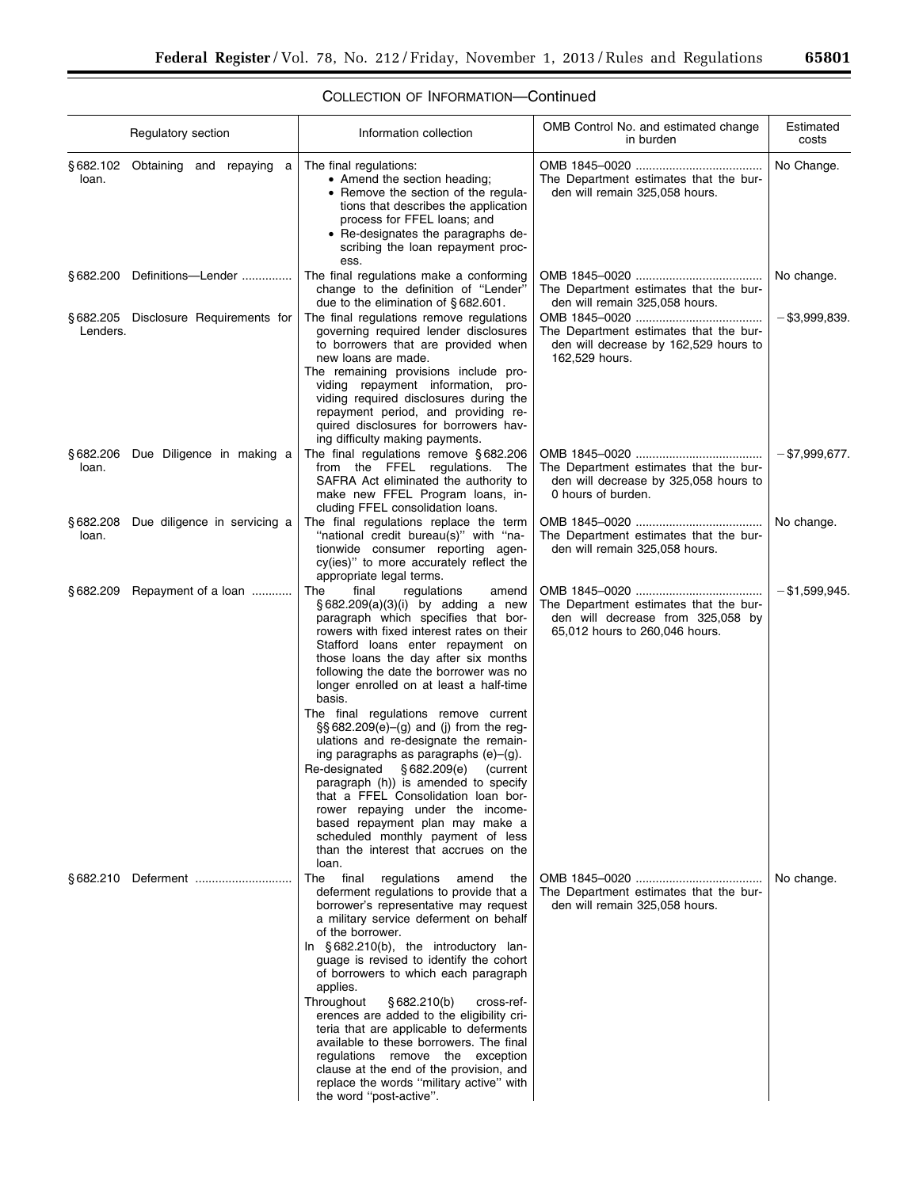COLLECTION OF INFORMATION—Continued

| Regulatory section | Information collection | OMB Control No. and estimated change in burden | Estimated costs |
|---|---|---|---|
| § 682.102 Obtaining and repaying a loan. | The final regulations:<br>• Amend the section heading;<br>• Remove the section of the regulations that describes the application process for FFEL loans; and<br>• Re-designates the paragraphs describing the loan repayment process. | OMB 1845–0020<br>The Department estimates that the burden will remain 325,058 hours. | No Change. |
| § 682.200 Definitions—Lender | The final regulations make a conforming change to the definition of "Lender" due to the elimination of § 682.601. | OMB 1845–0020<br>The Department estimates that the burden will remain 325,058 hours. | No change. |
| § 682.205 Disclosure Requirements for Lenders. | The final regulations remove regulations governing required lender disclosures to borrowers that are provided when new loans are made.<br>The remaining provisions include providing repayment information, providing required disclosures during the repayment period, and providing required disclosures for borrowers having difficulty making payments. | OMB 1845–0020<br>The Department estimates that the burden will decrease by 162,529 hours to 162,529 hours. | −$3,999,839. |
| § 682.206 Due Diligence in making a loan. | The final regulations remove § 682.206 from the FFEL regulations. The SAFRA Act eliminated the authority to make new FFEL Program loans, including FFEL consolidation loans. | OMB 1845–0020<br>The Department estimates that the burden will decrease by 325,058 hours to 0 hours of burden. | −$7,999,677. |
| § 682.208 Due diligence in servicing a loan. | The final regulations replace the term "national credit bureau(s)" with "nationwide consumer reporting agency(ies)" to more accurately reflect the appropriate legal terms. | OMB 1845–0020<br>The Department estimates that the burden will remain 325,058 hours. | No change. |
| § 682.209 Repayment of a loan | The final regulations amend § 682.209(a)(3)(i) by adding a new paragraph which specifies that borrowers with fixed interest rates on their Stafford loans enter repayment on those loans the day after six months following the date the borrower was no longer enrolled on at least a half-time basis.<br>The final regulations remove current §§ 682.209(e)–(g) and (j) from the regulations and re-designate the remaining paragraphs as paragraphs (e)–(g).<br>Re-designated § 682.209(e) (current paragraph (h)) is amended to specify that a FFEL Consolidation loan borrower repaying under the income-based repayment plan may make a scheduled monthly payment of less than the interest that accrues on the loan. | OMB 1845–0020<br>The Department estimates that the burden will decrease from 325,058 by 65,012 hours to 260,046 hours. | −$1,599,945. |
| § 682.210 Deferment | The final regulations amend the deferment regulations to provide that a borrower's representative may request a military service deferment on behalf of the borrower.<br>In § 682.210(b), the introductory language is revised to identify the cohort of borrowers to which each paragraph applies.<br>Throughout § 682.210(b) cross-references are added to the eligibility criteria that are applicable to deferments available to these borrowers. The final regulations remove the exception clause at the end of the provision, and replace the words "military active" with the word "post-active". | OMB 1845–0020<br>The Department estimates that the burden will remain 325,058 hours. | No change. |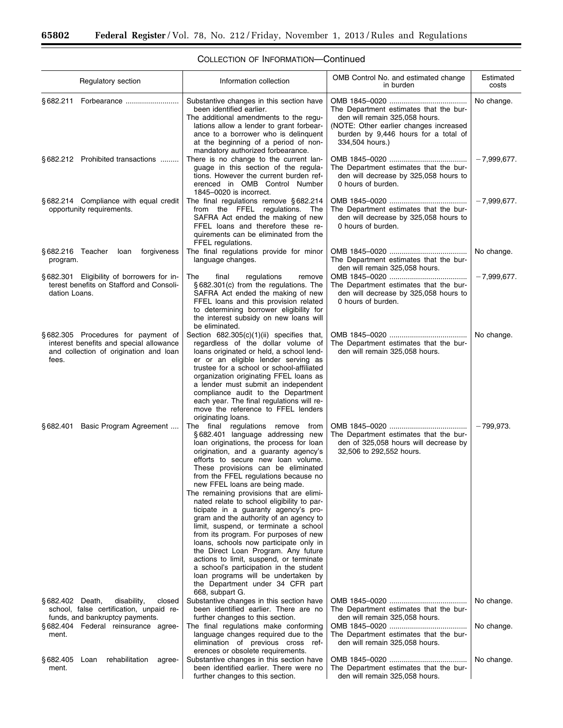## COLLECTION OF INFORMATION—Continued

| Regulatory section | Information collection | OMB Control No. and estimated change in burden | Estimated costs |
| --- | --- | --- | --- |
| § 682.211 Forbearance | Substantive changes in this section have been identified earlier. The additional amendments to the regulations allow a lender to grant forbearance to a borrower who is delinquent at the beginning of a period of non-mandatory authorized forbearance. | OMB 1845–0020 The Department estimates that the burden will remain 325,058 hours. (NOTE: Other earlier changes increased burden by 9,446 hours for a total of 334,504 hours.) | No change. |
| § 682.212 Prohibited transactions | There is no change to the current language in this section of the regulations. However the current burden referenced in OMB Control Number 1845–0020 is incorrect. | OMB 1845–0020 The Department estimates that the burden will decrease by 325,058 hours to 0 hours of burden. | −7,999,677. |
| § 682.214 Compliance with equal credit opportunity requirements. | The final regulations remove § 682.214 from the FFEL regulations. The SAFRA Act ended the making of new FFEL loans and therefore these requirements can be eliminated from the FFEL regulations. | OMB 1845–0020 The Department estimates that the burden will decrease by 325,058 hours to 0 hours of burden. | −7,999,677. |
| § 682.216 Teacher loan forgiveness program. | The final regulations provide for minor language changes. | OMB 1845–0020 The Department estimates that the burden will remain 325,058 hours. | No change. |
| § 682.301 Eligibility of borrowers for interest benefits on Stafford and Consolidation Loans. | The final regulations remove § 682.301(c) from the regulations. The SAFRA Act ended the making of new FFEL loans and this provision related to determining borrower eligibility for the interest subsidy on new loans will be eliminated. | OMB 1845–0020 The Department estimates that the burden will decrease by 325,058 hours to 0 hours of burden. | −7,999,677. |
| § 682.305 Procedures for payment of interest benefits and special allowance and collection of origination and loan fees. | Section 682.305(c)(1)(ii) specifies that, regardless of the dollar volume of loans originated or held, a school lender or an eligible lender serving as trustee for a school or school-affiliated organization originating FFEL loans as a lender must submit an independent compliance audit to the Department each year. The final regulations will remove the reference to FFEL lenders originating loans. | OMB 1845–0020 The Department estimates that the burden will remain 325,058 hours. | No change. |
| § 682.401 Basic Program Agreement | The final regulations remove from § 682.401 language addressing new loan originations, the process for loan origination, and a guaranty agency's efforts to secure new loan volume. These provisions can be eliminated from the FFEL regulations because no new FFEL loans are being made. The remaining provisions that are eliminated relate to school eligibility to participate in a guaranty agency's program and the authority of an agency to limit, suspend, or terminate a school from its program. For purposes of new loans, schools now participate only in the Direct Loan Program. Any future actions to limit, suspend, or terminate a school's participation in the student loan programs will be undertaken by the Department under 34 CFR part 668, subpart G. | OMB 1845–0020 The Department estimates that the burden of 325,058 hours will decrease by 32,506 to 292,552 hours. | −799,973. |
| § 682.402 Death, disability, closed school, false certification, unpaid refunds, and bankruptcy payments. | Substantive changes in this section have been identified earlier. There are no further changes to this section. | OMB 1845–0020 The Department estimates that the burden will remain 325,058 hours. | No change. |
| § 682.404 Federal reinsurance agreement. | The final regulations make conforming language changes required due to the elimination of previous cross references or obsolete requirements. | OMB 1845–0020 The Department estimates that the burden will remain 325,058 hours. | No change. |
| § 682.405 Loan rehabilitation agreement. | Substantive changes in this section have been identified earlier. There were no further changes to this section. | OMB 1845–0020 The Department estimates that the burden will remain 325,058 hours. | No change. |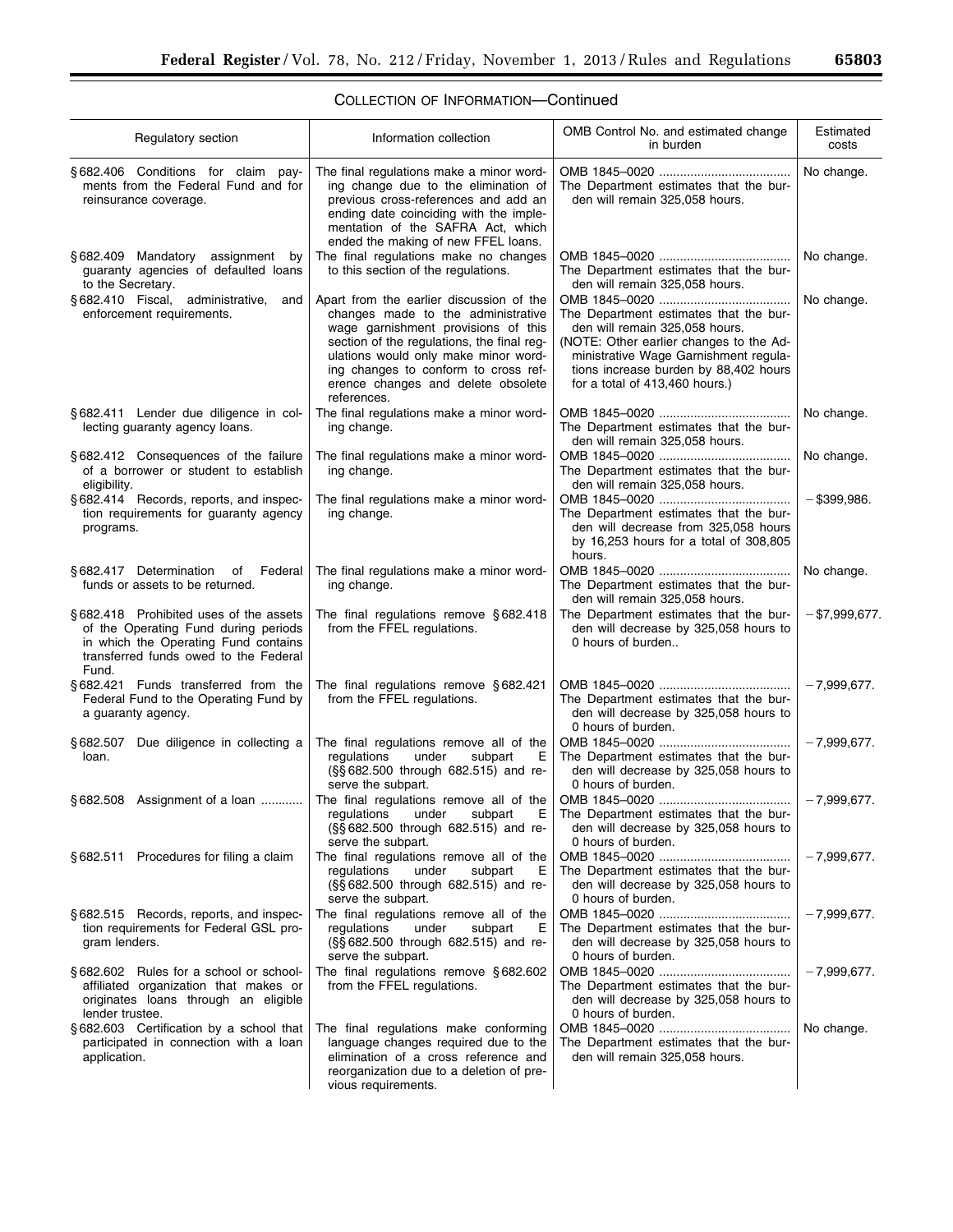## COLLECTION OF INFORMATION—Continued

| Regulatory section | Information collection | OMB Control No. and estimated change in burden | Estimated costs |
| --- | --- | --- | --- |
| § 682.406 Conditions for claim payments from the Federal Fund and for reinsurance coverage. | The final regulations make a minor wording change due to the elimination of previous cross-references and add an ending date coinciding with the implementation of the SAFRA Act, which ended the making of new FFEL loans. | OMB 1845–0020 ..................................... The Department estimates that the burden will remain 325,058 hours. | No change. |
| § 682.409 Mandatory assignment by guaranty agencies of defaulted loans to the Secretary. | The final regulations make no changes to this section of the regulations. | OMB 1845–0020 ..................................... The Department estimates that the burden will remain 325,058 hours. | No change. |
| § 682.410 Fiscal, administrative, and enforcement requirements. | Apart from the earlier discussion of the changes made to the administrative wage garnishment provisions of this section of the regulations, the final regulations would only make minor wording changes to conform to cross reference changes and delete obsolete references. | OMB 1845–0020 ..................................... The Department estimates that the burden will remain 325,058 hours. (NOTE: Other earlier changes to the Administrative Wage Garnishment regulations increase burden by 88,402 hours for a total of 413,460 hours.) | No change. |
| § 682.411 Lender due diligence in collecting guaranty agency loans. | The final regulations make a minor wording change. | OMB 1845–0020 ..................................... The Department estimates that the burden will remain 325,058 hours. | No change. |
| § 682.412 Consequences of the failure of a borrower or student to establish eligibility. | The final regulations make a minor wording change. | OMB 1845–0020 ..................................... The Department estimates that the burden will remain 325,058 hours. | No change. |
| § 682.414 Records, reports, and inspection requirements for guaranty agency programs. | The final regulations make a minor wording change. | OMB 1845–0020 ..................................... The Department estimates that the burden will decrease from 325,058 hours by 16,253 hours for a total of 308,805 hours. | −$399,986. |
| § 682.417 Determination of Federal funds or assets to be returned. | The final regulations make a minor wording change. | OMB 1845–0020 ..................................... The Department estimates that the burden will remain 325,058 hours. | No change. |
| § 682.418 Prohibited uses of the assets of the Operating Fund during periods in which the Operating Fund contains transferred funds owed to the Federal Fund. | The final regulations remove § 682.418 from the FFEL regulations. | The Department estimates that the burden will decrease by 325,058 hours to 0 hours of burden.. | −$7,999,677. |
| § 682.421 Funds transferred from the Federal Fund to the Operating Fund by a guaranty agency. | The final regulations remove § 682.421 from the FFEL regulations. | OMB 1845–0020 ..................................... The Department estimates that the burden will decrease by 325,058 hours to 0 hours of burden. | −7,999,677. |
| § 682.507 Due diligence in collecting a loan. | The final regulations remove all of the regulations under subpart E (§§ 682.500 through 682.515) and reserve the subpart. | OMB 1845–0020 ..................................... The Department estimates that the burden will decrease by 325,058 hours to 0 hours of burden. | −7,999,677. |
| § 682.508 Assignment of a loan ............ | The final regulations remove all of the regulations under subpart E (§§ 682.500 through 682.515) and reserve the subpart. | OMB 1845–0020 ..................................... The Department estimates that the burden will decrease by 325,058 hours to 0 hours of burden. | −7,999,677. |
| § 682.511 Procedures for filing a claim | The final regulations remove all of the regulations under subpart E (§§ 682.500 through 682.515) and reserve the subpart. | OMB 1845–0020 ..................................... The Department estimates that the burden will decrease by 325,058 hours to 0 hours of burden. | −7,999,677. |
| § 682.515 Records, reports, and inspection requirements for Federal GSL program lenders. | The final regulations remove all of the regulations under subpart E (§§ 682.500 through 682.515) and reserve the subpart. | OMB 1845–0020 ..................................... The Department estimates that the burden will decrease by 325,058 hours to 0 hours of burden. | −7,999,677. |
| § 682.602 Rules for a school or school-affiliated organization that makes or originates loans through an eligible lender trustee. | The final regulations remove § 682.602 from the FFEL regulations. | OMB 1845–0020 ..................................... The Department estimates that the burden will decrease by 325,058 hours to 0 hours of burden. | −7,999,677. |
| § 682.603 Certification by a school that participated in connection with a loan application. | The final regulations make conforming language changes required due to the elimination of a cross reference and reorganization due to a deletion of previous requirements. | OMB 1845–0020 ..................................... The Department estimates that the burden will remain 325,058 hours. | No change. |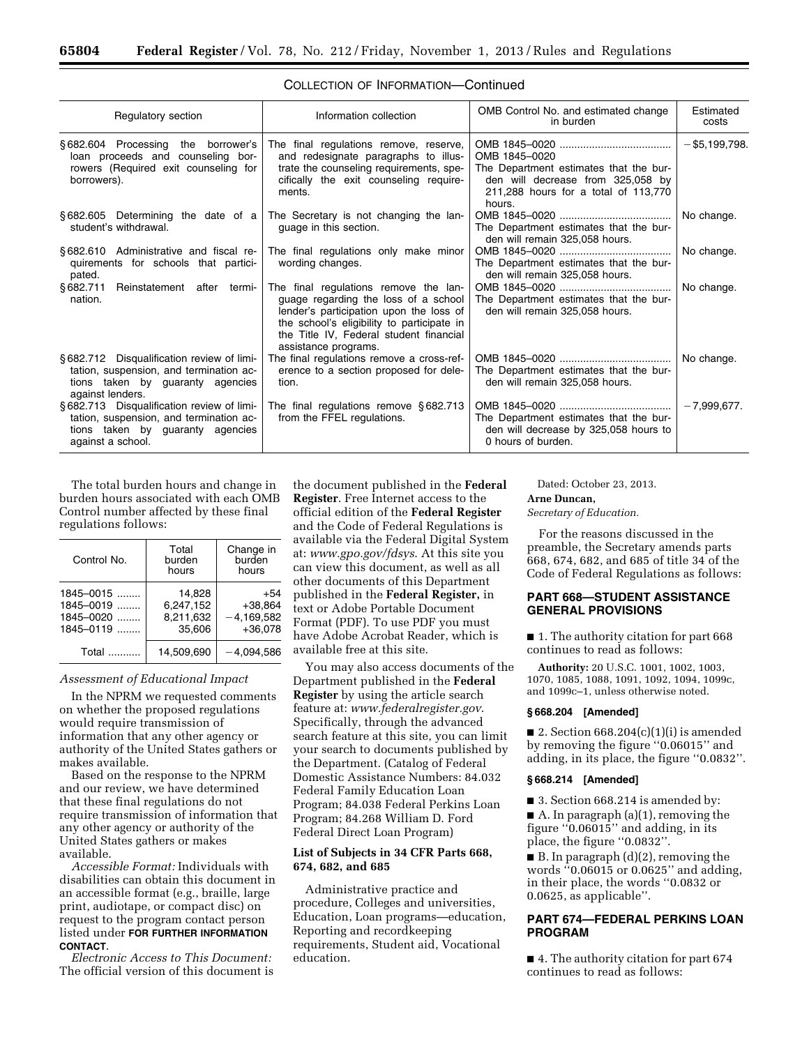COLLECTION OF INFORMATION—Continued

| Regulatory section | Information collection | OMB Control No. and estimated change in burden | Estimated costs |
|---|---|---|---|
| §682.604 Processing the borrower's loan proceeds and counseling borrowers (Required exit counseling for borrowers). | The final regulations remove, reserve, and redesignate paragraphs to illustrate the counseling requirements, specifically the exit counseling requirements. | OMB 1845–0020 OMB 1845–0020 The Department estimates that the burden will decrease from 325,058 by 211,288 hours for a total of 113,770 hours. | −$5,199,798. |
| §682.605 Determining the date of a student's withdrawal. | The Secretary is not changing the language in this section. | OMB 1845–0020 The Department estimates that the burden will remain 325,058 hours. | No change. |
| §682.610 Administrative and fiscal requirements for schools that participated. | The final regulations only make minor wording changes. | OMB 1845–0020 The Department estimates that the burden will remain 325,058 hours. | No change. |
| §682.711 Reinstatement after termination. | The final regulations remove the language regarding the loss of a school lender's participation upon the loss of the school's eligibility to participate in the Title IV, Federal student financial assistance programs. | OMB 1845–0020 The Department estimates that the burden will remain 325,058 hours. | No change. |
| §682.712 Disqualification review of limitation, suspension, and termination actions taken by guaranty agencies against lenders. | The final regulations remove a cross-reference to a section proposed for deletion. | OMB 1845–0020 The Department estimates that the burden will remain 325,058 hours. | No change. |
| §682.713 Disqualification review of limitation, suspension, and termination actions taken by guaranty agencies against a school. | The final regulations remove §682.713 from the FFEL regulations. | OMB 1845–0020 The Department estimates that the burden will decrease by 325,058 hours to 0 hours of burden. | −7,999,677. |

The total burden hours and change in burden hours associated with each OMB Control number affected by these final regulations follows:

| Control No. | Total burden hours | Change in burden hours |
|---|---|---|
| 1845–0015 | 14,828 | +54 |
| 1845–0019 | 6,247,152 | +38,864 |
| 1845–0020 | 8,211,632 | −4,169,582 |
| 1845–0119 | 35,606 | +36,078 |
| Total | 14,509,690 | −4,094,586 |

*Assessment of Educational Impact*

In the NPRM we requested comments on whether the proposed regulations would require transmission of information that any other agency or authority of the United States gathers or makes available.

Based on the response to the NPRM and our review, we have determined that these final regulations do not require transmission of information that any other agency or authority of the United States gathers or makes available.

*Accessible Format:* Individuals with disabilities can obtain this document in an accessible format (e.g., braille, large print, audiotape, or compact disc) on request to the program contact person listed under **FOR FURTHER INFORMATION CONTACT**.

*Electronic Access to This Document:* The official version of this document is the document published in the **Federal Register**. Free Internet access to the official edition of the **Federal Register** and the Code of Federal Regulations is available via the Federal Digital System at: *www.gpo.gov/fdsys*. At this site you can view this document, as well as all other documents of this Department published in the **Federal Register**, in text or Adobe Portable Document Format (PDF). To use PDF you must have Adobe Acrobat Reader, which is available free at this site.

You may also access documents of the Department published in the **Federal Register** by using the article search feature at: *www.federalregister.gov*. Specifically, through the advanced search feature at this site, you can limit your search to documents published by the Department. (Catalog of Federal Domestic Assistance Numbers: 84.032 Federal Family Education Loan Program; 84.038 Federal Perkins Loan Program; 84.268 William D. Ford Federal Direct Loan Program)

### List of Subjects in 34 CFR Parts 668, 674, 682, and 685

Administrative practice and procedure, Colleges and universities, Education, Loan programs—education, Reporting and recordkeeping requirements, Student aid, Vocational education.

Dated: October 23, 2013.

**Arne Duncan,**

*Secretary of Education.*

For the reasons discussed in the preamble, the Secretary amends parts 668, 674, 682, and 685 of title 34 of the Code of Federal Regulations as follows:

## PART 668—STUDENT ASSISTANCE GENERAL PROVISIONS

■ 1. The authority citation for part 668 continues to read as follows:

**Authority:** 20 U.S.C. 1001, 1002, 1003, 1070, 1085, 1088, 1091, 1092, 1094, 1099c, and 1099c–1, unless otherwise noted.

### §668.204 [Amended]

■ 2. Section 668.204(c)(1)(i) is amended by removing the figure ''0.06015'' and adding, in its place, the figure ''0.0832''.

### §668.214 [Amended]

■ 3. Section 668.214 is amended by:

■ A. In paragraph (a)(1), removing the figure ''0.06015'' and adding, in its place, the figure ''0.0832''.

■ B. In paragraph (d)(2), removing the words ''0.06015 or 0.0625'' and adding, in their place, the words ''0.0832 or 0.0625, as applicable''.

## PART 674—FEDERAL PERKINS LOAN PROGRAM

■ 4. The authority citation for part 674 continues to read as follows: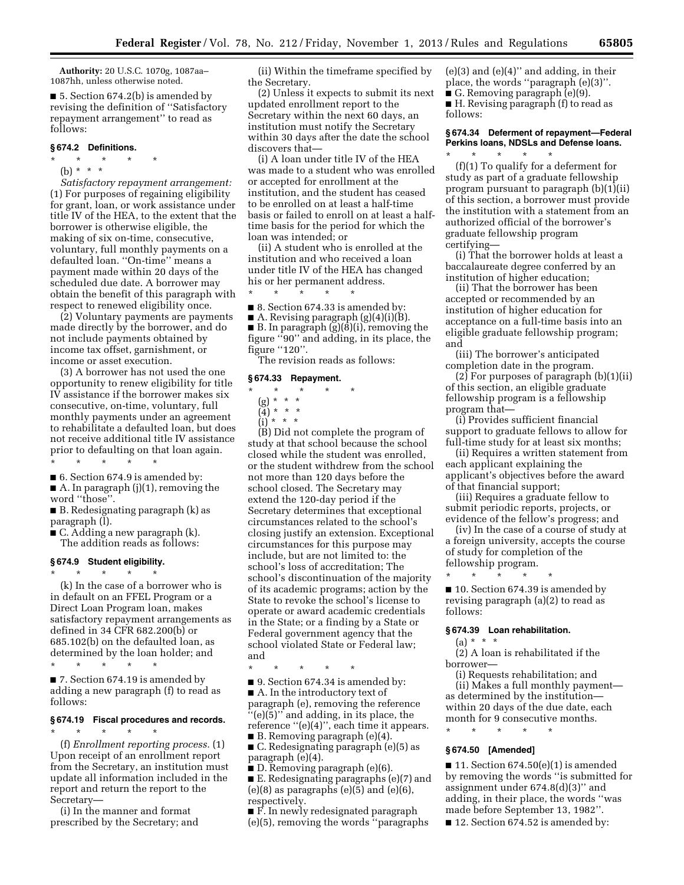**Authority:** 20 U.S.C. 1070g, 1087aa–1087hh, unless otherwise noted.

■ 5. Section 674.2(b) is amended by revising the definition of ''Satisfactory repayment arrangement'' to read as follows:

### § 674.2 Definitions.

\* \* \* \* \*

(b) \* \* \*

*Satisfactory repayment arrangement:* (1) For purposes of regaining eligibility for grant, loan, or work assistance under title IV of the HEA, to the extent that the borrower is otherwise eligible, the making of six on-time, consecutive, voluntary, full monthly payments on a defaulted loan. ''On-time'' means a payment made within 20 days of the scheduled due date. A borrower may obtain the benefit of this paragraph with respect to renewed eligibility once.

(2) Voluntary payments are payments made directly by the borrower, and do not include payments obtained by income tax offset, garnishment, or income or asset execution.

(3) A borrower has not used the one opportunity to renew eligibility for title IV assistance if the borrower makes six consecutive, on-time, voluntary, full monthly payments under an agreement to rehabilitate a defaulted loan, but does not receive additional title IV assistance prior to defaulting on that loan again.

\* \* \* \* \*

■ 6. Section 674.9 is amended by:

■ A. In paragraph (j)(1), removing the word ''those''.

■ B. Redesignating paragraph (k) as paragraph (l).

■ C. Adding a new paragraph (k).

The addition reads as follows:

### § 674.9 Student eligibility.

\* \* \* \* \*

(k) In the case of a borrower who is in default on an FFEL Program or a Direct Loan Program loan, makes satisfactory repayment arrangements as defined in 34 CFR 682.200(b) or 685.102(b) on the defaulted loan, as determined by the loan holder; and

\* \* \* \* \*

■ 7. Section 674.19 is amended by adding a new paragraph (f) to read as follows:

### § 674.19 Fiscal procedures and records.

\* \* \* \* \*

(f) *Enrollment reporting process.* (1) Upon receipt of an enrollment report from the Secretary, an institution must update all information included in the report and return the report to the Secretary—

(i) In the manner and format prescribed by the Secretary; and

(ii) Within the timeframe specified by the Secretary.

(2) Unless it expects to submit its next updated enrollment report to the Secretary within the next 60 days, an institution must notify the Secretary within 30 days after the date the school discovers that—

(i) A loan under title IV of the HEA was made to a student who was enrolled or accepted for enrollment at the institution, and the student has ceased to be enrolled on at least a half-time basis or failed to enroll on at least a half-time basis for the period for which the loan was intended; or

(ii) A student who is enrolled at the institution and who received a loan under title IV of the HEA has changed his or her permanent address.

\* \* \* \* \*

■ 8. Section 674.33 is amended by:

■ A. Revising paragraph (g)(4)(i)(B).

■ B. In paragraph (g)(8)(i), removing the figure ''90'' and adding, in its place, the figure ''120''.

The revision reads as follows:

### § 674.33 Repayment.

\* \* \* \* \*

(g) \* \* \*

(4) \* \* \*

(i) \* \* \*

(B) Did not complete the program of study at that school because the school closed while the student was enrolled, or the student withdrew from the school not more than 120 days before the school closed. The Secretary may extend the 120-day period if the Secretary determines that exceptional circumstances related to the school's closing justify an extension. Exceptional circumstances for this purpose may include, but are not limited to: the school's loss of accreditation; The school's discontinuation of the majority of its academic programs; action by the State to revoke the school's license to operate or award academic credentials in the State; or a finding by a State or Federal government agency that the school violated State or Federal law; and

\* \* \* \* \*

■ 9. Section 674.34 is amended by:

■ A. In the introductory text of paragraph (e), removing the reference ''(e)(5)'' and adding, in its place, the reference ''(e)(4)'', each time it appears.

■ B. Removing paragraph (e)(4).

■ C. Redesignating paragraph (e)(5) as paragraph (e)(4).

■ D. Removing paragraph (e)(6).

■ E. Redesignating paragraphs (e)(7) and (e)(8) as paragraphs (e)(5) and (e)(6), respectively.

■ F. In newly redesignated paragraph (e)(5), removing the words ''paragraphs (e)(3) and (e)(4)'' and adding, in their place, the words ''paragraph (e)(3)''.

■ G. Removing paragraph (e)(9).

■ H. Revising paragraph (f) to read as follows:

### § 674.34 Deferment of repayment—Federal Perkins loans, NDSLs and Defense loans.

\* \* \* \* \*

(f)(1) To qualify for a deferment for study as part of a graduate fellowship program pursuant to paragraph (b)(1)(ii) of this section, a borrower must provide the institution with a statement from an authorized official of the borrower's graduate fellowship program certifying—

(i) That the borrower holds at least a baccalaureate degree conferred by an institution of higher education;

(ii) That the borrower has been accepted or recommended by an institution of higher education for acceptance on a full-time basis into an eligible graduate fellowship program; and

(iii) The borrower's anticipated completion date in the program.

(2) For purposes of paragraph (b)(1)(ii) of this section, an eligible graduate fellowship program is a fellowship program that—

(i) Provides sufficient financial support to graduate fellows to allow for full-time study for at least six months;

(ii) Requires a written statement from each applicant explaining the applicant's objectives before the award of that financial support;

(iii) Requires a graduate fellow to submit periodic reports, projects, or evidence of the fellow's progress; and

(iv) In the case of a course of study at a foreign university, accepts the course of study for completion of the fellowship program.

\* \* \* \* \*

■ 10. Section 674.39 is amended by revising paragraph (a)(2) to read as follows:

### § 674.39 Loan rehabilitation.

(a) \* \* \*

(2) A loan is rehabilitated if the borrower—

(i) Requests rehabilitation; and

(ii) Makes a full monthly payment—as determined by the institution—within 20 days of the due date, each month for 9 consecutive months.

\* \* \* \* \*

### § 674.50 [Amended]

■ 11. Section 674.50(e)(1) is amended by removing the words ''is submitted for assignment under 674.8(d)(3)'' and adding, in their place, the words ''was made before September 13, 1982''.

■ 12. Section 674.52 is amended by: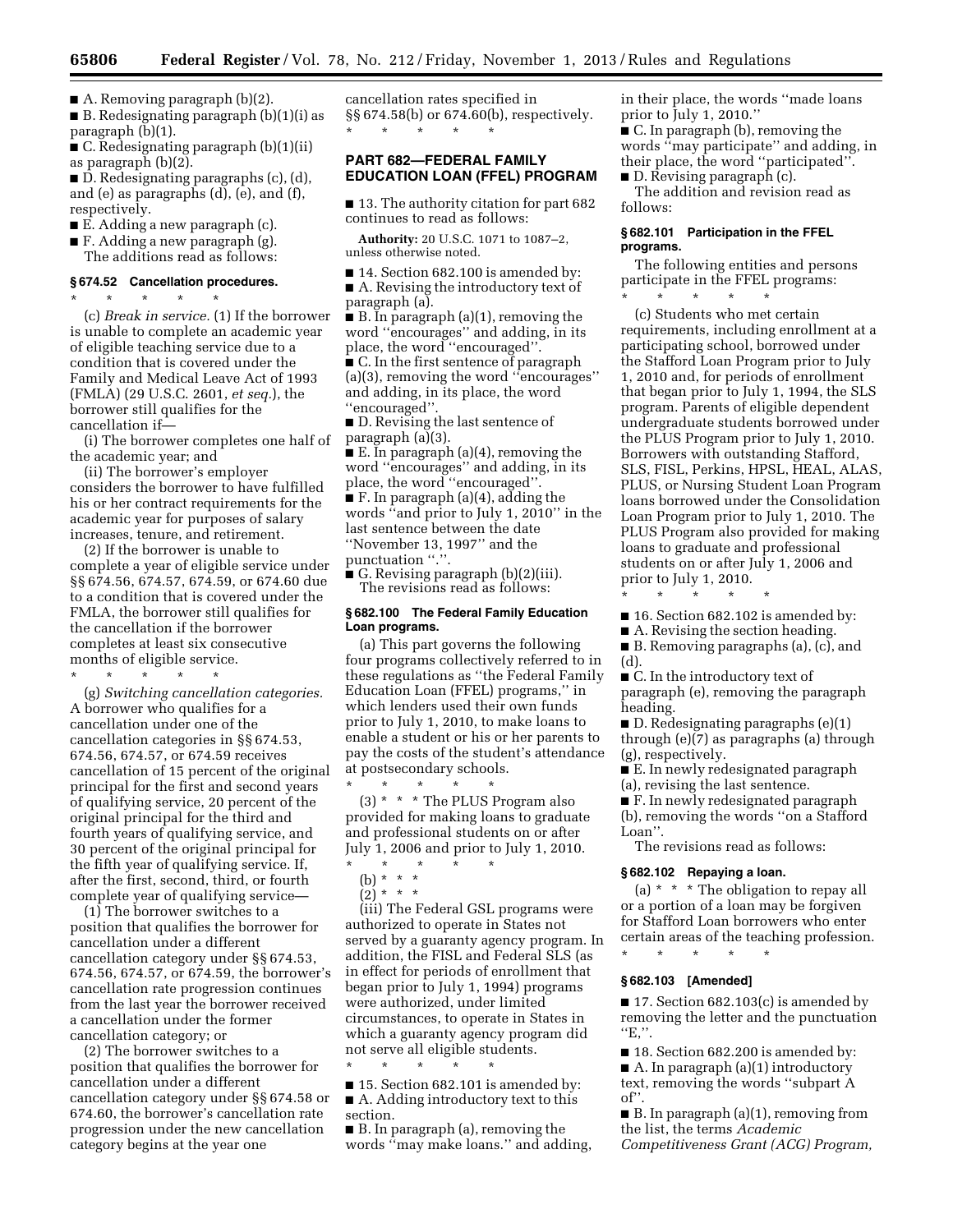■ A. Removing paragraph (b)(2).

■ B. Redesignating paragraph (b)(1)(i) as paragraph (b)(1).

■ C. Redesignating paragraph (b)(1)(ii) as paragraph (b)(2).

■ D. Redesignating paragraphs (c), (d), and (e) as paragraphs (d), (e), and (f), respectively.

■ E. Adding a new paragraph (c).

■ F. Adding a new paragraph (g).

The additions read as follows:

### § 674.52 Cancellation procedures.

\* \* \* \* \*

(c) *Break in service.* (1) If the borrower is unable to complete an academic year of eligible teaching service due to a condition that is covered under the Family and Medical Leave Act of 1993 (FMLA) (29 U.S.C. 2601, *et seq.*), the borrower still qualifies for the cancellation if—

(i) The borrower completes one half of the academic year; and

(ii) The borrower's employer considers the borrower to have fulfilled his or her contract requirements for the academic year for purposes of salary increases, tenure, and retirement.

(2) If the borrower is unable to complete a year of eligible service under §§ 674.56, 674.57, 674.59, or 674.60 due to a condition that is covered under the FMLA, the borrower still qualifies for the cancellation if the borrower completes at least six consecutive months of eligible service.

\* \* \* \* \*

(g) *Switching cancellation categories.* A borrower who qualifies for a cancellation under one of the cancellation categories in §§ 674.53, 674.56, 674.57, or 674.59 receives cancellation of 15 percent of the original principal for the first and second years of qualifying service, 20 percent of the original principal for the third and fourth years of qualifying service, and 30 percent of the original principal for the fifth year of qualifying service. If, after the first, second, third, or fourth complete year of qualifying service—

(1) The borrower switches to a position that qualifies the borrower for cancellation under a different cancellation category under §§ 674.53, 674.56, 674.57, or 674.59, the borrower's cancellation rate progression continues from the last year the borrower received a cancellation under the former cancellation category; or

(2) The borrower switches to a position that qualifies the borrower for cancellation under a different cancellation category under §§ 674.58 or 674.60, the borrower's cancellation rate progression under the new cancellation category begins at the year one cancellation rates specified in §§ 674.58(b) or 674.60(b), respectively.

\* \* \* \* \*

## PART 682—FEDERAL FAMILY EDUCATION LOAN (FFEL) PROGRAM

■ 13. The authority citation for part 682 continues to read as follows:

**Authority:** 20 U.S.C. 1071 to 1087–2, unless otherwise noted.

■ 14. Section 682.100 is amended by:

■ A. Revising the introductory text of paragraph (a).

■ B. In paragraph (a)(1), removing the word "encourages" and adding, in its place, the word "encouraged".

■ C. In the first sentence of paragraph (a)(3), removing the word "encourages" and adding, in its place, the word "encouraged".

■ D. Revising the last sentence of paragraph (a)(3).

■ E. In paragraph (a)(4), removing the word "encourages" and adding, in its place, the word "encouraged".

■ F. In paragraph (a)(4), adding the words "and prior to July 1, 2010" in the last sentence between the date "November 13, 1997" and the punctuation ".".

■ G. Revising paragraph (b)(2)(iii).

The revisions read as follows:

### § 682.100 The Federal Family Education Loan programs.

(a) This part governs the following four programs collectively referred to in these regulations as "the Federal Family Education Loan (FFEL) programs," in which lenders used their own funds prior to July 1, 2010, to make loans to enable a student or his or her parents to pay the costs of the student's attendance at postsecondary schools.

\* \* \* \* \*

(3) \* \* \* The PLUS Program also provided for making loans to graduate and professional students on or after July 1, 2006 and prior to July 1, 2010.

\* \* \* \* \*

(b) \* \* \*

(2) \* \* \*

(iii) The Federal GSL programs were authorized to operate in States not served by a guaranty agency program. In addition, the FISL and Federal SLS (as in effect for periods of enrollment that began prior to July 1, 1994) programs were authorized, under limited circumstances, to operate in States in which a guaranty agency program did not serve all eligible students.

\* \* \* \* \*

■ 15. Section 682.101 is amended by:

■ A. Adding introductory text to this section.

■ B. In paragraph (a), removing the words "may make loans." and adding, in their place, the words "made loans prior to July 1, 2010."

■ C. In paragraph (b), removing the words "may participate" and adding, in their place, the word "participated".

■ D. Revising paragraph (c).

The addition and revision read as follows:

### § 682.101 Participation in the FFEL programs.

The following entities and persons participate in the FFEL programs:

\* \* \* \* \*

(c) Students who met certain requirements, including enrollment at a participating school, borrowed under the Stafford Loan Program prior to July 1, 2010 and, for periods of enrollment that began prior to July 1, 1994, the SLS program. Parents of eligible dependent undergraduate students borrowed under the PLUS Program prior to July 1, 2010. Borrowers with outstanding Stafford, SLS, FISL, Perkins, HPSL, HEAL, ALAS, PLUS, or Nursing Student Loan Program loans borrowed under the Consolidation Loan Program prior to July 1, 2010. The PLUS Program also provided for making loans to graduate and professional students on or after July 1, 2006 and prior to July 1, 2010.

\* \* \* \* \*

■ 16. Section 682.102 is amended by:

■ A. Revising the section heading.

■ B. Removing paragraphs (a), (c), and (d).

■ C. In the introductory text of paragraph (e), removing the paragraph heading.

■ D. Redesignating paragraphs (e)(1) through (e)(7) as paragraphs (a) through (g), respectively.

■ E. In newly redesignated paragraph (a), revising the last sentence.

■ F. In newly redesignated paragraph (b), removing the words "on a Stafford Loan".

The revisions read as follows:

### § 682.102 Repaying a loan.

(a) \* \* \* The obligation to repay all or a portion of a loan may be forgiven for Stafford Loan borrowers who enter certain areas of the teaching profession.

\* \* \* \* \*

### § 682.103 [Amended]

■ 17. Section 682.103(c) is amended by removing the letter and the punctuation "E,".

■ 18. Section 682.200 is amended by:

■ A. In paragraph (a)(1) introductory text, removing the words "subpart A of".

■ B. In paragraph (a)(1), removing from the list, the terms *Academic Competitiveness Grant (ACG) Program,*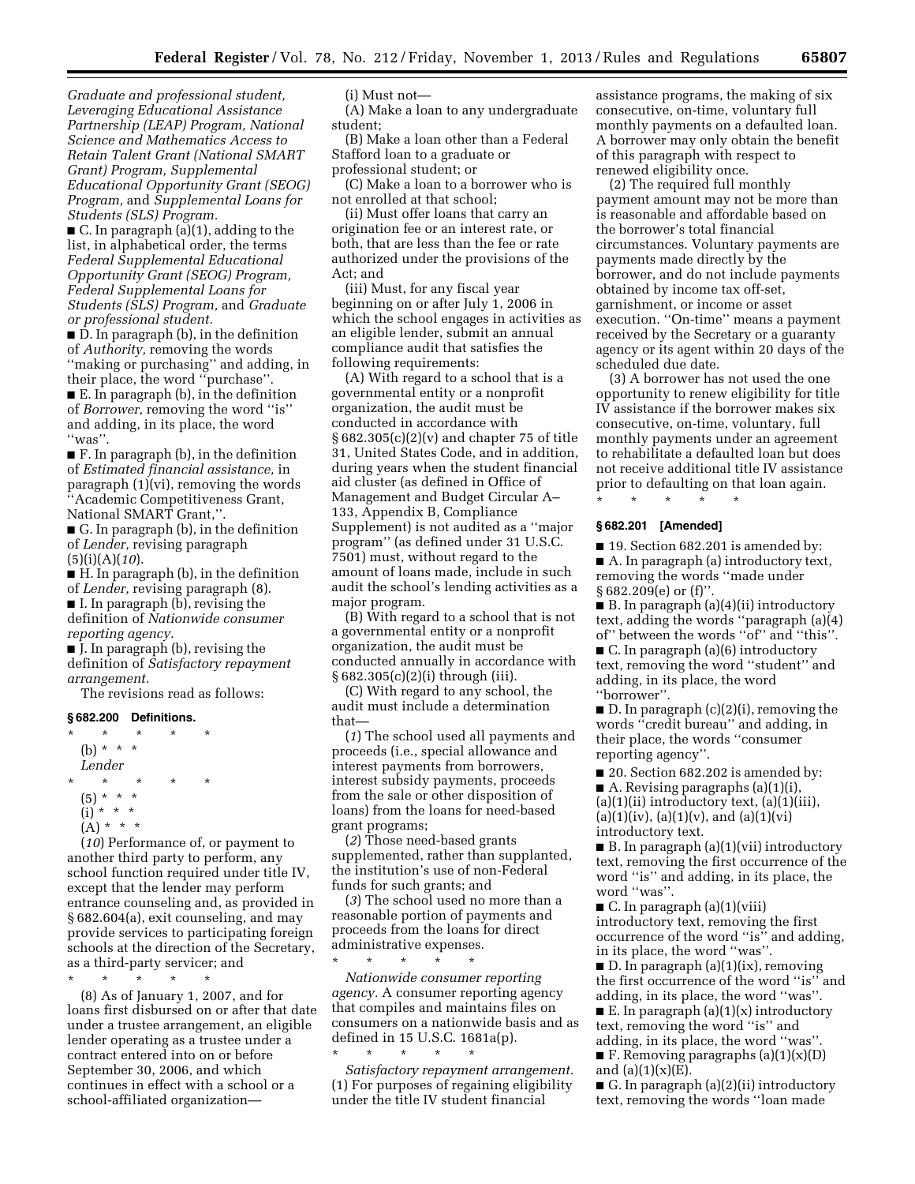*Graduate and professional student, Leveraging Educational Assistance Partnership (LEAP) Program, National Science and Mathematics Access to Retain Talent Grant (National SMART Grant) Program, Supplemental Educational Opportunity Grant (SEOG) Program,* and *Supplemental Loans for Students (SLS) Program.*

■ C. In paragraph (a)(1), adding to the list, in alphabetical order, the terms *Federal Supplemental Educational Opportunity Grant (SEOG) Program, Federal Supplemental Loans for Students (SLS) Program,* and *Graduate or professional student.*

■ D. In paragraph (b), in the definition of *Authority,* removing the words ''making or purchasing'' and adding, in their place, the word ''purchase''.

■ E. In paragraph (b), in the definition of *Borrower,* removing the word ''is'' and adding, in its place, the word ''was''.

■ F. In paragraph (b), in the definition of *Estimated financial assistance,* in paragraph (1)(vi), removing the words ''Academic Competitiveness Grant, National SMART Grant,''.

■ G. In paragraph (b), in the definition of *Lender,* revising paragraph (5)(i)(A)(*10*).

■ H. In paragraph (b), in the definition of *Lender,* revising paragraph (8).

■ I. In paragraph (b), revising the definition of *Nationwide consumer reporting agency.*

■ J. In paragraph (b), revising the definition of *Satisfactory repayment arrangement.*

The revisions read as follows:

### § 682.200 Definitions.

\* \* \* \* \*

(b) \* \* \*

*Lender*

\* \* \* \* \*

(5) \* \* \*

(i) \* \* \*

(A) \* \* \*

(*10*) Performance of, or payment to another third party to perform, any school function required under title IV, except that the lender may perform entrance counseling and, as provided in § 682.604(a), exit counseling, and may provide services to participating foreign schools at the direction of the Secretary, as a third-party servicer; and

\* \* \* \* \*

(8) As of January 1, 2007, and for loans first disbursed on or after that date under a trustee arrangement, an eligible lender operating as a trustee under a contract entered into on or before September 30, 2006, and which continues in effect with a school or a school-affiliated organization—

(i) Must not—

(A) Make a loan to any undergraduate student;

(B) Make a loan other than a Federal Stafford loan to a graduate or professional student; or

(C) Make a loan to a borrower who is not enrolled at that school;

(ii) Must offer loans that carry an origination fee or an interest rate, or both, that are less than the fee or rate authorized under the provisions of the Act; and

(iii) Must, for any fiscal year beginning on or after July 1, 2006 in which the school engages in activities as an eligible lender, submit an annual compliance audit that satisfies the following requirements:

(A) With regard to a school that is a governmental entity or a nonprofit organization, the audit must be conducted in accordance with § 682.305(c)(2)(v) and chapter 75 of title 31, United States Code, and in addition, during years when the student financial aid cluster (as defined in Office of Management and Budget Circular A–133, Appendix B, Compliance Supplement) is not audited as a ''major program'' (as defined under 31 U.S.C. 7501) must, without regard to the amount of loans made, include in such audit the school's lending activities as a major program.

(B) With regard to a school that is not a governmental entity or a nonprofit organization, the audit must be conducted annually in accordance with § 682.305(c)(2)(i) through (iii).

(C) With regard to any school, the audit must include a determination that—

(*1*) The school used all payments and proceeds (i.e., special allowance and interest payments from borrowers, interest subsidy payments, proceeds from the sale or other disposition of loans) from the loans for need-based grant programs;

(*2*) Those need-based grants supplemented, rather than supplanted, the institution's use of non-Federal funds for such grants; and

(*3*) The school used no more than a reasonable portion of payments and proceeds from the loans for direct administrative expenses.

\* \* \* \* \*

*Nationwide consumer reporting agency.* A consumer reporting agency that compiles and maintains files on consumers on a nationwide basis and as defined in 15 U.S.C. 1681a(p).

\* \* \* \* \*

*Satisfactory repayment arrangement.* (1) For purposes of regaining eligibility under the title IV student financial assistance programs, the making of six consecutive, on-time, voluntary full monthly payments on a defaulted loan. A borrower may only obtain the benefit of this paragraph with respect to renewed eligibility once.

(2) The required full monthly payment amount may not be more than is reasonable and affordable based on the borrower's total financial circumstances. Voluntary payments are payments made directly by the borrower, and do not include payments obtained by income tax off-set, garnishment, or income or asset execution. ''On-time'' means a payment received by the Secretary or a guaranty agency or its agent within 20 days of the scheduled due date.

(3) A borrower has not used the one opportunity to renew eligibility for title IV assistance if the borrower makes six consecutive, on-time, voluntary, full monthly payments under an agreement to rehabilitate a defaulted loan but does not receive additional title IV assistance prior to defaulting on that loan again.

\* \* \* \* \*

### § 682.201 [Amended]

■ 19. Section 682.201 is amended by:

■ A. In paragraph (a) introductory text, removing the words ''made under § 682.209(e) or (f)''.

■ B. In paragraph (a)(4)(ii) introductory text, adding the words ''paragraph (a)(4) of'' between the words ''of'' and ''this''.

■ C. In paragraph (a)(6) introductory text, removing the word ''student'' and adding, in its place, the word ''borrower''.

■ D. In paragraph (c)(2)(i), removing the words ''credit bureau'' and adding, in their place, the words ''consumer reporting agency''.

■ 20. Section 682.202 is amended by:

■ A. Revising paragraphs (a)(1)(i), (a)(1)(ii) introductory text, (a)(1)(iii), (a)(1)(iv), (a)(1)(v), and (a)(1)(vi) introductory text.

■ B. In paragraph (a)(1)(vii) introductory text, removing the first occurrence of the word ''is'' and adding, in its place, the word ''was''.

■ C. In paragraph (a)(1)(viii) introductory text, removing the first occurrence of the word ''is'' and adding, in its place, the word ''was''.

■ D. In paragraph (a)(1)(ix), removing the first occurrence of the word ''is'' and adding, in its place, the word ''was''.

■ E. In paragraph (a)(1)(x) introductory text, removing the word ''is'' and adding, in its place, the word ''was''.

■ F. Removing paragraphs (a)(1)(x)(D) and (a)(1)(x)(E).

■ G. In paragraph (a)(2)(ii) introductory text, removing the words ''loan made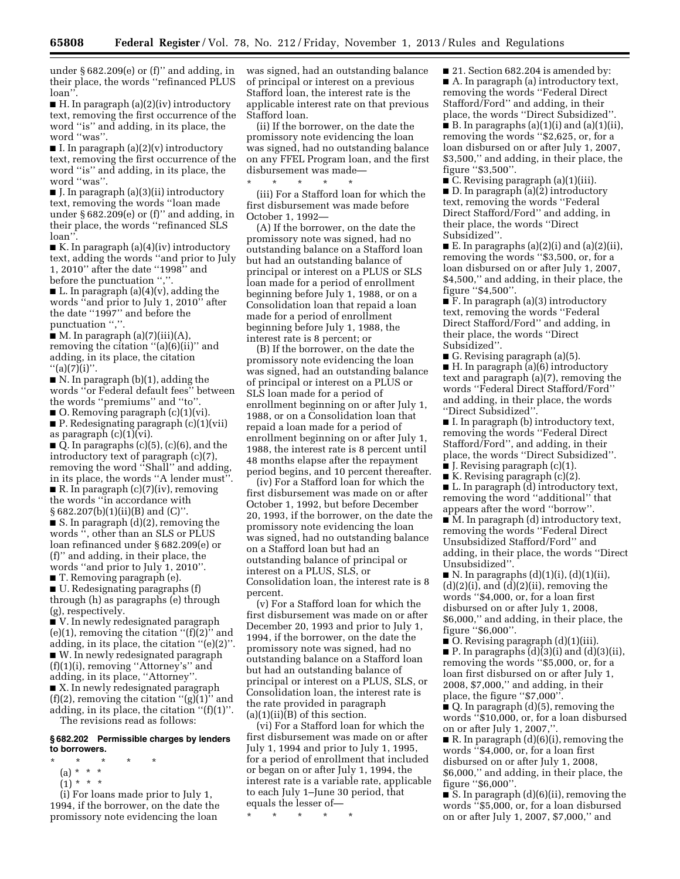under § 682.209(e) or (f)'' and adding, in their place, the words ''refinanced PLUS loan''.

■ H. In paragraph (a)(2)(iv) introductory text, removing the first occurrence of the word ''is'' and adding, in its place, the word ''was''.

■ I. In paragraph (a)(2)(v) introductory text, removing the first occurrence of the word ''is'' and adding, in its place, the word ''was''.

■ J. In paragraph (a)(3)(ii) introductory text, removing the words ''loan made under § 682.209(e) or (f)'' and adding, in their place, the words ''refinanced SLS loan''.

■ K. In paragraph (a)(4)(iv) introductory text, adding the words ''and prior to July 1, 2010'' after the date ''1998'' and before the punctuation '','.

■ L. In paragraph (a)(4)(v), adding the words ''and prior to July 1, 2010'' after the date ''1997'' and before the punctuation '','.

■ M. In paragraph (a)(7)(iii)(A), removing the citation ''(a)(6)(ii)'' and adding, in its place, the citation ''(a)(7)(i)''.

■ N. In paragraph (b)(1), adding the words ''or Federal default fees'' between the words ''premiums'' and ''to''.

■ O. Removing paragraph (c)(1)(vi).

■ P. Redesignating paragraph (c)(1)(vii) as paragraph (c)(1)(vi).

■ Q. In paragraphs (c)(5), (c)(6), and the introductory text of paragraph (c)(7), removing the word ''Shall'' and adding, in its place, the words ''A lender must''.

■ R. In paragraph (c)(7)(iv), removing the words ''in accordance with § 682.207(b)(1)(ii)(B) and (C)''.

■ S. In paragraph (d)(2), removing the words '', other than an SLS or PLUS loan refinanced under § 682.209(e) or (f)'' and adding, in their place, the words ''and prior to July 1, 2010''.

■ T. Removing paragraph (e).

■ U. Redesignating paragraphs (f) through (h) as paragraphs (e) through (g), respectively.

■ V. In newly redesignated paragraph (e)(1), removing the citation ''(f)(2)'' and adding, in its place, the citation ''(e)(2)''.

■ W. In newly redesignated paragraph (f)(1)(i), removing ''Attorney's'' and adding, in its place, ''Attorney''.

■ X. In newly redesignated paragraph (f)(2), removing the citation ''(g)(1)'' and adding, in its place, the citation ''(f)(1)''.

The revisions read as follows:

**§ 682.202 Permissible charges by lenders to borrowers.**

\* \* \* \* \*

(a) \* \* \*

(1) \* \* \*

(i) For loans made prior to July 1, 1994, if the borrower, on the date the promissory note evidencing the loan was signed, had an outstanding balance of principal or interest on a previous Stafford loan, the interest rate is the applicable interest rate on that previous Stafford loan.

(ii) If the borrower, on the date the promissory note evidencing the loan was signed, had no outstanding balance on any FFEL Program loan, and the first disbursement was made—

\* \* \* \* \*

(iii) For a Stafford loan for which the first disbursement was made before October 1, 1992—

(A) If the borrower, on the date the promissory note was signed, had no outstanding balance on a Stafford loan but had an outstanding balance of principal or interest on a PLUS or SLS loan made for a period of enrollment beginning before July 1, 1988, or on a Consolidation loan that repaid a loan made for a period of enrollment beginning before July 1, 1988, the interest rate is 8 percent; or

(B) If the borrower, on the date the promissory note evidencing the loan was signed, had an outstanding balance of principal or interest on a PLUS or SLS loan made for a period of enrollment beginning on or after July 1, 1988, or on a Consolidation loan that repaid a loan made for a period of enrollment beginning on or after July 1, 1988, the interest rate is 8 percent until 48 months elapse after the repayment period begins, and 10 percent thereafter.

(iv) For a Stafford loan for which the first disbursement was made on or after October 1, 1992, but before December 20, 1993, if the borrower, on the date the promissory note evidencing the loan was signed, had no outstanding balance on a Stafford loan but had an outstanding balance of principal or interest on a PLUS, SLS, or Consolidation loan, the interest rate is 8 percent.

(v) For a Stafford loan for which the first disbursement was made on or after December 20, 1993 and prior to July 1, 1994, if the borrower, on the date the promissory note was signed, had no outstanding balance on a Stafford loan but had an outstanding balance of principal or interest on a PLUS, SLS, or Consolidation loan, the interest rate is the rate provided in paragraph (a)(1)(ii)(B) of this section.

(vi) For a Stafford loan for which the first disbursement was made on or after July 1, 1994 and prior to July 1, 1995, for a period of enrollment that included or began on or after July 1, 1994, the interest rate is a variable rate, applicable to each July 1–June 30 period, that equals the lesser of—

\* \* \* \* \*

■ 21. Section 682.204 is amended by:

■ A. In paragraph (a) introductory text, removing the words ''Federal Direct Stafford/Ford'' and adding, in their place, the words ''Direct Subsidized''.

■ B. In paragraphs (a)(1)(i) and (a)(1)(ii), removing the words ''$2,625, or, for a loan disbursed on or after July 1, 2007, $3,500,'' and adding, in their place, the figure ''$3,500''.

■ C. Revising paragraph (a)(1)(iii).

■ D. In paragraph (a)(2) introductory text, removing the words ''Federal Direct Stafford/Ford'' and adding, in their place, the words ''Direct Subsidized''.

■ E. In paragraphs (a)(2)(i) and (a)(2)(ii), removing the words ''$3,500, or, for a loan disbursed on or after July 1, 2007, $4,500,'' and adding, in their place, the figure ''$4,500''.

■ F. In paragraph (a)(3) introductory text, removing the words ''Federal Direct Stafford/Ford'' and adding, in their place, the words ''Direct Subsidized''.

■ G. Revising paragraph (a)(5).

■ H. In paragraph (a)(6) introductory text and paragraph (a)(7), removing the words ''Federal Direct Stafford/Ford'' and adding, in their place, the words ''Direct Subsidized''.

■ I. In paragraph (b) introductory text, removing the words ''Federal Direct Stafford/Ford'', and adding, in their place, the words ''Direct Subsidized''.

■ J. Revising paragraph (c)(1).

■ K. Revising paragraph (c)(2).

■ L. In paragraph (d) introductory text, removing the word ''additional'' that appears after the word ''borrow''.

■ M. In paragraph (d) introductory text, removing the words ''Federal Direct Unsubsidized Stafford/Ford'' and adding, in their place, the words ''Direct Unsubsidized''.

■ N. In paragraphs (d)(1)(i), (d)(1)(ii), (d)(2)(i), and (d)(2)(ii), removing the words ''$4,000, or, for a loan first disbursed on or after July 1, 2008, $6,000,'' and adding, in their place, the figure ''$6,000''.

■ O. Revising paragraph (d)(1)(iii).

■ P. In paragraphs (d)(3)(i) and (d)(3)(ii), removing the words ''$5,000, or, for a loan first disbursed on or after July 1, 2008, $7,000,'' and adding, in their place, the figure ''$7,000''.

■ Q. In paragraph (d)(5), removing the words ''$10,000, or, for a loan disbursed on or after July 1, 2007,''.

■ R. In paragraph (d)(6)(i), removing the words ''$4,000, or, for a loan first disbursed on or after July 1, 2008, $6,000,'' and adding, in their place, the figure ''$6,000''.

■ S. In paragraph (d)(6)(ii), removing the words ''$5,000, or, for a loan disbursed on or after July 1, 2007, $7,000,'' and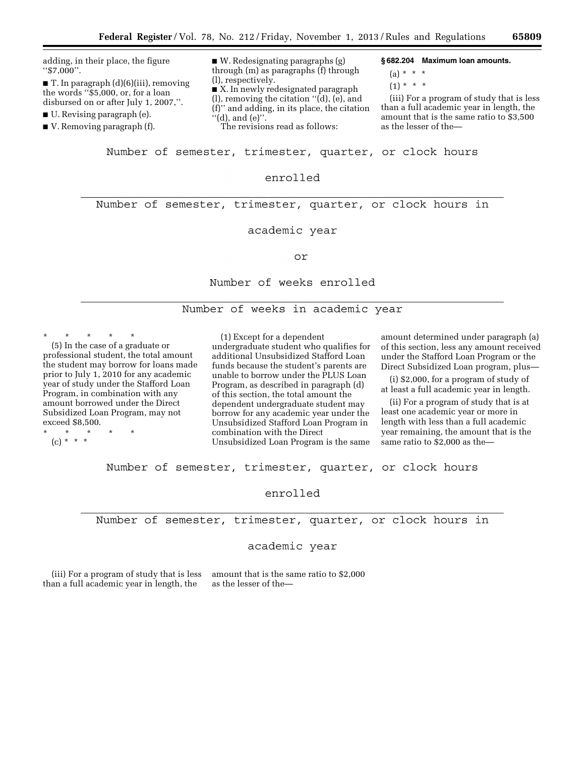adding, in their place, the figure ''$7,000''.

■ T. In paragraph (d)(6)(iii), removing the words ''$5,000, or, for a loan disbursed on or after July 1, 2007,''.

■ U. Revising paragraph (e).

■ V. Removing paragraph (f).

■ W. Redesignating paragraphs (g) through (m) as paragraphs (f) through (l), respectively.

■ X. In newly redesignated paragraph (l), removing the citation ''(d), (e), and (f)'' and adding, in its place, the citation ''(d), and (e)''.

The revisions read as follows:

**§ 682.204 Maximum loan amounts.**

(a) * * *

(1) * * *

(iii) For a program of study that is less than a full academic year in length, the amount that is the same ratio to $3,500 as the lesser of the—

$$\frac{\text{Number of semester, trimester, quarter, or clock hours enrolled}}{\text{Number of semester, trimester, quarter, or clock hours in academic year}}$$

or

$$\frac{\text{Number of weeks enrolled}}{\text{Number of weeks in academic year}}$$

\* \* \* \* \*

(5) In the case of a graduate or professional student, the total amount the student may borrow for loans made prior to July 1, 2010 for any academic year of study under the Stafford Loan Program, in combination with any amount borrowed under the Direct Subsidized Loan Program, may not exceed $8,500.

\* \* \* \* \*

(c) * * *

(1) Except for a dependent undergraduate student who qualifies for additional Unsubsidized Stafford Loan funds because the student's parents are unable to borrow under the PLUS Loan Program, as described in paragraph (d) of this section, the total amount the dependent undergraduate student may borrow for any academic year under the Unsubsidized Stafford Loan Program in combination with the Direct Unsubsidized Loan Program is the same amount determined under paragraph (a) of this section, less any amount received under the Stafford Loan Program or the Direct Subsidized Loan program, plus—

(i) $2,000, for a program of study of at least a full academic year in length.

(ii) For a program of study that is at least one academic year or more in length with less than a full academic year remaining, the amount that is the same ratio to $2,000 as the—

$$\frac{\text{Number of semester, trimester, quarter, or clock hours enrolled}}{\text{Number of semester, trimester, quarter, or clock hours in academic year}}$$

(iii) For a program of study that is less than a full academic year in length, the amount that is the same ratio to $2,000 as the lesser of the—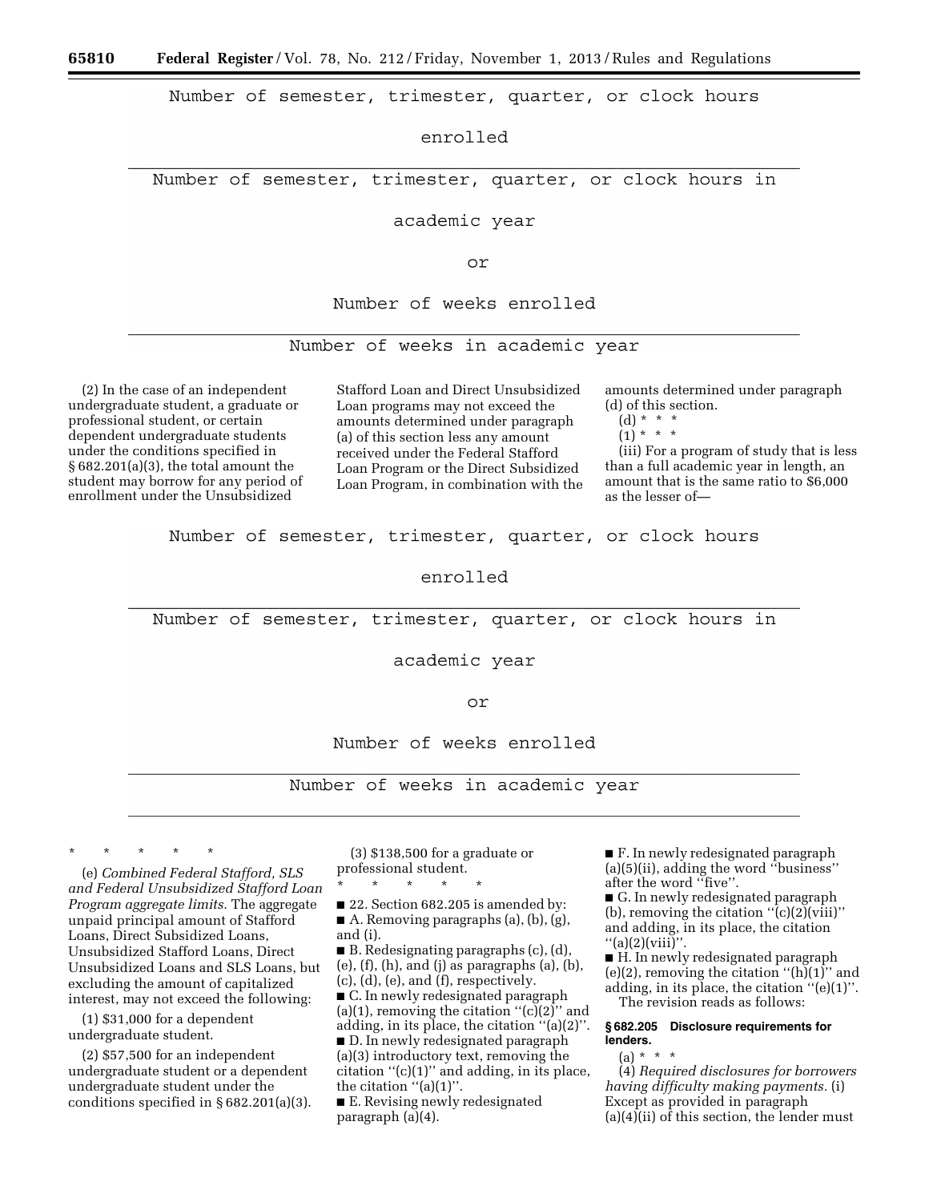$$\frac{\text{Number of semester, trimester, quarter, or clock hours enrolled}}{\text{Number of semester, trimester, quarter, or clock hours in academic year}}$$

or

$$\frac{\text{Number of weeks enrolled}}{\text{Number of weeks in academic year}}$$

(2) In the case of an independent undergraduate student, a graduate or professional student, or certain dependent undergraduate students under the conditions specified in § 682.201(a)(3), the total amount the student may borrow for any period of enrollment under the Unsubsidized Stafford Loan and Direct Unsubsidized Loan programs may not exceed the amounts determined under paragraph (a) of this section less any amount received under the Federal Stafford Loan Program or the Direct Subsidized Loan Program, in combination with the amounts determined under paragraph (d) of this section.

(d) * * *

(1) * * *

(iii) For a program of study that is less than a full academic year in length, an amount that is the same ratio to $6,000 as the lesser of—

$$\frac{\text{Number of semester, trimester, quarter, or clock hours enrolled}}{\text{Number of semester, trimester, quarter, or clock hours in academic year}}$$

or

$$\frac{\text{Number of weeks enrolled}}{\text{Number of weeks in academic year}}$$

\* \* \* \* \*

(e) *Combined Federal Stafford, SLS and Federal Unsubsidized Stafford Loan Program aggregate limits.* The aggregate unpaid principal amount of Stafford Loans, Direct Subsidized Loans, Unsubsidized Stafford Loans, Direct Unsubsidized Loans and SLS Loans, but excluding the amount of capitalized interest, may not exceed the following:

(1) $31,000 for a dependent undergraduate student.

(2) $57,500 for an independent undergraduate student or a dependent undergraduate student under the conditions specified in § 682.201(a)(3).

(3) $138,500 for a graduate or professional student.

\* \* \* \* \*

■ 22. Section 682.205 is amended by:

■ A. Removing paragraphs (a), (b), (g), and (i).

■ B. Redesignating paragraphs (c), (d), (e), (f), (h), and (j) as paragraphs (a), (b), (c), (d), (e), and (f), respectively.

■ C. In newly redesignated paragraph (a)(1), removing the citation "(c)(2)" and adding, in its place, the citation "(a)(2)".

■ D. In newly redesignated paragraph (a)(3) introductory text, removing the citation "(c)(1)" and adding, in its place, the citation "(a)(1)".

■ E. Revising newly redesignated paragraph (a)(4).

■ F. In newly redesignated paragraph (a)(5)(ii), adding the word "business" after the word "five".

■ G. In newly redesignated paragraph (b), removing the citation "(c)(2)(viii)" and adding, in its place, the citation "(a)(2)(viii)".

■ H. In newly redesignated paragraph (e)(2), removing the citation "(h)(1)" and adding, in its place, the citation "(e)(1)".

The revision reads as follows:

**§ 682.205 Disclosure requirements for lenders.**

(a) * * *

(4) *Required disclosures for borrowers having difficulty making payments.* (i) Except as provided in paragraph (a)(4)(ii) of this section, the lender must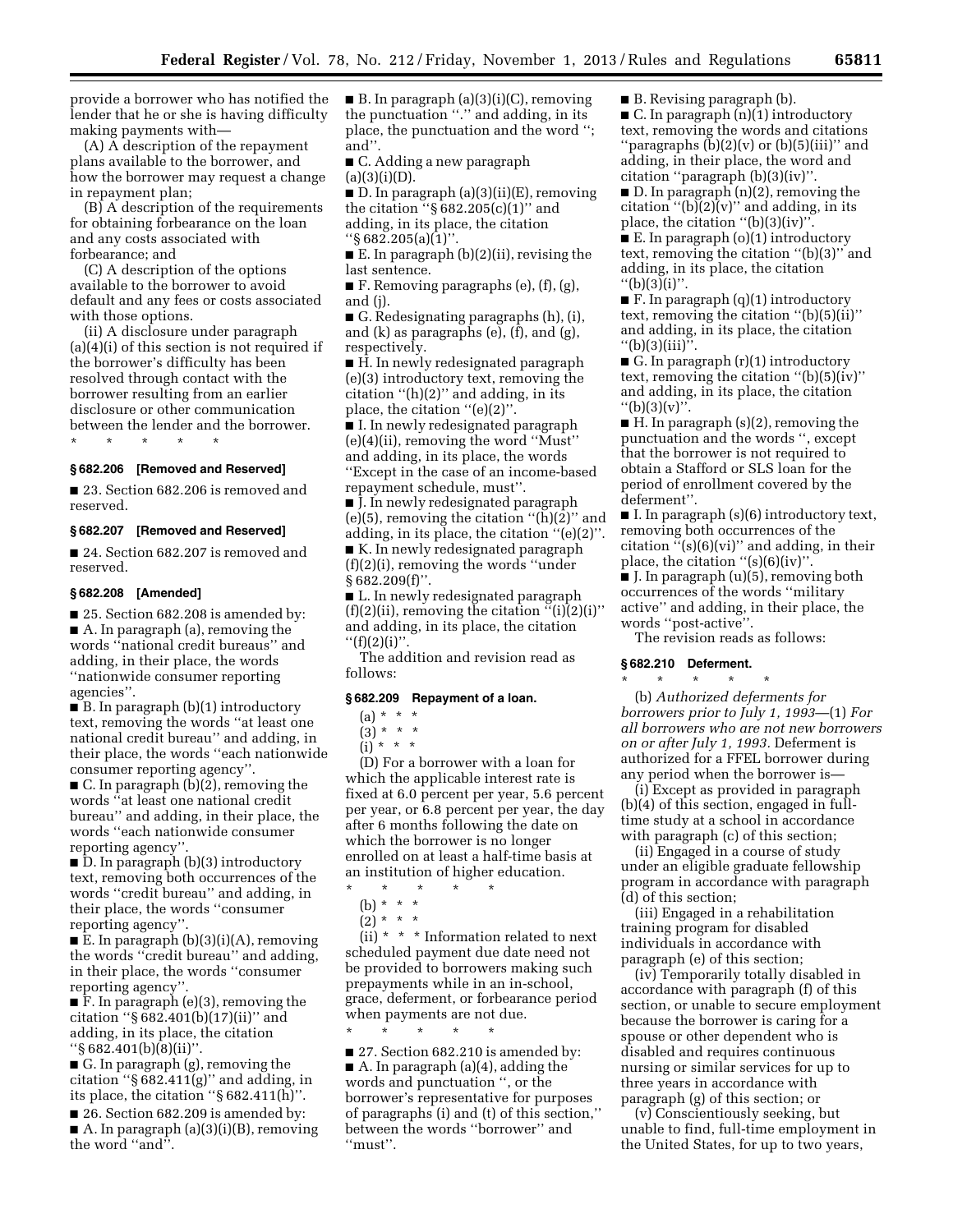provide a borrower who has notified the lender that he or she is having difficulty making payments with—

(A) A description of the repayment plans available to the borrower, and how the borrower may request a change in repayment plan;

(B) A description of the requirements for obtaining forbearance on the loan and any costs associated with forbearance; and

(C) A description of the options available to the borrower to avoid default and any fees or costs associated with those options.

(ii) A disclosure under paragraph (a)(4)(i) of this section is not required if the borrower's difficulty has been resolved through contact with the borrower resulting from an earlier disclosure or other communication between the lender and the borrower.

\* \* \* \* \*

### § 682.206 [Removed and Reserved]

■ 23. Section 682.206 is removed and reserved.

### § 682.207 [Removed and Reserved]

■ 24. Section 682.207 is removed and reserved.

### § 682.208 [Amended]

■ 25. Section 682.208 is amended by:

■ A. In paragraph (a), removing the words ''national credit bureaus'' and adding, in their place, the words ''nationwide consumer reporting agencies''.

■ B. In paragraph (b)(1) introductory text, removing the words ''at least one national credit bureau'' and adding, in their place, the words ''each nationwide consumer reporting agency''.

■ C. In paragraph (b)(2), removing the words ''at least one national credit bureau'' and adding, in their place, the words ''each nationwide consumer reporting agency''.

■ D. In paragraph (b)(3) introductory text, removing both occurrences of the words ''credit bureau'' and adding, in their place, the words ''consumer reporting agency''.

■ E. In paragraph (b)(3)(i)(A), removing the words ''credit bureau'' and adding, in their place, the words ''consumer reporting agency''.

■ F. In paragraph (e)(3), removing the citation ''§ 682.401(b)(17)(ii)'' and adding, in its place, the citation ''§ 682.401(b)(8)(ii)''.

■ G. In paragraph (g), removing the citation ''§ 682.411(g)'' and adding, in its place, the citation ''§ 682.411(h)''.

■ 26. Section 682.209 is amended by:

■ A. In paragraph (a)(3)(i)(B), removing the word ''and''.

■ B. In paragraph (a)(3)(i)(C), removing the punctuation ''.'' and adding, in its place, the punctuation and the word ''; and''.

■ C. Adding a new paragraph (a)(3)(i)(D).

■ D. In paragraph (a)(3)(ii)(E), removing the citation ''§ 682.205(c)(1)'' and adding, in its place, the citation ''§ 682.205(a)(1)''.

■ E. In paragraph (b)(2)(ii), revising the last sentence.

■ F. Removing paragraphs (e), (f), (g), and (j).

■ G. Redesignating paragraphs (h), (i), and (k) as paragraphs (e), (f), and (g), respectively.

■ H. In newly redesignated paragraph (e)(3) introductory text, removing the citation ''(h)(2)'' and adding, in its place, the citation ''(e)(2)''.

■ I. In newly redesignated paragraph (e)(4)(ii), removing the word ''Must'' and adding, in its place, the words ''Except in the case of an income-based repayment schedule, must''.

■ J. In newly redesignated paragraph (e)(5), removing the citation ''(h)(2)'' and adding, in its place, the citation ''(e)(2)''.

■ K. In newly redesignated paragraph (f)(2)(i), removing the words ''under § 682.209(f)''.

■ L. In newly redesignated paragraph (f)(2)(ii), removing the citation ''(i)(2)(i)'' and adding, in its place, the citation ''(f)(2)(i)''.

The addition and revision read as follows:

### § 682.209 Repayment of a loan.

(a) \* \* \*

(3) \* \* \*

(i) \* \* \*

(D) For a borrower with a loan for which the applicable interest rate is fixed at 6.0 percent per year, 5.6 percent per year, or 6.8 percent per year, the day after 6 months following the date on which the borrower is no longer enrolled on at least a half-time basis at an institution of higher education.

\* \* \* \* \*

(b) \* \* \*

(2) \* \* \*

(ii) \* \* \* Information related to next scheduled payment due date need not be provided to borrowers making such prepayments while in an in-school, grace, deferment, or forbearance period when payments are not due.

\* \* \* \* \*

■ 27. Section 682.210 is amended by:

■ A. In paragraph (a)(4), adding the words and punctuation '', or the borrower's representative for purposes of paragraphs (i) and (t) of this section,'' between the words ''borrower'' and ''must''.

■ B. Revising paragraph (b).

■ C. In paragraph (n)(1) introductory text, removing the words and citations ''paragraphs (b)(2)(v) or (b)(5)(iii)'' and adding, in their place, the word and citation ''paragraph (b)(3)(iv)''.

■ D. In paragraph (n)(2), removing the citation ''(b)(2)(v)'' and adding, in its place, the citation ''(b)(3)(iv)''.

■ E. In paragraph (o)(1) introductory text, removing the citation ''(b)(3)'' and adding, in its place, the citation ''(b)(3)(i)''.

■ F. In paragraph (q)(1) introductory text, removing the citation ''(b)(5)(ii)'' and adding, in its place, the citation ''(b)(3)(iii)''.

■ G. In paragraph (r)(1) introductory text, removing the citation ''(b)(5)(iv)'' and adding, in its place, the citation ''(b)(3)(v)''.

■ H. In paragraph (s)(2), removing the punctuation and the words '', except that the borrower is not required to obtain a Stafford or SLS loan for the period of enrollment covered by the deferment''.

■ I. In paragraph (s)(6) introductory text, removing both occurrences of the citation ''(s)(6)(vi)'' and adding, in their place, the citation ''(s)(6)(iv)''.

■ J. In paragraph (u)(5), removing both occurrences of the words ''military active'' and adding, in their place, the words ''post-active''.

The revision reads as follows:

### § 682.210 Deferment.

\* \* \* \* \*

(b) *Authorized deferments for borrowers prior to July 1, 1993*—(1) *For all borrowers who are not new borrowers on or after July 1, 1993.* Deferment is authorized for a FFEL borrower during any period when the borrower is—

(i) Except as provided in paragraph (b)(4) of this section, engaged in full-time study at a school in accordance with paragraph (c) of this section;

(ii) Engaged in a course of study under an eligible graduate fellowship program in accordance with paragraph (d) of this section;

(iii) Engaged in a rehabilitation training program for disabled individuals in accordance with paragraph (e) of this section;

(iv) Temporarily totally disabled in accordance with paragraph (f) of this section, or unable to secure employment because the borrower is caring for a spouse or other dependent who is disabled and requires continuous nursing or similar services for up to three years in accordance with paragraph (g) of this section; or

(v) Conscientiously seeking, but unable to find, full-time employment in the United States, for up to two years,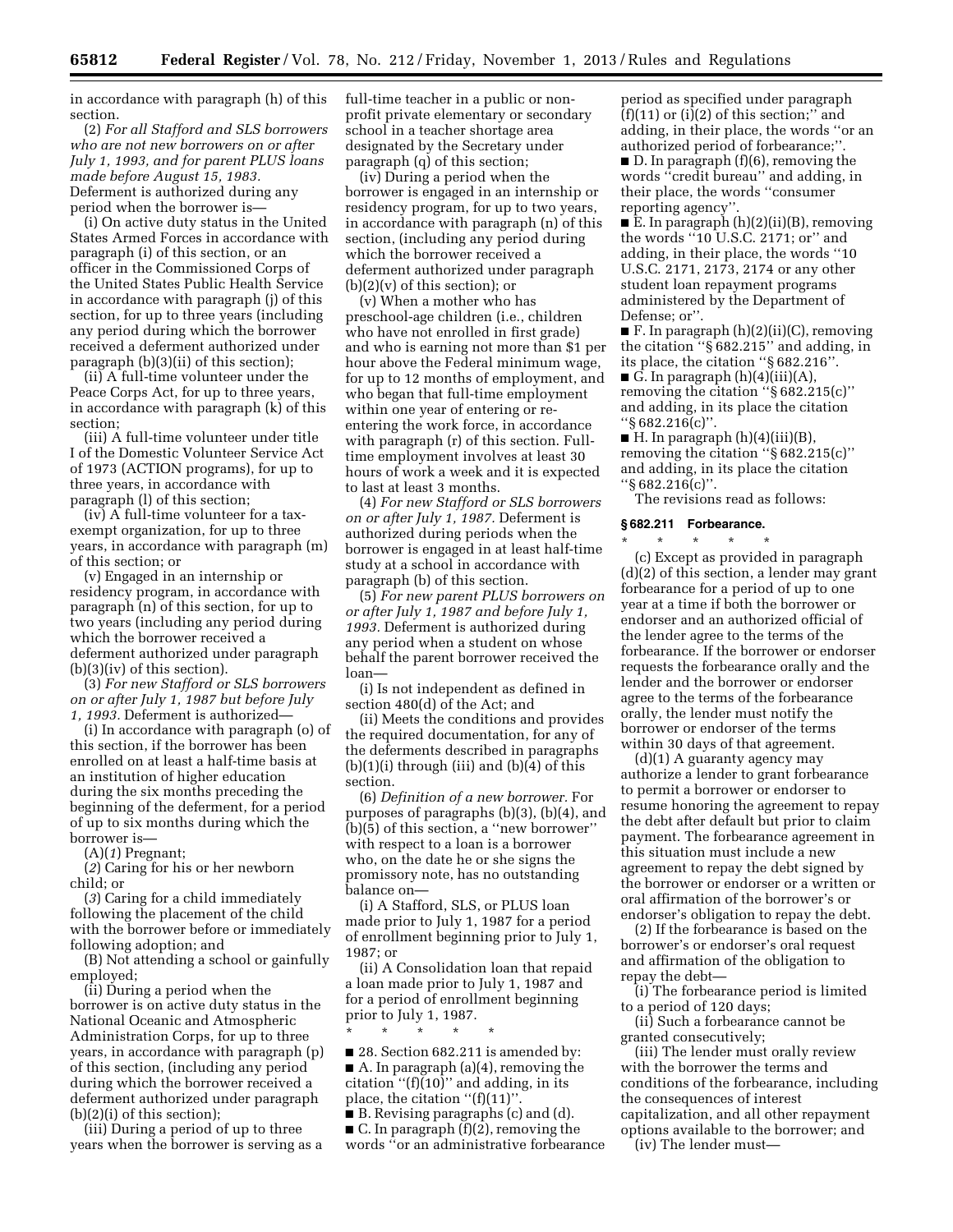in accordance with paragraph (h) of this section.

(2) *For all Stafford and SLS borrowers who are not new borrowers on or after July 1, 1993, and for parent PLUS loans made before August 15, 1983.* Deferment is authorized during any period when the borrower is—

(i) On active duty status in the United States Armed Forces in accordance with paragraph (i) of this section, or an officer in the Commissioned Corps of the United States Public Health Service in accordance with paragraph (j) of this section, for up to three years (including any period during which the borrower received a deferment authorized under paragraph (b)(3)(ii) of this section);

(ii) A full-time volunteer under the Peace Corps Act, for up to three years, in accordance with paragraph (k) of this section;

(iii) A full-time volunteer under title I of the Domestic Volunteer Service Act of 1973 (ACTION programs), for up to three years, in accordance with paragraph (l) of this section;

(iv) A full-time volunteer for a tax-exempt organization, for up to three years, in accordance with paragraph (m) of this section; or

(v) Engaged in an internship or residency program, in accordance with paragraph (n) of this section, for up to two years (including any period during which the borrower received a deferment authorized under paragraph (b)(3)(iv) of this section).

(3) *For new Stafford or SLS borrowers on or after July 1, 1987 but before July 1, 1993.* Deferment is authorized—

(i) In accordance with paragraph (o) of this section, if the borrower has been enrolled on at least a half-time basis at an institution of higher education during the six months preceding the beginning of the deferment, for a period of up to six months during which the borrower is—

(A)(*1*) Pregnant;

(*2*) Caring for his or her newborn child; or

(*3*) Caring for a child immediately following the placement of the child with the borrower before or immediately following adoption; and

(B) Not attending a school or gainfully employed;

(ii) During a period when the borrower is on active duty status in the National Oceanic and Atmospheric Administration Corps, for up to three years, in accordance with paragraph (p) of this section, (including any period during which the borrower received a deferment authorized under paragraph (b)(2)(i) of this section);

(iii) During a period of up to three years when the borrower is serving as a full-time teacher in a public or non-profit private elementary or secondary school in a teacher shortage area designated by the Secretary under paragraph (q) of this section;

(iv) During a period when the borrower is engaged in an internship or residency program, for up to two years, in accordance with paragraph (n) of this section, (including any period during which the borrower received a deferment authorized under paragraph (b)(2)(v) of this section); or

(v) When a mother who has preschool-age children (i.e., children who have not enrolled in first grade) and who is earning not more than $1 per hour above the Federal minimum wage, for up to 12 months of employment, and who began that full-time employment within one year of entering or re-entering the work force, in accordance with paragraph (r) of this section. Full-time employment involves at least 30 hours of work a week and it is expected to last at least 3 months.

(4) *For new Stafford or SLS borrowers on or after July 1, 1987.* Deferment is authorized during periods when the borrower is engaged in at least half-time study at a school in accordance with paragraph (b) of this section.

(5) *For new parent PLUS borrowers on or after July 1, 1987 and before July 1, 1993.* Deferment is authorized during any period when a student on whose behalf the parent borrower received the loan—

(i) Is not independent as defined in section 480(d) of the Act; and

(ii) Meets the conditions and provides the required documentation, for any of the deferments described in paragraphs (b)(1)(i) through (iii) and (b)(4) of this section.

(6) *Definition of a new borrower.* For purposes of paragraphs (b)(3), (b)(4), and (b)(5) of this section, a ''new borrower'' with respect to a loan is a borrower who, on the date he or she signs the promissory note, has no outstanding balance on—

(i) A Stafford, SLS, or PLUS loan made prior to July 1, 1987 for a period of enrollment beginning prior to July 1, 1987; or

(ii) A Consolidation loan that repaid a loan made prior to July 1, 1987 and for a period of enrollment beginning prior to July 1, 1987.

\* \* \* \* \*

■ 28. Section 682.211 is amended by:

■ A. In paragraph (a)(4), removing the citation ''(f)(10)'' and adding, in its place, the citation ''(f)(11)''.

■ B. Revising paragraphs (c) and (d).

■ C. In paragraph (f)(2), removing the words ''or an administrative forbearance period as specified under paragraph (f)(11) or (i)(2) of this section;'' and adding, in their place, the words ''or an authorized period of forbearance;''.

■ D. In paragraph (f)(6), removing the words ''credit bureau'' and adding, in their place, the words ''consumer reporting agency''.

■ E. In paragraph (h)(2)(ii)(B), removing the words ''10 U.S.C. 2171; or'' and adding, in their place, the words ''10 U.S.C. 2171, 2173, 2174 or any other student loan repayment programs administered by the Department of Defense; or''.

■ F. In paragraph (h)(2)(ii)(C), removing the citation ''§ 682.215'' and adding, in its place, the citation ''§ 682.216''.

■ G. In paragraph (h)(4)(iii)(A), removing the citation ''§ 682.215(c)'' and adding, in its place the citation ''§ 682.216(c)''.

■ H. In paragraph (h)(4)(iii)(B), removing the citation ''§ 682.215(c)'' and adding, in its place the citation ''§ 682.216(c)''.

The revisions read as follows:

**§ 682.211 Forbearance.**

\* \* \* \* \*

(c) Except as provided in paragraph (d)(2) of this section, a lender may grant forbearance for a period of up to one year at a time if both the borrower or endorser and an authorized official of the lender agree to the terms of the forbearance. If the borrower or endorser requests the forbearance orally and the lender and the borrower or endorser agree to the terms of the forbearance orally, the lender must notify the borrower or endorser of the terms within 30 days of that agreement.

(d)(1) A guaranty agency may authorize a lender to grant forbearance to permit a borrower or endorser to resume honoring the agreement to repay the debt after default but prior to claim payment. The forbearance agreement in this situation must include a new agreement to repay the debt signed by the borrower or endorser or a written or oral affirmation of the borrower's or endorser's obligation to repay the debt.

(2) If the forbearance is based on the borrower's or endorser's oral request and affirmation of the obligation to repay the debt—

(i) The forbearance period is limited to a period of 120 days;

(ii) Such a forbearance cannot be granted consecutively;

(iii) The lender must orally review with the borrower the terms and conditions of the forbearance, including the consequences of interest capitalization, and all other repayment options available to the borrower; and

(iv) The lender must—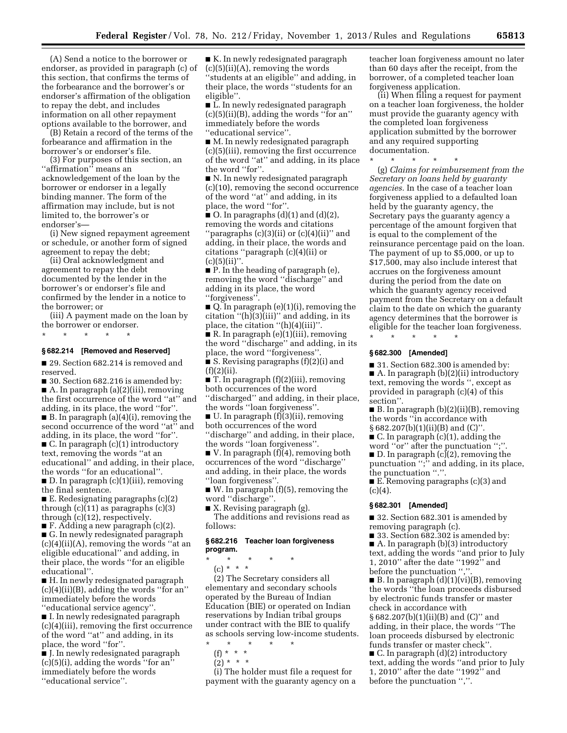(A) Send a notice to the borrower or endorser, as provided in paragraph (c) of this section, that confirms the terms of the forbearance and the borrower's or endorser's affirmation of the obligation to repay the debt, and includes information on all other repayment options available to the borrower, and

(B) Retain a record of the terms of the forbearance and affirmation in the borrower's or endorser's file.

(3) For purposes of this section, an ''affirmation'' means an acknowledgement of the loan by the borrower or endorser in a legally binding manner. The form of the affirmation may include, but is not limited to, the borrower's or endorser's—

(i) New signed repayment agreement or schedule, or another form of signed agreement to repay the debt;

(ii) Oral acknowledgment and agreement to repay the debt documented by the lender in the borrower's or endorser's file and confirmed by the lender in a notice to the borrower; or

(iii) A payment made on the loan by the borrower or endorser.

\* \* \* \* \*

**§ 682.214 [Removed and Reserved]**

■ 29. Section 682.214 is removed and reserved.

■ 30. Section 682.216 is amended by:

■ A. In paragraph (a)(2)(iii), removing the first occurrence of the word ''at'' and adding, in its place, the word ''for''.

■ B. In paragraph (a)(4)(i), removing the second occurrence of the word ''at'' and adding, in its place, the word ''for''.

■ C. In paragraph (c)(1) introductory text, removing the words ''at an educational'' and adding, in their place, the words ''for an educational''.

■ D. In paragraph (c)(1)(iii), removing the final sentence.

■ E. Redesignating paragraphs (c)(2) through (c)(11) as paragraphs (c)(3) through (c)(12), respectively.

■ F. Adding a new paragraph (c)(2).

■ G. In newly redesignated paragraph (c)(4)(ii)(A), removing the words ''at an eligible educational'' and adding, in their place, the words ''for an eligible educational''.

■ H. In newly redesignated paragraph (c)(4)(ii)(B), adding the words ''for an'' immediately before the words ''educational service agency''.

■ I. In newly redesignated paragraph (c)(4)(iii), removing the first occurrence of the word ''at'' and adding, in its place, the word ''for''.

■ J. In newly redesignated paragraph (c)(5)(i), adding the words ''for an'' immediately before the words ''educational service''.

■ K. In newly redesignated paragraph (c)(5)(ii)(A), removing the words ''students at an eligible'' and adding, in their place, the words ''students for an eligible''.

■ L. In newly redesignated paragraph (c)(5)(ii)(B), adding the words ''for an'' immediately before the words ''educational service''.

■ M. In newly redesignated paragraph (c)(5)(iii), removing the first occurrence of the word ''at'' and adding, in its place the word ''for''.

■ N. In newly redesignated paragraph (c)(10), removing the second occurrence of the word ''at'' and adding, in its place, the word ''for''.

■ O. In paragraphs (d)(1) and (d)(2), removing the words and citations ''paragraphs (c)(3)(ii) or (c)(4)(ii)'' and adding, in their place, the words and citations ''paragraph (c)(4)(ii) or (c)(5)(ii)''.

■ P. In the heading of paragraph (e), removing the word ''discharge'' and adding in its place, the word ''forgiveness''.

■ Q. In paragraph (e)(1)(i), removing the citation ''(h)(3)(iii)'' and adding, in its place, the citation ''(h)(4)(iii)''.

■ R. In paragraph (e)(1)(iii), removing the word ''discharge'' and adding, in its place, the word ''forgiveness''.

■ S. Revising paragraphs (f)(2)(i) and (f)(2)(ii).

■ T. In paragraph (f)(2)(iii), removing both occurrences of the word ''discharged'' and adding, in their place, the words ''loan forgiveness''.

■ U. In paragraph (f)(3)(ii), removing both occurrences of the word ''discharge'' and adding, in their place, the words ''loan forgiveness''.

■ V. In paragraph (f)(4), removing both occurrences of the word ''discharge'' and adding, in their place, the words ''loan forgiveness''.

■ W. In paragraph (f)(5), removing the word ''discharge''.

■ X. Revising paragraph (g).

The additions and revisions read as follows:

**§ 682.216 Teacher loan forgiveness program.**

\* \* \* \* \*

(c) \* \* \*

(2) The Secretary considers all elementary and secondary schools operated by the Bureau of Indian Education (BIE) or operated on Indian reservations by Indian tribal groups under contract with the BIE to qualify as schools serving low-income students.

\* \* \* \* \*

(f) \* \* \*

(2) \* \* \*

(i) The holder must file a request for payment with the guaranty agency on a teacher loan forgiveness amount no later than 60 days after the receipt, from the borrower, of a completed teacher loan forgiveness application.

(ii) When filing a request for payment on a teacher loan forgiveness, the holder must provide the guaranty agency with the completed loan forgiveness application submitted by the borrower and any required supporting documentation.

\* \* \* \* \*

(g) *Claims for reimbursement from the Secretary on loans held by guaranty agencies.* In the case of a teacher loan forgiveness applied to a defaulted loan held by the guaranty agency, the Secretary pays the guaranty agency a percentage of the amount forgiven that is equal to the complement of the reinsurance percentage paid on the loan. The payment of up to $5,000, or up to $17,500, may also include interest that accrues on the forgiveness amount during the period from the date on which the guaranty agency received payment from the Secretary on a default claim to the date on which the guaranty agency determines that the borrower is eligible for the teacher loan forgiveness.

\* \* \* \* \*

**§ 682.300 [Amended]**

■ 31. Section 682.300 is amended by:

■ A. In paragraph (b)(2)(ii) introductory text, removing the words '', except as provided in paragraph (c)(4) of this section''.

■ B. In paragraph (b)(2)(ii)(B), removing the words ''in accordance with § 682.207(b)(1)(ii)(B) and (C)''.

■ C. In paragraph (c)(1), adding the word ''or'' after the punctuation '';''.

■ D. In paragraph (c)(2), removing the punctuation '';'' and adding, in its place, the punctuation ''.''.

■ E. Removing paragraphs (c)(3) and (c)(4).

**§ 682.301 [Amended]**

■ 32. Section 682.301 is amended by removing paragraph (c).

■ 33. Section 682.302 is amended by:

■ A. In paragraph (b)(3) introductory text, adding the words ''and prior to July 1, 2010'' after the date ''1992'' and before the punctuation '',''.

■ B. In paragraph (d)(1)(vi)(B), removing the words ''the loan proceeds disbursed by electronic funds transfer or master check in accordance with § 682.207(b)(1)(ii)(B) and (C)'' and adding, in their place, the words ''The loan proceeds disbursed by electronic funds transfer or master check''.

■ C. In paragraph (d)(2) introductory text, adding the words ''and prior to July 1, 2010'' after the date ''1992'' and before the punctuation '',''.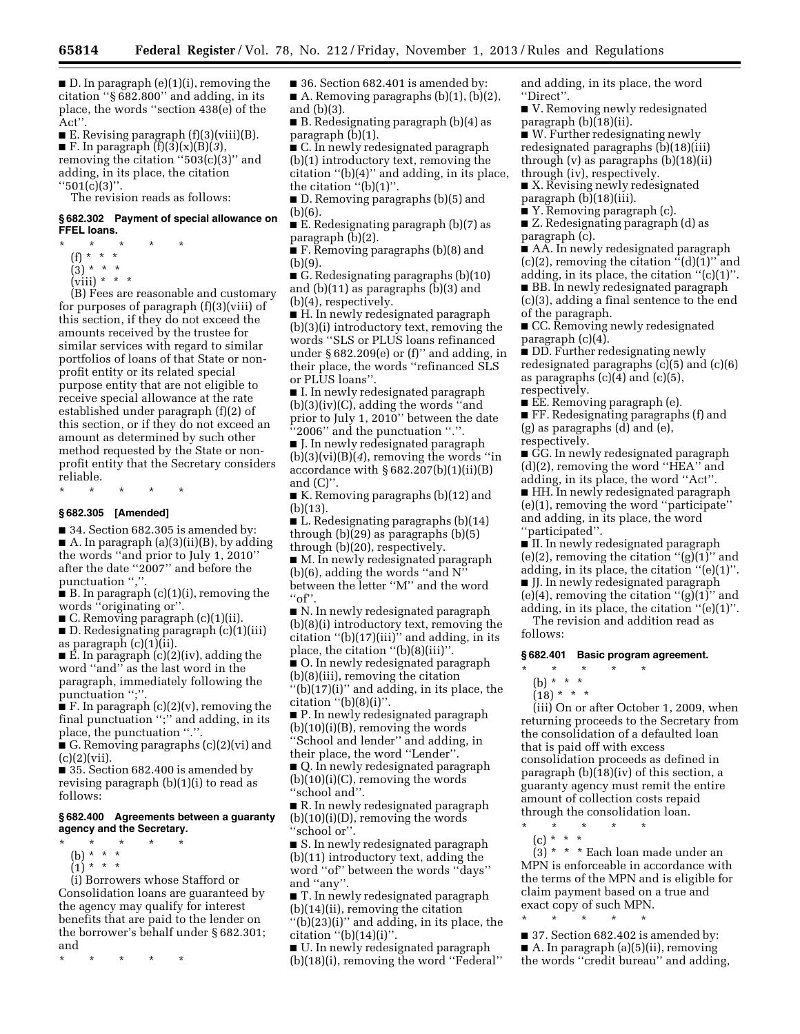■ D. In paragraph (e)(1)(i), removing the citation "§ 682.800" and adding, in its place, the words "section 438(e) of the Act".

■ E. Revising paragraph (f)(3)(viii)(B).

■ F. In paragraph (f)(3)(x)(B)(*3*), removing the citation "503(c)(3)" and adding, in its place, the citation "501(c)(3)".

The revision reads as follows:

### § 682.302 Payment of special allowance on FFEL loans.

\* \* \* \* \*

(f) \* \* \*

(3) \* \* \*

(viii) \* \* \*

(B) Fees are reasonable and customary for purposes of paragraph (f)(3)(viii) of this section, if they do not exceed the amounts received by the trustee for similar services with regard to similar portfolios of loans of that State or non-profit entity or its related special purpose entity that are not eligible to receive special allowance at the rate established under paragraph (f)(2) of this section, or if they do not exceed an amount as determined by such other method requested by the State or non-profit entity that the Secretary considers reliable.

\* \* \* \* \*

### § 682.305 [Amended]

■ 34. Section 682.305 is amended by:

■ A. In paragraph (a)(3)(ii)(B), by adding the words "and prior to July 1, 2010" after the date "2007" and before the punctuation ",".

■ B. In paragraph (c)(1)(i), removing the words "originating or".

■ C. Removing paragraph (c)(1)(ii).

■ D. Redesignating paragraph (c)(1)(iii) as paragraph (c)(1)(ii).

■ E. In paragraph (c)(2)(iv), adding the word "and" as the last word in the paragraph, immediately following the punctuation ";".

■ F. In paragraph (c)(2)(v), removing the final punctuation ";" and adding, in its place, the punctuation ".".

■ G. Removing paragraphs (c)(2)(vi) and (c)(2)(vii).

■ 35. Section 682.400 is amended by revising paragraph (b)(1)(i) to read as follows:

### § 682.400 Agreements between a guaranty agency and the Secretary.

\* \* \* \* \*

(b) \* \* \*

(1) \* \* \*

(i) Borrowers whose Stafford or Consolidation loans are guaranteed by the agency may qualify for interest benefits that are paid to the lender on the borrower's behalf under § 682.301; and

\* \* \* \* \*

■ 36. Section 682.401 is amended by:

■ A. Removing paragraphs (b)(1), (b)(2), and (b)(3).

■ B. Redesignating paragraph (b)(4) as paragraph (b)(1).

■ C. In newly redesignated paragraph (b)(1) introductory text, removing the citation "(b)(4)" and adding, in its place, the citation "(b)(1)".

■ D. Removing paragraphs (b)(5) and (b)(6).

■ E. Redesignating paragraph (b)(7) as paragraph (b)(2).

■ F. Removing paragraphs (b)(8) and (b)(9).

■ G. Redesignating paragraphs (b)(10) and (b)(11) as paragraphs (b)(3) and (b)(4), respectively.

■ H. In newly redesignated paragraph (b)(3)(i) introductory text, removing the words "SLS or PLUS loans refinanced under § 682.209(e) or (f)" and adding, in their place, the words "refinanced SLS or PLUS loans".

■ I. In newly redesignated paragraph (b)(3)(iv)(C), adding the words "and prior to July 1, 2010" between the date "2006" and the punctuation ".".

■ J. In newly redesignated paragraph (b)(3)(vi)(B)(*4*), removing the words "in accordance with § 682.207(b)(1)(ii)(B) and (C)".

■ K. Removing paragraphs (b)(12) and (b)(13).

■ L. Redesignating paragraphs (b)(14) through (b)(29) as paragraphs (b)(5) through (b)(20), respectively.

■ M. In newly redesignated paragraph (b)(6), adding the words "and N" between the letter "M" and the word "of".

■ N. In newly redesignated paragraph (b)(8)(i) introductory text, removing the citation "(b)(17)(iii)" and adding, in its place, the citation "(b)(8)(iii)".

■ O. In newly redesignated paragraph (b)(8)(iii), removing the citation "(b)(17)(i)" and adding, in its place, the citation "(b)(8)(i)".

■ P. In newly redesignated paragraph (b)(10)(i)(B), removing the words "School and lender" and adding, in their place, the word "Lender".

■ Q. In newly redesignated paragraph (b)(10)(i)(C), removing the words "school and".

■ R. In newly redesignated paragraph (b)(10)(i)(D), removing the words "school or".

■ S. In newly redesignated paragraph (b)(11) introductory text, adding the word "of" between the words "days" and "any".

■ T. In newly redesignated paragraph (b)(14)(ii), removing the citation "(b)(23)(i)" and adding, in its place, the citation "(b)(14)(i)".

■ U. In newly redesignated paragraph (b)(18)(i), removing the word "Federal" and adding, in its place, the word "Direct".

■ V. Removing newly redesignated paragraph (b)(18)(ii).

■ W. Further redesignating newly redesignated paragraphs (b)(18)(iii) through (v) as paragraphs (b)(18)(ii) through (iv), respectively.

■ X. Revising newly redesignated paragraph (b)(18)(iii).

■ Y. Removing paragraph (c).

■ Z. Redesignating paragraph (d) as paragraph (c).

■ AA. In newly redesignated paragraph (c)(2), removing the citation "(d)(1)" and adding, in its place, the citation "(c)(1)".

■ BB. In newly redesignated paragraph (c)(3), adding a final sentence to the end of the paragraph.

■ CC. Removing newly redesignated paragraph (c)(4).

■ DD. Further redesignating newly redesignated paragraphs (c)(5) and (c)(6) as paragraphs (c)(4) and (c)(5), respectively.

■ EE. Removing paragraph (e).

■ FF. Redesignating paragraphs (f) and (g) as paragraphs (d) and (e), respectively.

■ GG. In newly redesignated paragraph (d)(2), removing the word "HEA" and adding, in its place, the word "Act".

■ HH. In newly redesignated paragraph (e)(1), removing the word "participate" and adding, in its place, the word "participated".

■ II. In newly redesignated paragraph (e)(2), removing the citation "(g)(1)" and adding, in its place, the citation "(e)(1)".

■ JJ. In newly redesignated paragraph (e)(4), removing the citation "(g)(1)" and adding, in its place, the citation "(e)(1)".

The revision and addition read as follows:

### § 682.401 Basic program agreement.

\* \* \* \* \*

(b) \* \* \*

(18) \* \* \*

(iii) On or after October 1, 2009, when returning proceeds to the Secretary from the consolidation of a defaulted loan that is paid off with excess consolidation proceeds as defined in paragraph (b)(18)(iv) of this section, a guaranty agency must remit the entire amount of collection costs repaid through the consolidation loan.

\* \* \* \* \*

(c) \* \* \*

(3) \* \* \* Each loan made under an MPN is enforceable in accordance with the terms of the MPN and is eligible for claim payment based on a true and exact copy of such MPN.

\* \* \* \* \*

■ 37. Section 682.402 is amended by:

■ A. In paragraph (a)(5)(ii), removing the words "credit bureau" and adding,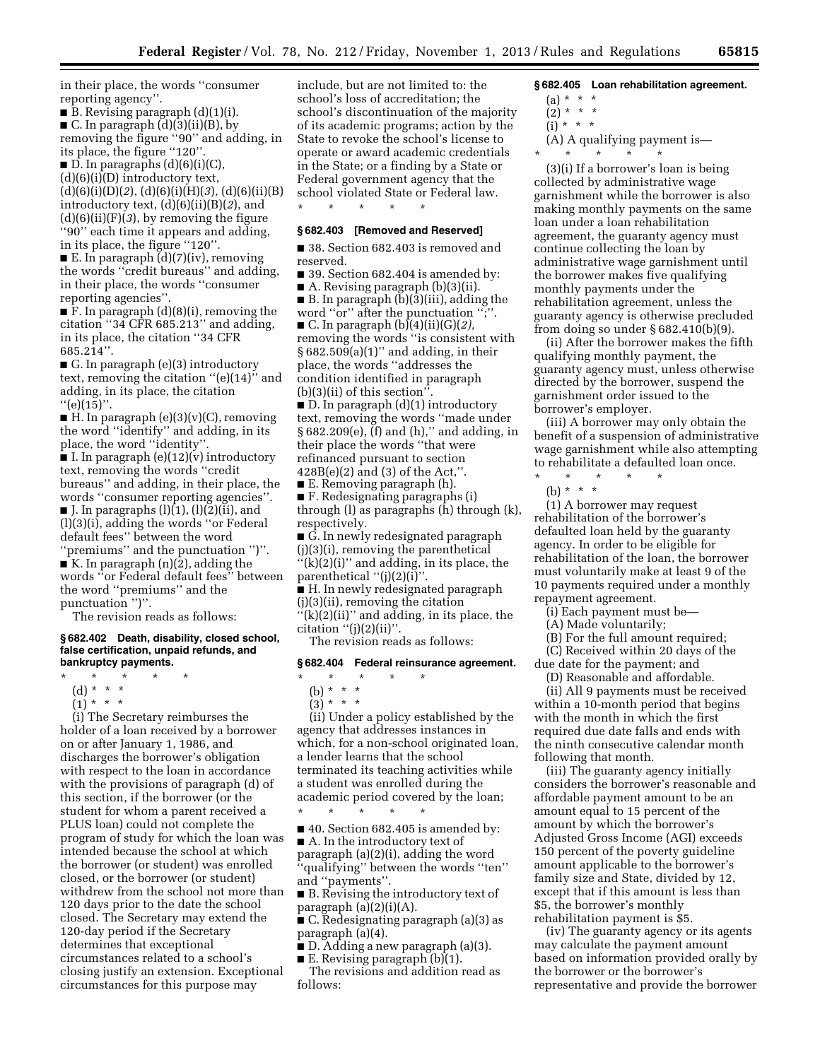in their place, the words ''consumer reporting agency''.

■ B. Revising paragraph (d)(1)(i).

■ C. In paragraph (d)(3)(ii)(B), by removing the figure ''90'' and adding, in its place, the figure ''120''.

■ D. In paragraphs (d)(6)(i)(C), (d)(6)(i)(D) introductory text, (d)(6)(i)(D)(*2*), (d)(6)(i)(H)(*3*), (d)(6)(ii)(B) introductory text, (d)(6)(ii)(B)(*2*), and (d)(6)(ii)(F)(*3*), by removing the figure ''90'' each time it appears and adding, in its place, the figure ''120''.

■ E. In paragraph (d)(7)(iv), removing the words ''credit bureaus'' and adding, in their place, the words ''consumer reporting agencies''.

■ F. In paragraph (d)(8)(i), removing the citation ''34 CFR 685.213'' and adding, in its place, the citation ''34 CFR 685.214''.

■ G. In paragraph (e)(3) introductory text, removing the citation ''(e)(14)'' and adding, in its place, the citation ''(e)(15)''.

■ H. In paragraph (e)(3)(v)(C), removing the word ''identify'' and adding, in its place, the word ''identity''.

■ I. In paragraph (e)(12)(v) introductory text, removing the words ''credit bureaus'' and adding, in their place, the words ''consumer reporting agencies''.

■ J. In paragraphs (l)(1), (l)(2)(ii), and (l)(3)(i), adding the words ''or Federal default fees'' between the word ''premiums'' and the punctuation '')''.

■ K. In paragraph (n)(2), adding the words ''or Federal default fees'' between the word ''premiums'' and the punctuation '')''.

The revision reads as follows:

**§ 682.402 Death, disability, closed school, false certification, unpaid refunds, and bankruptcy payments.**

\* \* \* \* \*

(d) \* \* \*

(1) \* \* \*

(i) The Secretary reimburses the holder of a loan received by a borrower on or after January 1, 1986, and discharges the borrower's obligation with respect to the loan in accordance with the provisions of paragraph (d) of this section, if the borrower (or the student for whom a parent received a PLUS loan) could not complete the program of study for which the loan was intended because the school at which the borrower (or student) was enrolled closed, or the borrower (or student) withdrew from the school not more than 120 days prior to the date the school closed. The Secretary may extend the 120-day period if the Secretary determines that exceptional circumstances related to a school's closing justify an extension. Exceptional circumstances for this purpose may include, but are not limited to: the school's loss of accreditation; the school's discontinuation of the majority of its academic programs; action by the State to revoke the school's license to operate or award academic credentials in the State; or a finding by a State or Federal government agency that the school violated State or Federal law.

\* \* \* \* \*

**§ 682.403 [Removed and Reserved]**

■ 38. Section 682.403 is removed and reserved.

■ 39. Section 682.404 is amended by:

■ A. Revising paragraph (b)(3)(ii).

■ B. In paragraph (b)(3)(iii), adding the word ''or'' after the punctuation '';''.

■ C. In paragraph (b)(4)(ii)(G)(*2*), removing the words ''is consistent with § 682.509(a)(1)'' and adding, in their place, the words ''addresses the condition identified in paragraph (b)(3)(ii) of this section''.

■ D. In paragraph (d)(1) introductory text, removing the words ''made under § 682.209(e), (f) and (h),'' and adding, in their place the words ''that were refinanced pursuant to section 428B(e)(2) and (3) of the Act,''.

■ E. Removing paragraph (h).

■ F. Redesignating paragraphs (i) through (l) as paragraphs (h) through (k), respectively.

■ G. In newly redesignated paragraph (j)(3)(i), removing the parenthetical ''(k)(2)(i)'' and adding, in its place, the parenthetical ''(j)(2)(i)''.

■ H. In newly redesignated paragraph (j)(3)(ii), removing the citation ''(k)(2)(ii)'' and adding, in its place, the citation ''(j)(2)(ii)''.

The revision reads as follows:

**§ 682.404 Federal reinsurance agreement.**

\* \* \* \* \*

(b) \* \* \*

(3) \* \* \*

(ii) Under a policy established by the agency that addresses instances in which, for a non-school originated loan, a lender learns that the school terminated its teaching activities while a student was enrolled during the academic period covered by the loan;

\* \* \* \* \*

■ 40. Section 682.405 is amended by:

■ A. In the introductory text of paragraph (a)(2)(i), adding the word ''qualifying'' between the words ''ten'' and ''payments''.

■ B. Revising the introductory text of paragraph (a)(2)(i)(A).

■ C. Redesignating paragraph (a)(3) as paragraph (a)(4).

■ D. Adding a new paragraph (a)(3).

■ E. Revising paragraph (b)(1).

The revisions and addition read as follows:

**§ 682.405 Loan rehabilitation agreement.**

(a) \* \* \*

(2) \* \* \*

(i) \* \* \*

(A) A qualifying payment is—

\* \* \* \* \*

(3)(i) If a borrower's loan is being collected by administrative wage garnishment while the borrower is also making monthly payments on the same loan under a loan rehabilitation agreement, the guaranty agency must continue collecting the loan by administrative wage garnishment until the borrower makes five qualifying monthly payments under the rehabilitation agreement, unless the guaranty agency is otherwise precluded from doing so under § 682.410(b)(9).

(ii) After the borrower makes the fifth qualifying monthly payment, the guaranty agency must, unless otherwise directed by the borrower, suspend the garnishment order issued to the borrower's employer.

(iii) A borrower may only obtain the benefit of a suspension of administrative wage garnishment while also attempting to rehabilitate a defaulted loan once.

\* \* \* \* \*

(b) \* \* \*

(1) A borrower may request rehabilitation of the borrower's defaulted loan held by the guaranty agency. In order to be eligible for rehabilitation of the loan, the borrower must voluntarily make at least 9 of the 10 payments required under a monthly repayment agreement.

(i) Each payment must be—

(A) Made voluntarily;

(B) For the full amount required;

(C) Received within 20 days of the due date for the payment; and

(D) Reasonable and affordable.

(ii) All 9 payments must be received within a 10-month period that begins with the month in which the first required due date falls and ends with the ninth consecutive calendar month following that month.

(iii) The guaranty agency initially considers the borrower's reasonable and affordable payment amount to be an amount equal to 15 percent of the amount by which the borrower's Adjusted Gross Income (AGI) exceeds 150 percent of the poverty guideline amount applicable to the borrower's family size and State, divided by 12, except that if this amount is less than $5, the borrower's monthly rehabilitation payment is $5.

(iv) The guaranty agency or its agents may calculate the payment amount based on information provided orally by the borrower or the borrower's representative and provide the borrower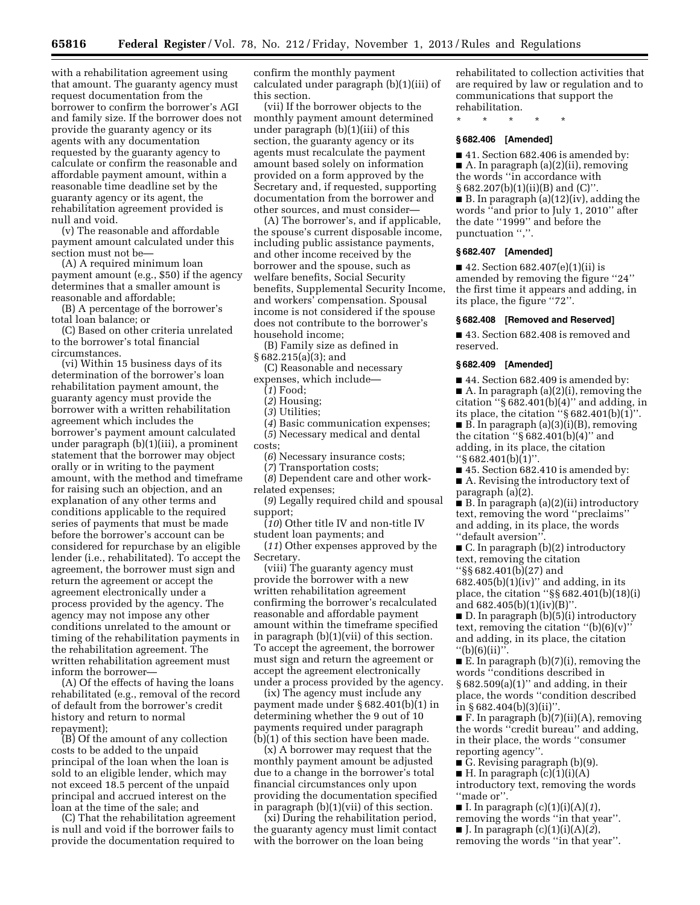with a rehabilitation agreement using that amount. The guaranty agency must request documentation from the borrower to confirm the borrower's AGI and family size. If the borrower does not provide the guaranty agency or its agents with any documentation requested by the guaranty agency to calculate or confirm the reasonable and affordable payment amount, within a reasonable time deadline set by the guaranty agency or its agent, the rehabilitation agreement provided is null and void.

(v) The reasonable and affordable payment amount calculated under this section must not be—

(A) A required minimum loan payment amount (e.g., $50) if the agency determines that a smaller amount is reasonable and affordable;

(B) A percentage of the borrower's total loan balance; or

(C) Based on other criteria unrelated to the borrower's total financial circumstances.

(vi) Within 15 business days of its determination of the borrower's loan rehabilitation payment amount, the guaranty agency must provide the borrower with a written rehabilitation agreement which includes the borrower's payment amount calculated under paragraph (b)(1)(iii), a prominent statement that the borrower may object orally or in writing to the payment amount, with the method and timeframe for raising such an objection, and an explanation of any other terms and conditions applicable to the required series of payments that must be made before the borrower's account can be considered for repurchase by an eligible lender (i.e., rehabilitated). To accept the agreement, the borrower must sign and return the agreement or accept the agreement electronically under a process provided by the agency. The agency may not impose any other conditions unrelated to the amount or timing of the rehabilitation payments in the rehabilitation agreement. The written rehabilitation agreement must inform the borrower—

(A) Of the effects of having the loans rehabilitated (e.g., removal of the record of default from the borrower's credit history and return to normal repayment);

(B) Of the amount of any collection costs to be added to the unpaid principal of the loan when the loan is sold to an eligible lender, which may not exceed 18.5 percent of the unpaid principal and accrued interest on the loan at the time of the sale; and

(C) That the rehabilitation agreement is null and void if the borrower fails to provide the documentation required to confirm the monthly payment calculated under paragraph (b)(1)(iii) of this section.

(vii) If the borrower objects to the monthly payment amount determined under paragraph (b)(1)(iii) of this section, the guaranty agency or its agents must recalculate the payment amount based solely on information provided on a form approved by the Secretary and, if requested, supporting documentation from the borrower and other sources, and must consider—

(A) The borrower's, and if applicable, the spouse's current disposable income, including public assistance payments, and other income received by the borrower and the spouse, such as welfare benefits, Social Security benefits, Supplemental Security Income, and workers' compensation. Spousal income is not considered if the spouse does not contribute to the borrower's household income;

(B) Family size as defined in § 682.215(a)(3); and

(C) Reasonable and necessary expenses, which include—

(*1*) Food;

(*2*) Housing;

(*3*) Utilities;

(*4*) Basic communication expenses;

(*5*) Necessary medical and dental costs;

(*6*) Necessary insurance costs;

(*7*) Transportation costs;

(*8*) Dependent care and other work-related expenses;

(*9*) Legally required child and spousal support;

(*10*) Other title IV and non-title IV student loan payments; and

(*11*) Other expenses approved by the Secretary.

(viii) The guaranty agency must provide the borrower with a new written rehabilitation agreement confirming the borrower's recalculated reasonable and affordable payment amount within the timeframe specified in paragraph (b)(1)(vii) of this section. To accept the agreement, the borrower must sign and return the agreement or accept the agreement electronically under a process provided by the agency.

(ix) The agency must include any payment made under § 682.401(b)(1) in determining whether the 9 out of 10 payments required under paragraph (b)(1) of this section have been made.

(x) A borrower may request that the monthly payment amount be adjusted due to a change in the borrower's total financial circumstances only upon providing the documentation specified in paragraph (b)(1)(vii) of this section.

(xi) During the rehabilitation period, the guaranty agency must limit contact with the borrower on the loan being rehabilitated to collection activities that are required by law or regulation and to communications that support the rehabilitation.

\* \* \* \* \*

**§ 682.406 [Amended]**

■ 41. Section 682.406 is amended by:

■ A. In paragraph (a)(2)(ii), removing the words "in accordance with § 682.207(b)(1)(ii)(B) and (C)".

■ B. In paragraph (a)(12)(iv), adding the words "and prior to July 1, 2010" after the date "1999" and before the punctuation ",".

**§ 682.407 [Amended]**

■ 42. Section 682.407(e)(1)(ii) is amended by removing the figure "24" the first time it appears and adding, in its place, the figure "72".

**§ 682.408 [Removed and Reserved]**

■ 43. Section 682.408 is removed and reserved.

**§ 682.409 [Amended]**

■ 44. Section 682.409 is amended by:

■ A. In paragraph (a)(2)(i), removing the citation "§ 682.401(b)(4)" and adding, in its place, the citation "§ 682.401(b)(1)".

■ B. In paragraph (a)(3)(i)(B), removing the citation "§ 682.401(b)(4)" and adding, in its place, the citation "§ 682.401(b)(1)".

■ 45. Section 682.410 is amended by:

■ A. Revising the introductory text of paragraph (a)(2).

■ B. In paragraph (a)(2)(ii) introductory text, removing the word "preclaims" and adding, in its place, the words "default aversion".

■ C. In paragraph (b)(2) introductory text, removing the citation "§§ 682.401(b)(27) and 682.405(b)(1)(iv)" and adding, in its place, the citation "§§ 682.401(b)(18)(i) and 682.405(b)(1)(iv)(B)".

■ D. In paragraph (b)(5)(i) introductory text, removing the citation "(b)(6)(v)" and adding, in its place, the citation "(b)(6)(ii)".

■ E. In paragraph (b)(7)(i), removing the words "conditions described in § 682.509(a)(1)" and adding, in their place, the words "condition described in § 682.404(b)(3)(ii)".

■ F. In paragraph (b)(7)(ii)(A), removing the words "credit bureau" and adding, in their place, the words "consumer reporting agency".

■ G. Revising paragraph (b)(9).

■ H. In paragraph (c)(1)(i)(A) introductory text, removing the words "made or".

■ I. In paragraph (c)(1)(i)(A)(*1*), removing the words "in that year".

■ J. In paragraph (c)(1)(i)(A)(*2*), removing the words "in that year".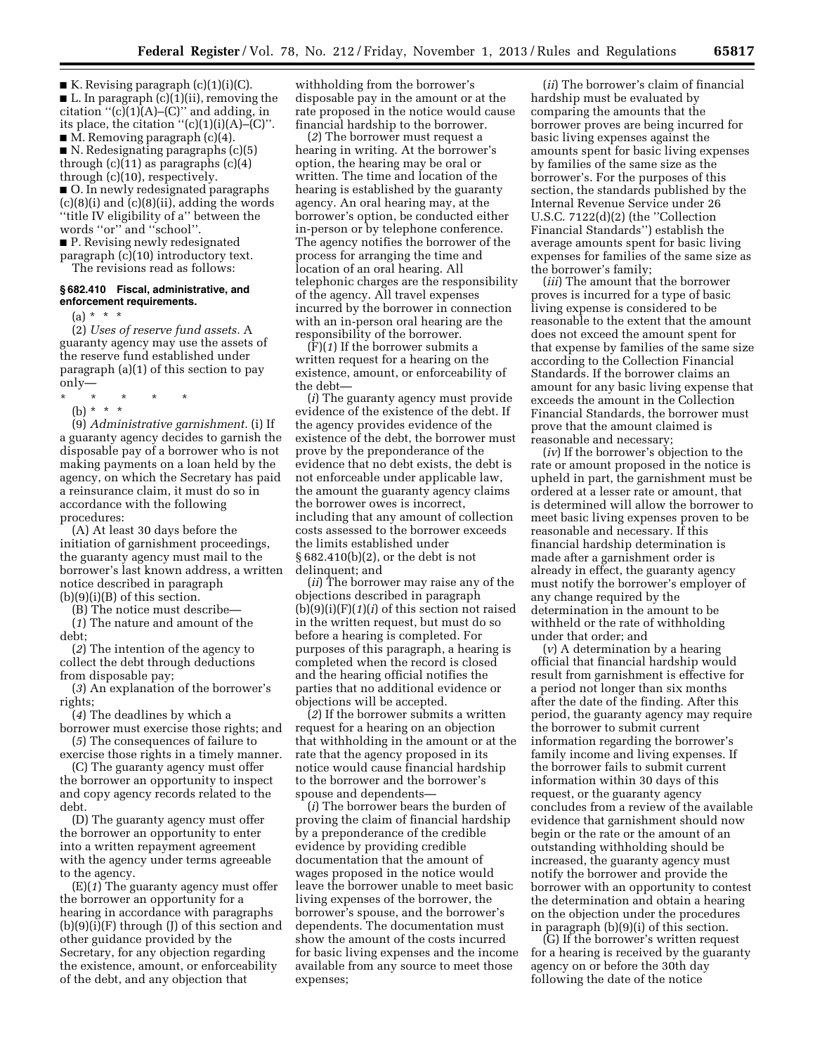■ K. Revising paragraph (c)(1)(i)(C).

■ L. In paragraph (c)(1)(ii), removing the citation ''(c)(1)(A)–(C)'' and adding, in its place, the citation ''(c)(1)(i)(A)–(C)''.

■ M. Removing paragraph (c)(4).

■ N. Redesignating paragraphs (c)(5) through (c)(11) as paragraphs (c)(4) through (c)(10), respectively.

■ O. In newly redesignated paragraphs (c)(8)(i) and (c)(8)(ii), adding the words ''title IV eligibility of a'' between the words ''or'' and ''school''.

■ P. Revising newly redesignated paragraph (c)(10) introductory text.

The revisions read as follows:

### § 682.410 Fiscal, administrative, and enforcement requirements.

(a) * * *

(2) *Uses of reserve fund assets.* A guaranty agency may use the assets of the reserve fund established under paragraph (a)(1) of this section to pay only—

\* \* \* \* \*

(b) * * *

(9) *Administrative garnishment.* (i) If a guaranty agency decides to garnish the disposable pay of a borrower who is not making payments on a loan held by the agency, on which the Secretary has paid a reinsurance claim, it must do so in accordance with the following procedures:

(A) At least 30 days before the initiation of garnishment proceedings, the guaranty agency must mail to the borrower's last known address, a written notice described in paragraph (b)(9)(i)(B) of this section.

(B) The notice must describe—

(*1*) The nature and amount of the debt;

(*2*) The intention of the agency to collect the debt through deductions from disposable pay;

(*3*) An explanation of the borrower's rights;

(*4*) The deadlines by which a borrower must exercise those rights; and

(*5*) The consequences of failure to exercise those rights in a timely manner.

(C) The guaranty agency must offer the borrower an opportunity to inspect and copy agency records related to the debt.

(D) The guaranty agency must offer the borrower an opportunity to enter into a written repayment agreement with the agency under terms agreeable to the agency.

(E)(*1*) The guaranty agency must offer the borrower an opportunity for a hearing in accordance with paragraphs (b)(9)(i)(F) through (J) of this section and other guidance provided by the Secretary, for any objection regarding the existence, amount, or enforceability of the debt, and any objection that withholding from the borrower's disposable pay in the amount or at the rate proposed in the notice would cause financial hardship to the borrower.

(*2*) The borrower must request a hearing in writing. At the borrower's option, the hearing may be oral or written. The time and location of the hearing is established by the guaranty agency. An oral hearing may, at the borrower's option, be conducted either in-person or by telephone conference. The agency notifies the borrower of the process for arranging the time and location of an oral hearing. All telephonic charges are the responsibility of the agency. All travel expenses incurred by the borrower in connection with an in-person oral hearing are the responsibility of the borrower.

(F)(*1*) If the borrower submits a written request for a hearing on the existence, amount, or enforceability of the debt—

(*i*) The guaranty agency must provide evidence of the existence of the debt. If the agency provides evidence of the existence of the debt, the borrower must prove by the preponderance of the evidence that no debt exists, the debt is not enforceable under applicable law, the amount the guaranty agency claims the borrower owes is incorrect, including that any amount of collection costs assessed to the borrower exceeds the limits established under § 682.410(b)(2), or the debt is not delinquent; and

(*ii*) The borrower may raise any of the objections described in paragraph (b)(9)(i)(F)(*1*)(*i*) of this section not raised in the written request, but must do so before a hearing is completed. For purposes of this paragraph, a hearing is completed when the record is closed and the hearing official notifies the parties that no additional evidence or objections will be accepted.

(*2*) If the borrower submits a written request for a hearing on an objection that withholding in the amount or at the rate that the agency proposed in its notice would cause financial hardship to the borrower and the borrower's spouse and dependents—

(*i*) The borrower bears the burden of proving the claim of financial hardship by a preponderance of the credible evidence by providing credible documentation that the amount of wages proposed in the notice would leave the borrower unable to meet basic living expenses of the borrower, the borrower's spouse, and the borrower's dependents. The documentation must show the amount of the costs incurred for basic living expenses and the income available from any source to meet those expenses;

(*ii*) The borrower's claim of financial hardship must be evaluated by comparing the amounts that the borrower proves are being incurred for basic living expenses against the amounts spent for basic living expenses by families of the same size as the borrower's. For the purposes of this section, the standards published by the Internal Revenue Service under 26 U.S.C. 7122(d)(2) (the ''Collection Financial Standards'') establish the average amounts spent for basic living expenses for families of the same size as the borrower's family;

(*iii*) The amount that the borrower proves is incurred for a type of basic living expense is considered to be reasonable to the extent that the amount does not exceed the amount spent for that expense by families of the same size according to the Collection Financial Standards. If the borrower claims an amount for any basic living expense that exceeds the amount in the Collection Financial Standards, the borrower must prove that the amount claimed is reasonable and necessary;

(*iv*) If the borrower's objection to the rate or amount proposed in the notice is upheld in part, the garnishment must be ordered at a lesser rate or amount, that is determined will allow the borrower to meet basic living expenses proven to be reasonable and necessary. If this financial hardship determination is made after a garnishment order is already in effect, the guaranty agency must notify the borrower's employer of any change required by the determination in the amount to be withheld or the rate of withholding under that order; and

(*v*) A determination by a hearing official that financial hardship would result from garnishment is effective for a period not longer than six months after the date of the finding. After this period, the guaranty agency may require the borrower to submit current information regarding the borrower's family income and living expenses. If the borrower fails to submit current information within 30 days of this request, or the guaranty agency concludes from a review of the available evidence that garnishment should now begin or the rate or the amount of an outstanding withholding should be increased, the guaranty agency must notify the borrower and provide the borrower with an opportunity to contest the determination and obtain a hearing on the objection under the procedures in paragraph (b)(9)(i) of this section.

(G) If the borrower's written request for a hearing is received by the guaranty agency on or before the 30th day following the date of the notice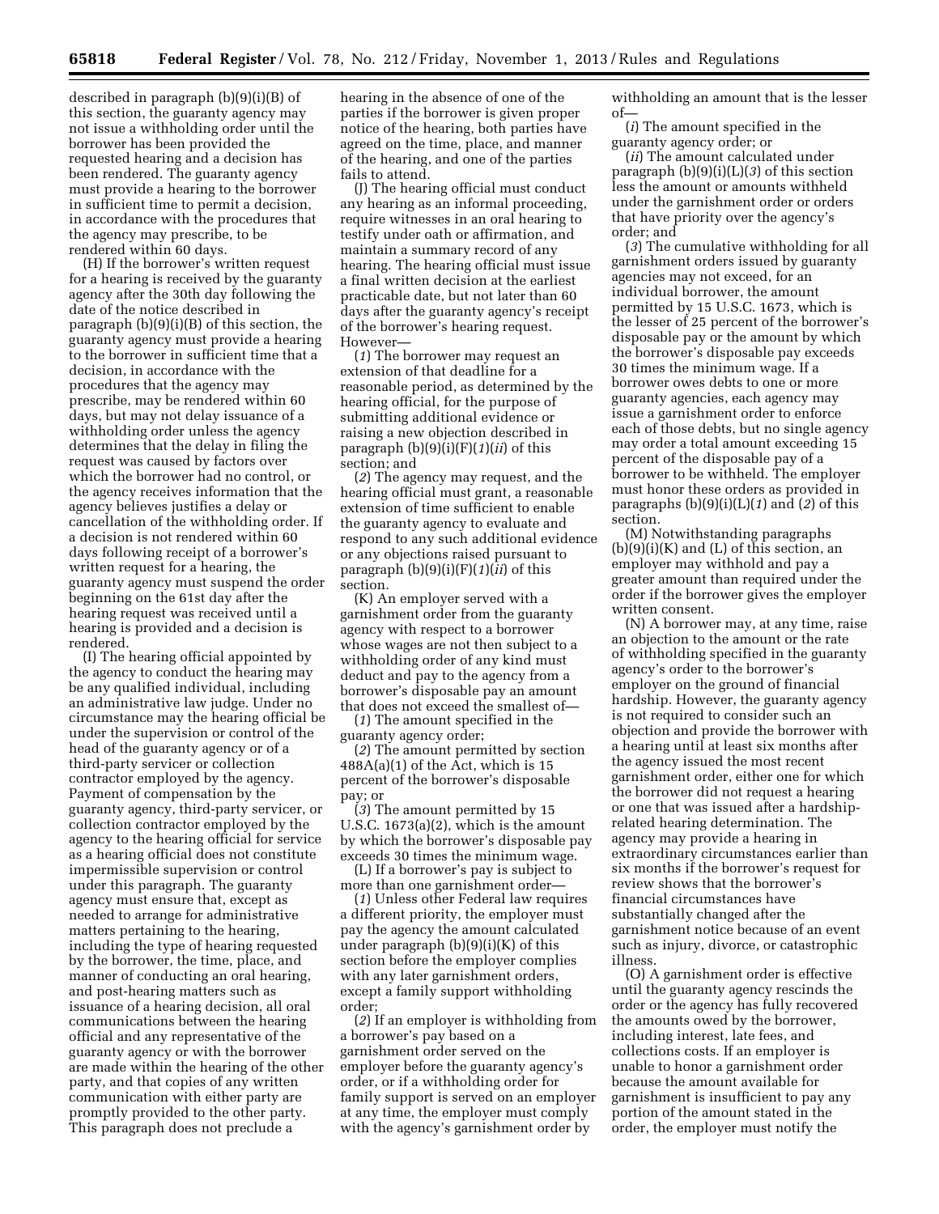described in paragraph (b)(9)(i)(B) of this section, the guaranty agency may not issue a withholding order until the borrower has been provided the requested hearing and a decision has been rendered. The guaranty agency must provide a hearing to the borrower in sufficient time to permit a decision, in accordance with the procedures that the agency may prescribe, to be rendered within 60 days.

(H) If the borrower's written request for a hearing is received by the guaranty agency after the 30th day following the date of the notice described in paragraph (b)(9)(i)(B) of this section, the guaranty agency must provide a hearing to the borrower in sufficient time that a decision, in accordance with the procedures that the agency may prescribe, may be rendered within 60 days, but may not delay issuance of a withholding order unless the agency determines that the delay in filing the request was caused by factors over which the borrower had no control, or the agency receives information that the agency believes justifies a delay or cancellation of the withholding order. If a decision is not rendered within 60 days following receipt of a borrower's written request for a hearing, the guaranty agency must suspend the order beginning on the 61st day after the hearing request was received until a hearing is provided and a decision is rendered.

(I) The hearing official appointed by the agency to conduct the hearing may be any qualified individual, including an administrative law judge. Under no circumstance may the hearing official be under the supervision or control of the head of the guaranty agency or of a third-party servicer or collection contractor employed by the agency. Payment of compensation by the guaranty agency, third-party servicer, or collection contractor employed by the agency to the hearing official for service as a hearing official does not constitute impermissible supervision or control under this paragraph. The guaranty agency must ensure that, except as needed to arrange for administrative matters pertaining to the hearing, including the type of hearing requested by the borrower, the time, place, and manner of conducting an oral hearing, and post-hearing matters such as issuance of a hearing decision, all oral communications between the hearing official and any representative of the guaranty agency or with the borrower are made within the hearing of the other party, and that copies of any written communication with either party are promptly provided to the other party. This paragraph does not preclude a hearing in the absence of one of the parties if the borrower is given proper notice of the hearing, both parties have agreed on the time, place, and manner of the hearing, and one of the parties fails to attend.

(J) The hearing official must conduct any hearing as an informal proceeding, require witnesses in an oral hearing to testify under oath or affirmation, and maintain a summary record of any hearing. The hearing official must issue a final written decision at the earliest practicable date, but not later than 60 days after the guaranty agency's receipt of the borrower's hearing request. However—

(*1*) The borrower may request an extension of that deadline for a reasonable period, as determined by the hearing official, for the purpose of submitting additional evidence or raising a new objection described in paragraph (b)(9)(i)(F)(*1*)(*ii*) of this section; and

(*2*) The agency may request, and the hearing official must grant, a reasonable extension of time sufficient to enable the guaranty agency to evaluate and respond to any such additional evidence or any objections raised pursuant to paragraph (b)(9)(i)(F)(*1*)(*ii*) of this section.

(K) An employer served with a garnishment order from the guaranty agency with respect to a borrower whose wages are not then subject to a withholding order of any kind must deduct and pay to the agency from a borrower's disposable pay an amount that does not exceed the smallest of—

(*1*) The amount specified in the guaranty agency order;

(*2*) The amount permitted by section 488A(a)(1) of the Act, which is 15 percent of the borrower's disposable pay; or

(*3*) The amount permitted by 15 U.S.C. 1673(a)(2), which is the amount by which the borrower's disposable pay exceeds 30 times the minimum wage.

(L) If a borrower's pay is subject to more than one garnishment order—

(*1*) Unless other Federal law requires a different priority, the employer must pay the agency the amount calculated under paragraph (b)(9)(i)(K) of this section before the employer complies with any later garnishment orders, except a family support withholding order;

(*2*) If an employer is withholding from a borrower's pay based on a garnishment order served on the employer before the guaranty agency's order, or if a withholding order for family support is served on an employer at any time, the employer must comply with the agency's garnishment order by withholding an amount that is the lesser of—

(*i*) The amount specified in the guaranty agency order; or

(*ii*) The amount calculated under paragraph (b)(9)(i)(L)(*3*) of this section less the amount or amounts withheld under the garnishment order or orders that have priority over the agency's order; and

(*3*) The cumulative withholding for all garnishment orders issued by guaranty agencies may not exceed, for an individual borrower, the amount permitted by 15 U.S.C. 1673, which is the lesser of 25 percent of the borrower's disposable pay or the amount by which the borrower's disposable pay exceeds 30 times the minimum wage. If a borrower owes debts to one or more guaranty agencies, each agency may issue a garnishment order to enforce each of those debts, but no single agency may order a total amount exceeding 15 percent of the disposable pay of a borrower to be withheld. The employer must honor these orders as provided in paragraphs (b)(9)(i)(L)(*1*) and (*2*) of this section.

(M) Notwithstanding paragraphs (b)(9)(i)(K) and (L) of this section, an employer may withhold and pay a greater amount than required under the order if the borrower gives the employer written consent.

(N) A borrower may, at any time, raise an objection to the amount or the rate of withholding specified in the guaranty agency's order to the borrower's employer on the ground of financial hardship. However, the guaranty agency is not required to consider such an objection and provide the borrower with a hearing until at least six months after the agency issued the most recent garnishment order, either one for which the borrower did not request a hearing or one that was issued after a hardship-related hearing determination. The agency may provide a hearing in extraordinary circumstances earlier than six months if the borrower's request for review shows that the borrower's financial circumstances have substantially changed after the garnishment notice because of an event such as injury, divorce, or catastrophic illness.

(O) A garnishment order is effective until the guaranty agency rescinds the order or the agency has fully recovered the amounts owed by the borrower, including interest, late fees, and collections costs. If an employer is unable to honor a garnishment order because the amount available for garnishment is insufficient to pay any portion of the amount stated in the order, the employer must notify the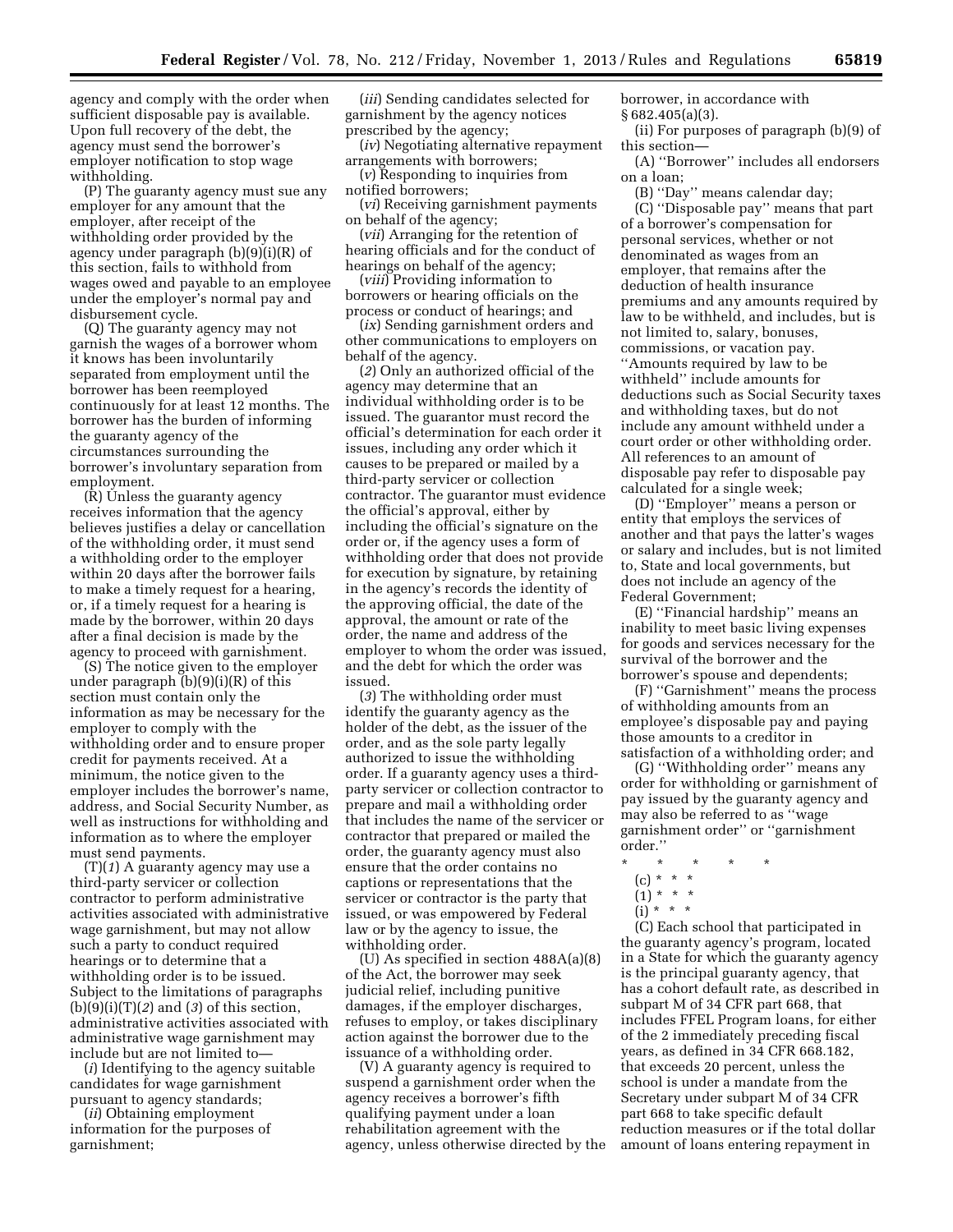agency and comply with the order when sufficient disposable pay is available. Upon full recovery of the debt, the agency must send the borrower's employer notification to stop wage withholding.

(P) The guaranty agency must sue any employer for any amount that the employer, after receipt of the withholding order provided by the agency under paragraph (b)(9)(i)(R) of this section, fails to withhold from wages owed and payable to an employee under the employer's normal pay and disbursement cycle.

(Q) The guaranty agency may not garnish the wages of a borrower whom it knows has been involuntarily separated from employment until the borrower has been reemployed continuously for at least 12 months. The borrower has the burden of informing the guaranty agency of the circumstances surrounding the borrower's involuntary separation from employment.

(R) Unless the guaranty agency receives information that the agency believes justifies a delay or cancellation of the withholding order, it must send a withholding order to the employer within 20 days after the borrower fails to make a timely request for a hearing, or, if a timely request for a hearing is made by the borrower, within 20 days after a final decision is made by the agency to proceed with garnishment.

(S) The notice given to the employer under paragraph (b)(9)(i)(R) of this section must contain only the information as may be necessary for the employer to comply with the withholding order and to ensure proper credit for payments received. At a minimum, the notice given to the employer includes the borrower's name, address, and Social Security Number, as well as instructions for withholding and information as to where the employer must send payments.

(T)(*1*) A guaranty agency may use a third-party servicer or collection contractor to perform administrative activities associated with administrative wage garnishment, but may not allow such a party to conduct required hearings or to determine that a withholding order is to be issued. Subject to the limitations of paragraphs (b)(9)(i)(T)(*2*) and (*3*) of this section, administrative activities associated with administrative wage garnishment may include but are not limited to—

(*i*) Identifying to the agency suitable candidates for wage garnishment pursuant to agency standards;

(*ii*) Obtaining employment information for the purposes of garnishment;

(*iii*) Sending candidates selected for garnishment by the agency notices prescribed by the agency;

(*iv*) Negotiating alternative repayment arrangements with borrowers;

(*v*) Responding to inquiries from notified borrowers;

(*vi*) Receiving garnishment payments on behalf of the agency;

(*vii*) Arranging for the retention of hearing officials and for the conduct of hearings on behalf of the agency;

(*viii*) Providing information to borrowers or hearing officials on the process or conduct of hearings; and

(*ix*) Sending garnishment orders and other communications to employers on behalf of the agency.

(*2*) Only an authorized official of the agency may determine that an individual withholding order is to be issued. The guarantor must record the official's determination for each order it issues, including any order which it causes to be prepared or mailed by a third-party servicer or collection contractor. The guarantor must evidence the official's approval, either by including the official's signature on the order or, if the agency uses a form of withholding order that does not provide for execution by signature, by retaining in the agency's records the identity of the approving official, the date of the approval, the amount or rate of the order, the name and address of the employer to whom the order was issued, and the debt for which the order was issued.

(*3*) The withholding order must identify the guaranty agency as the holder of the debt, as the issuer of the order, and as the sole party legally authorized to issue the withholding order. If a guaranty agency uses a third-party servicer or collection contractor to prepare and mail a withholding order that includes the name of the servicer or contractor that prepared or mailed the order, the guaranty agency must also ensure that the order contains no captions or representations that the servicer or contractor is the party that issued, or was empowered by Federal law or by the agency to issue, the withholding order.

(U) As specified in section 488A(a)(8) of the Act, the borrower may seek judicial relief, including punitive damages, if the employer discharges, refuses to employ, or takes disciplinary action against the borrower due to the issuance of a withholding order.

(V) A guaranty agency is required to suspend a garnishment order when the agency receives a borrower's fifth qualifying payment under a loan rehabilitation agreement with the agency, unless otherwise directed by the borrower, in accordance with § 682.405(a)(3).

(ii) For purposes of paragraph (b)(9) of this section—

(A) ''Borrower'' includes all endorsers on a loan;

(B) ''Day'' means calendar day;

(C) ''Disposable pay'' means that part of a borrower's compensation for personal services, whether or not denominated as wages from an employer, that remains after the deduction of health insurance premiums and any amounts required by law to be withheld, and includes, but is not limited to, salary, bonuses, commissions, or vacation pay. ''Amounts required by law to be withheld'' include amounts for deductions such as Social Security taxes and withholding taxes, but do not include any amount withheld under a court order or other withholding order. All references to an amount of disposable pay refer to disposable pay calculated for a single week;

(D) ''Employer'' means a person or entity that employs the services of another and that pays the latter's wages or salary and includes, but is not limited to, State and local governments, but does not include an agency of the Federal Government;

(E) ''Financial hardship'' means an inability to meet basic living expenses for goods and services necessary for the survival of the borrower and the borrower's spouse and dependents;

(F) ''Garnishment'' means the process of withholding amounts from an employee's disposable pay and paying those amounts to a creditor in satisfaction of a withholding order; and

(G) ''Withholding order'' means any order for withholding or garnishment of pay issued by the guaranty agency and may also be referred to as ''wage garnishment order'' or ''garnishment order.''

\* \* \* \* \*

(c) \* \* \*

(1) \* \* \*

(i) \* \* \*

(C) Each school that participated in the guaranty agency's program, located in a State for which the guaranty agency is the principal guaranty agency, that has a cohort default rate, as described in subpart M of 34 CFR part 668, that includes FFEL Program loans, for either of the 2 immediately preceding fiscal years, as defined in 34 CFR 668.182, that exceeds 20 percent, unless the school is under a mandate from the Secretary under subpart M of 34 CFR part 668 to take specific default reduction measures or if the total dollar amount of loans entering repayment in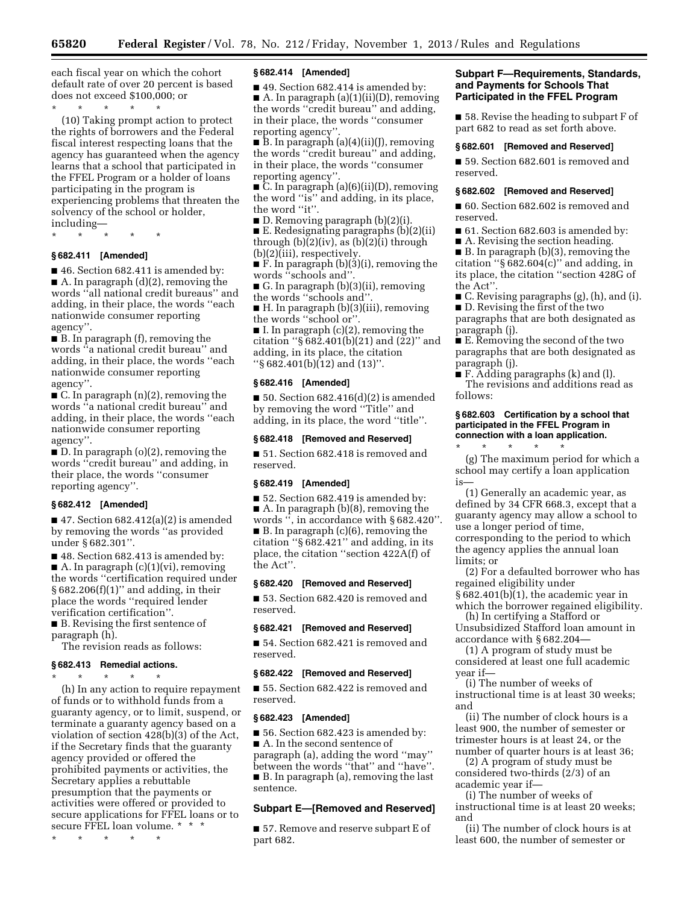each fiscal year on which the cohort default rate of over 20 percent is based does not exceed $100,000; or

\* \* \* \* \*

(10) Taking prompt action to protect the rights of borrowers and the Federal fiscal interest respecting loans that the agency has guaranteed when the agency learns that a school that participated in the FFEL Program or a holder of loans participating in the program is experiencing problems that threaten the solvency of the school or holder, including—

\* \* \* \* \*

### § 682.411 [Amended]

■ 46. Section 682.411 is amended by:

■ A. In paragraph (d)(2), removing the words ''all national credit bureaus'' and adding, in their place, the words ''each nationwide consumer reporting agency''.

■ B. In paragraph (f), removing the words ''a national credit bureau'' and adding, in their place, the words ''each nationwide consumer reporting agency''.

■ C. In paragraph (n)(2), removing the words ''a national credit bureau'' and adding, in their place, the words ''each nationwide consumer reporting agency''.

■ D. In paragraph (o)(2), removing the words ''credit bureau'' and adding, in their place, the words ''consumer reporting agency''.

### § 682.412 [Amended]

■ 47. Section 682.412(a)(2) is amended by removing the words ''as provided under § 682.301''.

■ 48. Section 682.413 is amended by:

■ A. In paragraph (c)(1)(vi), removing the words ''certification required under § 682.206(f)(1)'' and adding, in their place the words ''required lender verification certification''.

■ B. Revising the first sentence of paragraph (h).

The revision reads as follows:

### § 682.413 Remedial actions.

\* \* \* \* \*

(h) In any action to require repayment of funds or to withhold funds from a guaranty agency, or to limit, suspend, or terminate a guaranty agency based on a violation of section 428(b)(3) of the Act, if the Secretary finds that the guaranty agency provided or offered the prohibited payments or activities, the Secretary applies a rebuttable presumption that the payments or activities were offered or provided to secure applications for FFEL loans or to secure FFEL loan volume. \* \* \*

\* \* \* \* \*

### § 682.414 [Amended]

■ 49. Section 682.414 is amended by:

■ A. In paragraph (a)(1)(ii)(D), removing the words ''credit bureau'' and adding, in their place, the words ''consumer reporting agency''.

■ B. In paragraph (a)(4)(ii)(J), removing the words ''credit bureau'' and adding, in their place, the words ''consumer reporting agency''.

■ C. In paragraph (a)(6)(ii)(D), removing the word ''is'' and adding, in its place, the word ''it''.

■ D. Removing paragraph (b)(2)(i).

■ E. Redesignating paragraphs (b)(2)(ii) through (b)(2)(iv), as (b)(2)(i) through (b)(2)(iii), respectively.

■ F. In paragraph (b)(3)(i), removing the words ''schools and''.

■ G. In paragraph (b)(3)(ii), removing the words ''schools and''.

■ H. In paragraph (b)(3)(iii), removing the words ''school or''.

■ I. In paragraph (c)(2), removing the citation ''§ 682.401(b)(21) and (22)'' and adding, in its place, the citation ''§ 682.401(b)(12) and (13)''.

### § 682.416 [Amended]

■ 50. Section 682.416(d)(2) is amended by removing the word ''Title'' and adding, in its place, the word ''title''.

### § 682.418 [Removed and Reserved]

■ 51. Section 682.418 is removed and reserved.

### § 682.419 [Amended]

■ 52. Section 682.419 is amended by:

■ A. In paragraph (b)(8), removing the words '', in accordance with § 682.420''.

■ B. In paragraph (c)(6), removing the citation ''§ 682.421'' and adding, in its place, the citation ''section 422A(f) of the Act''.

### § 682.420 [Removed and Reserved]

■ 53. Section 682.420 is removed and reserved.

### § 682.421 [Removed and Reserved]

■ 54. Section 682.421 is removed and reserved.

### § 682.422 [Removed and Reserved]

■ 55. Section 682.422 is removed and reserved.

### § 682.423 [Amended]

■ 56. Section 682.423 is amended by:

■ A. In the second sentence of paragraph (a), adding the word ''may'' between the words ''that'' and ''have''.

■ B. In paragraph (a), removing the last sentence.

## Subpart E—[Removed and Reserved]

■ 57. Remove and reserve subpart E of part 682.

## Subpart F—Requirements, Standards, and Payments for Schools That Participated in the FFEL Program

■ 58. Revise the heading to subpart F of part 682 to read as set forth above.

### § 682.601 [Removed and Reserved]

■ 59. Section 682.601 is removed and reserved.

### § 682.602 [Removed and Reserved]

■ 60. Section 682.602 is removed and reserved.

■ 61. Section 682.603 is amended by:

■ A. Revising the section heading.

■ B. In paragraph (b)(3), removing the citation ''§ 682.604(c)'' and adding, in its place, the citation ''section 428G of the Act''.

■ C. Revising paragraphs (g), (h), and (i).

■ D. Revising the first of the two paragraphs that are both designated as paragraph (j).

■ E. Removing the second of the two paragraphs that are both designated as paragraph (j).

■ F. Adding paragraphs (k) and (l).

The revisions and additions read as follows:

### § 682.603 Certification by a school that participated in the FFEL Program in connection with a loan application.

\* \* \* \* \*

(g) The maximum period for which a school may certify a loan application is—

(1) Generally an academic year, as defined by 34 CFR 668.3, except that a guaranty agency may allow a school to use a longer period of time, corresponding to the period to which the agency applies the annual loan limits; or

(2) For a defaulted borrower who has regained eligibility under § 682.401(b)(1), the academic year in which the borrower regained eligibility.

(h) In certifying a Stafford or Unsubsidized Stafford loan amount in accordance with § 682.204—

(1) A program of study must be considered at least one full academic year if—

(i) The number of weeks of instructional time is at least 30 weeks; and

(ii) The number of clock hours is a least 900, the number of semester or trimester hours is at least 24, or the number of quarter hours is at least 36;

(2) A program of study must be considered two-thirds (2/3) of an academic year if—

(i) The number of weeks of instructional time is at least 20 weeks; and

(ii) The number of clock hours is at least 600, the number of semester or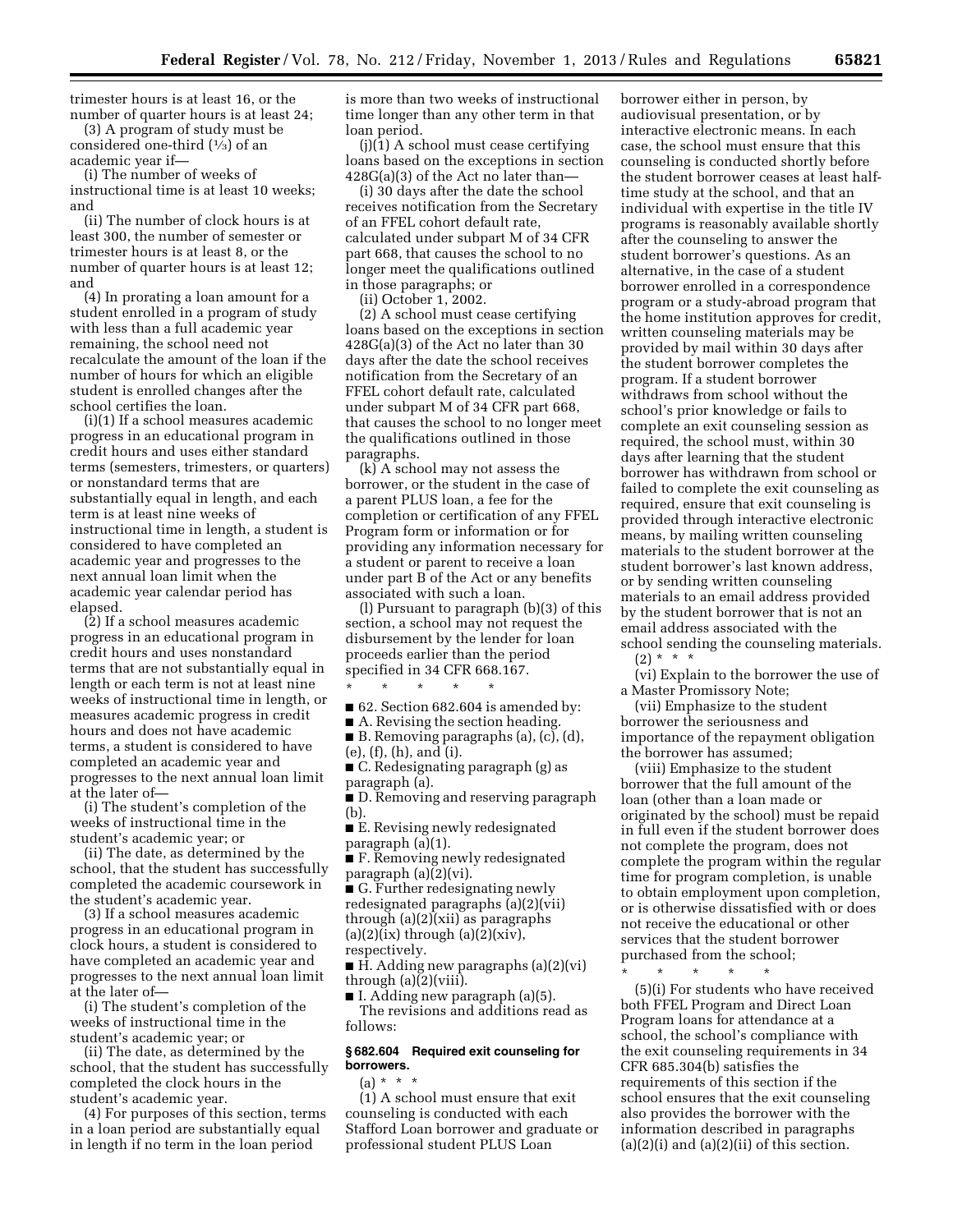trimester hours is at least 16, or the number of quarter hours is at least 24;

(3) A program of study must be considered one-third (1/3) of an academic year if—

(i) The number of weeks of instructional time is at least 10 weeks; and

(ii) The number of clock hours is at least 300, the number of semester or trimester hours is at least 8, or the number of quarter hours is at least 12; and

(4) In prorating a loan amount for a student enrolled in a program of study with less than a full academic year remaining, the school need not recalculate the amount of the loan if the number of hours for which an eligible student is enrolled changes after the school certifies the loan.

(i)(1) If a school measures academic progress in an educational program in credit hours and uses either standard terms (semesters, trimesters, or quarters) or nonstandard terms that are substantially equal in length, and each term is at least nine weeks of instructional time in length, a student is considered to have completed an academic year and progresses to the next annual loan limit when the academic year calendar period has elapsed.

(2) If a school measures academic progress in an educational program in credit hours and uses nonstandard terms that are not substantially equal in length or each term is not at least nine weeks of instructional time in length, or measures academic progress in credit hours and does not have academic terms, a student is considered to have completed an academic year and progresses to the next annual loan limit at the later of—

(i) The student's completion of the weeks of instructional time in the student's academic year; or

(ii) The date, as determined by the school, that the student has successfully completed the academic coursework in the student's academic year.

(3) If a school measures academic progress in an educational program in clock hours, a student is considered to have completed an academic year and progresses to the next annual loan limit at the later of—

(i) The student's completion of the weeks of instructional time in the student's academic year; or

(ii) The date, as determined by the school, that the student has successfully completed the clock hours in the student's academic year.

(4) For purposes of this section, terms in a loan period are substantially equal in length if no term in the loan period is more than two weeks of instructional time longer than any other term in that loan period.

(j)(1) A school must cease certifying loans based on the exceptions in section 428G(a)(3) of the Act no later than—

(i) 30 days after the date the school receives notification from the Secretary of an FFEL cohort default rate, calculated under subpart M of 34 CFR part 668, that causes the school to no longer meet the qualifications outlined in those paragraphs; or

(ii) October 1, 2002.

(2) A school must cease certifying loans based on the exceptions in section 428G(a)(3) of the Act no later than 30 days after the date the school receives notification from the Secretary of an FFEL cohort default rate, calculated under subpart M of 34 CFR part 668, that causes the school to no longer meet the qualifications outlined in those paragraphs.

(k) A school may not assess the borrower, or the student in the case of a parent PLUS loan, a fee for the completion or certification of any FFEL Program form or information or for providing any information necessary for a student or parent to receive a loan under part B of the Act or any benefits associated with such a loan.

(l) Pursuant to paragraph (b)(3) of this section, a school may not request the disbursement by the lender for loan proceeds earlier than the period specified in 34 CFR 668.167.

\* \* \* \* \*

■ 62. Section 682.604 is amended by:

■ A. Revising the section heading.

■ B. Removing paragraphs (a), (c), (d), (e), (f), (h), and (i).

■ C. Redesignating paragraph (g) as paragraph (a).

■ D. Removing and reserving paragraph (b).

■ E. Revising newly redesignated paragraph (a)(1).

■ F. Removing newly redesignated paragraph (a)(2)(vi).

■ G. Further redesignating newly redesignated paragraphs (a)(2)(vii) through (a)(2)(xii) as paragraphs (a)(2)(ix) through (a)(2)(xiv), respectively.

■ H. Adding new paragraphs (a)(2)(vi) through (a)(2)(viii).

■ I. Adding new paragraph (a)(5).

The revisions and additions read as follows:

#### § 682.604 Required exit counseling for borrowers.

(a) \* \* \*

(1) A school must ensure that exit counseling is conducted with each Stafford Loan borrower and graduate or professional student PLUS Loan borrower either in person, by audiovisual presentation, or by interactive electronic means. In each case, the school must ensure that this counseling is conducted shortly before the student borrower ceases at least half-time study at the school, and that an individual with expertise in the title IV programs is reasonably available shortly after the counseling to answer the student borrower's questions. As an alternative, in the case of a student borrower enrolled in a correspondence program or a study-abroad program that the home institution approves for credit, written counseling materials may be provided by mail within 30 days after the student borrower completes the program. If a student borrower withdraws from school without the school's prior knowledge or fails to complete an exit counseling session as required, the school must, within 30 days after learning that the student borrower has withdrawn from school or failed to complete the exit counseling as required, ensure that exit counseling is provided through interactive electronic means, by mailing written counseling materials to the student borrower at the student borrower's last known address, or by sending written counseling materials to an email address provided by the student borrower that is not an email address associated with the school sending the counseling materials.

(2) \* \* \*

(vi) Explain to the borrower the use of a Master Promissory Note;

(vii) Emphasize to the student borrower the seriousness and importance of the repayment obligation the borrower has assumed;

(viii) Emphasize to the student borrower that the full amount of the loan (other than a loan made or originated by the school) must be repaid in full even if the student borrower does not complete the program, does not complete the program within the regular time for program completion, is unable to obtain employment upon completion, or is otherwise dissatisfied with or does not receive the educational or other services that the student borrower purchased from the school;

\* \* \* \* \*

(5)(i) For students who have received both FFEL Program and Direct Loan Program loans for attendance at a school, the school's compliance with the exit counseling requirements in 34 CFR 685.304(b) satisfies the requirements of this section if the school ensures that the exit counseling also provides the borrower with the information described in paragraphs (a)(2)(i) and (a)(2)(ii) of this section.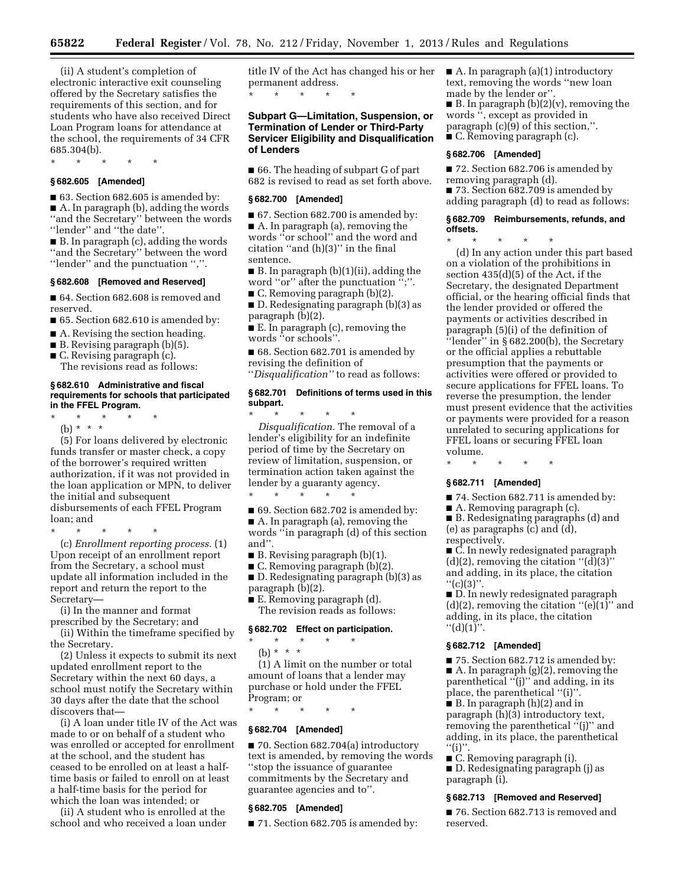(ii) A student's completion of electronic interactive exit counseling offered by the Secretary satisfies the requirements of this section, and for students who have also received Direct Loan Program loans for attendance at the school, the requirements of 34 CFR 685.304(b).

\* \* \* \* \*

**§ 682.605 [Amended]**

■ 63. Section 682.605 is amended by:

■ A. In paragraph (b), adding the words ''and the Secretary'' between the words ''lender'' and ''the date''.

■ B. In paragraph (c), adding the words ''and the Secretary'' between the word ''lender'' and the punctuation '',''.

**§ 682.608 [Removed and Reserved]**

■ 64. Section 682.608 is removed and reserved.

■ 65. Section 682.610 is amended by:

■ A. Revising the section heading.

■ B. Revising paragraph (b)(5).

■ C. Revising paragraph (c).

The revisions read as follows:

**§ 682.610 Administrative and fiscal requirements for schools that participated in the FFEL Program.**

\* \* \* \* \*

(b) \* \* \*

(5) For loans delivered by electronic funds transfer or master check, a copy of the borrower's required written authorization, if it was not provided in the loan application or MPN, to deliver the initial and subsequent disbursements of each FFEL Program loan; and

\* \* \* \* \*

(c) *Enrollment reporting process.* (1) Upon receipt of an enrollment report from the Secretary, a school must update all information included in the report and return the report to the Secretary—

(i) In the manner and format prescribed by the Secretary; and

(ii) Within the timeframe specified by the Secretary.

(2) Unless it expects to submit its next updated enrollment report to the Secretary within the next 60 days, a school must notify the Secretary within 30 days after the date that the school discovers that—

(i) A loan under title IV of the Act was made to or on behalf of a student who was enrolled or accepted for enrollment at the school, and the student has ceased to be enrolled on at least a half-time basis or failed to enroll on at least a half-time basis for the period for which the loan was intended; or

(ii) A student who is enrolled at the school and who received a loan under title IV of the Act has changed his or her permanent address.

\* \* \* \* \*

**Subpart G—Limitation, Suspension, or Termination of Lender or Third-Party Servicer Eligibility and Disqualification of Lenders**

■ 66. The heading of subpart G of part 682 is revised to read as set forth above.

**§ 682.700 [Amended]**

■ 67. Section 682.700 is amended by:

■ A. In paragraph (a), removing the words ''or school'' and the word and citation ''and (h)(3)'' in the final sentence.

■ B. In paragraph (b)(1)(ii), adding the word ''or'' after the punctuation '';''.

■ C. Removing paragraph (b)(2).

■ D. Redesignating paragraph (b)(3) as paragraph (b)(2).

■ E. In paragraph (c), removing the words ''or schools''.

■ 68. Section 682.701 is amended by revising the definition of ''*Disqualification''* to read as follows:

**§ 682.701 Definitions of terms used in this subpart.**

\* \* \* \* \*

*Disqualification.* The removal of a lender's eligibility for an indefinite period of time by the Secretary on review of limitation, suspension, or termination action taken against the lender by a guaranty agency.

\* \* \* \* \*

■ 69. Section 682.702 is amended by:

■ A. In paragraph (a), removing the words ''in paragraph (d) of this section and''.

■ B. Revising paragraph (b)(1).

■ C. Removing paragraph (b)(2).

■ D. Redesignating paragraph (b)(3) as paragraph (b)(2).

■ E. Removing paragraph (d).

The revision reads as follows:

**§ 682.702 Effect on participation.**

\* \* \* \* \*

(b) \* \* \*

(1) A limit on the number or total amount of loans that a lender may purchase or hold under the FFEL Program; or

\* \* \* \* \*

**§ 682.704 [Amended]**

■ 70. Section 682.704(a) introductory text is amended, by removing the words ''stop the issuance of guarantee commitments by the Secretary and guarantee agencies and to''.

**§ 682.705 [Amended]**

■ 71. Section 682.705 is amended by:

■ A. In paragraph (a)(1) introductory text, removing the words ''new loan made by the lender or''.

■ B. In paragraph (b)(2)(v), removing the words '', except as provided in paragraph (c)(9) of this section,''.

■ C. Removing paragraph (c).

**§ 682.706 [Amended]**

■ 72. Section 682.706 is amended by removing paragraph (d).

■ 73. Section 682.709 is amended by adding paragraph (d) to read as follows:

**§ 682.709 Reimbursements, refunds, and offsets.**

\* \* \* \* \*

(d) In any action under this part based on a violation of the prohibitions in section 435(d)(5) of the Act, if the Secretary, the designated Department official, or the hearing official finds that the lender provided or offered the payments or activities described in paragraph (5)(i) of the definition of ''lender'' in § 682.200(b), the Secretary or the official applies a rebuttable presumption that the payments or activities were offered or provided to secure applications for FFEL loans. To reverse the presumption, the lender must present evidence that the activities or payments were provided for a reason unrelated to securing applications for FFEL loans or securing FFEL loan volume.

\* \* \* \* \*

**§ 682.711 [Amended]**

■ 74. Section 682.711 is amended by:

■ A. Removing paragraph (c).

■ B. Redesignating paragraphs (d) and (e) as paragraphs (c) and (d), respectively.

■ C. In newly redesignated paragraph (d)(2), removing the citation ''(d)(3)'' and adding, in its place, the citation ''(c)(3)''.

■ D. In newly redesignated paragraph (d)(2), removing the citation ''(e)(1)'' and adding, in its place, the citation ''(d)(1)''.

**§ 682.712 [Amended]**

■ 75. Section 682.712 is amended by:

■ A. In paragraph (g)(2), removing the parenthetical ''(j)'' and adding, in its place, the parenthetical ''(i)''.

■ B. In paragraph (h)(2) and in paragraph (h)(3) introductory text, removing the parenthetical ''(j)'' and adding, in its place, the parenthetical ''(i)''.

■ C. Removing paragraph (i).

■ D. Redesignating paragraph (j) as paragraph (i).

**§ 682.713 [Removed and Reserved]**

■ 76. Section 682.713 is removed and reserved.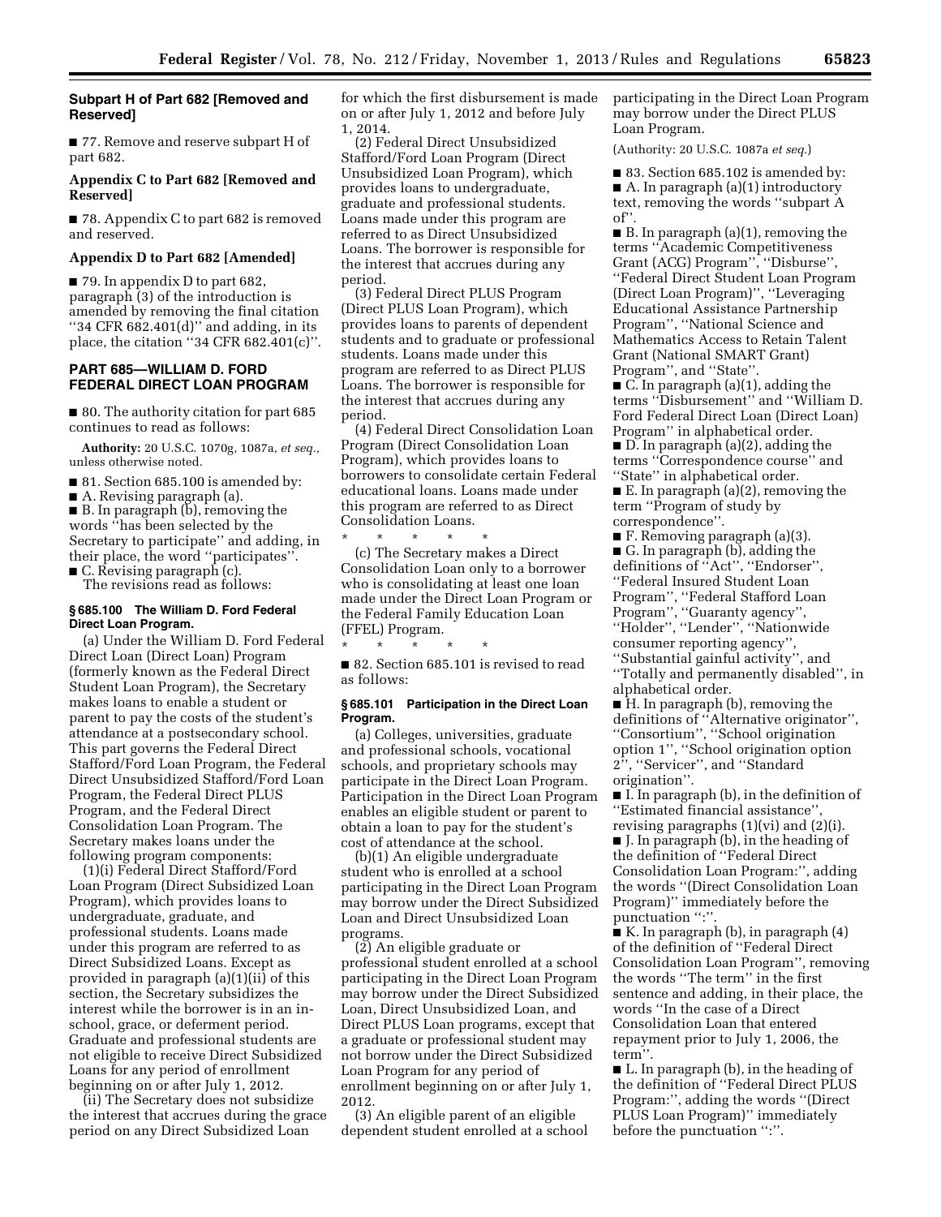**Subpart H of Part 682 [Removed and Reserved]**

■ 77. Remove and reserve subpart H of part 682.

**Appendix C to Part 682 [Removed and Reserved]**

■ 78. Appendix C to part 682 is removed and reserved.

**Appendix D to Part 682 [Amended]**

■ 79. In appendix D to part 682, paragraph (3) of the introduction is amended by removing the final citation ''34 CFR 682.401(d)'' and adding, in its place, the citation ''34 CFR 682.401(c)''.

## PART 685—WILLIAM D. FORD FEDERAL DIRECT LOAN PROGRAM

■ 80. The authority citation for part 685 continues to read as follows:

**Authority:** 20 U.S.C. 1070g, 1087a, *et seq.,* unless otherwise noted.

■ 81. Section 685.100 is amended by:

■ A. Revising paragraph (a).

■ B. In paragraph (b), removing the words ''has been selected by the Secretary to participate'' and adding, in their place, the word ''participates''.

■ C. Revising paragraph (c).

The revisions read as follows:

### § 685.100 The William D. Ford Federal Direct Loan Program.

(a) Under the William D. Ford Federal Direct Loan (Direct Loan) Program (formerly known as the Federal Direct Student Loan Program), the Secretary makes loans to enable a student or parent to pay the costs of the student's attendance at a postsecondary school. This part governs the Federal Direct Stafford/Ford Loan Program, the Federal Direct Unsubsidized Stafford/Ford Loan Program, the Federal Direct PLUS Program, and the Federal Direct Consolidation Loan Program. The Secretary makes loans under the following program components:

(1)(i) Federal Direct Stafford/Ford Loan Program (Direct Subsidized Loan Program), which provides loans to undergraduate, graduate, and professional students. Loans made under this program are referred to as Direct Subsidized Loans. Except as provided in paragraph (a)(1)(ii) of this section, the Secretary subsidizes the interest while the borrower is in an in-school, grace, or deferment period. Graduate and professional students are not eligible to receive Direct Subsidized Loans for any period of enrollment beginning on or after July 1, 2012.

(ii) The Secretary does not subsidize the interest that accrues during the grace period on any Direct Subsidized Loan for which the first disbursement is made on or after July 1, 2012 and before July 1, 2014.

(2) Federal Direct Unsubsidized Stafford/Ford Loan Program (Direct Unsubsidized Loan Program), which provides loans to undergraduate, graduate and professional students. Loans made under this program are referred to as Direct Unsubsidized Loans. The borrower is responsible for the interest that accrues during any period.

(3) Federal Direct PLUS Program (Direct PLUS Loan Program), which provides loans to parents of dependent students and to graduate or professional students. Loans made under this program are referred to as Direct PLUS Loans. The borrower is responsible for the interest that accrues during any period.

(4) Federal Direct Consolidation Loan Program (Direct Consolidation Loan Program), which provides loans to borrowers to consolidate certain Federal educational loans. Loans made under this program are referred to as Direct Consolidation Loans.

\* \* \* \* \*

(c) The Secretary makes a Direct Consolidation Loan only to a borrower who is consolidating at least one loan made under the Direct Loan Program or the Federal Family Education Loan (FFEL) Program.

\* \* \* \* \*

■ 82. Section 685.101 is revised to read as follows:

### § 685.101 Participation in the Direct Loan Program.

(a) Colleges, universities, graduate and professional schools, vocational schools, and proprietary schools may participate in the Direct Loan Program. Participation in the Direct Loan Program enables an eligible student or parent to obtain a loan to pay for the student's cost of attendance at the school.

(b)(1) An eligible undergraduate student who is enrolled at a school participating in the Direct Loan Program may borrow under the Direct Subsidized Loan and Direct Unsubsidized Loan programs.

(2) An eligible graduate or professional student enrolled at a school participating in the Direct Loan Program may borrow under the Direct Subsidized Loan, Direct Unsubsidized Loan, and Direct PLUS Loan programs, except that a graduate or professional student may not borrow under the Direct Subsidized Loan Program for any period of enrollment beginning on or after July 1, 2012.

(3) An eligible parent of an eligible dependent student enrolled at a school participating in the Direct Loan Program may borrow under the Direct PLUS Loan Program.

(Authority: 20 U.S.C. 1087a *et seq.*)

■ 83. Section 685.102 is amended by:

■ A. In paragraph (a)(1) introductory text, removing the words ''subpart A of''.

■ B. In paragraph (a)(1), removing the terms ''Academic Competitiveness Grant (ACG) Program'', ''Disburse'', ''Federal Direct Student Loan Program (Direct Loan Program)'', ''Leveraging Educational Assistance Partnership Program'', ''National Science and Mathematics Access to Retain Talent Grant (National SMART Grant) Program'', and ''State''.

■ C. In paragraph (a)(1), adding the terms ''Disbursement'' and ''William D. Ford Federal Direct Loan (Direct Loan) Program'' in alphabetical order.

■ D. In paragraph (a)(2), adding the terms ''Correspondence course'' and ''State'' in alphabetical order.

■ E. In paragraph (a)(2), removing the term ''Program of study by correspondence''.

■ F. Removing paragraph (a)(3).

■ G. In paragraph (b), adding the definitions of ''Act'', ''Endorser'', ''Federal Insured Student Loan Program'', ''Federal Stafford Loan Program'', ''Guaranty agency'', ''Holder'', ''Lender'', ''Nationwide consumer reporting agency'', ''Substantial gainful activity'', and ''Totally and permanently disabled'', in alphabetical order.

■ H. In paragraph (b), removing the definitions of ''Alternative originator'', ''Consortium'', ''School origination option 1'', ''School origination option 2'', ''Servicer'', and ''Standard origination''.

■ I. In paragraph (b), in the definition of ''Estimated financial assistance'', revising paragraphs (1)(vi) and (2)(i).

■ J. In paragraph (b), in the heading of the definition of ''Federal Direct Consolidation Loan Program:'', adding the words ''(Direct Consolidation Loan Program)'' immediately before the punctuation '':''.

■ K. In paragraph (b), in paragraph (4) of the definition of ''Federal Direct Consolidation Loan Program'', removing the words ''The term'' in the first sentence and adding, in their place, the words ''In the case of a Direct Consolidation Loan that entered repayment prior to July 1, 2006, the term''.

■ L. In paragraph (b), in the heading of the definition of ''Federal Direct PLUS Program:'', adding the words ''(Direct PLUS Loan Program)'' immediately before the punctuation '':''.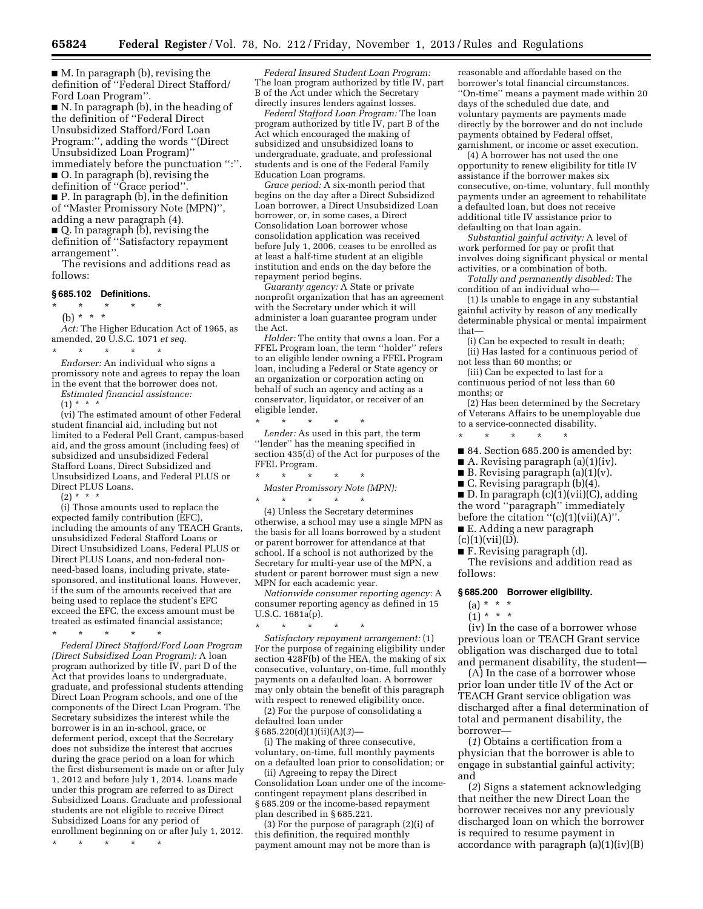■ M. In paragraph (b), revising the definition of ''Federal Direct Stafford/Ford Loan Program''.

■ N. In paragraph (b), in the heading of the definition of ''Federal Direct Unsubsidized Stafford/Ford Loan Program:'', adding the words ''(Direct Unsubsidized Loan Program)'' immediately before the punctuation '':''.

■ O. In paragraph (b), revising the definition of ''Grace period''.

■ P. In paragraph (b), in the definition of ''Master Promissory Note (MPN)'', adding a new paragraph (4).

■ Q. In paragraph (b), revising the definition of ''Satisfactory repayment arrangement''.

The revisions and additions read as follows:

### § 685.102 Definitions.

\* \* \* \* \*

(b) \* \* \*

*Act:* The Higher Education Act of 1965, as amended, 20 U.S.C. 1071 *et seq.*

\* \* \* \* \*

*Endorser:* An individual who signs a promissory note and agrees to repay the loan in the event that the borrower does not.

*Estimated financial assistance:*

(1) \* \* \*

(vi) The estimated amount of other Federal student financial aid, including but not limited to a Federal Pell Grant, campus-based aid, and the gross amount (including fees) of subsidized and unsubsidized Federal Stafford Loans, Direct Subsidized and Unsubsidized Loans, and Federal PLUS or Direct PLUS Loans.

(2) \* \* \*

(i) Those amounts used to replace the expected family contribution (EFC), including the amounts of any TEACH Grants, unsubsidized Federal Stafford Loans or Direct Unsubsidized Loans, Federal PLUS or Direct PLUS Loans, and non-federal non-need-based loans, including private, state-sponsored, and institutional loans. However, if the sum of the amounts received that are being used to replace the student's EFC exceed the EFC, the excess amount must be treated as estimated financial assistance;

\* \* \* \* \*

*Federal Direct Stafford/Ford Loan Program (Direct Subsidized Loan Program):* A loan program authorized by title IV, part D of the Act that provides loans to undergraduate, graduate, and professional students attending Direct Loan Program schools, and one of the components of the Direct Loan Program. The Secretary subsidizes the interest while the borrower is in an in-school, grace, or deferment period, except that the Secretary does not subsidize the interest that accrues during the grace period on a loan for which the first disbursement is made on or after July 1, 2012 and before July 1, 2014. Loans made under this program are referred to as Direct Subsidized Loans. Graduate and professional students are not eligible to receive Direct Subsidized Loans for any period of enrollment beginning on or after July 1, 2012.

\* \* \* \* \*

*Federal Insured Student Loan Program:* The loan program authorized by title IV, part B of the Act under which the Secretary directly insures lenders against losses.

*Federal Stafford Loan Program:* The loan program authorized by title IV, part B of the Act which encouraged the making of subsidized and unsubsidized loans to undergraduate, graduate, and professional students and is one of the Federal Family Education Loan programs.

*Grace period:* A six-month period that begins on the day after a Direct Subsidized Loan borrower, a Direct Unsubsidized Loan borrower, or, in some cases, a Direct Consolidation Loan borrower whose consolidation application was received before July 1, 2006, ceases to be enrolled as at least a half-time student at an eligible institution and ends on the day before the repayment period begins.

*Guaranty agency:* A State or private nonprofit organization that has an agreement with the Secretary under which it will administer a loan guarantee program under the Act.

*Holder:* The entity that owns a loan. For a FFEL Program loan, the term ''holder'' refers to an eligible lender owning a FFEL Program loan, including a Federal or State agency or an organization or corporation acting on behalf of such an agency and acting as a conservator, liquidator, or receiver of an eligible lender.

\* \* \* \* \*

*Lender:* As used in this part, the term ''lender'' has the meaning specified in section 435(d) of the Act for purposes of the FFEL Program.

\* \* \* \* \*

*Master Promissory Note (MPN):*

\* \* \* \* \*

(4) Unless the Secretary determines otherwise, a school may use a single MPN as the basis for all loans borrowed by a student or parent borrower for attendance at that school. If a school is not authorized by the Secretary for multi-year use of the MPN, a student or parent borrower must sign a new MPN for each academic year.

*Nationwide consumer reporting agency:* A consumer reporting agency as defined in 15 U.S.C. 1681a(p).

\* \* \* \* \*

*Satisfactory repayment arrangement:* (1) For the purpose of regaining eligibility under section 428F(b) of the HEA, the making of six consecutive, voluntary, on-time, full monthly payments on a defaulted loan. A borrower may only obtain the benefit of this paragraph with respect to renewed eligibility once.

(2) For the purpose of consolidating a defaulted loan under § 685.220(d)(1)(ii)(A)(*3*)—

(i) The making of three consecutive, voluntary, on-time, full monthly payments on a defaulted loan prior to consolidation; or

(ii) Agreeing to repay the Direct Consolidation Loan under one of the income-contingent repayment plans described in § 685.209 or the income-based repayment plan described in § 685.221.

(3) For the purpose of paragraph (2)(i) of this definition, the required monthly payment amount may not be more than is reasonable and affordable based on the borrower's total financial circumstances. ''On-time'' means a payment made within 20 days of the scheduled due date, and voluntary payments are payments made directly by the borrower and do not include payments obtained by Federal offset, garnishment, or income or asset execution.

(4) A borrower has not used the one opportunity to renew eligibility for title IV assistance if the borrower makes six consecutive, on-time, voluntary, full monthly payments under an agreement to rehabilitate a defaulted loan, but does not receive additional title IV assistance prior to defaulting on that loan again.

*Substantial gainful activity:* A level of work performed for pay or profit that involves doing significant physical or mental activities, or a combination of both.

*Totally and permanently disabled:* The condition of an individual who—

(1) Is unable to engage in any substantial gainful activity by reason of any medically determinable physical or mental impairment that—

(i) Can be expected to result in death;

(ii) Has lasted for a continuous period of not less than 60 months; or

(iii) Can be expected to last for a continuous period of not less than 60 months; or

(2) Has been determined by the Secretary of Veterans Affairs to be unemployable due to a service-connected disability.

\* \* \* \* \*

■ 84. Section 685.200 is amended by:

■ A. Revising paragraph (a)(1)(iv).

■ B. Revising paragraph (a)(1)(v).

■ C. Revising paragraph (b)(4).

■ D. In paragraph (c)(1)(vii)(C), adding the word ''paragraph'' immediately before the citation ''(c)(1)(vii)(A)''.

■ E. Adding a new paragraph (c)(1)(vii)(D).

■ F. Revising paragraph (d).

The revisions and addition read as follows:

### § 685.200 Borrower eligibility.

(a) \* \* \*

(1) \* \* \*

(iv) In the case of a borrower whose previous loan or TEACH Grant service obligation was discharged due to total and permanent disability, the student—

(A) In the case of a borrower whose prior loan under title IV of the Act or TEACH Grant service obligation was discharged after a final determination of total and permanent disability, the borrower—

(*1*) Obtains a certification from a physician that the borrower is able to engage in substantial gainful activity; and

(*2*) Signs a statement acknowledging that neither the new Direct Loan the borrower receives nor any previously discharged loan on which the borrower is required to resume payment in accordance with paragraph (a)(1)(iv)(B)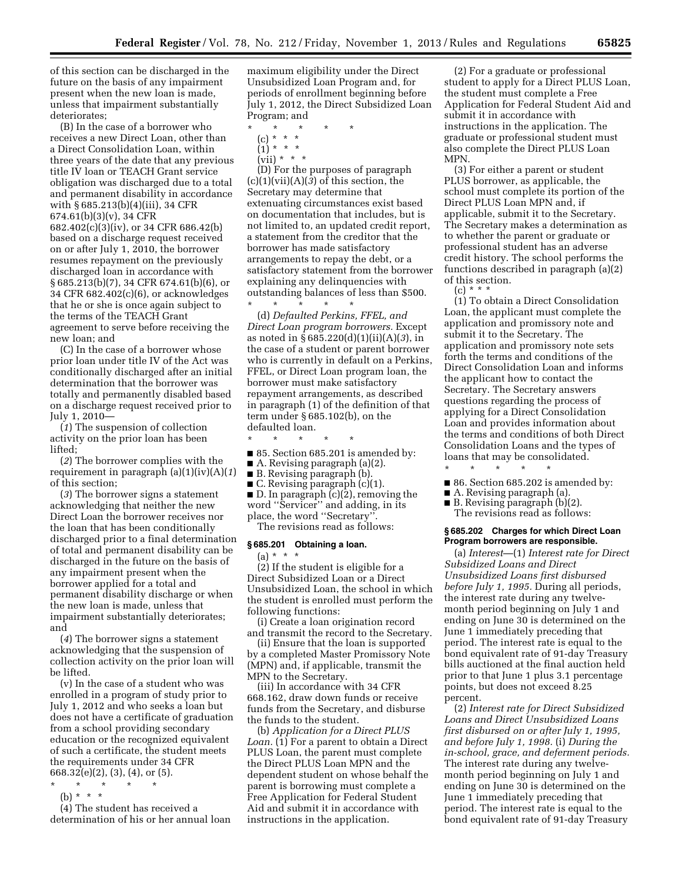of this section can be discharged in the future on the basis of any impairment present when the new loan is made, unless that impairment substantially deteriorates;

(B) In the case of a borrower who receives a new Direct Loan, other than a Direct Consolidation Loan, within three years of the date that any previous title IV loan or TEACH Grant service obligation was discharged due to a total and permanent disability in accordance with § 685.213(b)(4)(iii), 34 CFR 674.61(b)(3)(v), 34 CFR 682.402(c)(3)(iv), or 34 CFR 686.42(b) based on a discharge request received on or after July 1, 2010, the borrower resumes repayment on the previously discharged loan in accordance with § 685.213(b)(7), 34 CFR 674.61(b)(6), or 34 CFR 682.402(c)(6), or acknowledges that he or she is once again subject to the terms of the TEACH Grant agreement to serve before receiving the new loan; and

(C) In the case of a borrower whose prior loan under title IV of the Act was conditionally discharged after an initial determination that the borrower was totally and permanently disabled based on a discharge request received prior to July 1, 2010—

(*1*) The suspension of collection activity on the prior loan has been lifted;

(*2*) The borrower complies with the requirement in paragraph (a)(1)(iv)(A)(*1*) of this section;

(*3*) The borrower signs a statement acknowledging that neither the new Direct Loan the borrower receives nor the loan that has been conditionally discharged prior to a final determination of total and permanent disability can be discharged in the future on the basis of any impairment present when the borrower applied for a total and permanent disability discharge or when the new loan is made, unless that impairment substantially deteriorates; and

(*4*) The borrower signs a statement acknowledging that the suspension of collection activity on the prior loan will be lifted.

(v) In the case of a student who was enrolled in a program of study prior to July 1, 2012 and who seeks a loan but does not have a certificate of graduation from a school providing secondary education or the recognized equivalent of such a certificate, the student meets the requirements under 34 CFR 668.32(e)(2), (3), (4), or (5).

\* \* \* \* \*

(b) \* \* \*

(4) The student has received a determination of his or her annual loan maximum eligibility under the Direct Unsubsidized Loan Program and, for periods of enrollment beginning before July 1, 2012, the Direct Subsidized Loan Program; and

\* \* \* \* \*

(c) \* \* \*

(1) \* \* \*

(vii) \* \* \*

(D) For the purposes of paragraph (c)(1)(vii)(A)(*3*) of this section, the Secretary may determine that extenuating circumstances exist based on documentation that includes, but is not limited to, an updated credit report, a statement from the creditor that the borrower has made satisfactory arrangements to repay the debt, or a satisfactory statement from the borrower explaining any delinquencies with outstanding balances of less than $500.

\* \* \* \* \*

(d) *Defaulted Perkins, FFEL, and Direct Loan program borrowers.* Except as noted in § 685.220(d)(1)(ii)(A)(*3*), in the case of a student or parent borrower who is currently in default on a Perkins, FFEL, or Direct Loan program loan, the borrower must make satisfactory repayment arrangements, as described in paragraph (1) of the definition of that term under § 685.102(b), on the defaulted loan.

\* \* \* \* \*

■ 85. Section 685.201 is amended by:

■ A. Revising paragraph (a)(2).

■ B. Revising paragraph (b).

■ C. Revising paragraph (c)(1).

■ D. In paragraph (c)(2), removing the word "Servicer" and adding, in its place, the word "Secretary".

The revisions read as follows:

### § 685.201 Obtaining a loan.

(a) \* \* \*

(2) If the student is eligible for a Direct Subsidized Loan or a Direct Unsubsidized Loan, the school in which the student is enrolled must perform the following functions:

(i) Create a loan origination record and transmit the record to the Secretary.

(ii) Ensure that the loan is supported by a completed Master Promissory Note (MPN) and, if applicable, transmit the MPN to the Secretary.

(iii) In accordance with 34 CFR 668.162, draw down funds or receive funds from the Secretary, and disburse the funds to the student.

(b) *Application for a Direct PLUS Loan.* (1) For a parent to obtain a Direct PLUS Loan, the parent must complete the Direct PLUS Loan MPN and the dependent student on whose behalf the parent is borrowing must complete a Free Application for Federal Student Aid and submit it in accordance with instructions in the application.

(2) For a graduate or professional student to apply for a Direct PLUS Loan, the student must complete a Free Application for Federal Student Aid and submit it in accordance with instructions in the application. The graduate or professional student must also complete the Direct PLUS Loan MPN.

(3) For either a parent or student PLUS borrower, as applicable, the school must complete its portion of the Direct PLUS Loan MPN and, if applicable, submit it to the Secretary. The Secretary makes a determination as to whether the parent or graduate or professional student has an adverse credit history. The school performs the functions described in paragraph (a)(2) of this section.

(c) \* \* \*

(1) To obtain a Direct Consolidation Loan, the applicant must complete the application and promissory note and submit it to the Secretary. The application and promissory note sets forth the terms and conditions of the Direct Consolidation Loan and informs the applicant how to contact the Secretary. The Secretary answers questions regarding the process of applying for a Direct Consolidation Loan and provides information about the terms and conditions of both Direct Consolidation Loans and the types of loans that may be consolidated.

\* \* \* \* \*

■ 86. Section 685.202 is amended by:

■ A. Revising paragraph (a).

■ B. Revising paragraph (b)(2).

The revisions read as follows:

### § 685.202 Charges for which Direct Loan Program borrowers are responsible.

(a) *Interest*—(1) *Interest rate for Direct Subsidized Loans and Direct Unsubsidized Loans first disbursed before July 1, 1995.* During all periods, the interest rate during any twelve-month period beginning on July 1 and ending on June 30 is determined on the June 1 immediately preceding that period. The interest rate is equal to the bond equivalent rate of 91-day Treasury bills auctioned at the final auction held prior to that June 1 plus 3.1 percentage points, but does not exceed 8.25 percent.

(2) *Interest rate for Direct Subsidized Loans and Direct Unsubsidized Loans first disbursed on or after July 1, 1995, and before July 1, 1998.* (i) *During the in-school, grace, and deferment periods.* The interest rate during any twelve-month period beginning on July 1 and ending on June 30 is determined on the June 1 immediately preceding that period. The interest rate is equal to the bond equivalent rate of 91-day Treasury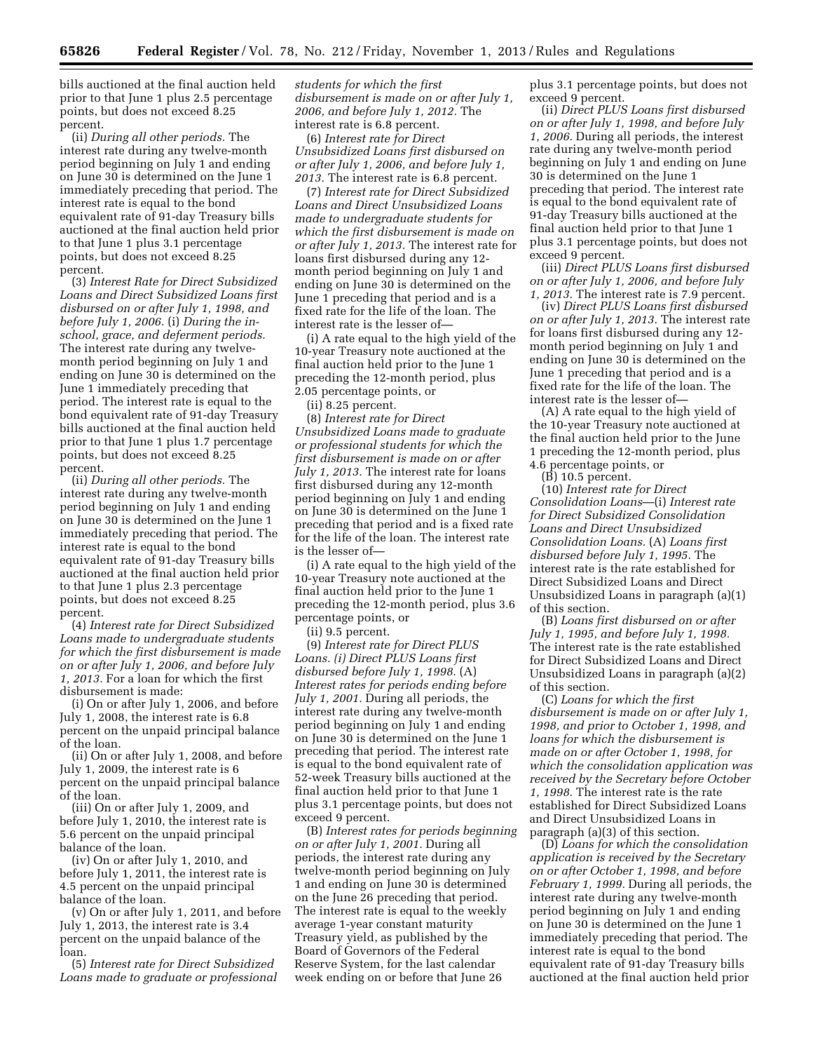bills auctioned at the final auction held prior to that June 1 plus 2.5 percentage points, but does not exceed 8.25 percent.

(ii) *During all other periods.* The interest rate during any twelve-month period beginning on July 1 and ending on June 30 is determined on the June 1 immediately preceding that period. The interest rate is equal to the bond equivalent rate of 91-day Treasury bills auctioned at the final auction held prior to that June 1 plus 3.1 percentage points, but does not exceed 8.25 percent.

(3) *Interest Rate for Direct Subsidized Loans and Direct Subsidized Loans first disbursed on or after July 1, 1998, and before July 1, 2006.* (i) *During the in-school, grace, and deferment periods.* The interest rate during any twelve-month period beginning on July 1 and ending on June 30 is determined on the June 1 immediately preceding that period. The interest rate is equal to the bond equivalent rate of 91-day Treasury bills auctioned at the final auction held prior to that June 1 plus 1.7 percentage points, but does not exceed 8.25 percent.

(ii) *During all other periods.* The interest rate during any twelve-month period beginning on July 1 and ending on June 30 is determined on the June 1 immediately preceding that period. The interest rate is equal to the bond equivalent rate of 91-day Treasury bills auctioned at the final auction held prior to that June 1 plus 2.3 percentage points, but does not exceed 8.25 percent.

(4) *Interest rate for Direct Subsidized Loans made to undergraduate students for which the first disbursement is made on or after July 1, 2006, and before July 1, 2013.* For a loan for which the first disbursement is made:

(i) On or after July 1, 2006, and before July 1, 2008, the interest rate is 6.8 percent on the unpaid principal balance of the loan.

(ii) On or after July 1, 2008, and before July 1, 2009, the interest rate is 6 percent on the unpaid principal balance of the loan.

(iii) On or after July 1, 2009, and before July 1, 2010, the interest rate is 5.6 percent on the unpaid principal balance of the loan.

(iv) On or after July 1, 2010, and before July 1, 2011, the interest rate is 4.5 percent on the unpaid principal balance of the loan.

(v) On or after July 1, 2011, and before July 1, 2013, the interest rate is 3.4 percent on the unpaid balance of the loan.

(5) *Interest rate for Direct Subsidized Loans made to graduate or professional students for which the first disbursement is made on or after July 1, 2006, and before July 1, 2012.* The interest rate is 6.8 percent.

(6) *Interest rate for Direct Unsubsidized Loans first disbursed on or after July 1, 2006, and before July 1, 2013.* The interest rate is 6.8 percent.

(7) *Interest rate for Direct Subsidized Loans and Direct Unsubsidized Loans made to undergraduate students for which the first disbursement is made on or after July 1, 2013.* The interest rate for loans first disbursed during any 12-month period beginning on July 1 and ending on June 30 is determined on the June 1 preceding that period and is a fixed rate for the life of the loan. The interest rate is the lesser of—

(i) A rate equal to the high yield of the 10-year Treasury note auctioned at the final auction held prior to the June 1 preceding the 12-month period, plus 2.05 percentage points, or

(ii) 8.25 percent.

(8) *Interest rate for Direct Unsubsidized Loans made to graduate or professional students for which the first disbursement is made on or after July 1, 2013.* The interest rate for loans first disbursed during any 12-month period beginning on July 1 and ending on June 30 is determined on the June 1 preceding that period and is a fixed rate for the life of the loan. The interest rate is the lesser of—

(i) A rate equal to the high yield of the 10-year Treasury note auctioned at the final auction held prior to the June 1 preceding the 12-month period, plus 3.6 percentage points, or

(ii) 9.5 percent.

(9) *Interest rate for Direct PLUS Loans. (i) Direct PLUS Loans first disbursed before July 1, 1998.* (A) *Interest rates for periods ending before July 1, 2001.* During all periods, the interest rate during any twelve-month period beginning on July 1 and ending on June 30 is determined on the June 1 preceding that period. The interest rate is equal to the bond equivalent rate of 52-week Treasury bills auctioned at the final auction held prior to that June 1 plus 3.1 percentage points, but does not exceed 9 percent.

(B) *Interest rates for periods beginning on or after July 1, 2001.* During all periods, the interest rate during any twelve-month period beginning on July 1 and ending on June 30 is determined on the June 26 preceding that period. The interest rate is equal to the weekly average 1-year constant maturity Treasury yield, as published by the Board of Governors of the Federal Reserve System, for the last calendar week ending on or before that June 26 plus 3.1 percentage points, but does not exceed 9 percent.

(ii) *Direct PLUS Loans first disbursed on or after July 1, 1998, and before July 1, 2006.* During all periods, the interest rate during any twelve-month period beginning on July 1 and ending on June 30 is determined on the June 1 preceding that period. The interest rate is equal to the bond equivalent rate of 91-day Treasury bills auctioned at the final auction held prior to that June 1 plus 3.1 percentage points, but does not exceed 9 percent.

(iii) *Direct PLUS Loans first disbursed on or after July 1, 2006, and before July 1, 2013.* The interest rate is 7.9 percent.

(iv) *Direct PLUS Loans first disbursed on or after July 1, 2013.* The interest rate for loans first disbursed during any 12-month period beginning on July 1 and ending on June 30 is determined on the June 1 preceding that period and is a fixed rate for the life of the loan. The interest rate is the lesser of—

(A) A rate equal to the high yield of the 10-year Treasury note auctioned at the final auction held prior to the June 1 preceding the 12-month period, plus 4.6 percentage points, or

(B) 10.5 percent.

(10) *Interest rate for Direct Consolidation Loans*—(i) *Interest rate for Direct Subsidized Consolidation Loans and Direct Unsubsidized Consolidation Loans.* (A) *Loans first disbursed before July 1, 1995.* The interest rate is the rate established for Direct Subsidized Loans and Direct Unsubsidized Loans in paragraph (a)(1) of this section.

(B) *Loans first disbursed on or after July 1, 1995, and before July 1, 1998.* The interest rate is the rate established for Direct Subsidized Loans and Direct Unsubsidized Loans in paragraph (a)(2) of this section.

(C) *Loans for which the first disbursement is made on or after July 1, 1998, and prior to October 1, 1998, and loans for which the disbursement is made on or after October 1, 1998, for which the consolidation application was received by the Secretary before October 1, 1998.* The interest rate is the rate established for Direct Subsidized Loans and Direct Unsubsidized Loans in paragraph (a)(3) of this section.

(D) *Loans for which the consolidation application is received by the Secretary on or after October 1, 1998, and before February 1, 1999.* During all periods, the interest rate during any twelve-month period beginning on July 1 and ending on June 30 is determined on the June 1 immediately preceding that period. The interest rate is equal to the bond equivalent rate of 91-day Treasury bills auctioned at the final auction held prior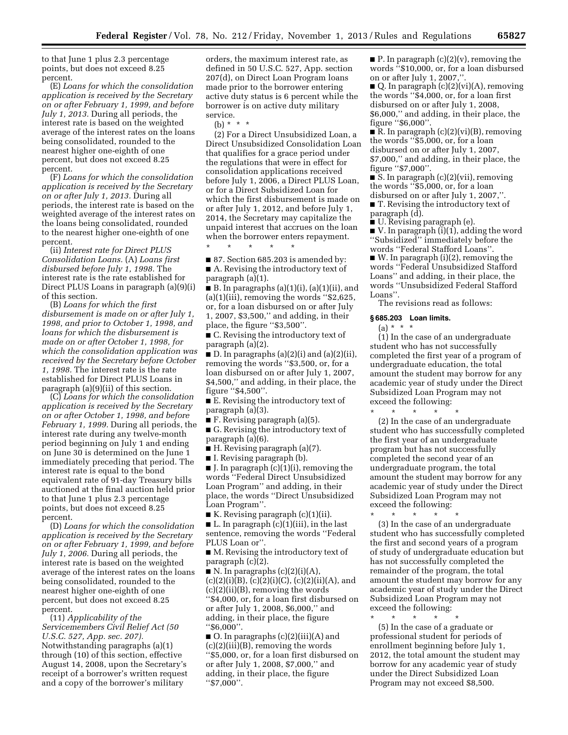to that June 1 plus 2.3 percentage points, but does not exceed 8.25 percent.

(E) *Loans for which the consolidation application is received by the Secretary on or after February 1, 1999, and before July 1, 2013.* During all periods, the interest rate is based on the weighted average of the interest rates on the loans being consolidated, rounded to the nearest higher one-eighth of one percent, but does not exceed 8.25 percent.

(F) *Loans for which the consolidation application is received by the Secretary on or after July 1, 2013.* During all periods, the interest rate is based on the weighted average of the interest rates on the loans being consolidated, rounded to the nearest higher one-eighth of one percent.

(ii) *Interest rate for Direct PLUS Consolidation Loans.* (A) *Loans first disbursed before July 1, 1998.* The interest rate is the rate established for Direct PLUS Loans in paragraph (a)(9)(i) of this section.

(B) *Loans for which the first disbursement is made on or after July 1, 1998, and prior to October 1, 1998, and loans for which the disbursement is made on or after October 1, 1998, for which the consolidation application was received by the Secretary before October 1, 1998.* The interest rate is the rate established for Direct PLUS Loans in paragraph (a)(9)(ii) of this section.

(C) *Loans for which the consolidation application is received by the Secretary on or after October 1, 1998, and before February 1, 1999.* During all periods, the interest rate during any twelve-month period beginning on July 1 and ending on June 30 is determined on the June 1 immediately preceding that period. The interest rate is equal to the bond equivalent rate of 91-day Treasury bills auctioned at the final auction held prior to that June 1 plus 2.3 percentage points, but does not exceed 8.25 percent.

(D) *Loans for which the consolidation application is received by the Secretary on or after February 1, 1999, and before July 1, 2006.* During all periods, the interest rate is based on the weighted average of the interest rates on the loans being consolidated, rounded to the nearest higher one-eighth of one percent, but does not exceed 8.25 percent.

(11) *Applicability of the Servicemembers Civil Relief Act (50 U.S.C. 527, App. sec. 207).* Notwithstanding paragraphs (a)(1) through (10) of this section, effective August 14, 2008, upon the Secretary's receipt of a borrower's written request and a copy of the borrower's military orders, the maximum interest rate, as defined in 50 U.S.C. 527, App. section 207(d), on Direct Loan Program loans made prior to the borrower entering active duty status is 6 percent while the borrower is on active duty military service.

(b) * * *

(2) For a Direct Unsubsidized Loan, a Direct Unsubsidized Consolidation Loan that qualifies for a grace period under the regulations that were in effect for consolidation applications received before July 1, 2006, a Direct PLUS Loan, or for a Direct Subsidized Loan for which the first disbursement is made on or after July 1, 2012, and before July 1, 2014, the Secretary may capitalize the unpaid interest that accrues on the loan when the borrower enters repayment.

\* \* \* \* \*

■ 87. Section 685.203 is amended by:

■ A. Revising the introductory text of paragraph (a)(1).

■ B. In paragraphs (a)(1)(i), (a)(1)(ii), and (a)(1)(iii), removing the words "$2,625, or, for a loan disbursed on or after July 1, 2007, $3,500," and adding, in their place, the figure "$3,500".

■ C. Revising the introductory text of paragraph (a)(2).

■ D. In paragraphs (a)(2)(i) and (a)(2)(ii), removing the words "$3,500, or, for a loan disbursed on or after July 1, 2007, $4,500," and adding, in their place, the figure "$4,500".

■ E. Revising the introductory text of paragraph (a)(3).

■ F. Revising paragraph (a)(5).

■ G. Revising the introductory text of paragraph (a)(6).

■ H. Revising paragraph (a)(7).

■ I. Revising paragraph (b).

■ J. In paragraph (c)(1)(i), removing the words "Federal Direct Unsubsidized Loan Program" and adding, in their place, the words "Direct Unsubsidized Loan Program".

■ K. Revising paragraph (c)(1)(ii).

■ L. In paragraph (c)(1)(iii), in the last sentence, removing the words "Federal PLUS Loan or".

■ M. Revising the introductory text of paragraph (c)(2).

■ N. In paragraphs (c)(2)(i)(A), (c)(2)(i)(B), (c)(2)(i)(C), (c)(2)(ii)(A), and (c)(2)(ii)(B), removing the words "$4,000, or, for a loan first disbursed on or after July 1, 2008, $6,000," and adding, in their place, the figure "$6,000".

■ O. In paragraphs (c)(2)(iii)(A) and (c)(2)(iii)(B), removing the words "$5,000, or, for a loan first disbursed on or after July 1, 2008, $7,000," and adding, in their place, the figure "$7,000".

■ P. In paragraph (c)(2)(v), removing the words "$10,000, or, for a loan disbursed on or after July 1, 2007,".

■ Q. In paragraph (c)(2)(vi)(A), removing the words "$4,000, or, for a loan first disbursed on or after July 1, 2008, $6,000," and adding, in their place, the figure "$6,000".

■ R. In paragraph (c)(2)(vi)(B), removing the words "$5,000, or, for a loan disbursed on or after July 1, 2007, $7,000," and adding, in their place, the figure "$7,000".

■ S. In paragraph (c)(2)(vii), removing the words "$5,000, or, for a loan disbursed on or after July 1, 2007,".

■ T. Revising the introductory text of paragraph (d).

■ U. Revising paragraph (e).

■ V. In paragraph (i)(1), adding the word "Subsidized" immediately before the words "Federal Stafford Loans".

■ W. In paragraph (i)(2), removing the words "Federal Unsubsidized Stafford Loans" and adding, in their place, the words "Unsubsidized Federal Stafford Loans".

The revisions read as follows:

**§ 685.203 Loan limits.**

(a) * * *

(1) In the case of an undergraduate student who has not successfully completed the first year of a program of undergraduate education, the total amount the student may borrow for any academic year of study under the Direct Subsidized Loan Program may not exceed the following:

\* \* \* \* \*

(2) In the case of an undergraduate student who has successfully completed the first year of an undergraduate program but has not successfully completed the second year of an undergraduate program, the total amount the student may borrow for any academic year of study under the Direct Subsidized Loan Program may not exceed the following:

\* \* \* \* \*

(3) In the case of an undergraduate student who has successfully completed the first and second years of a program of study of undergraduate education but has not successfully completed the remainder of the program, the total amount the student may borrow for any academic year of study under the Direct Subsidized Loan Program may not exceed the following:

\* \* \* \* \*

(5) In the case of a graduate or professional student for periods of enrollment beginning before July 1, 2012, the total amount the student may borrow for any academic year of study under the Direct Subsidized Loan Program may not exceed $8,500.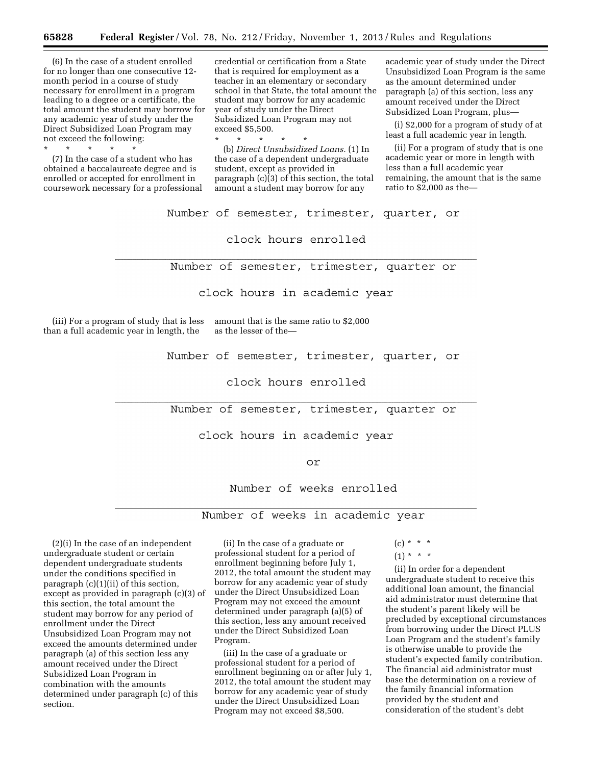(6) In the case of a student enrolled for no longer than one consecutive 12-month period in a course of study necessary for enrollment in a program leading to a degree or a certificate, the total amount the student may borrow for any academic year of study under the Direct Subsidized Loan Program may not exceed the following:

\* \* \* \* \*

(7) In the case of a student who has obtained a baccalaureate degree and is enrolled or accepted for enrollment in coursework necessary for a professional credential or certification from a State that is required for employment as a teacher in an elementary or secondary school in that State, the total amount the student may borrow for any academic year of study under the Direct Subsidized Loan Program may not exceed $5,500.

\* \* \* \* \*

(b) *Direct Unsubsidized Loans.* (1) In the case of a dependent undergraduate student, except as provided in paragraph (c)(3) of this section, the total amount a student may borrow for any academic year of study under the Direct Unsubsidized Loan Program is the same as the amount determined under paragraph (a) of this section, less any amount received under the Direct Subsidized Loan Program, plus—

(i) $2,000 for a program of study of at least a full academic year in length.

(ii) For a program of study that is one academic year or more in length with less than a full academic year remaining, the amount that is the same ratio to $2,000 as the—

$$\frac{\text{Number of semester, trimester, quarter, or clock hours enrolled}}{\text{Number of semester, trimester, quarter or clock hours in academic year}}$$

(iii) For a program of study that is less than a full academic year in length, the amount that is the same ratio to $2,000 as the lesser of the—

$$\frac{\text{Number of semester, trimester, quarter, or clock hours enrolled}}{\text{Number of semester, trimester, quarter or clock hours in academic year}}$$

or

$$\frac{\text{Number of weeks enrolled}}{\text{Number of weeks in academic year}}$$

(2)(i) In the case of an independent undergraduate student or certain dependent undergraduate students under the conditions specified in paragraph (c)(1)(ii) of this section, except as provided in paragraph (c)(3) of this section, the total amount the student may borrow for any period of enrollment under the Direct Unsubsidized Loan Program may not exceed the amounts determined under paragraph (a) of this section less any amount received under the Direct Subsidized Loan Program in combination with the amounts determined under paragraph (c) of this section.

(ii) In the case of a graduate or professional student for a period of enrollment beginning before July 1, 2012, the total amount the student may borrow for any academic year of study under the Direct Unsubsidized Loan Program may not exceed the amount determined under paragraph (a)(5) of this section, less any amount received under the Direct Subsidized Loan Program.

(iii) In the case of a graduate or professional student for a period of enrollment beginning on or after July 1, 2012, the total amount the student may borrow for any academic year of study under the Direct Unsubsidized Loan Program may not exceed $8,500.

(c) \* \* \*

(1) \* \* \*

(ii) In order for a dependent undergraduate student to receive this additional loan amount, the financial aid administrator must determine that the student's parent likely will be precluded by exceptional circumstances from borrowing under the Direct PLUS Loan Program and the student's family is otherwise unable to provide the student's expected family contribution. The financial aid administrator must base the determination on a review of the family financial information provided by the student and consideration of the student's debt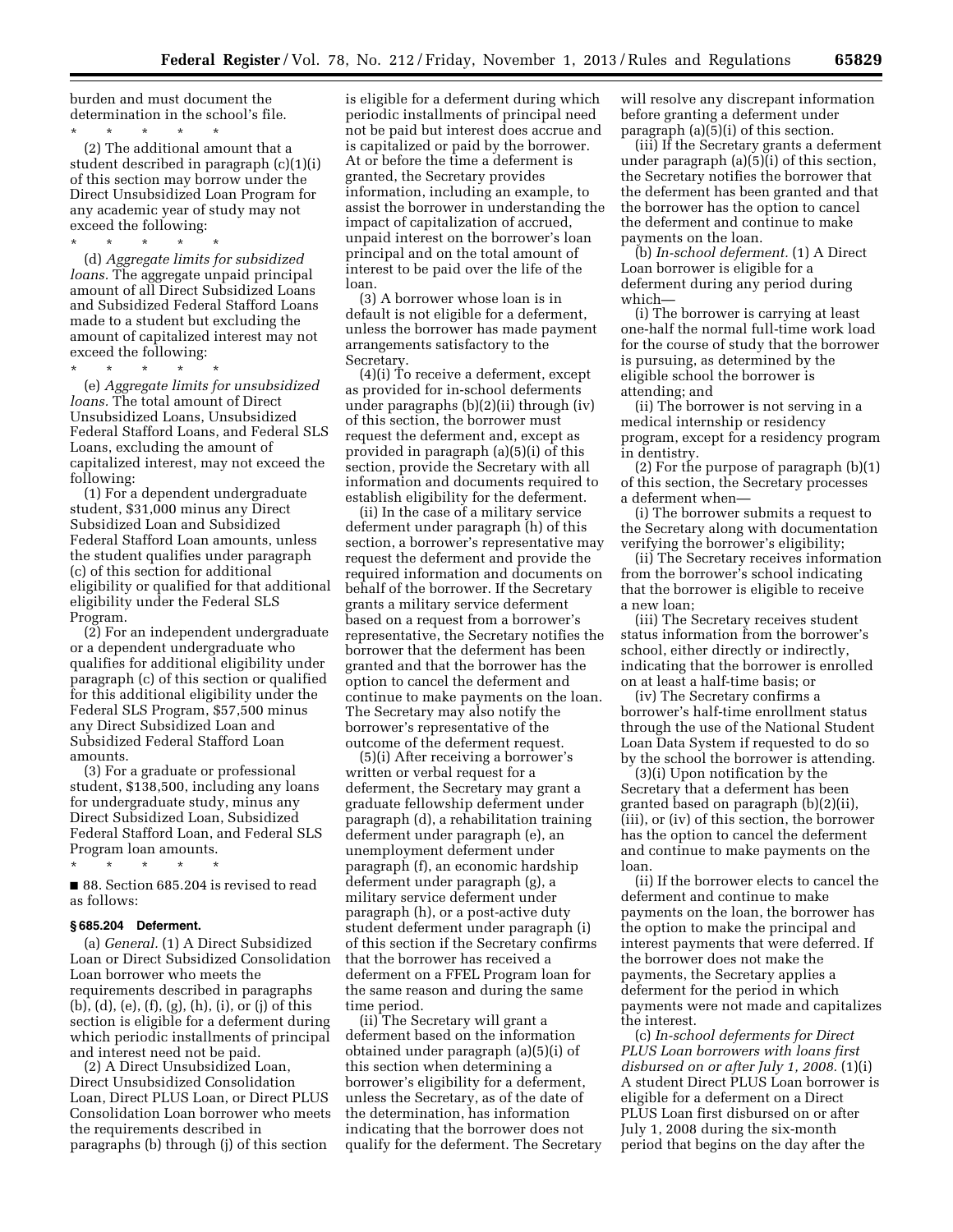burden and must document the determination in the school's file.

\* \* \* \* \*

(2) The additional amount that a student described in paragraph (c)(1)(i) of this section may borrow under the Direct Unsubsidized Loan Program for any academic year of study may not exceed the following:

\* \* \* \* \*

(d) *Aggregate limits for subsidized loans.* The aggregate unpaid principal amount of all Direct Subsidized Loans and Subsidized Federal Stafford Loans made to a student but excluding the amount of capitalized interest may not exceed the following:

\* \* \* \* \*

(e) *Aggregate limits for unsubsidized loans.* The total amount of Direct Unsubsidized Loans, Unsubsidized Federal Stafford Loans, and Federal SLS Loans, excluding the amount of capitalized interest, may not exceed the following:

(1) For a dependent undergraduate student, $31,000 minus any Direct Subsidized Loan and Subsidized Federal Stafford Loan amounts, unless the student qualifies under paragraph (c) of this section for additional eligibility or qualified for that additional eligibility under the Federal SLS Program.

(2) For an independent undergraduate or a dependent undergraduate who qualifies for additional eligibility under paragraph (c) of this section or qualified for this additional eligibility under the Federal SLS Program, $57,500 minus any Direct Subsidized Loan and Subsidized Federal Stafford Loan amounts.

(3) For a graduate or professional student, $138,500, including any loans for undergraduate study, minus any Direct Subsidized Loan, Subsidized Federal Stafford Loan, and Federal SLS Program loan amounts.

\* \* \* \* \*

■ 88. Section 685.204 is revised to read as follows:

**§ 685.204 Deferment.**

(a) *General.* (1) A Direct Subsidized Loan or Direct Subsidized Consolidation Loan borrower who meets the requirements described in paragraphs (b), (d), (e), (f), (g), (h), (i), or (j) of this section is eligible for a deferment during which periodic installments of principal and interest need not be paid.

(2) A Direct Unsubsidized Loan, Direct Unsubsidized Consolidation Loan, Direct PLUS Loan, or Direct PLUS Consolidation Loan borrower who meets the requirements described in paragraphs (b) through (j) of this section is eligible for a deferment during which periodic installments of principal need not be paid but interest does accrue and is capitalized or paid by the borrower. At or before the time a deferment is granted, the Secretary provides information, including an example, to assist the borrower in understanding the impact of capitalization of accrued, unpaid interest on the borrower's loan principal and on the total amount of interest to be paid over the life of the loan.

(3) A borrower whose loan is in default is not eligible for a deferment, unless the borrower has made payment arrangements satisfactory to the Secretary.

(4)(i) To receive a deferment, except as provided for in-school deferments under paragraphs (b)(2)(ii) through (iv) of this section, the borrower must request the deferment and, except as provided in paragraph (a)(5)(i) of this section, provide the Secretary with all information and documents required to establish eligibility for the deferment.

(ii) In the case of a military service deferment under paragraph (h) of this section, a borrower's representative may request the deferment and provide the required information and documents on behalf of the borrower. If the Secretary grants a military service deferment based on a request from a borrower's representative, the Secretary notifies the borrower that the deferment has been granted and that the borrower has the option to cancel the deferment and continue to make payments on the loan. The Secretary may also notify the borrower's representative of the outcome of the deferment request.

(5)(i) After receiving a borrower's written or verbal request for a deferment, the Secretary may grant a graduate fellowship deferment under paragraph (d), a rehabilitation training deferment under paragraph (e), an unemployment deferment under paragraph (f), an economic hardship deferment under paragraph (g), a military service deferment under paragraph (h), or a post-active duty student deferment under paragraph (i) of this section if the Secretary confirms that the borrower has received a deferment on a FFEL Program loan for the same reason and during the same time period.

(ii) The Secretary will grant a deferment based on the information obtained under paragraph (a)(5)(i) of this section when determining a borrower's eligibility for a deferment, unless the Secretary, as of the date of the determination, has information indicating that the borrower does not qualify for the deferment. The Secretary will resolve any discrepant information before granting a deferment under paragraph (a)(5)(i) of this section.

(iii) If the Secretary grants a deferment under paragraph (a)(5)(i) of this section, the Secretary notifies the borrower that the deferment has been granted and that the borrower has the option to cancel the deferment and continue to make payments on the loan.

(b) *In-school deferment.* (1) A Direct Loan borrower is eligible for a deferment during any period during which—

(i) The borrower is carrying at least one-half the normal full-time work load for the course of study that the borrower is pursuing, as determined by the eligible school the borrower is attending; and

(ii) The borrower is not serving in a medical internship or residency program, except for a residency program in dentistry.

(2) For the purpose of paragraph (b)(1) of this section, the Secretary processes a deferment when—

(i) The borrower submits a request to the Secretary along with documentation verifying the borrower's eligibility;

(ii) The Secretary receives information from the borrower's school indicating that the borrower is eligible to receive a new loan;

(iii) The Secretary receives student status information from the borrower's school, either directly or indirectly, indicating that the borrower is enrolled on at least a half-time basis; or

(iv) The Secretary confirms a borrower's half-time enrollment status through the use of the National Student Loan Data System if requested to do so by the school the borrower is attending.

(3)(i) Upon notification by the Secretary that a deferment has been granted based on paragraph (b)(2)(ii), (iii), or (iv) of this section, the borrower has the option to cancel the deferment and continue to make payments on the loan.

(ii) If the borrower elects to cancel the deferment and continue to make payments on the loan, the borrower has the option to make the principal and interest payments that were deferred. If the borrower does not make the payments, the Secretary applies a deferment for the period in which payments were not made and capitalizes the interest.

(c) *In-school deferments for Direct PLUS Loan borrowers with loans first disbursed on or after July 1, 2008.* (1)(i) A student Direct PLUS Loan borrower is eligible for a deferment on a Direct PLUS Loan first disbursed on or after July 1, 2008 during the six-month period that begins on the day after the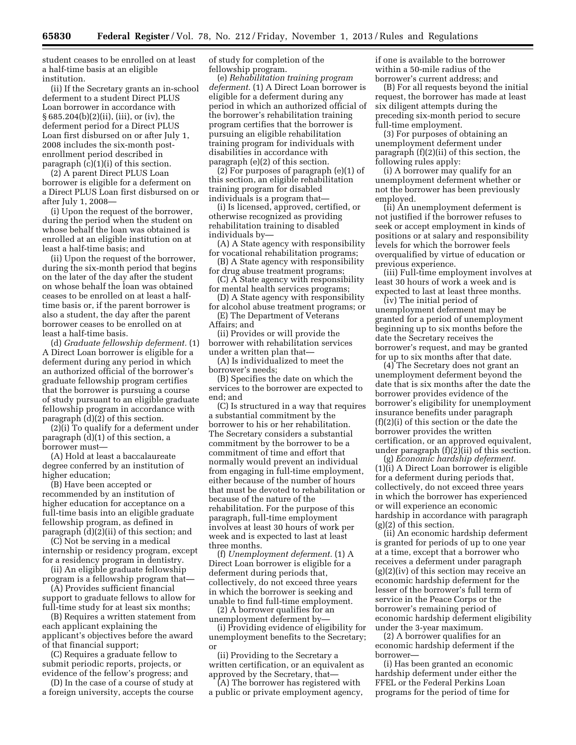student ceases to be enrolled on at least a half-time basis at an eligible institution.

(ii) If the Secretary grants an in-school deferment to a student Direct PLUS Loan borrower in accordance with § 685.204(b)(2)(ii), (iii), or (iv), the deferment period for a Direct PLUS Loan first disbursed on or after July 1, 2008 includes the six-month post-enrollment period described in paragraph (c)(1)(i) of this section.

(2) A parent Direct PLUS Loan borrower is eligible for a deferment on a Direct PLUS Loan first disbursed on or after July 1, 2008—

(i) Upon the request of the borrower, during the period when the student on whose behalf the loan was obtained is enrolled at an eligible institution on at least a half-time basis; and

(ii) Upon the request of the borrower, during the six-month period that begins on the later of the day after the student on whose behalf the loan was obtained ceases to be enrolled on at least a half-time basis or, if the parent borrower is also a student, the day after the parent borrower ceases to be enrolled on at least a half-time basis.

(d) *Graduate fellowship deferment.* (1) A Direct Loan borrower is eligible for a deferment during any period in which an authorized official of the borrower's graduate fellowship program certifies that the borrower is pursuing a course of study pursuant to an eligible graduate fellowship program in accordance with paragraph (d)(2) of this section.

(2)(i) To qualify for a deferment under paragraph (d)(1) of this section, a borrower must—

(A) Hold at least a baccalaureate degree conferred by an institution of higher education;

(B) Have been accepted or recommended by an institution of higher education for acceptance on a full-time basis into an eligible graduate fellowship program, as defined in paragraph (d)(2)(ii) of this section; and

(C) Not be serving in a medical internship or residency program, except for a residency program in dentistry.

(ii) An eligible graduate fellowship program is a fellowship program that—

(A) Provides sufficient financial support to graduate fellows to allow for full-time study for at least six months;

(B) Requires a written statement from each applicant explaining the applicant's objectives before the award of that financial support;

(C) Requires a graduate fellow to submit periodic reports, projects, or evidence of the fellow's progress; and

(D) In the case of a course of study at a foreign university, accepts the course of study for completion of the fellowship program.

(e) *Rehabilitation training program deferment.* (1) A Direct Loan borrower is eligible for a deferment during any period in which an authorized official of the borrower's rehabilitation training program certifies that the borrower is pursuing an eligible rehabilitation training program for individuals with disabilities in accordance with paragraph (e)(2) of this section.

(2) For purposes of paragraph (e)(1) of this section, an eligible rehabilitation training program for disabled individuals is a program that—

(i) Is licensed, approved, certified, or otherwise recognized as providing rehabilitation training to disabled individuals by—

(A) A State agency with responsibility for vocational rehabilitation programs;

(B) A State agency with responsibility for drug abuse treatment programs;

(C) A State agency with responsibility for mental health services programs;

(D) A State agency with responsibility for alcohol abuse treatment programs; or

(E) The Department of Veterans Affairs; and

(ii) Provides or will provide the borrower with rehabilitation services under a written plan that—

(A) Is individualized to meet the borrower's needs;

(B) Specifies the date on which the services to the borrower are expected to end; and

(C) Is structured in a way that requires a substantial commitment by the borrower to his or her rehabilitation. The Secretary considers a substantial commitment by the borrower to be a commitment of time and effort that normally would prevent an individual from engaging in full-time employment, either because of the number of hours that must be devoted to rehabilitation or because of the nature of the rehabilitation. For the purpose of this paragraph, full-time employment involves at least 30 hours of work per week and is expected to last at least three months.

(f) *Unemployment deferment.* (1) A Direct Loan borrower is eligible for a deferment during periods that, collectively, do not exceed three years in which the borrower is seeking and unable to find full-time employment.

(2) A borrower qualifies for an unemployment deferment by—

(i) Providing evidence of eligibility for unemployment benefits to the Secretary; or

(ii) Providing to the Secretary a written certification, or an equivalent as approved by the Secretary, that—

(A) The borrower has registered with a public or private employment agency, if one is available to the borrower within a 50-mile radius of the borrower's current address; and

(B) For all requests beyond the initial request, the borrower has made at least six diligent attempts during the preceding six-month period to secure full-time employment.

(3) For purposes of obtaining an unemployment deferment under paragraph (f)(2)(ii) of this section, the following rules apply:

(i) A borrower may qualify for an unemployment deferment whether or not the borrower has been previously employed.

(ii) An unemployment deferment is not justified if the borrower refuses to seek or accept employment in kinds of positions or at salary and responsibility levels for which the borrower feels overqualified by virtue of education or previous experience.

(iii) Full-time employment involves at least 30 hours of work a week and is expected to last at least three months.

(iv) The initial period of unemployment deferment may be granted for a period of unemployment beginning up to six months before the date the Secretary receives the borrower's request, and may be granted for up to six months after that date.

(4) The Secretary does not grant an unemployment deferment beyond the date that is six months after the date the borrower provides evidence of the borrower's eligibility for unemployment insurance benefits under paragraph (f)(2)(i) of this section or the date the borrower provides the written certification, or an approved equivalent, under paragraph (f)(2)(ii) of this section.

(g) *Economic hardship deferment.* (1)(i) A Direct Loan borrower is eligible for a deferment during periods that, collectively, do not exceed three years in which the borrower has experienced or will experience an economic hardship in accordance with paragraph (g)(2) of this section.

(ii) An economic hardship deferment is granted for periods of up to one year at a time, except that a borrower who receives a deferment under paragraph (g)(2)(iv) of this section may receive an economic hardship deferment for the lesser of the borrower's full term of service in the Peace Corps or the borrower's remaining period of economic hardship deferment eligibility under the 3-year maximum.

(2) A borrower qualifies for an economic hardship deferment if the borrower—

(i) Has been granted an economic hardship deferment under either the FFEL or the Federal Perkins Loan programs for the period of time for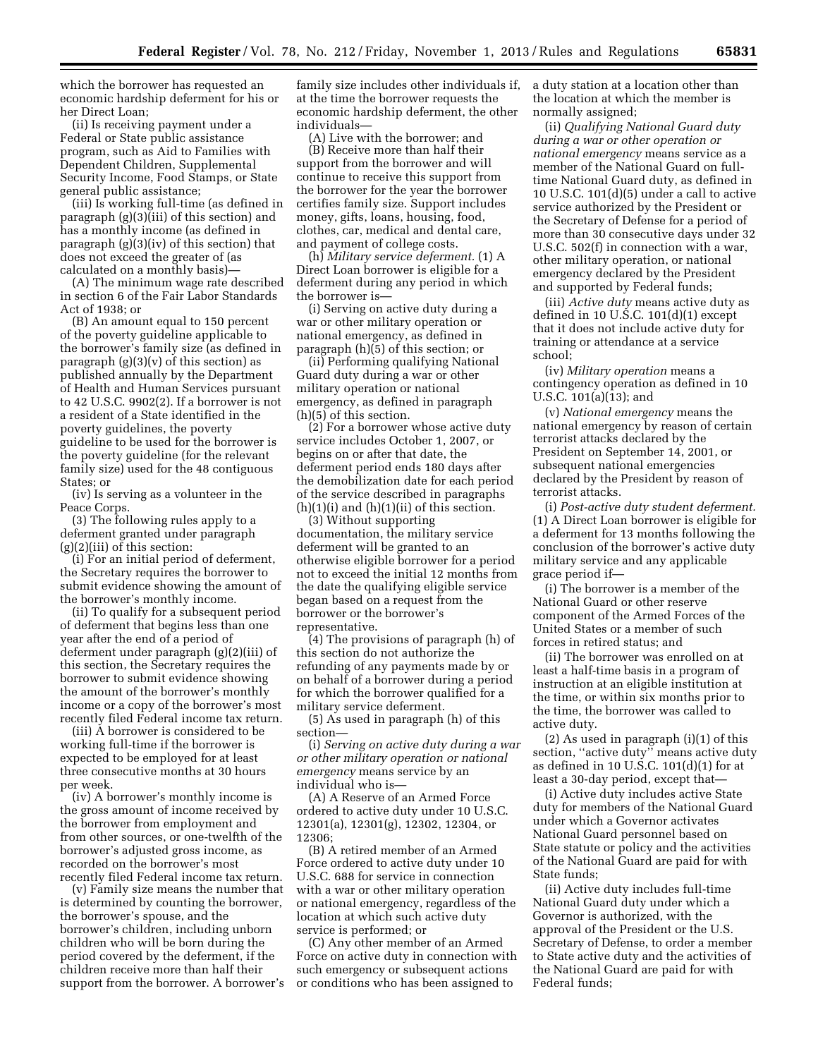which the borrower has requested an economic hardship deferment for his or her Direct Loan;

(ii) Is receiving payment under a Federal or State public assistance program, such as Aid to Families with Dependent Children, Supplemental Security Income, Food Stamps, or State general public assistance;

(iii) Is working full-time (as defined in paragraph (g)(3)(iii) of this section) and has a monthly income (as defined in paragraph (g)(3)(iv) of this section) that does not exceed the greater of (as calculated on a monthly basis)—

(A) The minimum wage rate described in section 6 of the Fair Labor Standards Act of 1938; or

(B) An amount equal to 150 percent of the poverty guideline applicable to the borrower's family size (as defined in paragraph (g)(3)(v) of this section) as published annually by the Department of Health and Human Services pursuant to 42 U.S.C. 9902(2). If a borrower is not a resident of a State identified in the poverty guidelines, the poverty guideline to be used for the borrower is the poverty guideline (for the relevant family size) used for the 48 contiguous States; or

(iv) Is serving as a volunteer in the Peace Corps.

(3) The following rules apply to a deferment granted under paragraph (g)(2)(iii) of this section:

(i) For an initial period of deferment, the Secretary requires the borrower to submit evidence showing the amount of the borrower's monthly income.

(ii) To qualify for a subsequent period of deferment that begins less than one year after the end of a period of deferment under paragraph (g)(2)(iii) of this section, the Secretary requires the borrower to submit evidence showing the amount of the borrower's monthly income or a copy of the borrower's most recently filed Federal income tax return.

(iii) A borrower is considered to be working full-time if the borrower is expected to be employed for at least three consecutive months at 30 hours per week.

(iv) A borrower's monthly income is the gross amount of income received by the borrower from employment and from other sources, or one-twelfth of the borrower's adjusted gross income, as recorded on the borrower's most recently filed Federal income tax return.

(v) Family size means the number that is determined by counting the borrower, the borrower's spouse, and the borrower's children, including unborn children who will be born during the period covered by the deferment, if the children receive more than half their support from the borrower. A borrower's family size includes other individuals if, at the time the borrower requests the economic hardship deferment, the other individuals—

(A) Live with the borrower; and

(B) Receive more than half their support from the borrower and will continue to receive this support from the borrower for the year the borrower certifies family size. Support includes money, gifts, loans, housing, food, clothes, car, medical and dental care, and payment of college costs.

(h) *Military service deferment.* (1) A Direct Loan borrower is eligible for a deferment during any period in which the borrower is—

(i) Serving on active duty during a war or other military operation or national emergency, as defined in paragraph (h)(5) of this section; or

(ii) Performing qualifying National Guard duty during a war or other military operation or national emergency, as defined in paragraph (h)(5) of this section.

(2) For a borrower whose active duty service includes October 1, 2007, or begins on or after that date, the deferment period ends 180 days after the demobilization date for each period of the service described in paragraphs (h)(1)(i) and (h)(1)(ii) of this section.

(3) Without supporting documentation, the military service deferment will be granted to an otherwise eligible borrower for a period not to exceed the initial 12 months from the date the qualifying eligible service began based on a request from the borrower or the borrower's representative.

(4) The provisions of paragraph (h) of this section do not authorize the refunding of any payments made by or on behalf of a borrower during a period for which the borrower qualified for a military service deferment.

(5) As used in paragraph (h) of this section—

(i) *Serving on active duty during a war or other military operation or national emergency* means service by an individual who is—

(A) A Reserve of an Armed Force ordered to active duty under 10 U.S.C. 12301(a), 12301(g), 12302, 12304, or 12306;

(B) A retired member of an Armed Force ordered to active duty under 10 U.S.C. 688 for service in connection with a war or other military operation or national emergency, regardless of the location at which such active duty service is performed; or

(C) Any other member of an Armed Force on active duty in connection with such emergency or subsequent actions or conditions who has been assigned to a duty station at a location other than the location at which the member is normally assigned;

(ii) *Qualifying National Guard duty during a war or other operation or national emergency* means service as a member of the National Guard on full-time National Guard duty, as defined in 10 U.S.C. 101(d)(5) under a call to active service authorized by the President or the Secretary of Defense for a period of more than 30 consecutive days under 32 U.S.C. 502(f) in connection with a war, other military operation, or national emergency declared by the President and supported by Federal funds;

(iii) *Active duty* means active duty as defined in 10 U.S.C. 101(d)(1) except that it does not include active duty for training or attendance at a service school;

(iv) *Military operation* means a contingency operation as defined in 10 U.S.C. 101(a)(13); and

(v) *National emergency* means the national emergency by reason of certain terrorist attacks declared by the President on September 14, 2001, or subsequent national emergencies declared by the President by reason of terrorist attacks.

(i) *Post-active duty student deferment.* (1) A Direct Loan borrower is eligible for a deferment for 13 months following the conclusion of the borrower's active duty military service and any applicable grace period if—

(i) The borrower is a member of the National Guard or other reserve component of the Armed Forces of the United States or a member of such forces in retired status; and

(ii) The borrower was enrolled on at least a half-time basis in a program of instruction at an eligible institution at the time, or within six months prior to the time, the borrower was called to active duty.

(2) As used in paragraph (i)(1) of this section, ''active duty'' means active duty as defined in 10 U.S.C. 101(d)(1) for at least a 30-day period, except that—

(i) Active duty includes active State duty for members of the National Guard under which a Governor activates National Guard personnel based on State statute or policy and the activities of the National Guard are paid for with State funds;

(ii) Active duty includes full-time National Guard duty under which a Governor is authorized, with the approval of the President or the U.S. Secretary of Defense, to order a member to State active duty and the activities of the National Guard are paid for with Federal funds;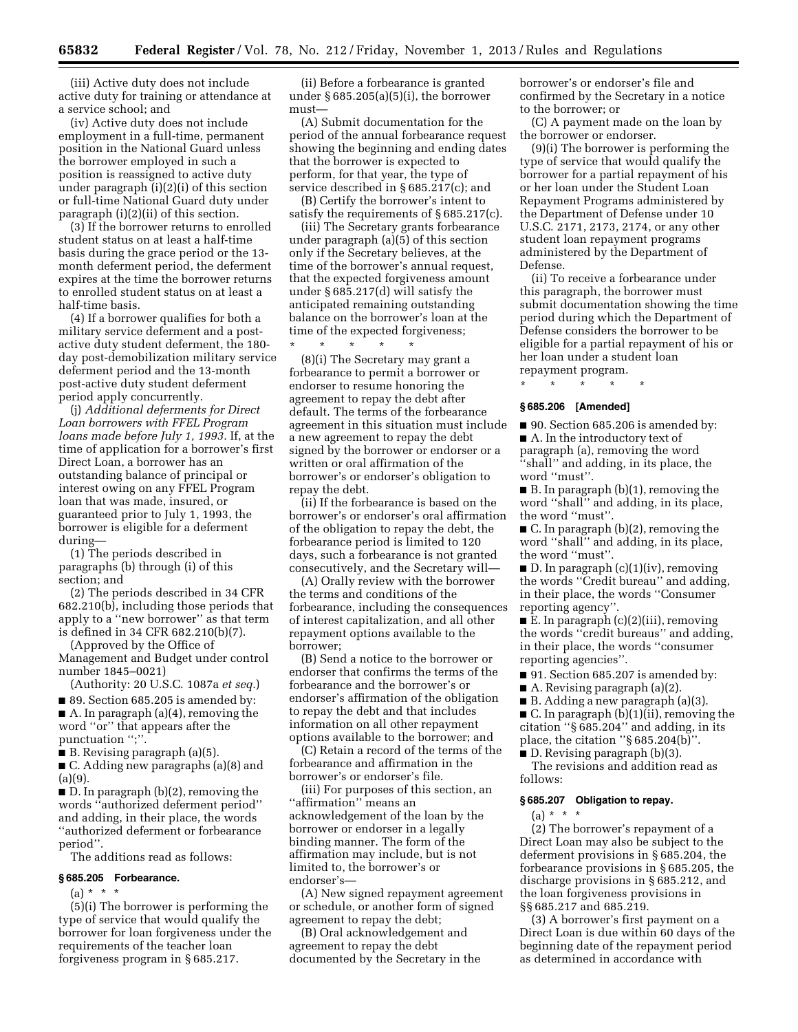(iii) Active duty does not include active duty for training or attendance at a service school; and

(iv) Active duty does not include employment in a full-time, permanent position in the National Guard unless the borrower employed in such a position is reassigned to active duty under paragraph (i)(2)(i) of this section or full-time National Guard duty under paragraph (i)(2)(ii) of this section.

(3) If the borrower returns to enrolled student status on at least a half-time basis during the grace period or the 13-month deferment period, the deferment expires at the time the borrower returns to enrolled student status on at least a half-time basis.

(4) If a borrower qualifies for both a military service deferment and a post-active duty student deferment, the 180-day post-demobilization military service deferment period and the 13-month post-active duty student deferment period apply concurrently.

(j) *Additional deferments for Direct Loan borrowers with FFEL Program loans made before July 1, 1993.* If, at the time of application for a borrower's first Direct Loan, a borrower has an outstanding balance of principal or interest owing on any FFEL Program loan that was made, insured, or guaranteed prior to July 1, 1993, the borrower is eligible for a deferment during—

(1) The periods described in paragraphs (b) through (i) of this section; and

(2) The periods described in 34 CFR 682.210(b), including those periods that apply to a ''new borrower'' as that term is defined in 34 CFR 682.210(b)(7).

(Approved by the Office of Management and Budget under control number 1845–0021)

(Authority: 20 U.S.C. 1087a *et seq.*)

■ 89. Section 685.205 is amended by:

■ A. In paragraph (a)(4), removing the word ''or'' that appears after the punctuation '';''.

■ B. Revising paragraph (a)(5).

■ C. Adding new paragraphs (a)(8) and (a)(9).

■ D. In paragraph (b)(2), removing the words ''authorized deferment period'' and adding, in their place, the words ''authorized deferment or forbearance period''.

The additions read as follows:

### § 685.205 Forbearance.

(a) * * *

(5)(i) The borrower is performing the type of service that would qualify the borrower for loan forgiveness under the requirements of the teacher loan forgiveness program in § 685.217.

(ii) Before a forbearance is granted under § 685.205(a)(5)(i), the borrower must—

(A) Submit documentation for the period of the annual forbearance request showing the beginning and ending dates that the borrower is expected to perform, for that year, the type of service described in § 685.217(c); and

(B) Certify the borrower's intent to satisfy the requirements of § 685.217(c).

(iii) The Secretary grants forbearance under paragraph (a)(5) of this section only if the Secretary believes, at the time of the borrower's annual request, that the expected forgiveness amount under § 685.217(d) will satisfy the anticipated remaining outstanding balance on the borrower's loan at the time of the expected forgiveness;

\* \* \* \* \*

(8)(i) The Secretary may grant a forbearance to permit a borrower or endorser to resume honoring the agreement to repay the debt after default. The terms of the forbearance agreement in this situation must include a new agreement to repay the debt signed by the borrower or endorser or a written or oral affirmation of the borrower's or endorser's obligation to repay the debt.

(ii) If the forbearance is based on the borrower's or endorser's oral affirmation of the obligation to repay the debt, the forbearance period is limited to 120 days, such a forbearance is not granted consecutively, and the Secretary will—

(A) Orally review with the borrower the terms and conditions of the forbearance, including the consequences of interest capitalization, and all other repayment options available to the borrower;

(B) Send a notice to the borrower or endorser that confirms the terms of the forbearance and the borrower's or endorser's affirmation of the obligation to repay the debt and that includes information on all other repayment options available to the borrower; and

(C) Retain a record of the terms of the forbearance and affirmation in the borrower's or endorser's file.

(iii) For purposes of this section, an ''affirmation'' means an acknowledgement of the loan by the borrower or endorser in a legally binding manner. The form of the affirmation may include, but is not limited to, the borrower's or endorser's—

(A) New signed repayment agreement or schedule, or another form of signed agreement to repay the debt;

(B) Oral acknowledgement and agreement to repay the debt documented by the Secretary in the borrower's or endorser's file and confirmed by the Secretary in a notice to the borrower; or

(C) A payment made on the loan by the borrower or endorser.

(9)(i) The borrower is performing the type of service that would qualify the borrower for a partial repayment of his or her loan under the Student Loan Repayment Programs administered by the Department of Defense under 10 U.S.C. 2171, 2173, 2174, or any other student loan repayment programs administered by the Department of Defense.

(ii) To receive a forbearance under this paragraph, the borrower must submit documentation showing the time period during which the Department of Defense considers the borrower to be eligible for a partial repayment of his or her loan under a student loan repayment program.

\* \* \* \* \*

### § 685.206 [Amended]

■ 90. Section 685.206 is amended by:

■ A. In the introductory text of paragraph (a), removing the word ''shall'' and adding, in its place, the word ''must''.

■ B. In paragraph (b)(1), removing the word ''shall'' and adding, in its place, the word ''must''.

■ C. In paragraph (b)(2), removing the word ''shall'' and adding, in its place, the word ''must''.

■ D. In paragraph (c)(1)(iv), removing the words ''Credit bureau'' and adding, in their place, the words ''Consumer reporting agency''.

■ E. In paragraph (c)(2)(iii), removing the words ''credit bureaus'' and adding, in their place, the words ''consumer reporting agencies''.

■ 91. Section 685.207 is amended by:

■ A. Revising paragraph (a)(2).

■ B. Adding a new paragraph (a)(3).

■ C. In paragraph (b)(1)(ii), removing the citation ''§ 685.204'' and adding, in its place, the citation ''§ 685.204(b)''.

■ D. Revising paragraph (b)(3).

The revisions and addition read as follows:

### § 685.207 Obligation to repay.

(a) * * *

(2) The borrower's repayment of a Direct Loan may also be subject to the deferment provisions in § 685.204, the forbearance provisions in § 685.205, the discharge provisions in § 685.212, and the loan forgiveness provisions in §§ 685.217 and 685.219.

(3) A borrower's first payment on a Direct Loan is due within 60 days of the beginning date of the repayment period as determined in accordance with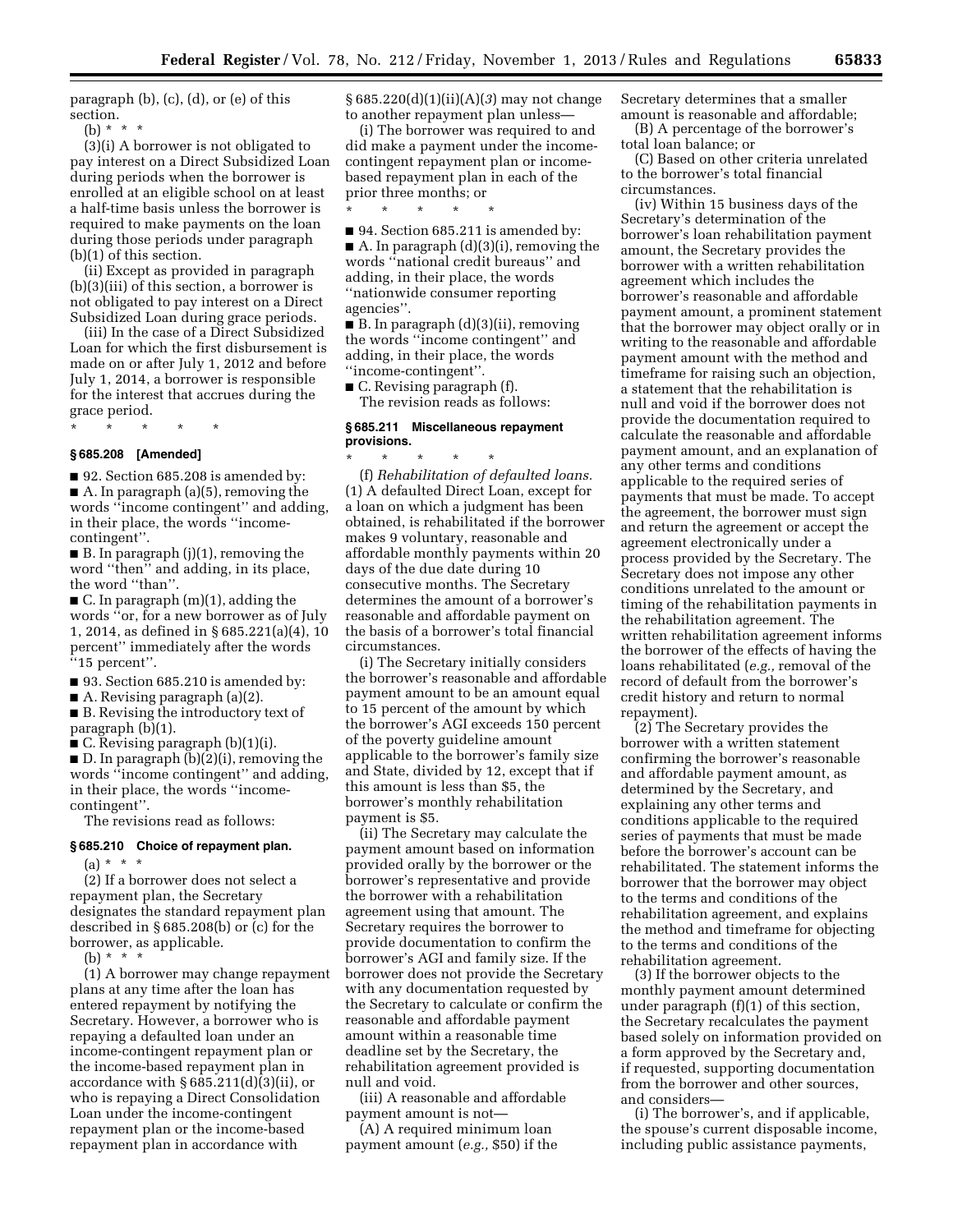paragraph (b), (c), (d), or (e) of this section.

(b) * * *

(3)(i) A borrower is not obligated to pay interest on a Direct Subsidized Loan during periods when the borrower is enrolled at an eligible school on at least a half-time basis unless the borrower is required to make payments on the loan during those periods under paragraph (b)(1) of this section.

(ii) Except as provided in paragraph (b)(3)(iii) of this section, a borrower is not obligated to pay interest on a Direct Subsidized Loan during grace periods.

(iii) In the case of a Direct Subsidized Loan for which the first disbursement is made on or after July 1, 2012 and before July 1, 2014, a borrower is responsible for the interest that accrues during the grace period.

\* \* \* \* \*

### § 685.208 [Amended]

■ 92. Section 685.208 is amended by:

■ A. In paragraph (a)(5), removing the words ''income contingent'' and adding, in their place, the words ''income-contingent''.

■ B. In paragraph (j)(1), removing the word ''then'' and adding, in its place, the word ''than''.

■ C. In paragraph (m)(1), adding the words ''or, for a new borrower as of July 1, 2014, as defined in § 685.221(a)(4), 10 percent'' immediately after the words ''15 percent''.

■ 93. Section 685.210 is amended by:

■ A. Revising paragraph (a)(2).

■ B. Revising the introductory text of paragraph (b)(1).

■ C. Revising paragraph (b)(1)(i).

■ D. In paragraph (b)(2)(i), removing the words ''income contingent'' and adding, in their place, the words ''income-contingent''.

The revisions read as follows:

### § 685.210 Choice of repayment plan.

(a) * * *

(2) If a borrower does not select a repayment plan, the Secretary designates the standard repayment plan described in § 685.208(b) or (c) for the borrower, as applicable.

(b) * * *

(1) A borrower may change repayment plans at any time after the loan has entered repayment by notifying the Secretary. However, a borrower who is repaying a defaulted loan under an income-contingent repayment plan or the income-based repayment plan in accordance with § 685.211(d)(3)(ii), or who is repaying a Direct Consolidation Loan under the income-contingent repayment plan or the income-based repayment plan in accordance with § 685.220(d)(1)(ii)(A)(*3*) may not change to another repayment plan unless—

(i) The borrower was required to and did make a payment under the income-contingent repayment plan or income-based repayment plan in each of the prior three months; or

\* \* \* \* \*

■ 94. Section 685.211 is amended by:

■ A. In paragraph (d)(3)(i), removing the words ''national credit bureaus'' and adding, in their place, the words ''nationwide consumer reporting agencies''.

■ B. In paragraph (d)(3)(ii), removing the words ''income contingent'' and adding, in their place, the words ''income-contingent''.

■ C. Revising paragraph (f).

The revision reads as follows:

### § 685.211 Miscellaneous repayment provisions.

\* \* \* \* \*

(f) *Rehabilitation of defaulted loans.* (1) A defaulted Direct Loan, except for a loan on which a judgment has been obtained, is rehabilitated if the borrower makes 9 voluntary, reasonable and affordable monthly payments within 20 days of the due date during 10 consecutive months. The Secretary determines the amount of a borrower's reasonable and affordable payment on the basis of a borrower's total financial circumstances.

(i) The Secretary initially considers the borrower's reasonable and affordable payment amount to be an amount equal to 15 percent of the amount by which the borrower's AGI exceeds 150 percent of the poverty guideline amount applicable to the borrower's family size and State, divided by 12, except that if this amount is less than $5, the borrower's monthly rehabilitation payment is $5.

(ii) The Secretary may calculate the payment amount based on information provided orally by the borrower or the borrower's representative and provide the borrower with a rehabilitation agreement using that amount. The Secretary requires the borrower to provide documentation to confirm the borrower's AGI and family size. If the borrower does not provide the Secretary with any documentation requested by the Secretary to calculate or confirm the reasonable and affordable payment amount within a reasonable time deadline set by the Secretary, the rehabilitation agreement provided is null and void.

(iii) A reasonable and affordable payment amount is not—

(A) A required minimum loan payment amount (*e.g.,* $50) if the Secretary determines that a smaller amount is reasonable and affordable;

(B) A percentage of the borrower's total loan balance; or

(C) Based on other criteria unrelated to the borrower's total financial circumstances.

(iv) Within 15 business days of the Secretary's determination of the borrower's loan rehabilitation payment amount, the Secretary provides the borrower with a written rehabilitation agreement which includes the borrower's reasonable and affordable payment amount, a prominent statement that the borrower may object orally or in writing to the reasonable and affordable payment amount with the method and timeframe for raising such an objection, a statement that the rehabilitation is null and void if the borrower does not provide the documentation required to calculate the reasonable and affordable payment amount, and an explanation of any other terms and conditions applicable to the required series of payments that must be made. To accept the agreement, the borrower must sign and return the agreement or accept the agreement electronically under a process provided by the Secretary. The Secretary does not impose any other conditions unrelated to the amount or timing of the rehabilitation payments in the rehabilitation agreement. The written rehabilitation agreement informs the borrower of the effects of having the loans rehabilitated (*e.g.,* removal of the record of default from the borrower's credit history and return to normal repayment).

(2) The Secretary provides the borrower with a written statement confirming the borrower's reasonable and affordable payment amount, as determined by the Secretary, and explaining any other terms and conditions applicable to the required series of payments that must be made before the borrower's account can be rehabilitated. The statement informs the borrower that the borrower may object to the terms and conditions of the rehabilitation agreement, and explains the method and timeframe for objecting to the terms and conditions of the rehabilitation agreement.

(3) If the borrower objects to the monthly payment amount determined under paragraph (f)(1) of this section, the Secretary recalculates the payment based solely on information provided on a form approved by the Secretary and, if requested, supporting documentation from the borrower and other sources, and considers—

(i) The borrower's, and if applicable, the spouse's current disposable income, including public assistance payments,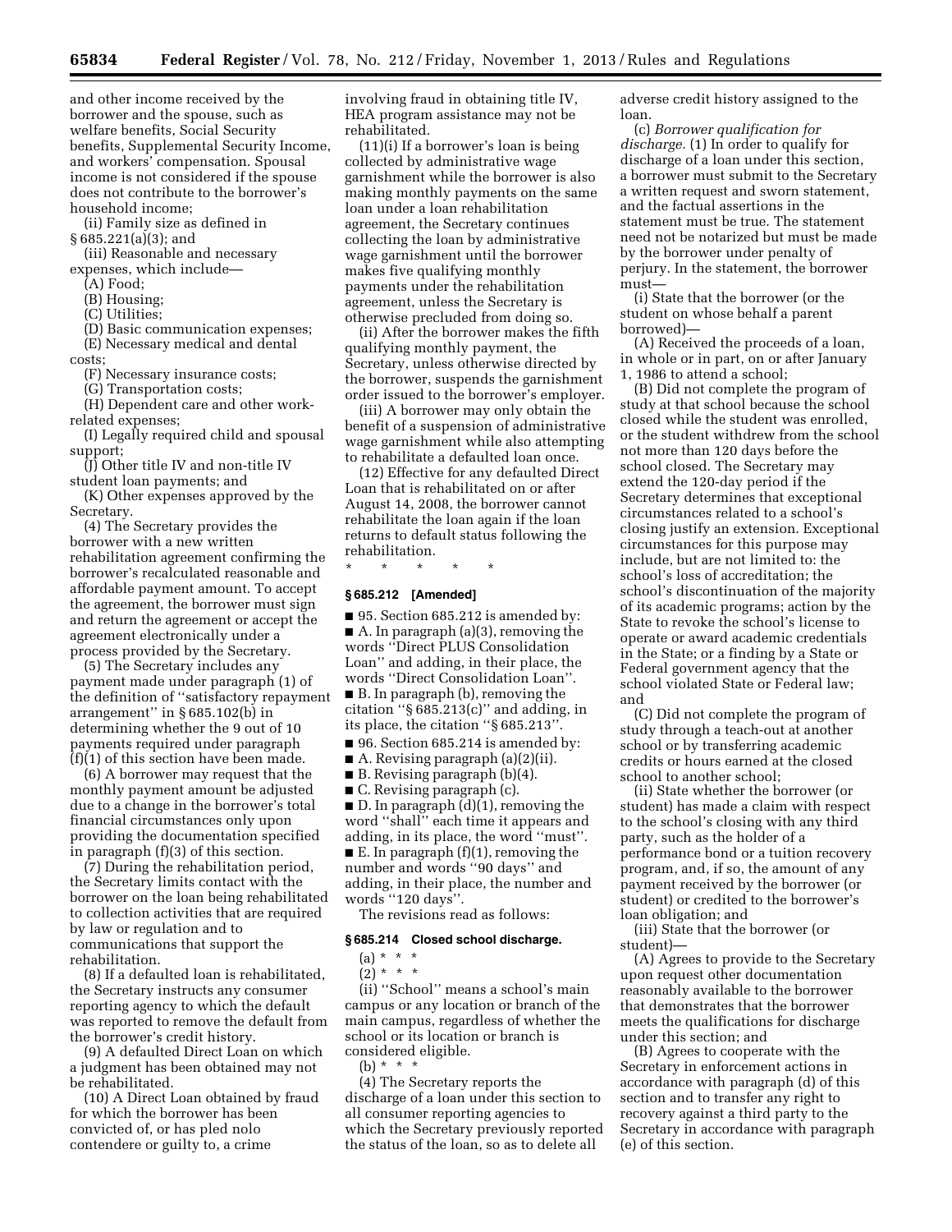and other income received by the borrower and the spouse, such as welfare benefits, Social Security benefits, Supplemental Security Income, and workers' compensation. Spousal income is not considered if the spouse does not contribute to the borrower's household income;

(ii) Family size as defined in § 685.221(a)(3); and

(iii) Reasonable and necessary expenses, which include—

(A) Food;

(B) Housing;

(C) Utilities;

(D) Basic communication expenses;

(E) Necessary medical and dental costs;

(F) Necessary insurance costs;

(G) Transportation costs;

(H) Dependent care and other work-related expenses;

(I) Legally required child and spousal support;

(J) Other title IV and non-title IV student loan payments; and

(K) Other expenses approved by the Secretary.

(4) The Secretary provides the borrower with a new written rehabilitation agreement confirming the borrower's recalculated reasonable and affordable payment amount. To accept the agreement, the borrower must sign and return the agreement or accept the agreement electronically under a process provided by the Secretary.

(5) The Secretary includes any payment made under paragraph (1) of the definition of "satisfactory repayment arrangement" in § 685.102(b) in determining whether the 9 out of 10 payments required under paragraph (f)(1) of this section have been made.

(6) A borrower may request that the monthly payment amount be adjusted due to a change in the borrower's total financial circumstances only upon providing the documentation specified in paragraph (f)(3) of this section.

(7) During the rehabilitation period, the Secretary limits contact with the borrower on the loan being rehabilitated to collection activities that are required by law or regulation and to communications that support the rehabilitation.

(8) If a defaulted loan is rehabilitated, the Secretary instructs any consumer reporting agency to which the default was reported to remove the default from the borrower's credit history.

(9) A defaulted Direct Loan on which a judgment has been obtained may not be rehabilitated.

(10) A Direct Loan obtained by fraud for which the borrower has been convicted of, or has pled nolo contendere or guilty to, a crime involving fraud in obtaining title IV, HEA program assistance may not be rehabilitated.

(11)(i) If a borrower's loan is being collected by administrative wage garnishment while the borrower is also making monthly payments on the same loan under a loan rehabilitation agreement, the Secretary continues collecting the loan by administrative wage garnishment until the borrower makes five qualifying monthly payments under the rehabilitation agreement, unless the Secretary is otherwise precluded from doing so.

(ii) After the borrower makes the fifth qualifying monthly payment, the Secretary, unless otherwise directed by the borrower, suspends the garnishment order issued to the borrower's employer.

(iii) A borrower may only obtain the benefit of a suspension of administrative wage garnishment while also attempting to rehabilitate a defaulted loan once.

(12) Effective for any defaulted Direct Loan that is rehabilitated on or after August 14, 2008, the borrower cannot rehabilitate the loan again if the loan returns to default status following the rehabilitation.

\* \* \* \* \*

### § 685.212 [Amended]

■ 95. Section 685.212 is amended by:

■ A. In paragraph (a)(3), removing the words "Direct PLUS Consolidation Loan" and adding, in their place, the words "Direct Consolidation Loan".

■ B. In paragraph (b), removing the citation "§ 685.213(c)" and adding, in its place, the citation "§ 685.213".

■ 96. Section 685.214 is amended by:

■ A. Revising paragraph (a)(2)(ii).

■ B. Revising paragraph (b)(4).

■ C. Revising paragraph (c).

■ D. In paragraph (d)(1), removing the word "shall" each time it appears and adding, in its place, the word "must".

■ E. In paragraph (f)(1), removing the number and words "90 days" and adding, in their place, the number and words "120 days".

The revisions read as follows:

### § 685.214 Closed school discharge.

(a) * * *

(2) * * *

(ii) "School" means a school's main campus or any location or branch of the main campus, regardless of whether the school or its location or branch is considered eligible.

(b) * * *

(4) The Secretary reports the discharge of a loan under this section to all consumer reporting agencies to which the Secretary previously reported the status of the loan, so as to delete all adverse credit history assigned to the loan.

(c) *Borrower qualification for discharge.* (1) In order to qualify for discharge of a loan under this section, a borrower must submit to the Secretary a written request and sworn statement, and the factual assertions in the statement must be true. The statement need not be notarized but must be made by the borrower under penalty of perjury. In the statement, the borrower must—

(i) State that the borrower (or the student on whose behalf a parent borrowed)—

(A) Received the proceeds of a loan, in whole or in part, on or after January 1, 1986 to attend a school;

(B) Did not complete the program of study at that school because the school closed while the student was enrolled, or the student withdrew from the school not more than 120 days before the school closed. The Secretary may extend the 120-day period if the Secretary determines that exceptional circumstances related to a school's closing justify an extension. Exceptional circumstances for this purpose may include, but are not limited to: the school's loss of accreditation; the school's discontinuation of the majority of its academic programs; action by the State to revoke the school's license to operate or award academic credentials in the State; or a finding by a State or Federal government agency that the school violated State or Federal law; and

(C) Did not complete the program of study through a teach-out at another school or by transferring academic credits or hours earned at the closed school to another school;

(ii) State whether the borrower (or student) has made a claim with respect to the school's closing with any third party, such as the holder of a performance bond or a tuition recovery program, and, if so, the amount of any payment received by the borrower (or student) or credited to the borrower's loan obligation; and

(iii) State that the borrower (or student)—

(A) Agrees to provide to the Secretary upon request other documentation reasonably available to the borrower that demonstrates that the borrower meets the qualifications for discharge under this section; and

(B) Agrees to cooperate with the Secretary in enforcement actions in accordance with paragraph (d) of this section and to transfer any right to recovery against a third party to the Secretary in accordance with paragraph (e) of this section.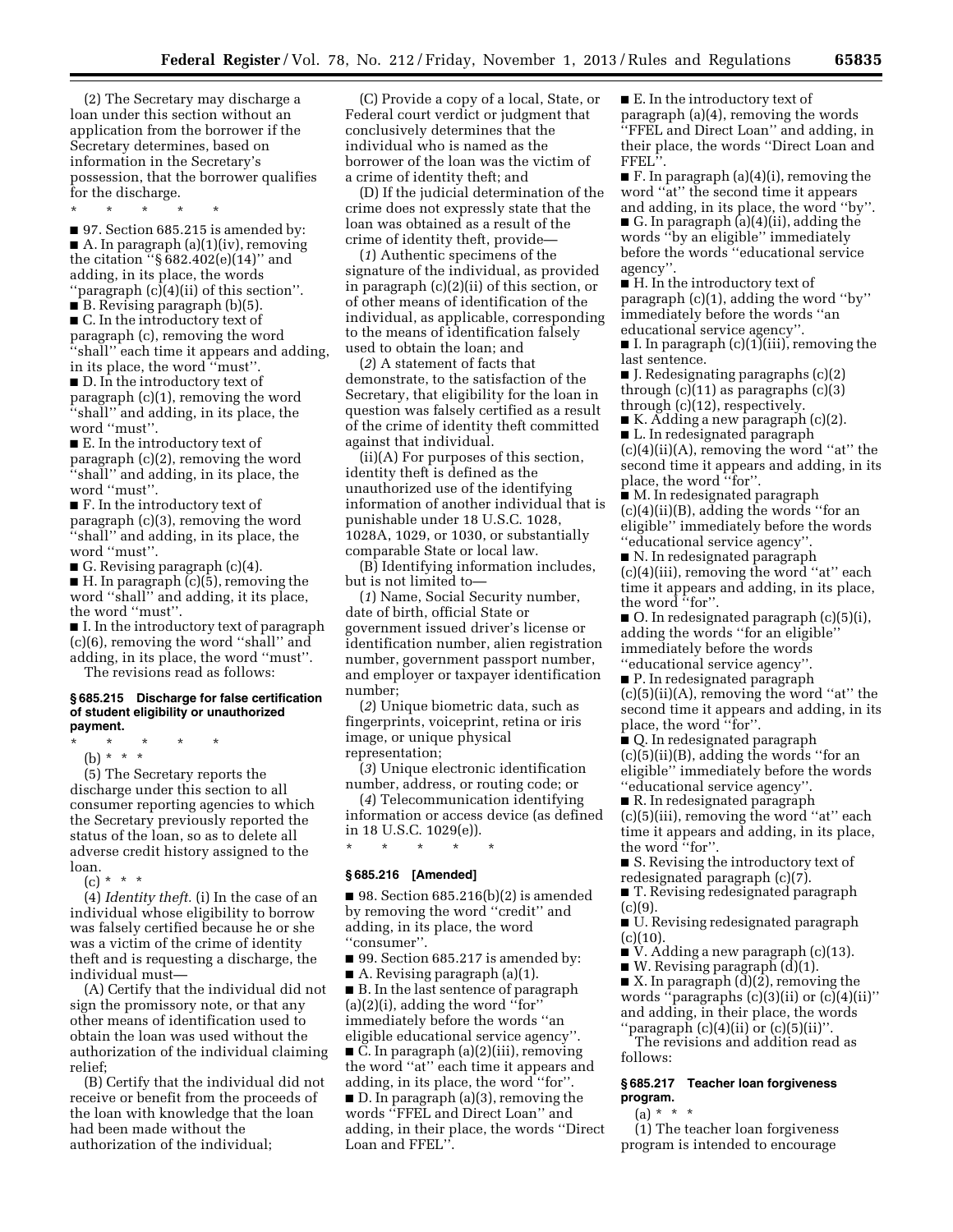(2) The Secretary may discharge a loan under this section without an application from the borrower if the Secretary determines, based on information in the Secretary's possession, that the borrower qualifies for the discharge.

\* \* \* \* \*

■ 97. Section 685.215 is amended by:

■ A. In paragraph (a)(1)(iv), removing the citation "§ 682.402(e)(14)" and adding, in its place, the words "paragraph (c)(4)(ii) of this section".

■ B. Revising paragraph (b)(5).

■ C. In the introductory text of paragraph (c), removing the word "shall" each time it appears and adding, in its place, the word "must".

■ D. In the introductory text of paragraph (c)(1), removing the word "shall" and adding, in its place, the word "must".

■ E. In the introductory text of paragraph (c)(2), removing the word "shall" and adding, in its place, the word "must".

■ F. In the introductory text of paragraph (c)(3), removing the word "shall" and adding, in its place, the word "must".

■ G. Revising paragraph (c)(4).

■ H. In paragraph (c)(5), removing the word "shall" and adding, it its place, the word "must".

■ I. In the introductory text of paragraph (c)(6), removing the word "shall" and adding, in its place, the word "must".

The revisions read as follows:

### § 685.215 Discharge for false certification of student eligibility or unauthorized payment.

\* \* \* \* \*

(b) \* \* \*

(5) The Secretary reports the discharge under this section to all consumer reporting agencies to which the Secretary previously reported the status of the loan, so as to delete all adverse credit history assigned to the loan.

(c) \* \* \*

(4) *Identity theft.* (i) In the case of an individual whose eligibility to borrow was falsely certified because he or she was a victim of the crime of identity theft and is requesting a discharge, the individual must—

(A) Certify that the individual did not sign the promissory note, or that any other means of identification used to obtain the loan was used without the authorization of the individual claiming relief;

(B) Certify that the individual did not receive or benefit from the proceeds of the loan with knowledge that the loan had been made without the authorization of the individual;

(C) Provide a copy of a local, State, or Federal court verdict or judgment that conclusively determines that the individual who is named as the borrower of the loan was the victim of a crime of identity theft; and

(D) If the judicial determination of the crime does not expressly state that the loan was obtained as a result of the crime of identity theft, provide—

(*1*) Authentic specimens of the signature of the individual, as provided in paragraph (c)(2)(ii) of this section, or of other means of identification of the individual, as applicable, corresponding to the means of identification falsely used to obtain the loan; and

(*2*) A statement of facts that demonstrate, to the satisfaction of the Secretary, that eligibility for the loan in question was falsely certified as a result of the crime of identity theft committed against that individual.

(ii)(A) For purposes of this section, identity theft is defined as the unauthorized use of the identifying information of another individual that is punishable under 18 U.S.C. 1028, 1028A, 1029, or 1030, or substantially comparable State or local law.

(B) Identifying information includes, but is not limited to—

(*1*) Name, Social Security number, date of birth, official State or government issued driver's license or identification number, alien registration number, government passport number, and employer or taxpayer identification number;

(*2*) Unique biometric data, such as fingerprints, voiceprint, retina or iris image, or unique physical representation;

(*3*) Unique electronic identification number, address, or routing code; or

(*4*) Telecommunication identifying information or access device (as defined in 18 U.S.C. 1029(e)).

\* \* \* \* \*

### § 685.216 [Amended]

■ 98. Section 685.216(b)(2) is amended by removing the word "credit" and adding, in its place, the word "consumer".

■ 99. Section 685.217 is amended by:

■ A. Revising paragraph (a)(1).

■ B. In the last sentence of paragraph (a)(2)(i), adding the word "for" immediately before the words "an eligible educational service agency".

■ C. In paragraph (a)(2)(iii), removing the word "at" each time it appears and adding, in its place, the word "for".

■ D. In paragraph (a)(3), removing the words "FFEL and Direct Loan" and adding, in their place, the words "Direct Loan and FFEL".

■ E. In the introductory text of paragraph (a)(4), removing the words "FFEL and Direct Loan" and adding, in their place, the words "Direct Loan and FFEL".

■ F. In paragraph (a)(4)(i), removing the word "at" the second time it appears and adding, in its place, the word "by".

■ G. In paragraph (a)(4)(ii), adding the words "by an eligible" immediately before the words "educational service agency".

■ H. In the introductory text of paragraph (c)(1), adding the word "by" immediately before the words "an educational service agency".

■ I. In paragraph (c)(1)(iii), removing the last sentence.

■ J. Redesignating paragraphs (c)(2) through (c)(11) as paragraphs (c)(3) through (c)(12), respectively.

■ K. Adding a new paragraph (c)(2).

■ L. In redesignated paragraph (c)(4)(ii)(A), removing the word "at" the second time it appears and adding, in its place, the word "for".

■ M. In redesignated paragraph (c)(4)(ii)(B), adding the words "for an eligible" immediately before the words "educational service agency".

■ N. In redesignated paragraph (c)(4)(iii), removing the word "at" each time it appears and adding, in its place, the word "for".

■ O. In redesignated paragraph (c)(5)(i), adding the words "for an eligible" immediately before the words "educational service agency".

■ P. In redesignated paragraph (c)(5)(ii)(A), removing the word "at" the second time it appears and adding, in its place, the word "for".

■ Q. In redesignated paragraph (c)(5)(ii)(B), adding the words "for an eligible" immediately before the words "educational service agency".

■ R. In redesignated paragraph (c)(5)(iii), removing the word "at" each time it appears and adding, in its place, the word "for".

■ S. Revising the introductory text of redesignated paragraph (c)(7).

■ T. Revising redesignated paragraph (c)(9).

■ U. Revising redesignated paragraph (c)(10).

■ V. Adding a new paragraph (c)(13).

■ W. Revising paragraph (d)(1).

■ X. In paragraph (d)(2), removing the words "paragraphs (c)(3)(ii) or (c)(4)(ii)" and adding, in their place, the words "paragraph (c)(4)(ii) or (c)(5)(ii)".

The revisions and addition read as follows:

### § 685.217 Teacher loan forgiveness program.

(a) \* \* \*

(1) The teacher loan forgiveness program is intended to encourage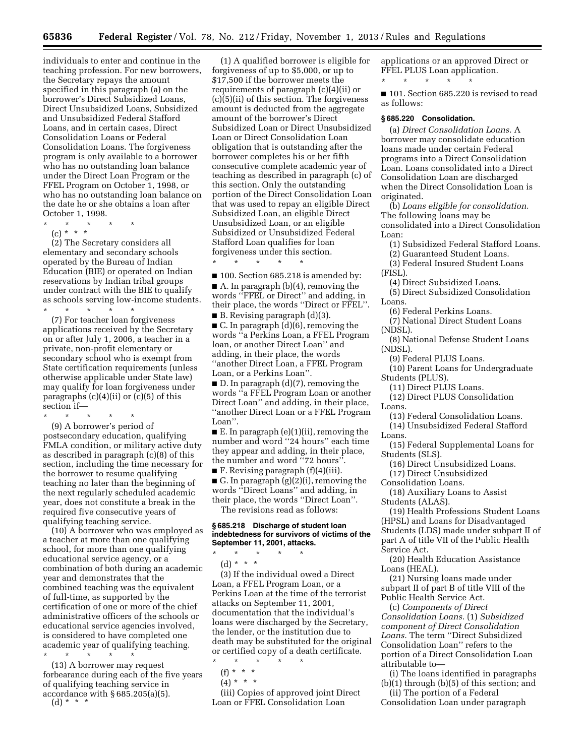individuals to enter and continue in the teaching profession. For new borrowers, the Secretary repays the amount specified in this paragraph (a) on the borrower's Direct Subsidized Loans, Direct Unsubsidized Loans, Subsidized and Unsubsidized Federal Stafford Loans, and in certain cases, Direct Consolidation Loans or Federal Consolidation Loans. The forgiveness program is only available to a borrower who has no outstanding loan balance under the Direct Loan Program or the FFEL Program on October 1, 1998, or who has no outstanding loan balance on the date he or she obtains a loan after October 1, 1998.

\* \* \* \* \*

(c) \* \* \*

(2) The Secretary considers all elementary and secondary schools operated by the Bureau of Indian Education (BIE) or operated on Indian reservations by Indian tribal groups under contract with the BIE to qualify as schools serving low-income students.

\* \* \* \* \*

(7) For teacher loan forgiveness applications received by the Secretary on or after July 1, 2006, a teacher in a private, non-profit elementary or secondary school who is exempt from State certification requirements (unless otherwise applicable under State law) may qualify for loan forgiveness under paragraphs (c)(4)(ii) or (c)(5) of this section if—

\* \* \* \* \*

(9) A borrower's period of postsecondary education, qualifying FMLA condition, or military active duty as described in paragraph (c)(8) of this section, including the time necessary for the borrower to resume qualifying teaching no later than the beginning of the next regularly scheduled academic year, does not constitute a break in the required five consecutive years of qualifying teaching service.

(10) A borrower who was employed as a teacher at more than one qualifying school, for more than one qualifying educational service agency, or a combination of both during an academic year and demonstrates that the combined teaching was the equivalent of full-time, as supported by the certification of one or more of the chief administrative officers of the schools or educational service agencies involved, is considered to have completed one academic year of qualifying teaching.

\* \* \* \* \*

(13) A borrower may request forbearance during each of the five years of qualifying teaching service in accordance with § 685.205(a)(5).

(d) \* \* \*

(1) A qualified borrower is eligible for forgiveness of up to $5,000, or up to $17,500 if the borrower meets the requirements of paragraph (c)(4)(ii) or (c)(5)(ii) of this section. The forgiveness amount is deducted from the aggregate amount of the borrower's Direct Subsidized Loan or Direct Unsubsidized Loan or Direct Consolidation Loan obligation that is outstanding after the borrower completes his or her fifth consecutive complete academic year of teaching as described in paragraph (c) of this section. Only the outstanding portion of the Direct Consolidation Loan that was used to repay an eligible Direct Subsidized Loan, an eligible Direct Unsubsidized Loan, or an eligible Subsidized or Unsubsidized Federal Stafford Loan qualifies for loan forgiveness under this section.

\* \* \* \* \*

■ 100. Section 685.218 is amended by:

■ A. In paragraph (b)(4), removing the words "FFEL or Direct" and adding, in their place, the words "Direct or FFEL".

■ B. Revising paragraph (d)(3).

■ C. In paragraph (d)(6), removing the words "a Perkins Loan, a FFEL Program loan, or another Direct Loan" and adding, in their place, the words "another Direct Loan, a FFEL Program Loan, or a Perkins Loan".

■ D. In paragraph (d)(7), removing the words "a FFEL Program Loan or another Direct Loan" and adding, in their place, "another Direct Loan or a FFEL Program Loan".

■ E. In paragraph (e)(1)(ii), removing the number and word "24 hours" each time they appear and adding, in their place, the number and word "72 hours".

■ F. Revising paragraph (f)(4)(iii).

■ G. In paragraph (g)(2)(i), removing the words "Direct Loans" and adding, in their place, the words "Direct Loan".

The revisions read as follows:

**§ 685.218 Discharge of student loan indebtedness for survivors of victims of the September 11, 2001, attacks.**

\* \* \* \* \*

(d) \* \* \*

(3) If the individual owed a Direct Loan, a FFEL Program Loan, or a Perkins Loan at the time of the terrorist attacks on September 11, 2001, documentation that the individual's loans were discharged by the Secretary, the lender, or the institution due to death may be substituted for the original or certified copy of a death certificate.

\* \* \* \* \*

(f) \* \* \*

(4) \* \* \*

(iii) Copies of approved joint Direct Loan or FFEL Consolidation Loan applications or an approved Direct or FFEL PLUS Loan application.

\* \* \* \* \*

■ 101. Section 685.220 is revised to read as follows:

**§ 685.220 Consolidation.**

(a) *Direct Consolidation Loans.* A borrower may consolidate education loans made under certain Federal programs into a Direct Consolidation Loan. Loans consolidated into a Direct Consolidation Loan are discharged when the Direct Consolidation Loan is originated.

(b) *Loans eligible for consolidation.* The following loans may be consolidated into a Direct Consolidation Loan:

(1) Subsidized Federal Stafford Loans.

(2) Guaranteed Student Loans.

(3) Federal Insured Student Loans (FISL).

(4) Direct Subsidized Loans.

(5) Direct Subsidized Consolidation Loans.

(6) Federal Perkins Loans.

(7) National Direct Student Loans (NDSL).

(8) National Defense Student Loans (NDSL).

(9) Federal PLUS Loans.

(10) Parent Loans for Undergraduate Students (PLUS).

(11) Direct PLUS Loans.

(12) Direct PLUS Consolidation Loans.

(13) Federal Consolidation Loans.

(14) Unsubsidized Federal Stafford Loans.

(15) Federal Supplemental Loans for Students (SLS).

(16) Direct Unsubsidized Loans.

(17) Direct Unsubsidized Consolidation Loans.

(18) Auxiliary Loans to Assist Students (ALAS).

(19) Health Professions Student Loans (HPSL) and Loans for Disadvantaged Students (LDS) made under subpart II of part A of title VII of the Public Health Service Act.

(20) Health Education Assistance Loans (HEAL).

(21) Nursing loans made under subpart II of part B of title VIII of the Public Health Service Act.

(c) *Components of Direct Consolidation Loans.* (1) *Subsidized component of Direct Consolidation Loans.* The term "Direct Subsidized Consolidation Loan" refers to the portion of a Direct Consolidation Loan attributable to—

(i) The loans identified in paragraphs (b)(1) through (b)(5) of this section; and

(ii) The portion of a Federal Consolidation Loan under paragraph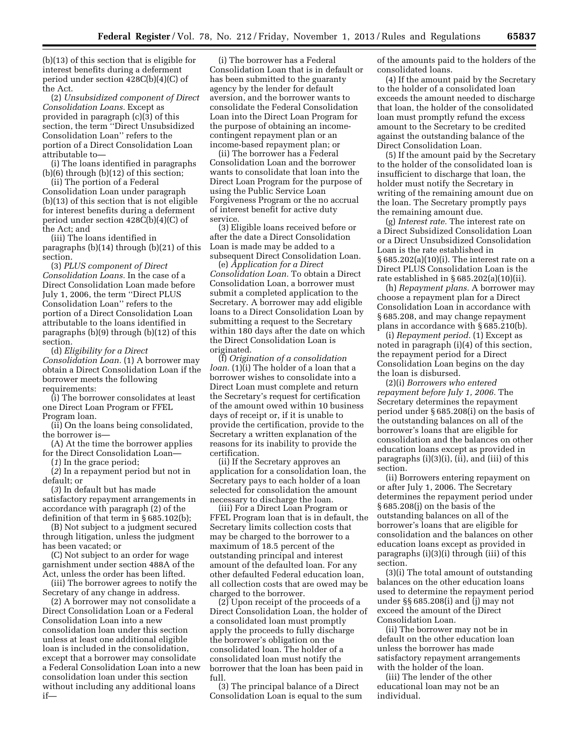(b)(13) of this section that is eligible for interest benefits during a deferment period under section 428C(b)(4)(C) of the Act.

(2) *Unsubsidized component of Direct Consolidation Loans.* Except as provided in paragraph (c)(3) of this section, the term ''Direct Unsubsidized Consolidation Loan'' refers to the portion of a Direct Consolidation Loan attributable to—

(i) The loans identified in paragraphs (b)(6) through (b)(12) of this section;

(ii) The portion of a Federal Consolidation Loan under paragraph (b)(13) of this section that is not eligible for interest benefits during a deferment period under section 428C(b)(4)(C) of the Act; and

(iii) The loans identified in paragraphs (b)(14) through (b)(21) of this section.

(3) *PLUS component of Direct Consolidation Loans.* In the case of a Direct Consolidation Loan made before July 1, 2006, the term ''Direct PLUS Consolidation Loan'' refers to the portion of a Direct Consolidation Loan attributable to the loans identified in paragraphs (b)(9) through (b)(12) of this section.

(d) *Eligibility for a Direct Consolidation Loan.* (1) A borrower may obtain a Direct Consolidation Loan if the borrower meets the following requirements:

(i) The borrower consolidates at least one Direct Loan Program or FFEL Program loan.

(ii) On the loans being consolidated, the borrower is—

(A) At the time the borrower applies for the Direct Consolidation Loan—

(*1*) In the grace period;

(*2*) In a repayment period but not in default; or

(*3*) In default but has made satisfactory repayment arrangements in accordance with paragraph (2) of the definition of that term in § 685.102(b);

(B) Not subject to a judgment secured through litigation, unless the judgment has been vacated; or

(C) Not subject to an order for wage garnishment under section 488A of the Act, unless the order has been lifted.

(iii) The borrower agrees to notify the Secretary of any change in address.

(2) A borrower may not consolidate a Direct Consolidation Loan or a Federal Consolidation Loan into a new consolidation loan under this section unless at least one additional eligible loan is included in the consolidation, except that a borrower may consolidate a Federal Consolidation Loan into a new consolidation loan under this section without including any additional loans if—

(i) The borrower has a Federal Consolidation Loan that is in default or has been submitted to the guaranty agency by the lender for default aversion, and the borrower wants to consolidate the Federal Consolidation Loan into the Direct Loan Program for the purpose of obtaining an income-contingent repayment plan or an income-based repayment plan; or

(ii) The borrower has a Federal Consolidation Loan and the borrower wants to consolidate that loan into the Direct Loan Program for the purpose of using the Public Service Loan Forgiveness Program or the no accrual of interest benefit for active duty service.

(3) Eligible loans received before or after the date a Direct Consolidation Loan is made may be added to a subsequent Direct Consolidation Loan.

(e) *Application for a Direct Consolidation Loan.* To obtain a Direct Consolidation Loan, a borrower must submit a completed application to the Secretary. A borrower may add eligible loans to a Direct Consolidation Loan by submitting a request to the Secretary within 180 days after the date on which the Direct Consolidation Loan is originated.

(f) *Origination of a consolidation loan.* (1)(i) The holder of a loan that a borrower wishes to consolidate into a Direct Loan must complete and return the Secretary's request for certification of the amount owed within 10 business days of receipt or, if it is unable to provide the certification, provide to the Secretary a written explanation of the reasons for its inability to provide the certification.

(ii) If the Secretary approves an application for a consolidation loan, the Secretary pays to each holder of a loan selected for consolidation the amount necessary to discharge the loan.

(iii) For a Direct Loan Program or FFEL Program loan that is in default, the Secretary limits collection costs that may be charged to the borrower to a maximum of 18.5 percent of the outstanding principal and interest amount of the defaulted loan. For any other defaulted Federal education loan, all collection costs that are owed may be charged to the borrower.

(2) Upon receipt of the proceeds of a Direct Consolidation Loan, the holder of a consolidated loan must promptly apply the proceeds to fully discharge the borrower's obligation on the consolidated loan. The holder of a consolidated loan must notify the borrower that the loan has been paid in full.

(3) The principal balance of a Direct Consolidation Loan is equal to the sum of the amounts paid to the holders of the consolidated loans.

(4) If the amount paid by the Secretary to the holder of a consolidated loan exceeds the amount needed to discharge that loan, the holder of the consolidated loan must promptly refund the excess amount to the Secretary to be credited against the outstanding balance of the Direct Consolidation Loan.

(5) If the amount paid by the Secretary to the holder of the consolidated loan is insufficient to discharge that loan, the holder must notify the Secretary in writing of the remaining amount due on the loan. The Secretary promptly pays the remaining amount due.

(g) *Interest rate.* The interest rate on a Direct Subsidized Consolidation Loan or a Direct Unsubsidized Consolidation Loan is the rate established in § 685.202(a)(10)(i). The interest rate on a Direct PLUS Consolidation Loan is the rate established in § 685.202(a)(10)(ii).

(h) *Repayment plans.* A borrower may choose a repayment plan for a Direct Consolidation Loan in accordance with § 685.208, and may change repayment plans in accordance with § 685.210(b).

(i) *Repayment period.* (1) Except as noted in paragraph (i)(4) of this section, the repayment period for a Direct Consolidation Loan begins on the day the loan is disbursed.

(2)(i) *Borrowers who entered repayment before July 1, 2006.* The Secretary determines the repayment period under § 685.208(i) on the basis of the outstanding balances on all of the borrower's loans that are eligible for consolidation and the balances on other education loans except as provided in paragraphs (i)(3)(i), (ii), and (iii) of this section.

(ii) Borrowers entering repayment on or after July 1, 2006. The Secretary determines the repayment period under § 685.208(j) on the basis of the outstanding balances on all of the borrower's loans that are eligible for consolidation and the balances on other education loans except as provided in paragraphs (i)(3)(i) through (iii) of this section.

(3)(i) The total amount of outstanding balances on the other education loans used to determine the repayment period under §§ 685.208(i) and (j) may not exceed the amount of the Direct Consolidation Loan.

(ii) The borrower may not be in default on the other education loan unless the borrower has made satisfactory repayment arrangements with the holder of the loan.

(iii) The lender of the other educational loan may not be an individual.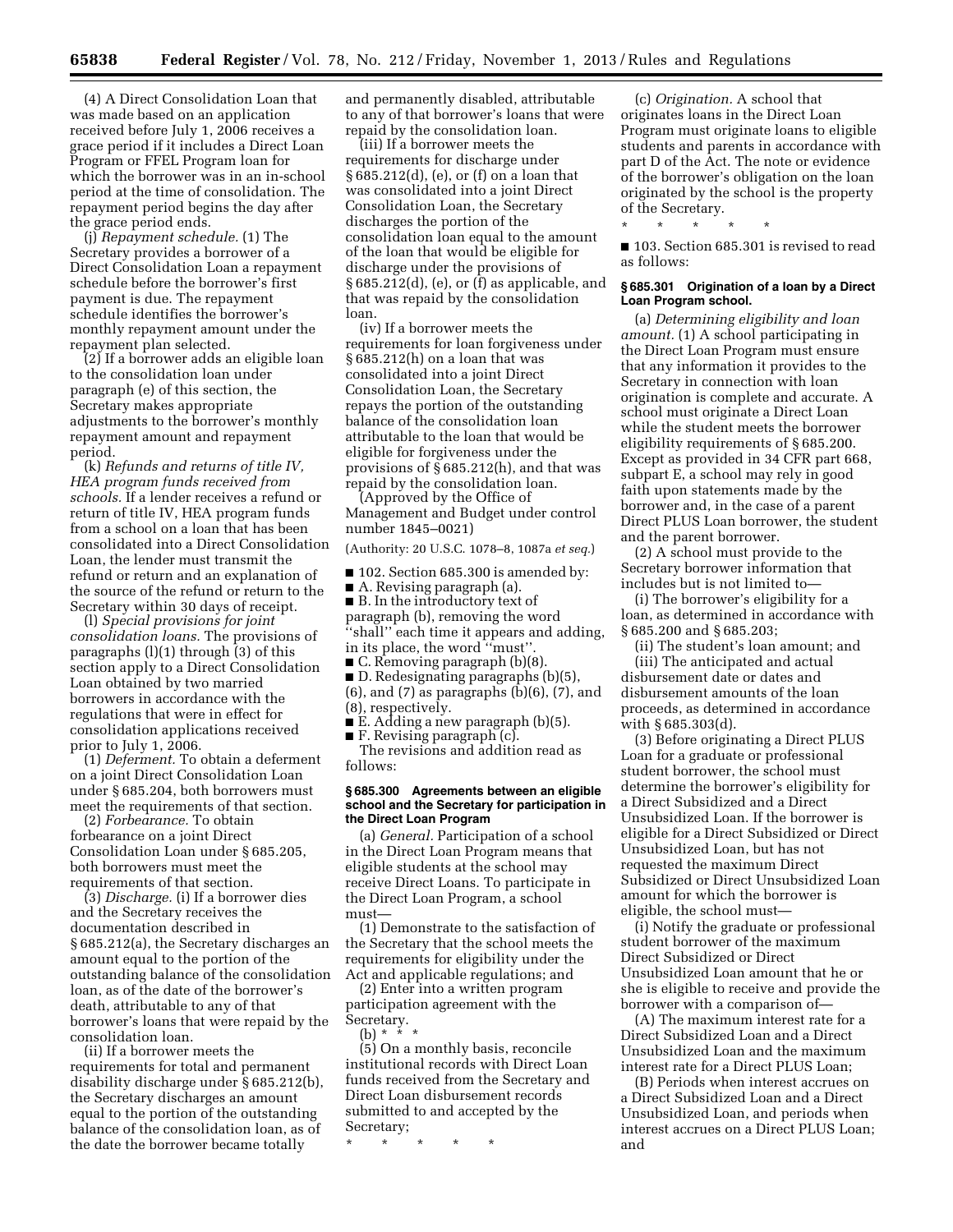(4) A Direct Consolidation Loan that was made based on an application received before July 1, 2006 receives a grace period if it includes a Direct Loan Program or FFEL Program loan for which the borrower was in an in-school period at the time of consolidation. The repayment period begins the day after the grace period ends.

(j) *Repayment schedule.* (1) The Secretary provides a borrower of a Direct Consolidation Loan a repayment schedule before the borrower's first payment is due. The repayment schedule identifies the borrower's monthly repayment amount under the repayment plan selected.

(2) If a borrower adds an eligible loan to the consolidation loan under paragraph (e) of this section, the Secretary makes appropriate adjustments to the borrower's monthly repayment amount and repayment period.

(k) *Refunds and returns of title IV, HEA program funds received from schools.* If a lender receives a refund or return of title IV, HEA program funds from a school on a loan that has been consolidated into a Direct Consolidation Loan, the lender must transmit the refund or return and an explanation of the source of the refund or return to the Secretary within 30 days of receipt.

(l) *Special provisions for joint consolidation loans.* The provisions of paragraphs (l)(1) through (3) of this section apply to a Direct Consolidation Loan obtained by two married borrowers in accordance with the regulations that were in effect for consolidation applications received prior to July 1, 2006.

(1) *Deferment.* To obtain a deferment on a joint Direct Consolidation Loan under § 685.204, both borrowers must meet the requirements of that section.

(2) *Forbearance.* To obtain forbearance on a joint Direct Consolidation Loan under § 685.205, both borrowers must meet the requirements of that section.

(3) *Discharge.* (i) If a borrower dies and the Secretary receives the documentation described in § 685.212(a), the Secretary discharges an amount equal to the portion of the outstanding balance of the consolidation loan, as of the date of the borrower's death, attributable to any of that borrower's loans that were repaid by the consolidation loan.

(ii) If a borrower meets the requirements for total and permanent disability discharge under § 685.212(b), the Secretary discharges an amount equal to the portion of the outstanding balance of the consolidation loan, as of the date the borrower became totally and permanently disabled, attributable to any of that borrower's loans that were repaid by the consolidation loan.

(iii) If a borrower meets the requirements for discharge under § 685.212(d), (e), or (f) on a loan that was consolidated into a joint Direct Consolidation Loan, the Secretary discharges the portion of the consolidation loan equal to the amount of the loan that would be eligible for discharge under the provisions of § 685.212(d), (e), or (f) as applicable, and that was repaid by the consolidation loan.

(iv) If a borrower meets the requirements for loan forgiveness under § 685.212(h) on a loan that was consolidated into a joint Direct Consolidation Loan, the Secretary repays the portion of the outstanding balance of the consolidation loan attributable to the loan that would be eligible for forgiveness under the provisions of § 685.212(h), and that was repaid by the consolidation loan.

(Approved by the Office of Management and Budget under control number 1845–0021)

(Authority: 20 U.S.C. 1078–8, 1087a *et seq.*)

■ 102. Section 685.300 is amended by:

■ A. Revising paragraph (a).

■ B. In the introductory text of paragraph (b), removing the word "shall" each time it appears and adding, in its place, the word "must".

■ C. Removing paragraph (b)(8).

■ D. Redesignating paragraphs (b)(5), (6), and (7) as paragraphs (b)(6), (7), and (8), respectively.

■ E. Adding a new paragraph (b)(5).

■ F. Revising paragraph (c).

The revisions and addition read as follows:

**§ 685.300 Agreements between an eligible school and the Secretary for participation in the Direct Loan Program**

(a) *General.* Participation of a school in the Direct Loan Program means that eligible students at the school may receive Direct Loans. To participate in the Direct Loan Program, a school must—

(1) Demonstrate to the satisfaction of the Secretary that the school meets the requirements for eligibility under the Act and applicable regulations; and

(2) Enter into a written program participation agreement with the Secretary.

(b) * * *

(5) On a monthly basis, reconcile institutional records with Direct Loan funds received from the Secretary and Direct Loan disbursement records submitted to and accepted by the Secretary;

\* \* \* \* \*

(c) *Origination.* A school that originates loans in the Direct Loan Program must originate loans to eligible students and parents in accordance with part D of the Act. The note or evidence of the borrower's obligation on the loan originated by the school is the property of the Secretary.

\* \* \* \* \*

■ 103. Section 685.301 is revised to read as follows:

**§ 685.301 Origination of a loan by a Direct Loan Program school.**

(a) *Determining eligibility and loan amount.* (1) A school participating in the Direct Loan Program must ensure that any information it provides to the Secretary in connection with loan origination is complete and accurate. A school must originate a Direct Loan while the student meets the borrower eligibility requirements of § 685.200. Except as provided in 34 CFR part 668, subpart E, a school may rely in good faith upon statements made by the borrower and, in the case of a parent Direct PLUS Loan borrower, the student and the parent borrower.

(2) A school must provide to the Secretary borrower information that includes but is not limited to—

(i) The borrower's eligibility for a loan, as determined in accordance with § 685.200 and § 685.203;

(ii) The student's loan amount; and

(iii) The anticipated and actual disbursement date or dates and disbursement amounts of the loan proceeds, as determined in accordance with § 685.303(d).

(3) Before originating a Direct PLUS Loan for a graduate or professional student borrower, the school must determine the borrower's eligibility for a Direct Subsidized and a Direct Unsubsidized Loan. If the borrower is eligible for a Direct Subsidized or Direct Unsubsidized Loan, but has not requested the maximum Direct Subsidized or Direct Unsubsidized Loan amount for which the borrower is eligible, the school must—

(i) Notify the graduate or professional student borrower of the maximum Direct Subsidized or Direct Unsubsidized Loan amount that he or she is eligible to receive and provide the borrower with a comparison of—

(A) The maximum interest rate for a Direct Subsidized Loan and a Direct Unsubsidized Loan and the maximum interest rate for a Direct PLUS Loan;

(B) Periods when interest accrues on a Direct Subsidized Loan and a Direct Unsubsidized Loan, and periods when interest accrues on a Direct PLUS Loan; and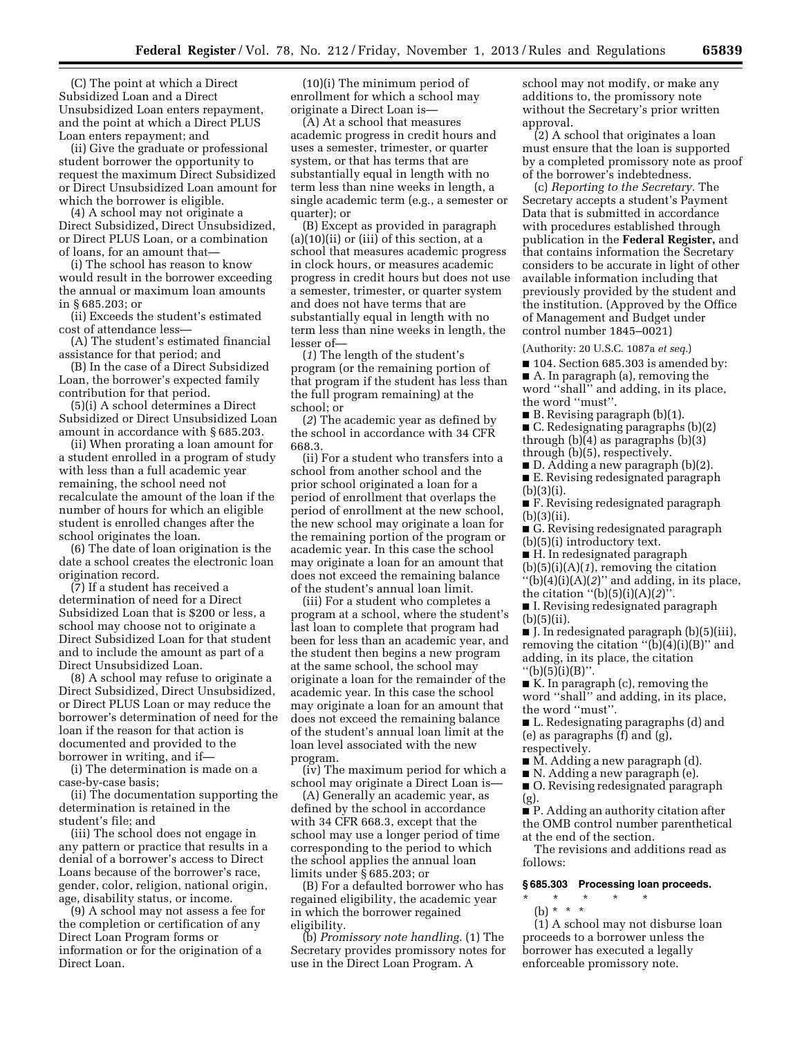(C) The point at which a Direct Subsidized Loan and a Direct Unsubsidized Loan enters repayment, and the point at which a Direct PLUS Loan enters repayment; and

(ii) Give the graduate or professional student borrower the opportunity to request the maximum Direct Subsidized or Direct Unsubsidized Loan amount for which the borrower is eligible.

(4) A school may not originate a Direct Subsidized, Direct Unsubsidized, or Direct PLUS Loan, or a combination of loans, for an amount that—

(i) The school has reason to know would result in the borrower exceeding the annual or maximum loan amounts in § 685.203; or

(ii) Exceeds the student's estimated cost of attendance less—

(A) The student's estimated financial assistance for that period; and

(B) In the case of a Direct Subsidized Loan, the borrower's expected family contribution for that period.

(5)(i) A school determines a Direct Subsidized or Direct Unsubsidized Loan amount in accordance with § 685.203.

(ii) When prorating a loan amount for a student enrolled in a program of study with less than a full academic year remaining, the school need not recalculate the amount of the loan if the number of hours for which an eligible student is enrolled changes after the school originates the loan.

(6) The date of loan origination is the date a school creates the electronic loan origination record.

(7) If a student has received a determination of need for a Direct Subsidized Loan that is $200 or less, a school may choose not to originate a Direct Subsidized Loan for that student and to include the amount as part of a Direct Unsubsidized Loan.

(8) A school may refuse to originate a Direct Subsidized, Direct Unsubsidized, or Direct PLUS Loan or may reduce the borrower's determination of need for the loan if the reason for that action is documented and provided to the borrower in writing, and if—

(i) The determination is made on a case-by-case basis;

(ii) The documentation supporting the determination is retained in the student's file; and

(iii) The school does not engage in any pattern or practice that results in a denial of a borrower's access to Direct Loans because of the borrower's race, gender, color, religion, national origin, age, disability status, or income.

(9) A school may not assess a fee for the completion or certification of any Direct Loan Program forms or information or for the origination of a Direct Loan.

(10)(i) The minimum period of enrollment for which a school may originate a Direct Loan is—

(A) At a school that measures academic progress in credit hours and uses a semester, trimester, or quarter system, or that has terms that are substantially equal in length with no term less than nine weeks in length, a single academic term (e.g., a semester or quarter); or

(B) Except as provided in paragraph (a)(10)(ii) or (iii) of this section, at a school that measures academic progress in clock hours, or measures academic progress in credit hours but does not use a semester, trimester, or quarter system and does not have terms that are substantially equal in length with no term less than nine weeks in length, the lesser of—

(*1*) The length of the student's program (or the remaining portion of that program if the student has less than the full program remaining) at the school; or

(*2*) The academic year as defined by the school in accordance with 34 CFR 668.3.

(ii) For a student who transfers into a school from another school and the prior school originated a loan for a period of enrollment that overlaps the period of enrollment at the new school, the new school may originate a loan for the remaining portion of the program or academic year. In this case the school may originate a loan for an amount that does not exceed the remaining balance of the student's annual loan limit.

(iii) For a student who completes a program at a school, where the student's last loan to complete that program had been for less than an academic year, and the student then begins a new program at the same school, the school may originate a loan for the remainder of the academic year. In this case the school may originate a loan for an amount that does not exceed the remaining balance of the student's annual loan limit at the loan level associated with the new program.

(iv) The maximum period for which a school may originate a Direct Loan is—

(A) Generally an academic year, as defined by the school in accordance with 34 CFR 668.3, except that the school may use a longer period of time corresponding to the period to which the school applies the annual loan limits under § 685.203; or

(B) For a defaulted borrower who has regained eligibility, the academic year in which the borrower regained eligibility.

(b) *Promissory note handling.* (1) The Secretary provides promissory notes for use in the Direct Loan Program. A school may not modify, or make any additions to, the promissory note without the Secretary's prior written approval.

(2) A school that originates a loan must ensure that the loan is supported by a completed promissory note as proof of the borrower's indebtedness.

(c) *Reporting to the Secretary.* The Secretary accepts a student's Payment Data that is submitted in accordance with procedures established through publication in the **Federal Register,** and that contains information the Secretary considers to be accurate in light of other available information including that previously provided by the student and the institution. (Approved by the Office of Management and Budget under control number 1845–0021)

(Authority: 20 U.S.C. 1087a *et seq.*)

■ 104. Section 685.303 is amended by:

■ A. In paragraph (a), removing the word "shall" and adding, in its place, the word "must".

■ B. Revising paragraph (b)(1).

■ C. Redesignating paragraphs (b)(2) through (b)(4) as paragraphs (b)(3) through (b)(5), respectively.

■ D. Adding a new paragraph (b)(2).

■ E. Revising redesignated paragraph (b)(3)(i).

■ F. Revising redesignated paragraph (b)(3)(ii).

■ G. Revising redesignated paragraph (b)(5)(i) introductory text.

■ H. In redesignated paragraph (b)(5)(i)(A)(*1*), removing the citation "(b)(4)(i)(A)(*2*)" and adding, in its place, the citation "(b)(5)(i)(A)(*2*)".

■ I. Revising redesignated paragraph (b)(5)(ii).

■ J. In redesignated paragraph (b)(5)(iii), removing the citation "(b)(4)(i)(B)" and adding, in its place, the citation "(b)(5)(i)(B)".

■ K. In paragraph (c), removing the word "shall" and adding, in its place, the word "must".

■ L. Redesignating paragraphs (d) and (e) as paragraphs (f) and (g), respectively.

■ M. Adding a new paragraph (d).

■ N. Adding a new paragraph (e).

■ O. Revising redesignated paragraph (g).

■ P. Adding an authority citation after the OMB control number parenthetical at the end of the section.

The revisions and additions read as follows:

### § 685.303 Processing loan proceeds.

\* \* \* \* \*

(b) \* \* \*

(1) A school may not disburse loan proceeds to a borrower unless the borrower has executed a legally enforceable promissory note.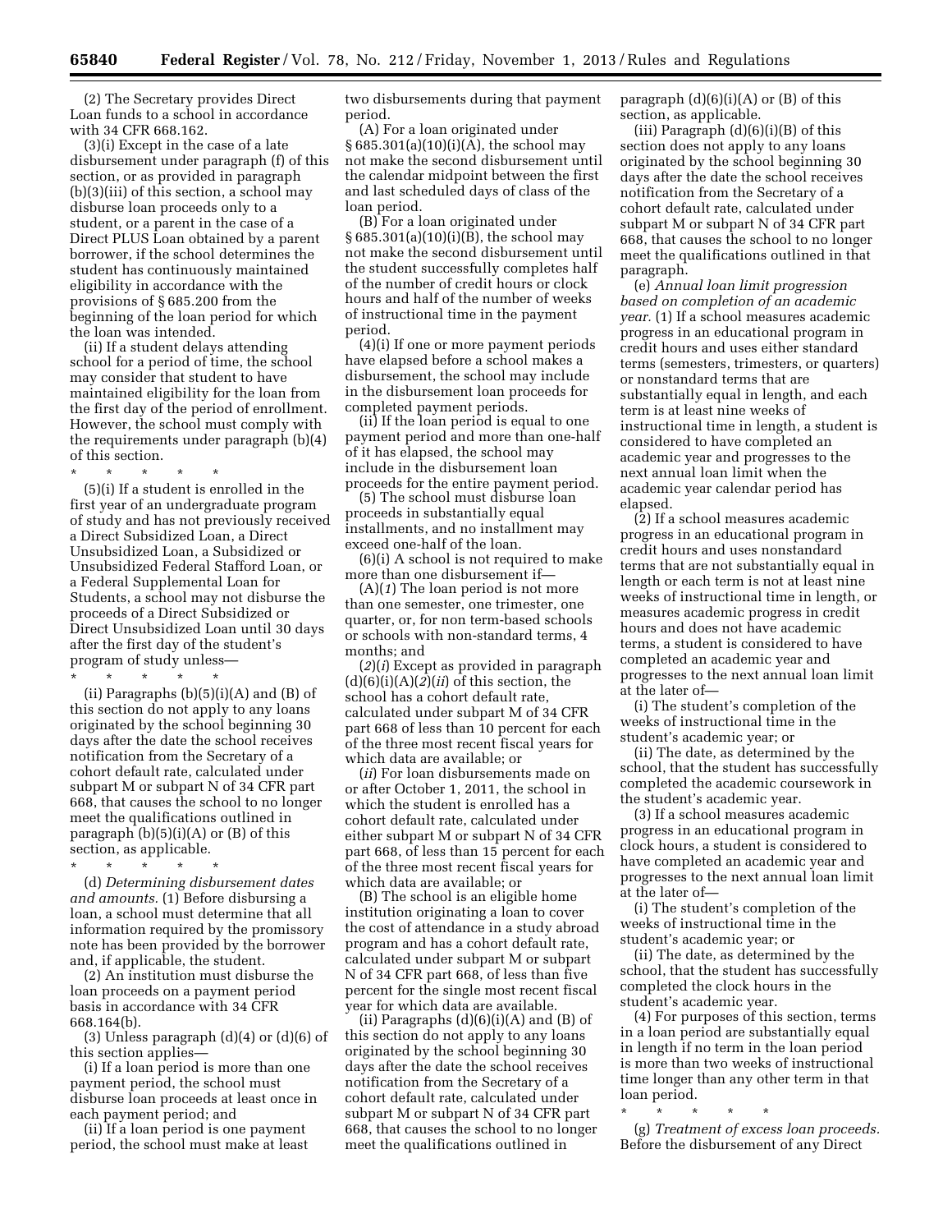(2) The Secretary provides Direct Loan funds to a school in accordance with 34 CFR 668.162.

(3)(i) Except in the case of a late disbursement under paragraph (f) of this section, or as provided in paragraph (b)(3)(iii) of this section, a school may disburse loan proceeds only to a student, or a parent in the case of a Direct PLUS Loan obtained by a parent borrower, if the school determines the student has continuously maintained eligibility in accordance with the provisions of § 685.200 from the beginning of the loan period for which the loan was intended.

(ii) If a student delays attending school for a period of time, the school may consider that student to have maintained eligibility for the loan from the first day of the period of enrollment. However, the school must comply with the requirements under paragraph (b)(4) of this section.

\* \* \* \* \*

(5)(i) If a student is enrolled in the first year of an undergraduate program of study and has not previously received a Direct Subsidized Loan, a Direct Unsubsidized Loan, a Subsidized or Unsubsidized Federal Stafford Loan, or a Federal Supplemental Loan for Students, a school may not disburse the proceeds of a Direct Subsidized or Direct Unsubsidized Loan until 30 days after the first day of the student's program of study unless—

\* \* \* \* \*

(ii) Paragraphs (b)(5)(i)(A) and (B) of this section do not apply to any loans originated by the school beginning 30 days after the date the school receives notification from the Secretary of a cohort default rate, calculated under subpart M or subpart N of 34 CFR part 668, that causes the school to no longer meet the qualifications outlined in paragraph (b)(5)(i)(A) or (B) of this section, as applicable.

\* \* \* \* \*

(d) *Determining disbursement dates and amounts.* (1) Before disbursing a loan, a school must determine that all information required by the promissory note has been provided by the borrower and, if applicable, the student.

(2) An institution must disburse the loan proceeds on a payment period basis in accordance with 34 CFR 668.164(b).

(3) Unless paragraph (d)(4) or (d)(6) of this section applies—

(i) If a loan period is more than one payment period, the school must disburse loan proceeds at least once in each payment period; and

(ii) If a loan period is one payment period, the school must make at least two disbursements during that payment period.

(A) For a loan originated under § 685.301(a)(10)(i)(A), the school may not make the second disbursement until the calendar midpoint between the first and last scheduled days of class of the loan period.

(B) For a loan originated under § 685.301(a)(10)(i)(B), the school may not make the second disbursement until the student successfully completes half of the number of credit hours or clock hours and half of the number of weeks of instructional time in the payment period.

(4)(i) If one or more payment periods have elapsed before a school makes a disbursement, the school may include in the disbursement loan proceeds for completed payment periods.

(ii) If the loan period is equal to one payment period and more than one-half of it has elapsed, the school may include in the disbursement loan proceeds for the entire payment period.

(5) The school must disburse loan proceeds in substantially equal installments, and no installment may exceed one-half of the loan.

(6)(i) A school is not required to make more than one disbursement if—

(A)(*1*) The loan period is not more than one semester, one trimester, one quarter, or, for non term-based schools or schools with non-standard terms, 4 months; and

(*2*)(*i*) Except as provided in paragraph (d)(6)(i)(A)(*2*)(*ii*) of this section, the school has a cohort default rate, calculated under subpart M of 34 CFR part 668 of less than 10 percent for each of the three most recent fiscal years for which data are available; or

(*ii*) For loan disbursements made on or after October 1, 2011, the school in which the student is enrolled has a cohort default rate, calculated under either subpart M or subpart N of 34 CFR part 668, of less than 15 percent for each of the three most recent fiscal years for which data are available; or

(B) The school is an eligible home institution originating a loan to cover the cost of attendance in a study abroad program and has a cohort default rate, calculated under subpart M or subpart N of 34 CFR part 668, of less than five percent for the single most recent fiscal year for which data are available.

(ii) Paragraphs (d)(6)(i)(A) and (B) of this section do not apply to any loans originated by the school beginning 30 days after the date the school receives notification from the Secretary of a cohort default rate, calculated under subpart M or subpart N of 34 CFR part 668, that causes the school to no longer meet the qualifications outlined in paragraph (d)(6)(i)(A) or (B) of this section, as applicable.

(iii) Paragraph (d)(6)(i)(B) of this section does not apply to any loans originated by the school beginning 30 days after the date the school receives notification from the Secretary of a cohort default rate, calculated under subpart M or subpart N of 34 CFR part 668, that causes the school to no longer meet the qualifications outlined in that paragraph.

(e) *Annual loan limit progression based on completion of an academic year.* (1) If a school measures academic progress in an educational program in credit hours and uses either standard terms (semesters, trimesters, or quarters) or nonstandard terms that are substantially equal in length, and each term is at least nine weeks of instructional time in length, a student is considered to have completed an academic year and progresses to the next annual loan limit when the academic year calendar period has elapsed.

(2) If a school measures academic progress in an educational program in credit hours and uses nonstandard terms that are not substantially equal in length or each term is not at least nine weeks of instructional time in length, or measures academic progress in credit hours and does not have academic terms, a student is considered to have completed an academic year and progresses to the next annual loan limit at the later of—

(i) The student's completion of the weeks of instructional time in the student's academic year; or

(ii) The date, as determined by the school, that the student has successfully completed the academic coursework in the student's academic year.

(3) If a school measures academic progress in an educational program in clock hours, a student is considered to have completed an academic year and progresses to the next annual loan limit at the later of—

(i) The student's completion of the weeks of instructional time in the student's academic year; or

(ii) The date, as determined by the school, that the student has successfully completed the clock hours in the student's academic year.

(4) For purposes of this section, terms in a loan period are substantially equal in length if no term in the loan period is more than two weeks of instructional time longer than any other term in that loan period.

\* \* \* \* \*

(g) *Treatment of excess loan proceeds.* Before the disbursement of any Direct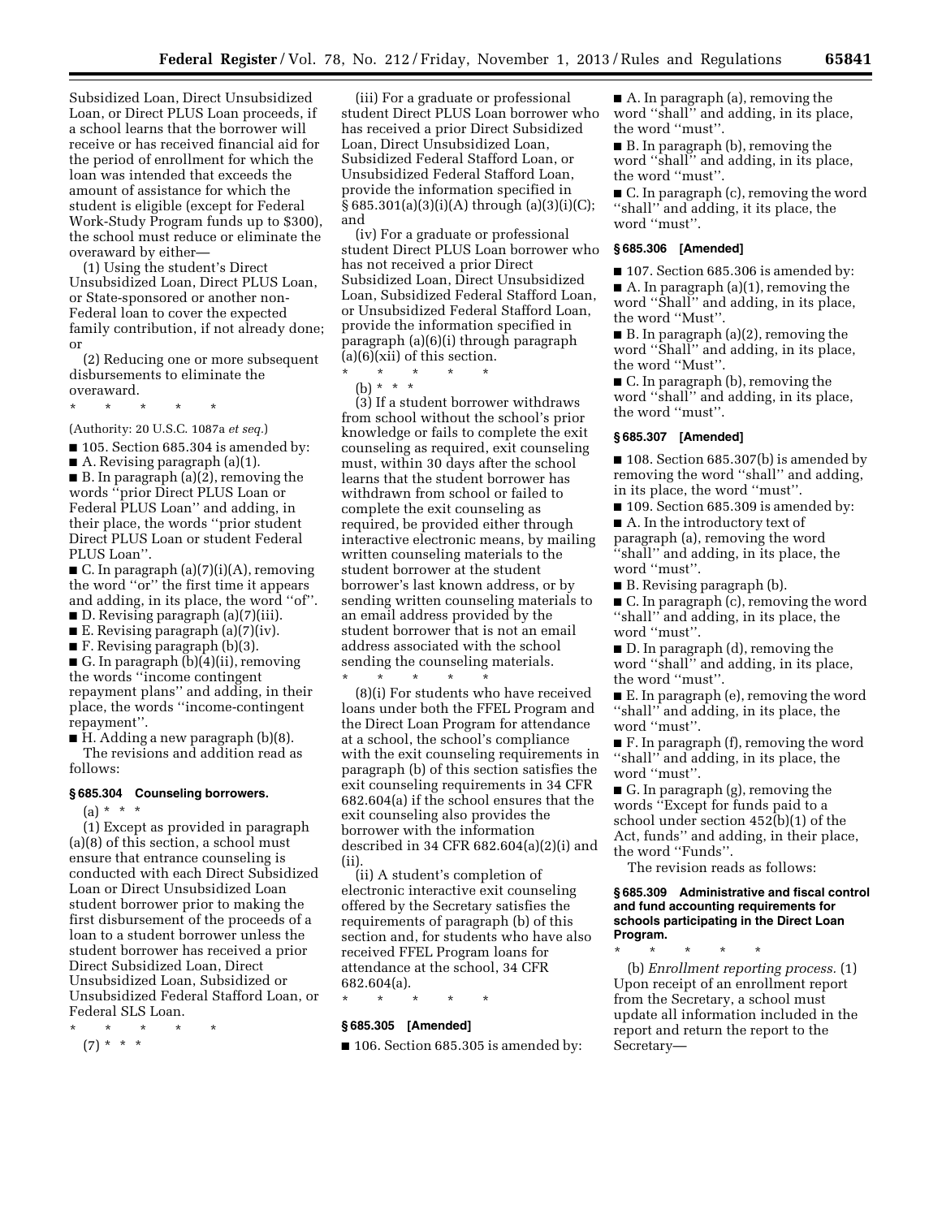Subsidized Loan, Direct Unsubsidized Loan, or Direct PLUS Loan proceeds, if a school learns that the borrower will receive or has received financial aid for the period of enrollment for which the loan was intended that exceeds the amount of assistance for which the student is eligible (except for Federal Work-Study Program funds up to $300), the school must reduce or eliminate the overaward by either—

(1) Using the student's Direct Unsubsidized Loan, Direct PLUS Loan, or State-sponsored or another non-Federal loan to cover the expected family contribution, if not already done; or

(2) Reducing one or more subsequent disbursements to eliminate the overaward.

\* \* \* \* \*

(Authority: 20 U.S.C. 1087a *et seq.*)

■ 105. Section 685.304 is amended by:

■ A. Revising paragraph (a)(1).

■ B. In paragraph (a)(2), removing the words ''prior Direct PLUS Loan or Federal PLUS Loan'' and adding, in their place, the words ''prior student Direct PLUS Loan or student Federal PLUS Loan''.

■ C. In paragraph (a)(7)(i)(A), removing the word ''or'' the first time it appears and adding, in its place, the word ''of''.

■ D. Revising paragraph (a)(7)(iii).

■ E. Revising paragraph (a)(7)(iv).

■ F. Revising paragraph (b)(3).

■ G. In paragraph (b)(4)(ii), removing the words ''income contingent repayment plans'' and adding, in their place, the words ''income-contingent repayment''.

■ H. Adding a new paragraph (b)(8).

The revisions and addition read as follows:

### § 685.304 Counseling borrowers.

(a) \* \* \*

(1) Except as provided in paragraph (a)(8) of this section, a school must ensure that entrance counseling is conducted with each Direct Subsidized Loan or Direct Unsubsidized Loan student borrower prior to making the first disbursement of the proceeds of a loan to a student borrower unless the student borrower has received a prior Direct Subsidized Loan, Direct Unsubsidized Loan, Subsidized or Unsubsidized Federal Stafford Loan, or Federal SLS Loan.

\* \* \* \* \*

(7) \* \* \*

(iii) For a graduate or professional student Direct PLUS Loan borrower who has received a prior Direct Subsidized Loan, Direct Unsubsidized Loan, Subsidized Federal Stafford Loan, or Unsubsidized Federal Stafford Loan, provide the information specified in § 685.301(a)(3)(i)(A) through (a)(3)(i)(C); and

(iv) For a graduate or professional student Direct PLUS Loan borrower who has not received a prior Direct Subsidized Loan, Direct Unsubsidized Loan, Subsidized Federal Stafford Loan, or Unsubsidized Federal Stafford Loan, provide the information specified in paragraph (a)(6)(i) through paragraph (a)(6)(xii) of this section.

\* \* \* \* \*

(b) \* \* \*

(3) If a student borrower withdraws from school without the school's prior knowledge or fails to complete the exit counseling as required, exit counseling must, within 30 days after the school learns that the student borrower has withdrawn from school or failed to complete the exit counseling as required, be provided either through interactive electronic means, by mailing written counseling materials to the student borrower at the student borrower's last known address, or by sending written counseling materials to an email address provided by the student borrower that is not an email address associated with the school sending the counseling materials.

\* \* \* \* \*

(8)(i) For students who have received loans under both the FFEL Program and the Direct Loan Program for attendance at a school, the school's compliance with the exit counseling requirements in paragraph (b) of this section satisfies the exit counseling requirements in 34 CFR 682.604(a) if the school ensures that the exit counseling also provides the borrower with the information described in 34 CFR 682.604(a)(2)(i) and (ii).

(ii) A student's completion of electronic interactive exit counseling offered by the Secretary satisfies the requirements of paragraph (b) of this section and, for students who have also received FFEL Program loans for attendance at the school, 34 CFR 682.604(a).

\* \* \* \* \*

### § 685.305 [Amended]

■ 106. Section 685.305 is amended by:

■ A. In paragraph (a), removing the word ''shall'' and adding, in its place, the word ''must''.

■ B. In paragraph (b), removing the word ''shall'' and adding, in its place, the word ''must''.

■ C. In paragraph (c), removing the word ''shall'' and adding, it its place, the word ''must''.

### § 685.306 [Amended]

■ 107. Section 685.306 is amended by:

■ A. In paragraph (a)(1), removing the word ''Shall'' and adding, in its place, the word ''Must''.

■ B. In paragraph (a)(2), removing the word ''Shall'' and adding, in its place, the word ''Must''.

■ C. In paragraph (b), removing the word ''shall'' and adding, in its place, the word ''must''.

### § 685.307 [Amended]

■ 108. Section 685.307(b) is amended by removing the word ''shall'' and adding, in its place, the word ''must''.

■ 109. Section 685.309 is amended by:

■ A. In the introductory text of paragraph (a), removing the word ''shall'' and adding, in its place, the word ''must''.

■ B. Revising paragraph (b).

■ C. In paragraph (c), removing the word ''shall'' and adding, in its place, the word ''must''.

■ D. In paragraph (d), removing the word ''shall'' and adding, in its place, the word ''must''.

■ E. In paragraph (e), removing the word ''shall'' and adding, in its place, the word ''must''.

■ F. In paragraph (f), removing the word ''shall'' and adding, in its place, the word ''must''.

■ G. In paragraph (g), removing the words ''Except for funds paid to a school under section 452(b)(1) of the Act, funds'' and adding, in their place, the word ''Funds''.

The revision reads as follows:

### § 685.309 Administrative and fiscal control and fund accounting requirements for schools participating in the Direct Loan Program.

\* \* \* \* \*

(b) *Enrollment reporting process.* (1) Upon receipt of an enrollment report from the Secretary, a school must update all information included in the report and return the report to the Secretary—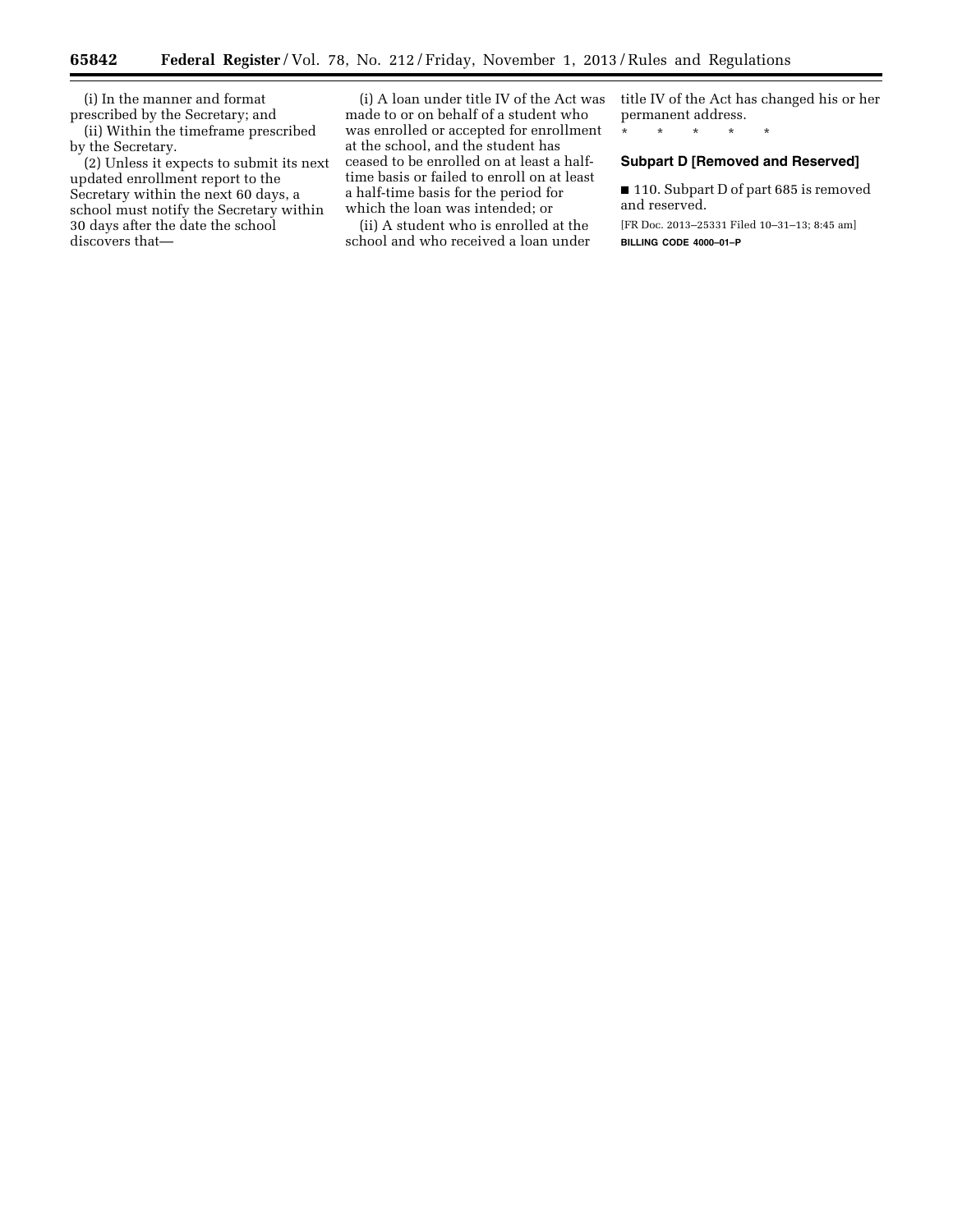(i) In the manner and format prescribed by the Secretary; and

(ii) Within the timeframe prescribed by the Secretary.

(2) Unless it expects to submit its next updated enrollment report to the Secretary within the next 60 days, a school must notify the Secretary within 30 days after the date the school discovers that—

(i) A loan under title IV of the Act was made to or on behalf of a student who was enrolled or accepted for enrollment at the school, and the student has ceased to be enrolled on at least a half-time basis or failed to enroll on at least a half-time basis for the period for which the loan was intended; or

(ii) A student who is enrolled at the school and who received a loan under title IV of the Act has changed his or her permanent address.

\* \* \* \* \*

### Subpart D [Removed and Reserved]

■ 110. Subpart D of part 685 is removed and reserved.

[FR Doc. 2013–25331 Filed 10–31–13; 8:45 am]

**BILLING CODE 4000–01–P**